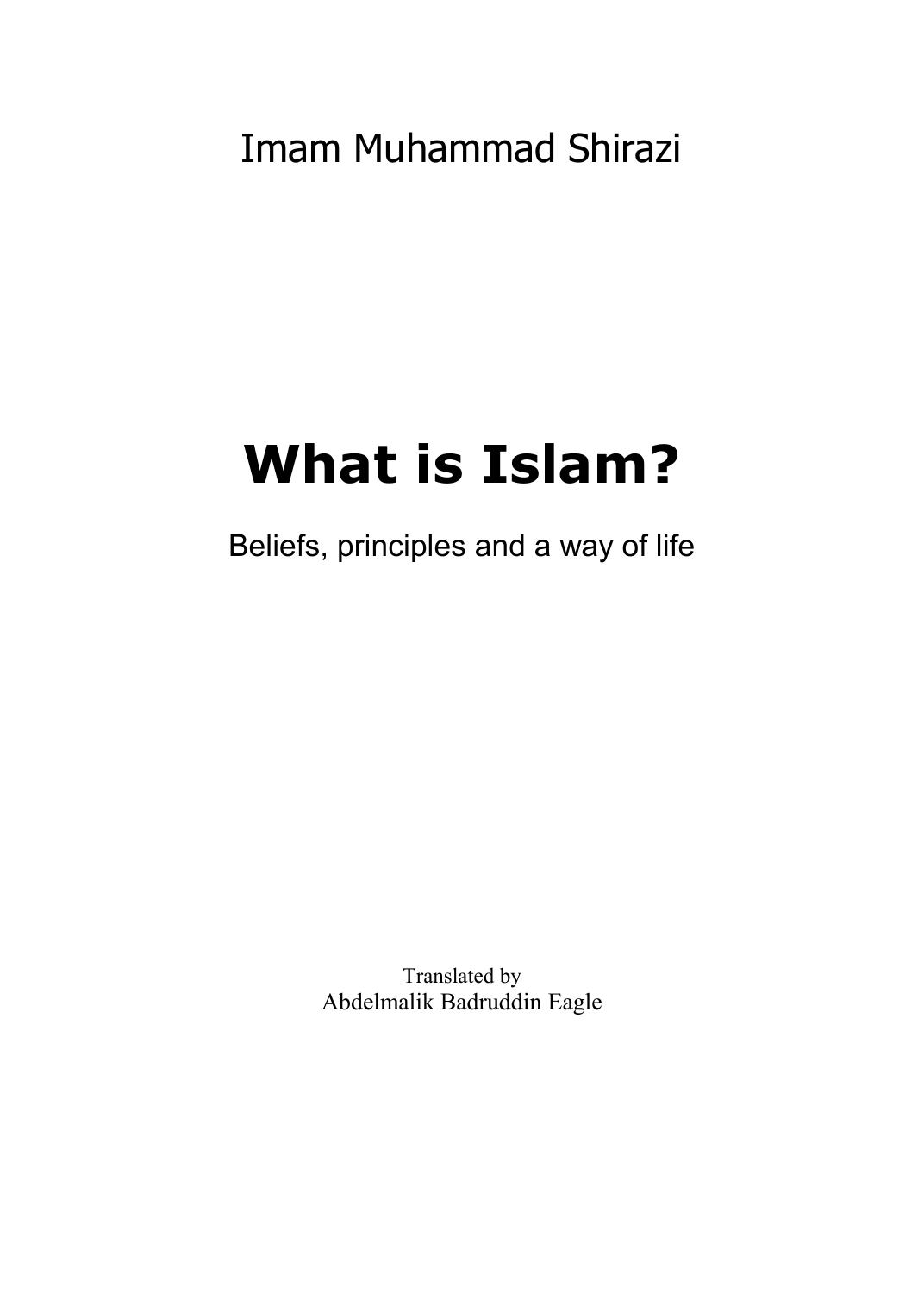Imam Muhammad Shirazi

# What is Islam?

Beliefs, principles and a way of life

Translated by
Abdelmalik Badruddin Eagle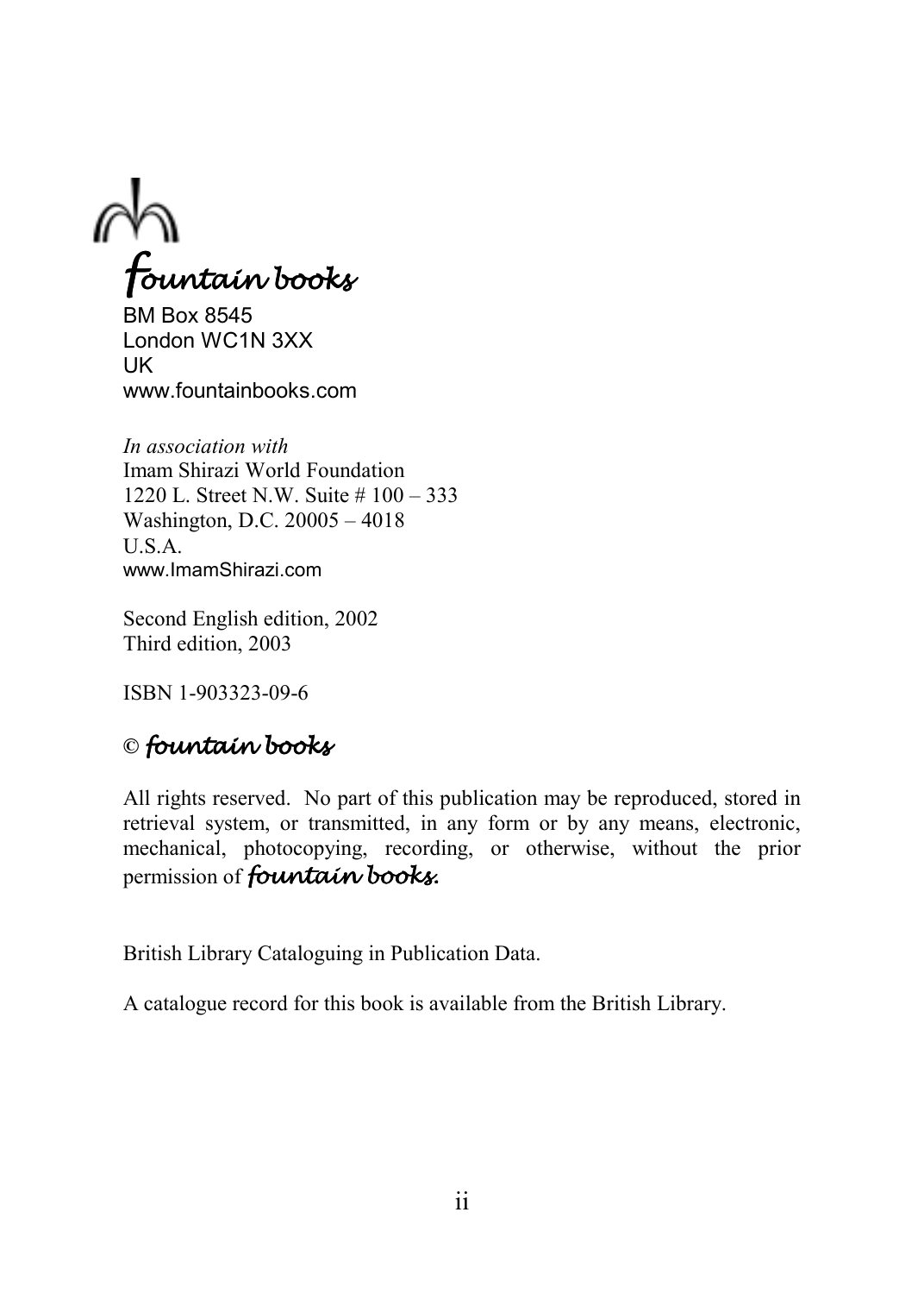*fountain books*

BM Box 8545
London WC1N 3XX
UK
www.fountainbooks.com

*In association with*
Imam Shirazi World Foundation
1220 L. Street N.W. Suite # 100 – 333
Washington, D.C. 20005 – 4018
U.S.A.
www.ImamShirazi.com

Second English edition, 2002
Third edition, 2003

ISBN 1-903323-09-6

© *fountain books*

All rights reserved. No part of this publication may be reproduced, stored in retrieval system, or transmitted, in any form or by any means, electronic, mechanical, photocopying, recording, or otherwise, without the prior permission of ***fountain books.***

British Library Cataloguing in Publication Data.

A catalogue record for this book is available from the British Library.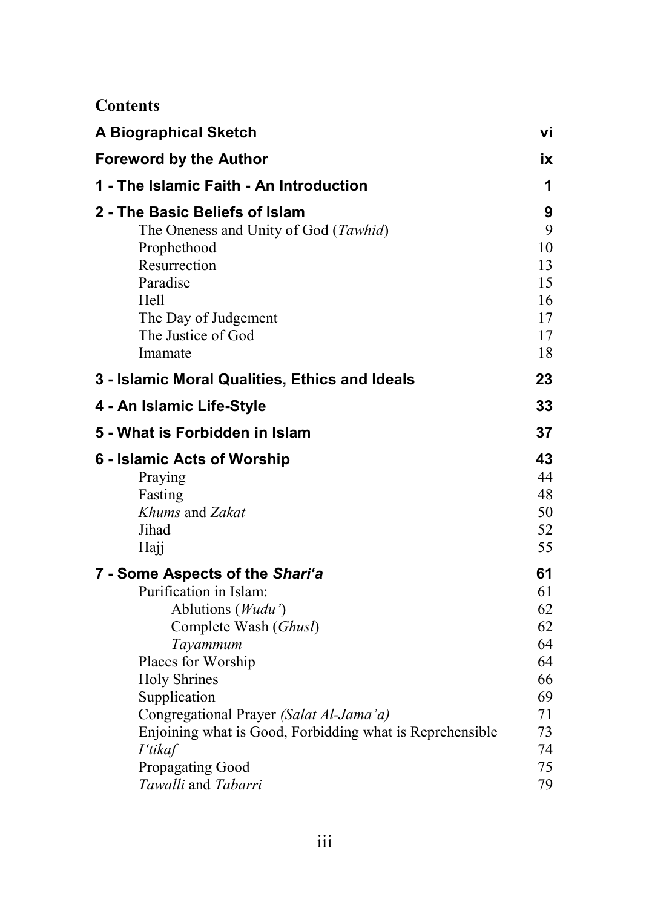# Contents

| | |
|---|---|
| **A Biographical Sketch** | **vi** |
| **Foreword by the Author** | **ix** |
| **1 - The Islamic Faith - An Introduction** | **1** |
| **2 - The Basic Beliefs of Islam** | **9** |
| The Oneness and Unity of God (*Tawhid*) | 9 |
| Prophethood | 10 |
| Resurrection | 13 |
| Paradise | 15 |
| Hell | 16 |
| The Day of Judgement | 17 |
| The Justice of God | 17 |
| Imamate | 18 |
| **3 - Islamic Moral Qualities, Ethics and Ideals** | **23** |
| **4 - An Islamic Life-Style** | **33** |
| **5 - What is Forbidden in Islam** | **37** |
| **6 - Islamic Acts of Worship** | **43** |
| Praying | 44 |
| Fasting | 48 |
| *Khums* and *Zakat* | 50 |
| Jihad | 52 |
| Hajj | 55 |
| **7 - Some Aspects of the *Shari'a*** | **61** |
| Purification in Islam: | 61 |
| Ablutions (*Wudu'*) | 62 |
| Complete Wash (*Ghusl*) | 62 |
| *Tayammum* | 64 |
| Places for Worship | 64 |
| Holy Shrines | 66 |
| Supplication | 69 |
| Congregational Prayer *(Salat Al-Jama'a)* | 71 |
| Enjoining what is Good, Forbidding what is Reprehensible | 73 |
| *I'tikaf* | 74 |
| Propagating Good | 75 |
| *Tawalli* and *Tabarri* | 79 |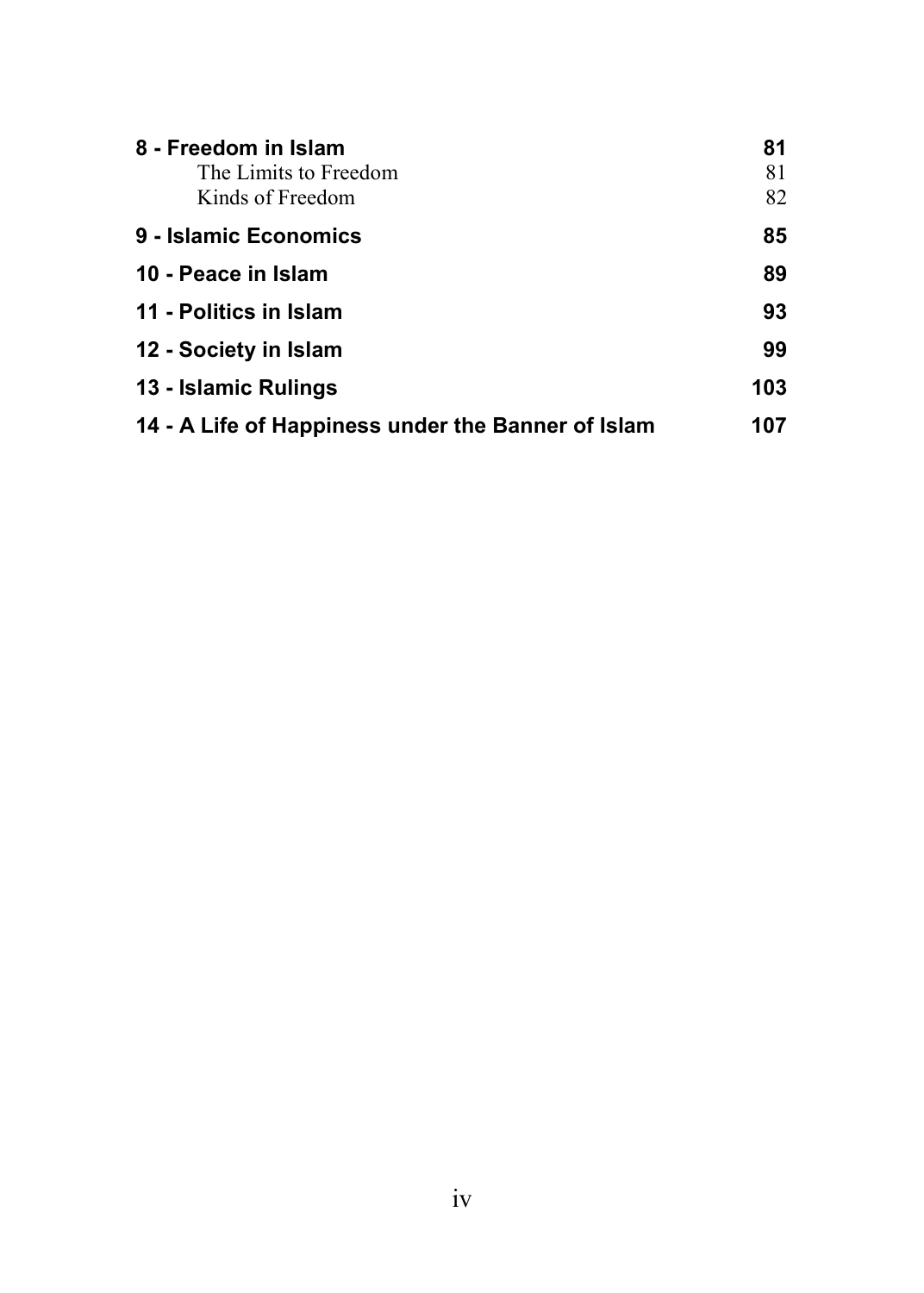| | |
|---|---|
| **8 - Freedom in Islam** | **81** |
| The Limits to Freedom | 81 |
| Kinds of Freedom | 82 |
| **9 - Islamic Economics** | **85** |
| **10 - Peace in Islam** | **89** |
| **11 - Politics in Islam** | **93** |
| **12 - Society in Islam** | **99** |
| **13 - Islamic Rulings** | **103** |
| **14 - A Life of Happiness under the Banner of Islam** | **107** |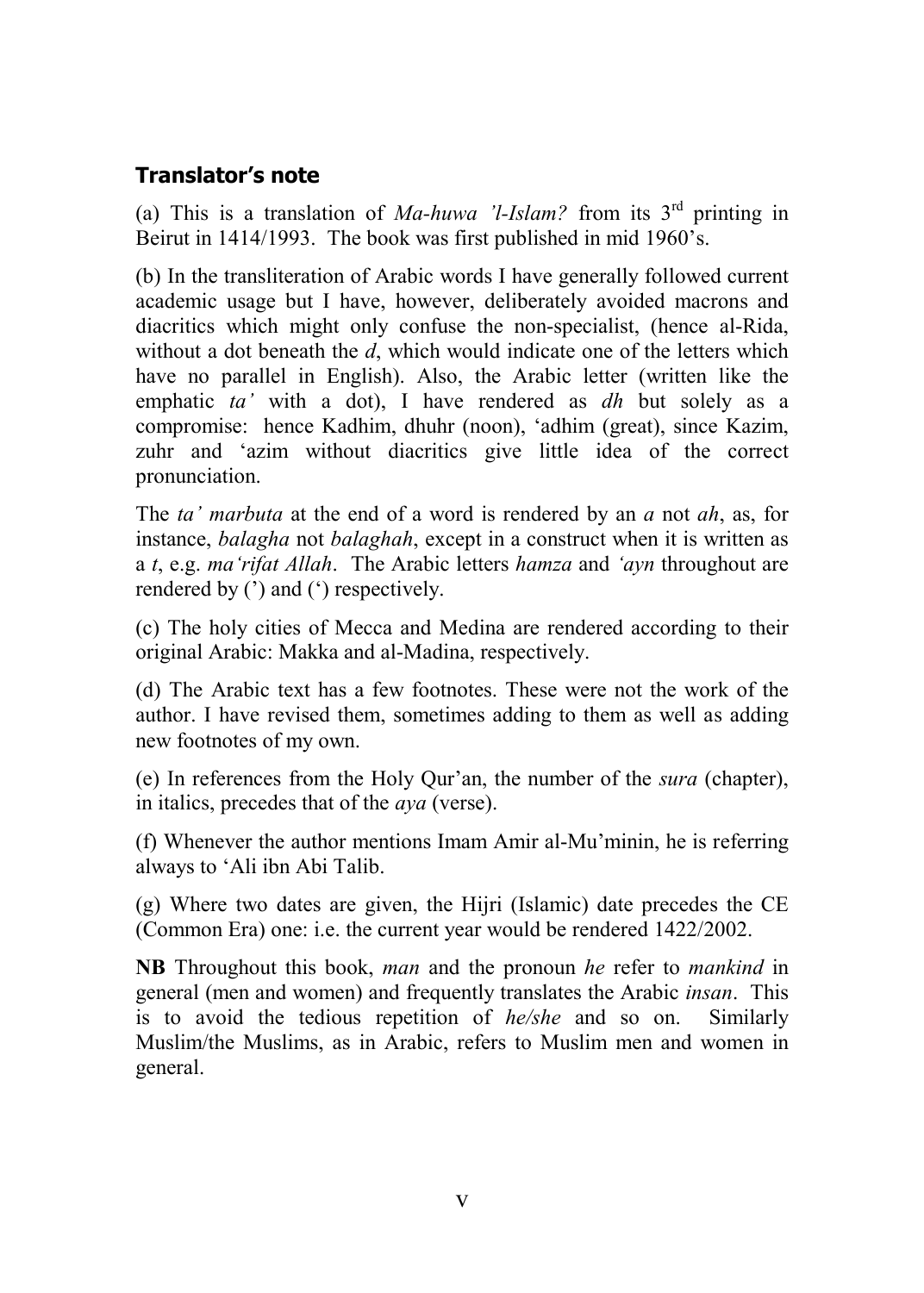## Translator's note

(a) This is a translation of *Ma-huwa 'l-Islam?* from its 3rd printing in Beirut in 1414/1993. The book was first published in mid 1960's.

(b) In the transliteration of Arabic words I have generally followed current academic usage but I have, however, deliberately avoided macrons and diacritics which might only confuse the non-specialist, (hence al-Rida, without a dot beneath the *d*, which would indicate one of the letters which have no parallel in English). Also, the Arabic letter (written like the emphatic *ta'* with a dot), I have rendered as *dh* but solely as a compromise: hence Kadhim, dhuhr (noon), 'adhim (great), since Kazim, zuhr and 'azim without diacritics give little idea of the correct pronunciation.

The *ta' marbuta* at the end of a word is rendered by an *a* not *ah*, as, for instance, *balagha* not *balaghah*, except in a construct when it is written as a *t*, e.g. *ma'rifat Allah*. The Arabic letters *hamza* and *'ayn* throughout are rendered by (') and (') respectively.

(c) The holy cities of Mecca and Medina are rendered according to their original Arabic: Makka and al-Madina, respectively.

(d) The Arabic text has a few footnotes. These were not the work of the author. I have revised them, sometimes adding to them as well as adding new footnotes of my own.

(e) In references from the Holy Qur'an, the number of the *sura* (chapter), in italics, precedes that of the *aya* (verse).

(f) Whenever the author mentions Imam Amir al-Mu'minin, he is referring always to 'Ali ibn Abi Talib.

(g) Where two dates are given, the Hijri (Islamic) date precedes the CE (Common Era) one: i.e. the current year would be rendered 1422/2002.

**NB** Throughout this book, *man* and the pronoun *he* refer to *mankind* in general (men and women) and frequently translates the Arabic *insan*. This is to avoid the tedious repetition of *he/she* and so on. Similarly Muslim/the Muslims, as in Arabic, refers to Muslim men and women in general.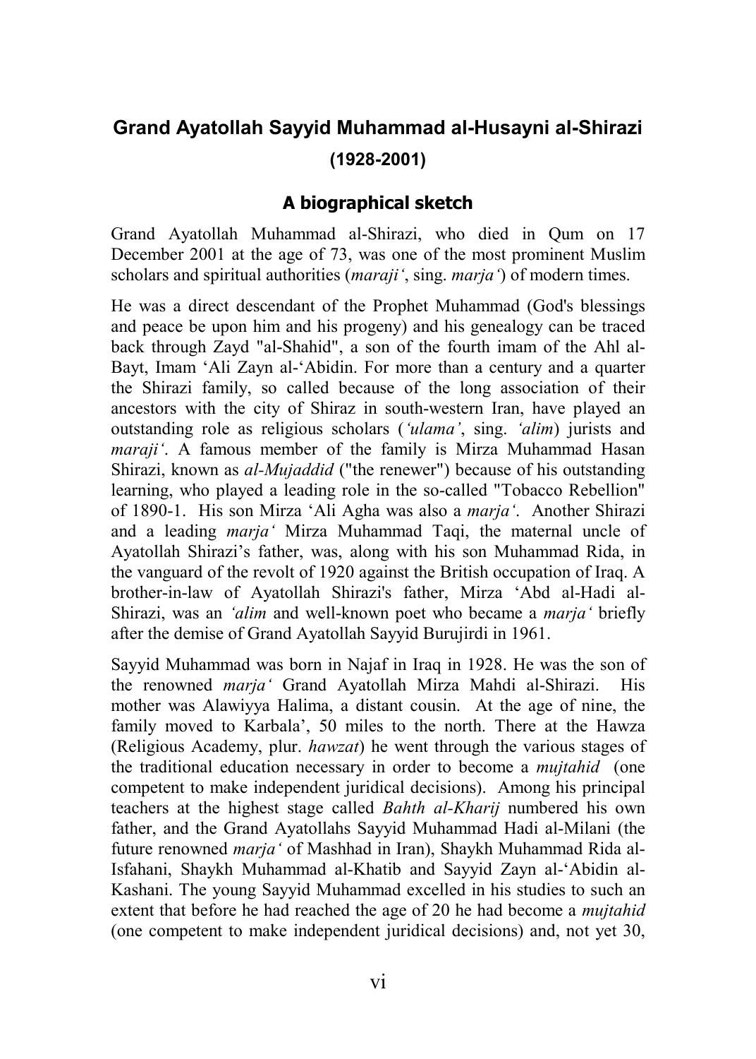# Grand Ayatollah Sayyid Muhammad al-Husayni al-Shirazi

## (1928-2001)

### A biographical sketch

Grand Ayatollah Muhammad al-Shirazi, who died in Qum on 17 December 2001 at the age of 73, was one of the most prominent Muslim scholars and spiritual authorities (*maraji'*, sing. *marja'*) of modern times.

He was a direct descendant of the Prophet Muhammad (God's blessings and peace be upon him and his progeny) and his genealogy can be traced back through Zayd "al-Shahid", a son of the fourth imam of the Ahl al-Bayt, Imam 'Ali Zayn al-'Abidin. For more than a century and a quarter the Shirazi family, so called because of the long association of their ancestors with the city of Shiraz in south-western Iran, have played an outstanding role as religious scholars (*'ulama'*, sing. *'alim*) jurists and *maraji'*. A famous member of the family is Mirza Muhammad Hasan Shirazi, known as *al-Mujaddid* ("the renewer") because of his outstanding learning, who played a leading role in the so-called "Tobacco Rebellion" of 1890-1. His son Mirza 'Ali Agha was also a *marja'*. Another Shirazi and a leading *marja'* Mirza Muhammad Taqi, the maternal uncle of Ayatollah Shirazi's father, was, along with his son Muhammad Rida, in the vanguard of the revolt of 1920 against the British occupation of Iraq. A brother-in-law of Ayatollah Shirazi's father, Mirza 'Abd al-Hadi al-Shirazi, was an *'alim* and well-known poet who became a *marja'* briefly after the demise of Grand Ayatollah Sayyid Burujirdi in 1961.

Sayyid Muhammad was born in Najaf in Iraq in 1928. He was the son of the renowned *marja'* Grand Ayatollah Mirza Mahdi al-Shirazi. His mother was Alawiyya Halima, a distant cousin. At the age of nine, the family moved to Karbala', 50 miles to the north. There at the Hawza (Religious Academy, plur. *hawzat*) he went through the various stages of the traditional education necessary in order to become a *mujtahid* (one competent to make independent juridical decisions). Among his principal teachers at the highest stage called *Bahth al-Kharij* numbered his own father, and the Grand Ayatollahs Sayyid Muhammad Hadi al-Milani (the future renowned *marja'* of Mashhad in Iran), Shaykh Muhammad Rida al-Isfahani, Shaykh Muhammad al-Khatib and Sayyid Zayn al-'Abidin al-Kashani. The young Sayyid Muhammad excelled in his studies to such an extent that before he had reached the age of 20 he had become a *mujtahid* (one competent to make independent juridical decisions) and, not yet 30,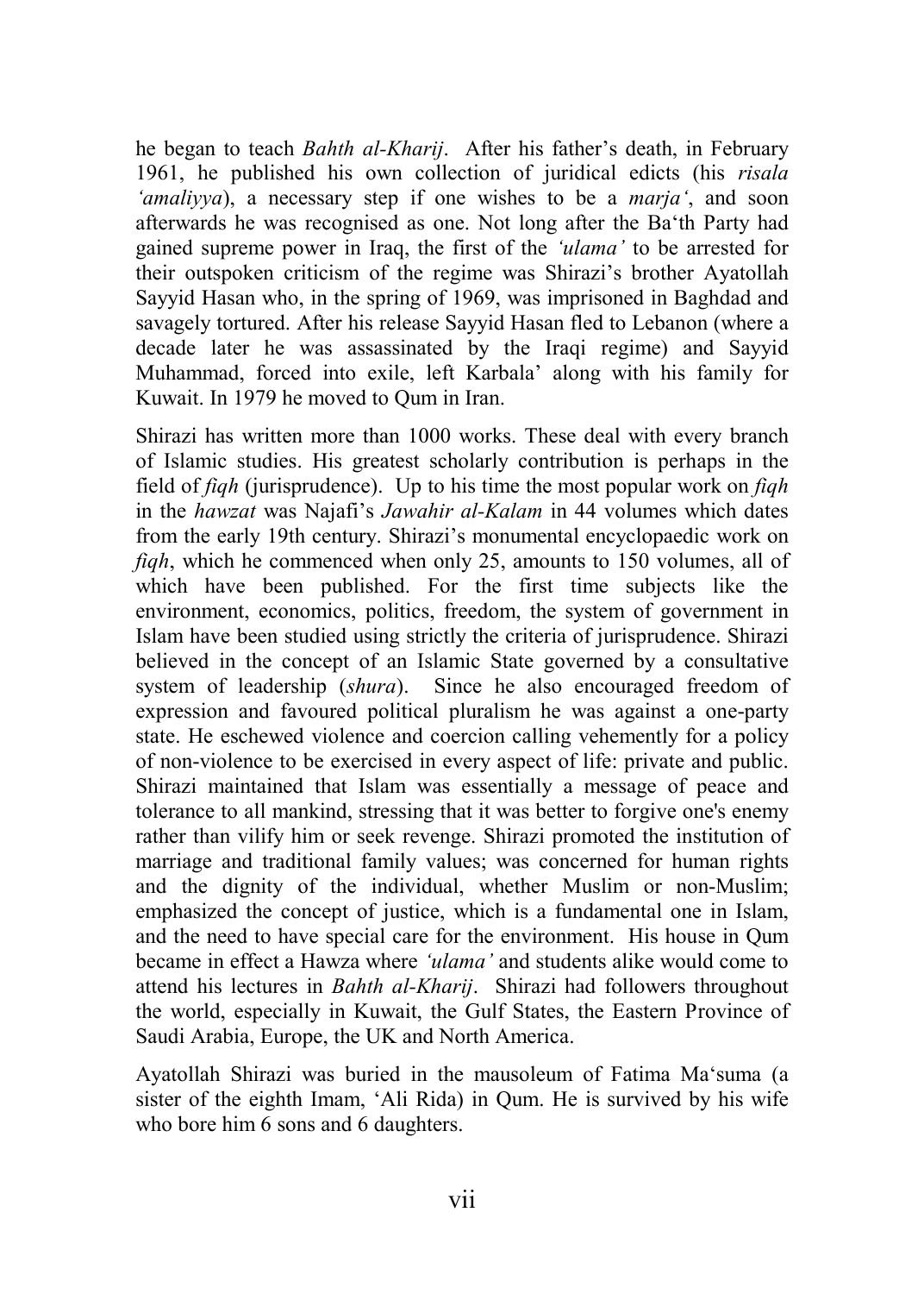he began to teach *Bahth al-Kharij*. After his father's death, in February 1961, he published his own collection of juridical edicts (his *risala 'amaliyya*), a necessary step if one wishes to be a *marja'*, and soon afterwards he was recognised as one. Not long after the Ba'th Party had gained supreme power in Iraq, the first of the *'ulama'* to be arrested for their outspoken criticism of the regime was Shirazi's brother Ayatollah Sayyid Hasan who, in the spring of 1969, was imprisoned in Baghdad and savagely tortured. After his release Sayyid Hasan fled to Lebanon (where a decade later he was assassinated by the Iraqi regime) and Sayyid Muhammad, forced into exile, left Karbala' along with his family for Kuwait. In 1979 he moved to Qum in Iran.

Shirazi has written more than 1000 works. These deal with every branch of Islamic studies. His greatest scholarly contribution is perhaps in the field of *fiqh* (jurisprudence). Up to his time the most popular work on *fiqh* in the *hawzat* was Najafi's *Jawahir al-Kalam* in 44 volumes which dates from the early 19th century. Shirazi's monumental encyclopaedic work on *fiqh*, which he commenced when only 25, amounts to 150 volumes, all of which have been published. For the first time subjects like the environment, economics, politics, freedom, the system of government in Islam have been studied using strictly the criteria of jurisprudence. Shirazi believed in the concept of an Islamic State governed by a consultative system of leadership (*shura*). Since he also encouraged freedom of expression and favoured political pluralism he was against a one-party state. He eschewed violence and coercion calling vehemently for a policy of non-violence to be exercised in every aspect of life: private and public. Shirazi maintained that Islam was essentially a message of peace and tolerance to all mankind, stressing that it was better to forgive one's enemy rather than vilify him or seek revenge. Shirazi promoted the institution of marriage and traditional family values; was concerned for human rights and the dignity of the individual, whether Muslim or non-Muslim; emphasized the concept of justice, which is a fundamental one in Islam, and the need to have special care for the environment. His house in Qum became in effect a Hawza where *'ulama'* and students alike would come to attend his lectures in *Bahth al-Kharij*. Shirazi had followers throughout the world, especially in Kuwait, the Gulf States, the Eastern Province of Saudi Arabia, Europe, the UK and North America.

Ayatollah Shirazi was buried in the mausoleum of Fatima Ma'suma (a sister of the eighth Imam, 'Ali Rida) in Qum. He is survived by his wife who bore him 6 sons and 6 daughters.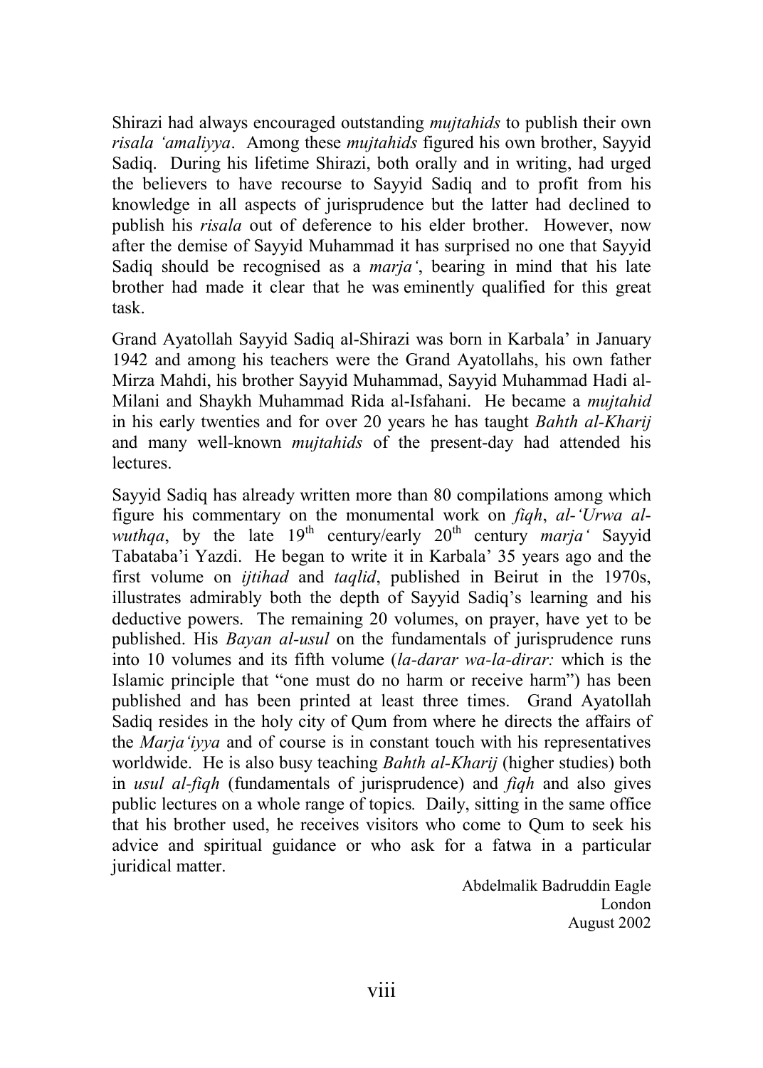Shirazi had always encouraged outstanding *mujtahids* to publish their own *risala 'amaliyya*. Among these *mujtahids* figured his own brother, Sayyid Sadiq. During his lifetime Shirazi, both orally and in writing, had urged the believers to have recourse to Sayyid Sadiq and to profit from his knowledge in all aspects of jurisprudence but the latter had declined to publish his *risala* out of deference to his elder brother. However, now after the demise of Sayyid Muhammad it has surprised no one that Sayyid Sadiq should be recognised as a *marja'*, bearing in mind that his late brother had made it clear that he was eminently qualified for this great task.

Grand Ayatollah Sayyid Sadiq al-Shirazi was born in Karbala' in January 1942 and among his teachers were the Grand Ayatollahs, his own father Mirza Mahdi, his brother Sayyid Muhammad, Sayyid Muhammad Hadi al-Milani and Shaykh Muhammad Rida al-Isfahani. He became a *mujtahid* in his early twenties and for over 20 years he has taught *Bahth al-Kharij* and many well-known *mujtahids* of the present-day had attended his lectures.

Sayyid Sadiq has already written more than 80 compilations among which figure his commentary on the monumental work on *fiqh*, *al-'Urwa al-wuthqa*, by the late 19th century/early 20th century *marja'* Sayyid Tabataba'i Yazdi. He began to write it in Karbala' 35 years ago and the first volume on *ijtihad* and *taqlid*, published in Beirut in the 1970s, illustrates admirably both the depth of Sayyid Sadiq's learning and his deductive powers. The remaining 20 volumes, on prayer, have yet to be published. His *Bayan al-usul* on the fundamentals of jurisprudence runs into 10 volumes and its fifth volume (*la-darar wa-la-dirar:* which is the Islamic principle that "one must do no harm or receive harm") has been published and has been printed at least three times. Grand Ayatollah Sadiq resides in the holy city of Qum from where he directs the affairs of the *Marja'iyya* and of course is in constant touch with his representatives worldwide. He is also busy teaching *Bahth al-Kharij* (higher studies) both in *usul al-fiqh* (fundamentals of jurisprudence) and *fiqh* and also gives public lectures on a whole range of topics. Daily, sitting in the same office that his brother used, he receives visitors who come to Qum to seek his advice and spiritual guidance or who ask for a fatwa in a particular juridical matter.

Abdelmalik Badruddin Eagle
London
August 2002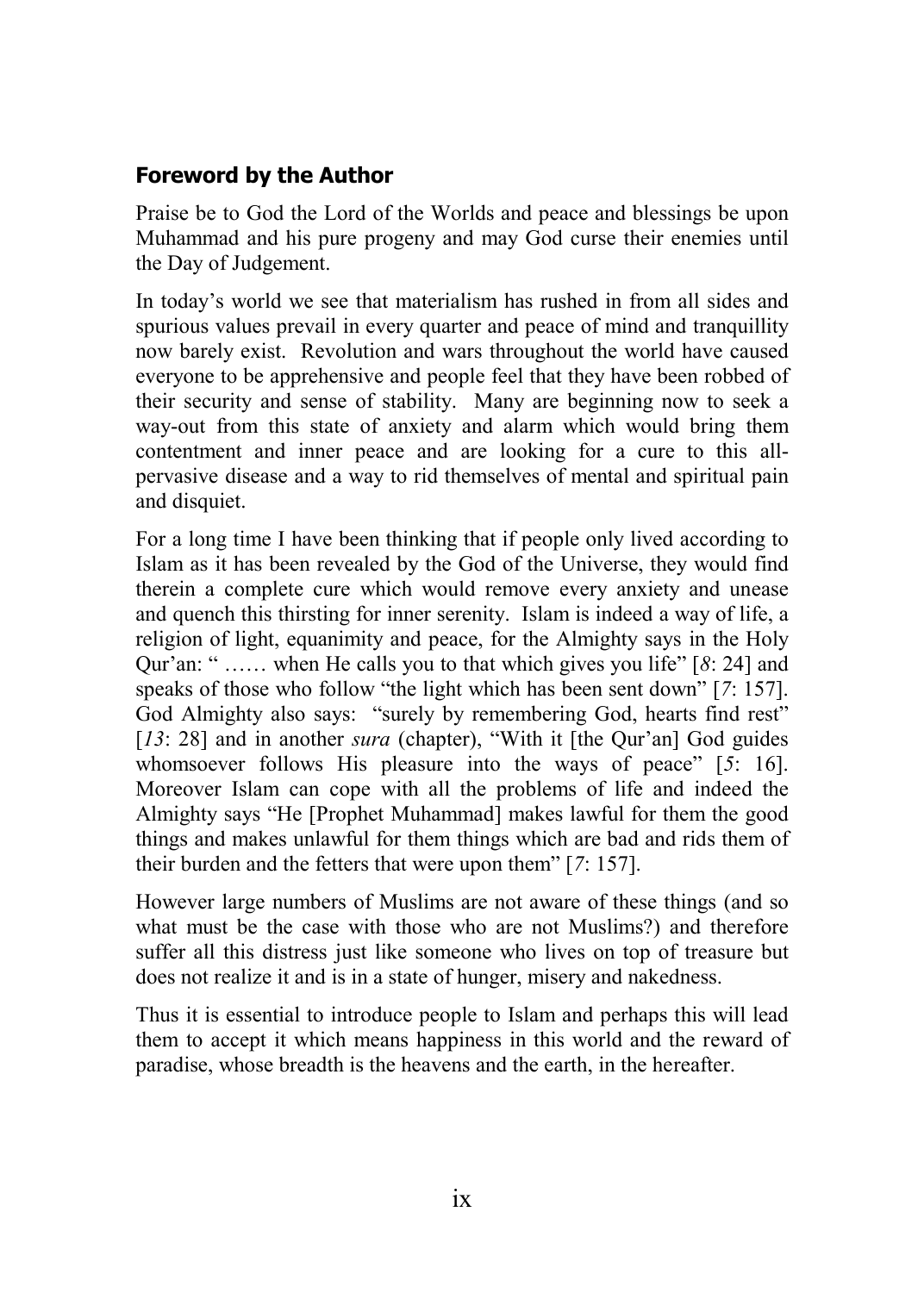## Foreword by the Author

Praise be to God the Lord of the Worlds and peace and blessings be upon Muhammad and his pure progeny and may God curse their enemies until the Day of Judgement.

In today's world we see that materialism has rushed in from all sides and spurious values prevail in every quarter and peace of mind and tranquillity now barely exist. Revolution and wars throughout the world have caused everyone to be apprehensive and people feel that they have been robbed of their security and sense of stability. Many are beginning now to seek a way-out from this state of anxiety and alarm which would bring them contentment and inner peace and are looking for a cure to this all-pervasive disease and a way to rid themselves of mental and spiritual pain and disquiet.

For a long time I have been thinking that if people only lived according to Islam as it has been revealed by the God of the Universe, they would find therein a complete cure which would remove every anxiety and unease and quench this thirsting for inner serenity. Islam is indeed a way of life, a religion of light, equanimity and peace, for the Almighty says in the Holy Qur'an: " …… when He calls you to that which gives you life" [*8*: 24] and speaks of those who follow "the light which has been sent down" [*7*: 157]. God Almighty also says: "surely by remembering God, hearts find rest" [*13*: 28] and in another *sura* (chapter), "With it [the Qur'an] God guides whomsoever follows His pleasure into the ways of peace" [*5*: 16]. Moreover Islam can cope with all the problems of life and indeed the Almighty says "He [Prophet Muhammad] makes lawful for them the good things and makes unlawful for them things which are bad and rids them of their burden and the fetters that were upon them" [*7*: 157].

However large numbers of Muslims are not aware of these things (and so what must be the case with those who are not Muslims?) and therefore suffer all this distress just like someone who lives on top of treasure but does not realize it and is in a state of hunger, misery and nakedness.

Thus it is essential to introduce people to Islam and perhaps this will lead them to accept it which means happiness in this world and the reward of paradise, whose breadth is the heavens and the earth, in the hereafter.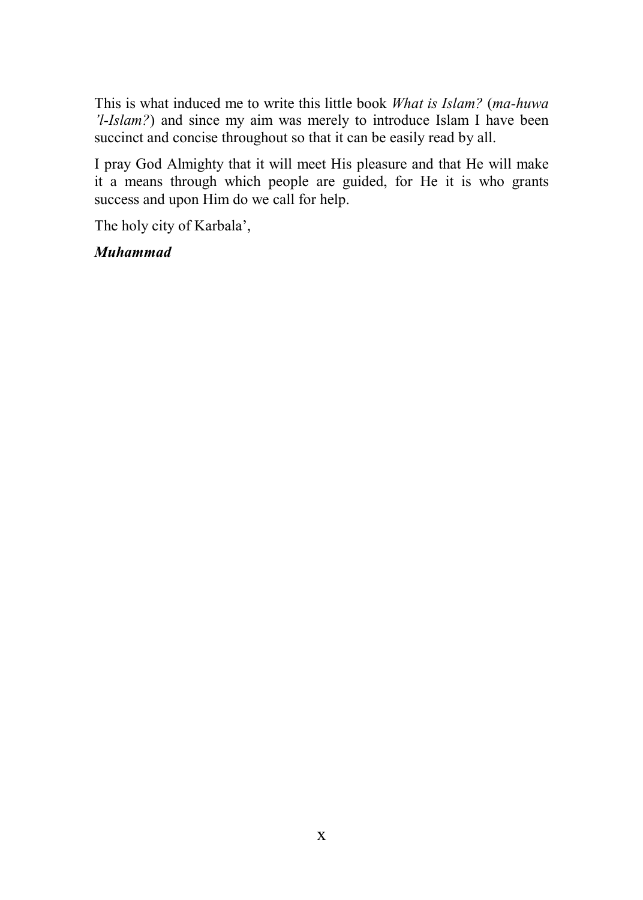This is what induced me to write this little book *What is Islam?* (*ma-huwa 'l-Islam?*) and since my aim was merely to introduce Islam I have been succinct and concise throughout so that it can be easily read by all.

I pray God Almighty that it will meet His pleasure and that He will make it a means through which people are guided, for He it is who grants success and upon Him do we call for help.

The holy city of Karbala',

***Muhammad***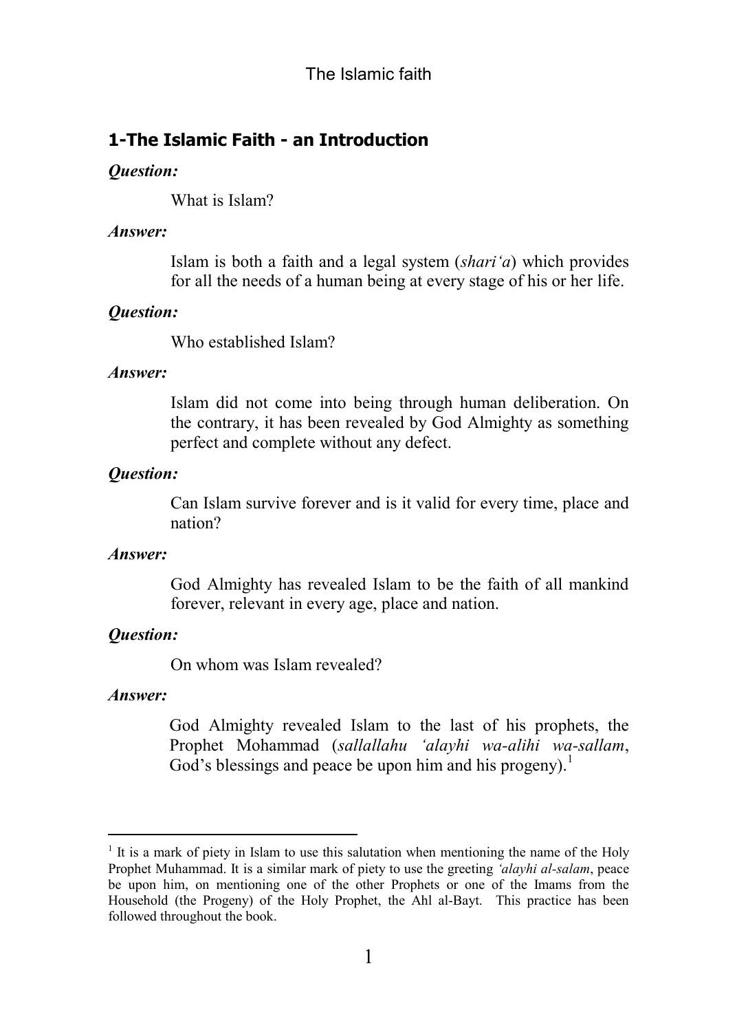## 1-The Islamic Faith - an Introduction

***Question:***

What is Islam?

***Answer:***

Islam is both a faith and a legal system (*shari'a*) which provides for all the needs of a human being at every stage of his or her life.

***Question:***

Who established Islam?

***Answer:***

Islam did not come into being through human deliberation. On the contrary, it has been revealed by God Almighty as something perfect and complete without any defect.

***Question:***

Can Islam survive forever and is it valid for every time, place and nation?

***Answer:***

God Almighty has revealed Islam to be the faith of all mankind forever, relevant in every age, place and nation.

***Question:***

On whom was Islam revealed?

***Answer:***

God Almighty revealed Islam to the last of his prophets, the Prophet Mohammad (*sallallahu 'alayhi wa-alihi wa-sallam*, God's blessings and peace be upon him and his progeny).[1]

---

[1] It is a mark of piety in Islam to use this salutation when mentioning the name of the Holy Prophet Muhammad. It is a similar mark of piety to use the greeting *'alayhi al-salam*, peace be upon him, on mentioning one of the other Prophets or one of the Imams from the Household (the Progeny) of the Holy Prophet, the Ahl al-Bayt. This practice has been followed throughout the book.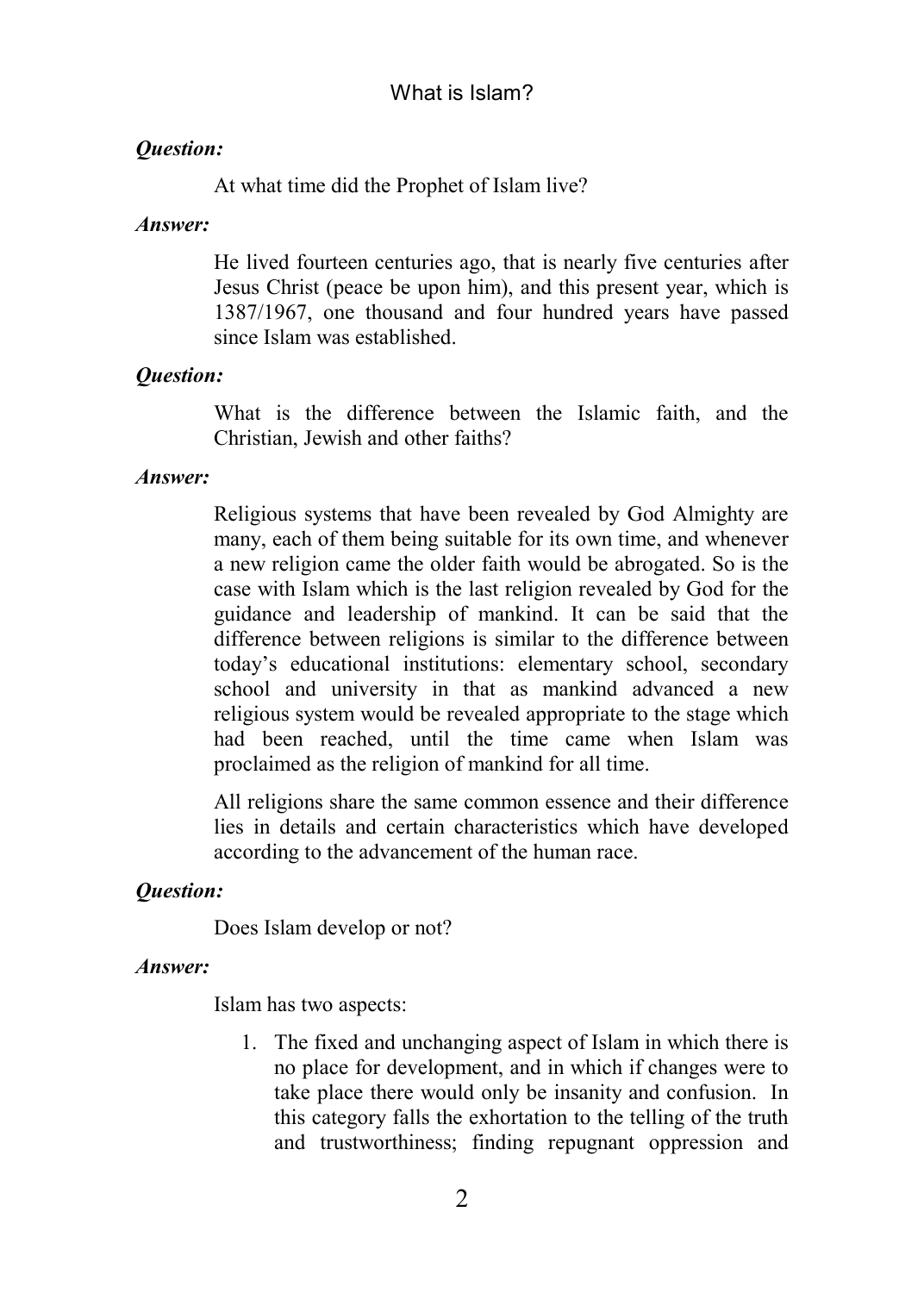***Question:***

At what time did the Prophet of Islam live?

***Answer:***

He lived fourteen centuries ago, that is nearly five centuries after Jesus Christ (peace be upon him), and this present year, which is 1387/1967, one thousand and four hundred years have passed since Islam was established.

***Question:***

What is the difference between the Islamic faith, and the Christian, Jewish and other faiths?

***Answer:***

Religious systems that have been revealed by God Almighty are many, each of them being suitable for its own time, and whenever a new religion came the older faith would be abrogated. So is the case with Islam which is the last religion revealed by God for the guidance and leadership of mankind. It can be said that the difference between religions is similar to the difference between today's educational institutions: elementary school, secondary school and university in that as mankind advanced a new religious system would be revealed appropriate to the stage which had been reached, until the time came when Islam was proclaimed as the religion of mankind for all time.

All religions share the same common essence and their difference lies in details and certain characteristics which have developed according to the advancement of the human race.

***Question:***

Does Islam develop or not?

***Answer:***

Islam has two aspects:

1. The fixed and unchanging aspect of Islam in which there is no place for development, and in which if changes were to take place there would only be insanity and confusion. In this category falls the exhortation to the telling of the truth and trustworthiness; finding repugnant oppression and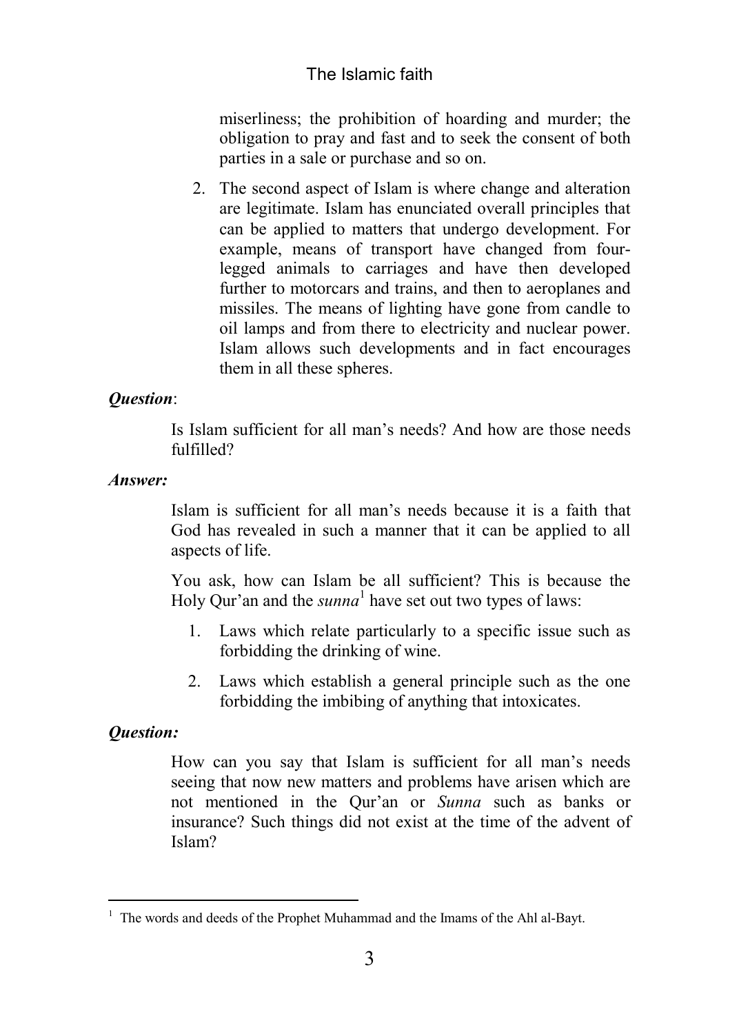miserliness; the prohibition of hoarding and murder; the obligation to pray and fast and to seek the consent of both parties in a sale or purchase and so on.

2. The second aspect of Islam is where change and alteration are legitimate. Islam has enunciated overall principles that can be applied to matters that undergo development. For example, means of transport have changed from four-legged animals to carriages and have then developed further to motorcars and trains, and then to aeroplanes and missiles. The means of lighting have gone from candle to oil lamps and from there to electricity and nuclear power. Islam allows such developments and in fact encourages them in all these spheres.

***Question***:

Is Islam sufficient for all man's needs? And how are those needs fulfilled?

***Answer:***

Islam is sufficient for all man's needs because it is a faith that God has revealed in such a manner that it can be applied to all aspects of life.

You ask, how can Islam be all sufficient? This is because the Holy Qur'an and the *sunna*[1] have set out two types of laws:

1. Laws which relate particularly to a specific issue such as forbidding the drinking of wine.
2. Laws which establish a general principle such as the one forbidding the imbibing of anything that intoxicates.

***Question:***

How can you say that Islam is sufficient for all man's needs seeing that now new matters and problems have arisen which are not mentioned in the Qur'an or *Sunna* such as banks or insurance? Such things did not exist at the time of the advent of Islam?

---

[1] The words and deeds of the Prophet Muhammad and the Imams of the Ahl al-Bayt.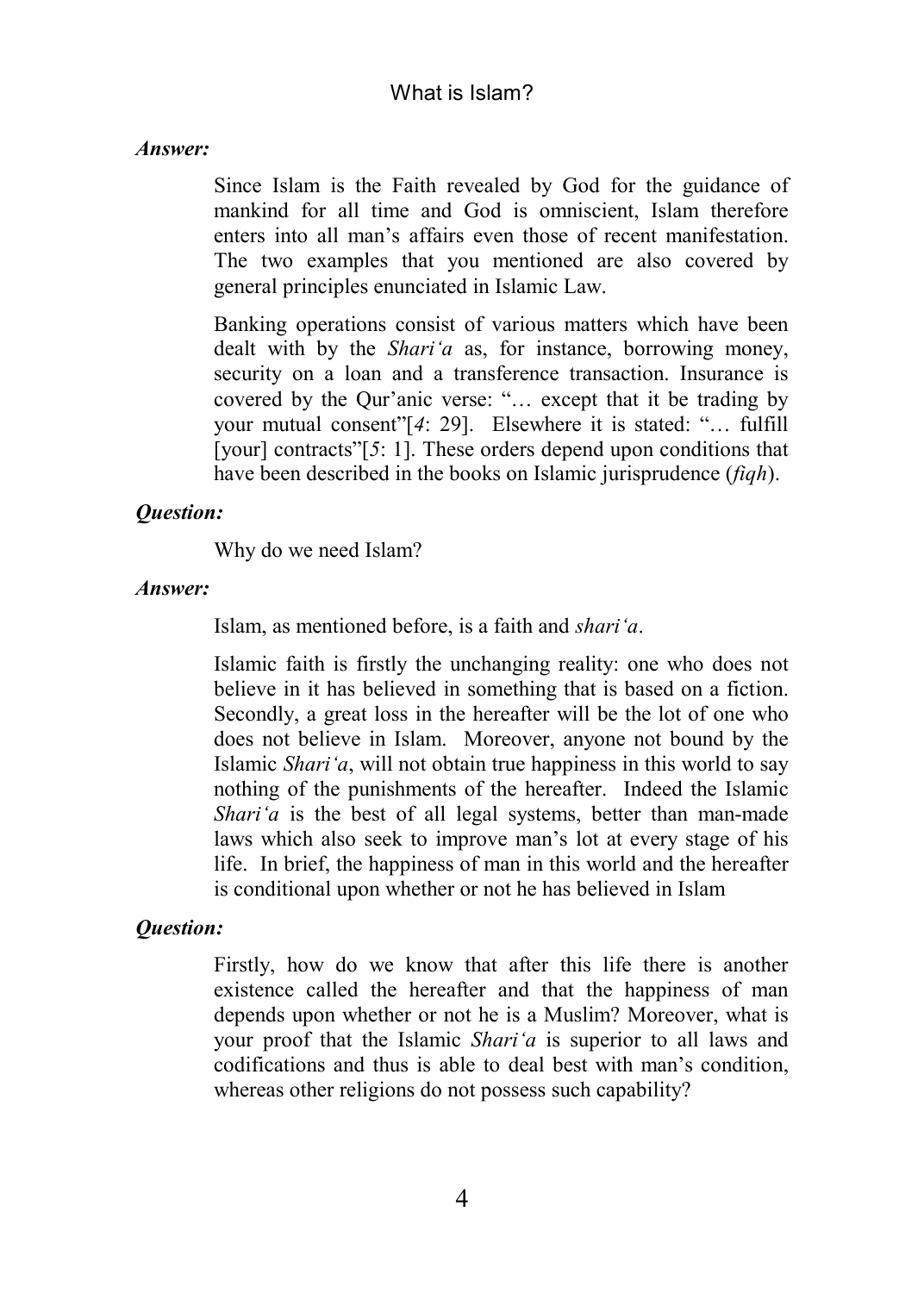***Answer:***

Since Islam is the Faith revealed by God for the guidance of mankind for all time and God is omniscient, Islam therefore enters into all man's affairs even those of recent manifestation. The two examples that you mentioned are also covered by general principles enunciated in Islamic Law.

Banking operations consist of various matters which have been dealt with by the *Shari'a* as, for instance, borrowing money, security on a loan and a transference transaction. Insurance is covered by the Qur'anic verse: "… except that it be trading by your mutual consent"[*4*: 29]. Elsewhere it is stated: "… fulfill [your] contracts"[*5*: 1]. These orders depend upon conditions that have been described in the books on Islamic jurisprudence (*fiqh*).

***Question:***

Why do we need Islam?

***Answer:***

Islam, as mentioned before, is a faith and *shari'a*.

Islamic faith is firstly the unchanging reality: one who does not believe in it has believed in something that is based on a fiction. Secondly, a great loss in the hereafter will be the lot of one who does not believe in Islam. Moreover, anyone not bound by the Islamic *Shari'a*, will not obtain true happiness in this world to say nothing of the punishments of the hereafter. Indeed the Islamic *Shari'a* is the best of all legal systems, better than man-made laws which also seek to improve man's lot at every stage of his life. In brief, the happiness of man in this world and the hereafter is conditional upon whether or not he has believed in Islam

***Question:***

Firstly, how do we know that after this life there is another existence called the hereafter and that the happiness of man depends upon whether or not he is a Muslim? Moreover, what is your proof that the Islamic *Shari'a* is superior to all laws and codifications and thus is able to deal best with man's condition, whereas other religions do not possess such capability?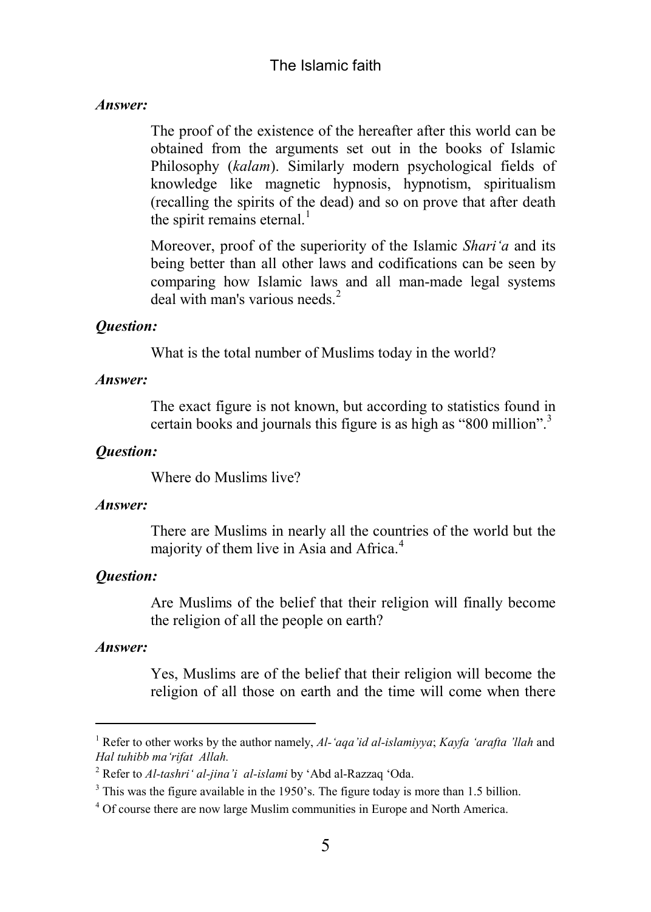***Answer:***

The proof of the existence of the hereafter after this world can be obtained from the arguments set out in the books of Islamic Philosophy (*kalam*). Similarly modern psychological fields of knowledge like magnetic hypnosis, hypnotism, spiritualism (recalling the spirits of the dead) and so on prove that after death the spirit remains eternal.[1]

Moreover, proof of the superiority of the Islamic *Shari'a* and its being better than all other laws and codifications can be seen by comparing how Islamic laws and all man-made legal systems deal with man's various needs.[2]

***Question:***

What is the total number of Muslims today in the world?

***Answer:***

The exact figure is not known, but according to statistics found in certain books and journals this figure is as high as "800 million".[3]

***Question:***

Where do Muslims live?

***Answer:***

There are Muslims in nearly all the countries of the world but the majority of them live in Asia and Africa.[4]

***Question:***

Are Muslims of the belief that their religion will finally become the religion of all the people on earth?

***Answer:***

Yes, Muslims are of the belief that their religion will become the religion of all those on earth and the time will come when there

---

[1] Refer to other works by the author namely, *Al-'aqa'id al-islamiyya*; *Kayfa 'arafta 'llah* and *Hal tuhibb ma'rifat Allah.*

[2] Refer to *Al-tashri' al-jina'i al-islami* by 'Abd al-Razzaq 'Oda.

[3] This was the figure available in the 1950's. The figure today is more than 1.5 billion.

[4] Of course there are now large Muslim communities in Europe and North America.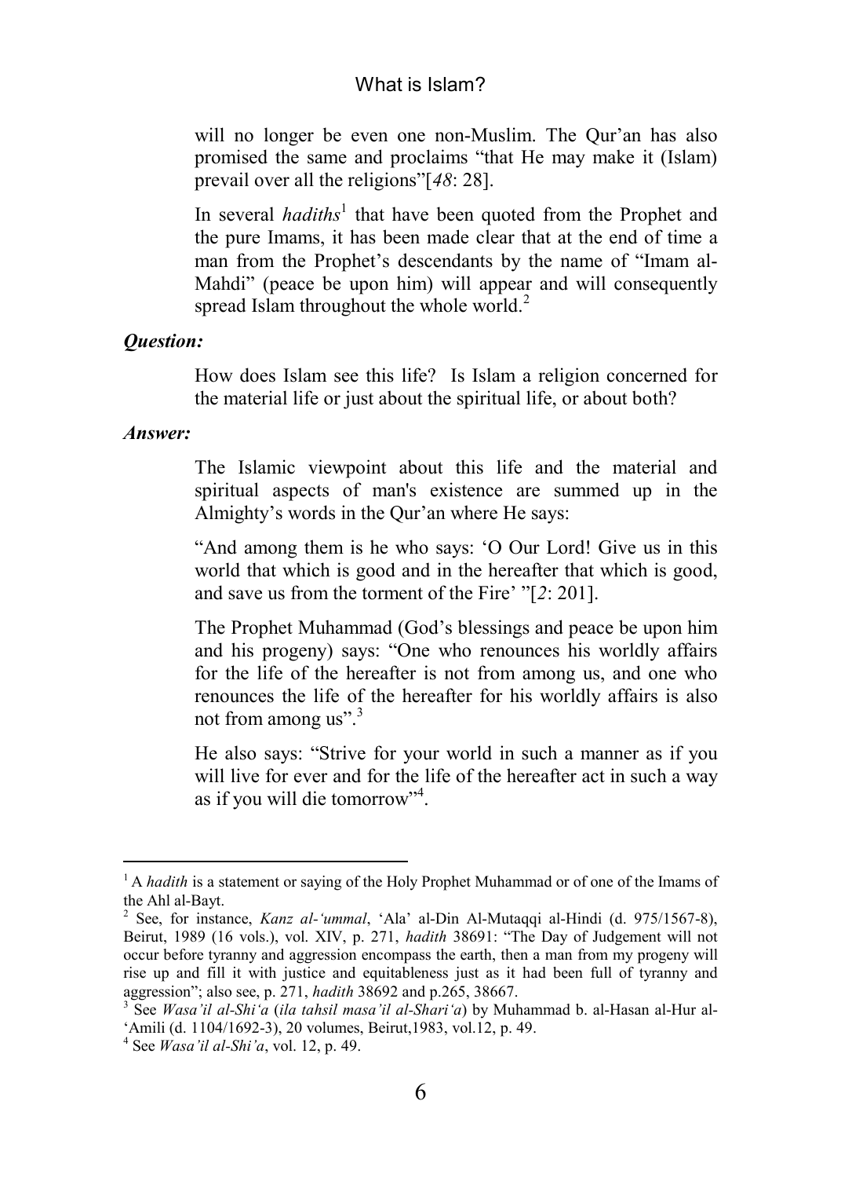will no longer be even one non-Muslim. The Qur'an has also promised the same and proclaims "that He may make it (Islam) prevail over all the religions"[*48*: 28].

In several *hadiths*[1] that have been quoted from the Prophet and the pure Imams, it has been made clear that at the end of time a man from the Prophet's descendants by the name of "Imam al-Mahdi" (peace be upon him) will appear and will consequently spread Islam throughout the whole world.[2]

***Question:***

How does Islam see this life? Is Islam a religion concerned for the material life or just about the spiritual life, or about both?

***Answer:***

The Islamic viewpoint about this life and the material and spiritual aspects of man's existence are summed up in the Almighty's words in the Qur'an where He says:

"And among them is he who says: 'O Our Lord! Give us in this world that which is good and in the hereafter that which is good, and save us from the torment of the Fire' "[*2*: 201].

The Prophet Muhammad (God's blessings and peace be upon him and his progeny) says: "One who renounces his worldly affairs for the life of the hereafter is not from among us, and one who renounces the life of the hereafter for his worldly affairs is also not from among us".[3]

He also says: "Strive for your world in such a manner as if you will live for ever and for the life of the hereafter act in such a way as if you will die tomorrow"[4].

---

[1] A *hadith* is a statement or saying of the Holy Prophet Muhammad or of one of the Imams of the Ahl al-Bayt.

[2] See, for instance, *Kanz al-'ummal*, 'Ala' al-Din Al-Mutaqqi al-Hindi (d. 975/1567-8), Beirut, 1989 (16 vols.), vol. XIV, p. 271, *hadith* 38691: "The Day of Judgement will not occur before tyranny and aggression encompass the earth, then a man from my progeny will rise up and fill it with justice and equitableness just as it had been full of tyranny and aggression"; also see, p. 271, *hadith* 38692 and p.265, 38667.

[3] See *Wasa'il al-Shi'a* (*ila tahsil masa'il al-Shari'a*) by Muhammad b. al-Hasan al-Hur al-'Amili (d. 1104/1692-3), 20 volumes, Beirut,1983, vol.12, p. 49.

[4] See *Wasa'il al-Shi'a*, vol. 12, p. 49.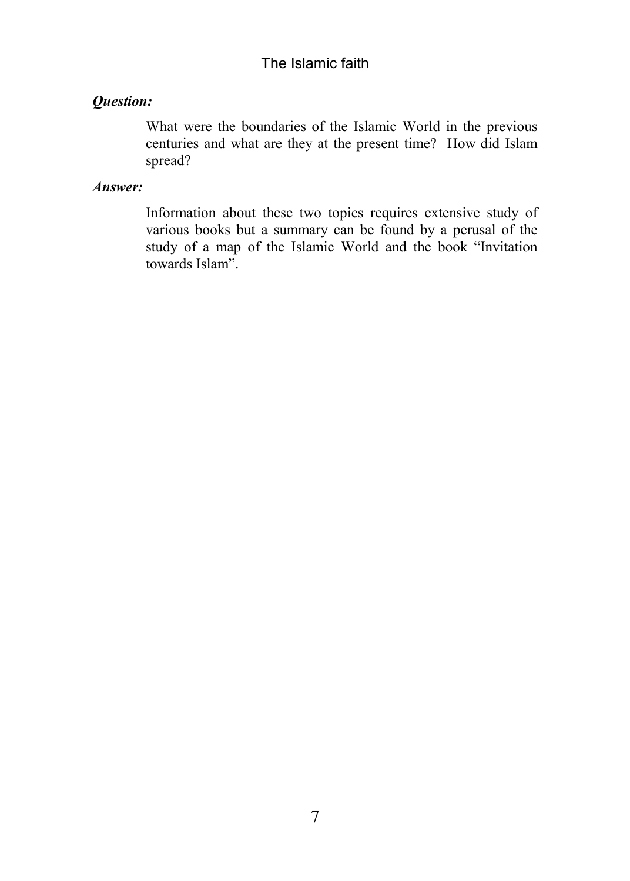***Question:***

What were the boundaries of the Islamic World in the previous centuries and what are they at the present time? How did Islam spread?

***Answer:***

Information about these two topics requires extensive study of various books but a summary can be found by a perusal of the study of a map of the Islamic World and the book "Invitation towards Islam".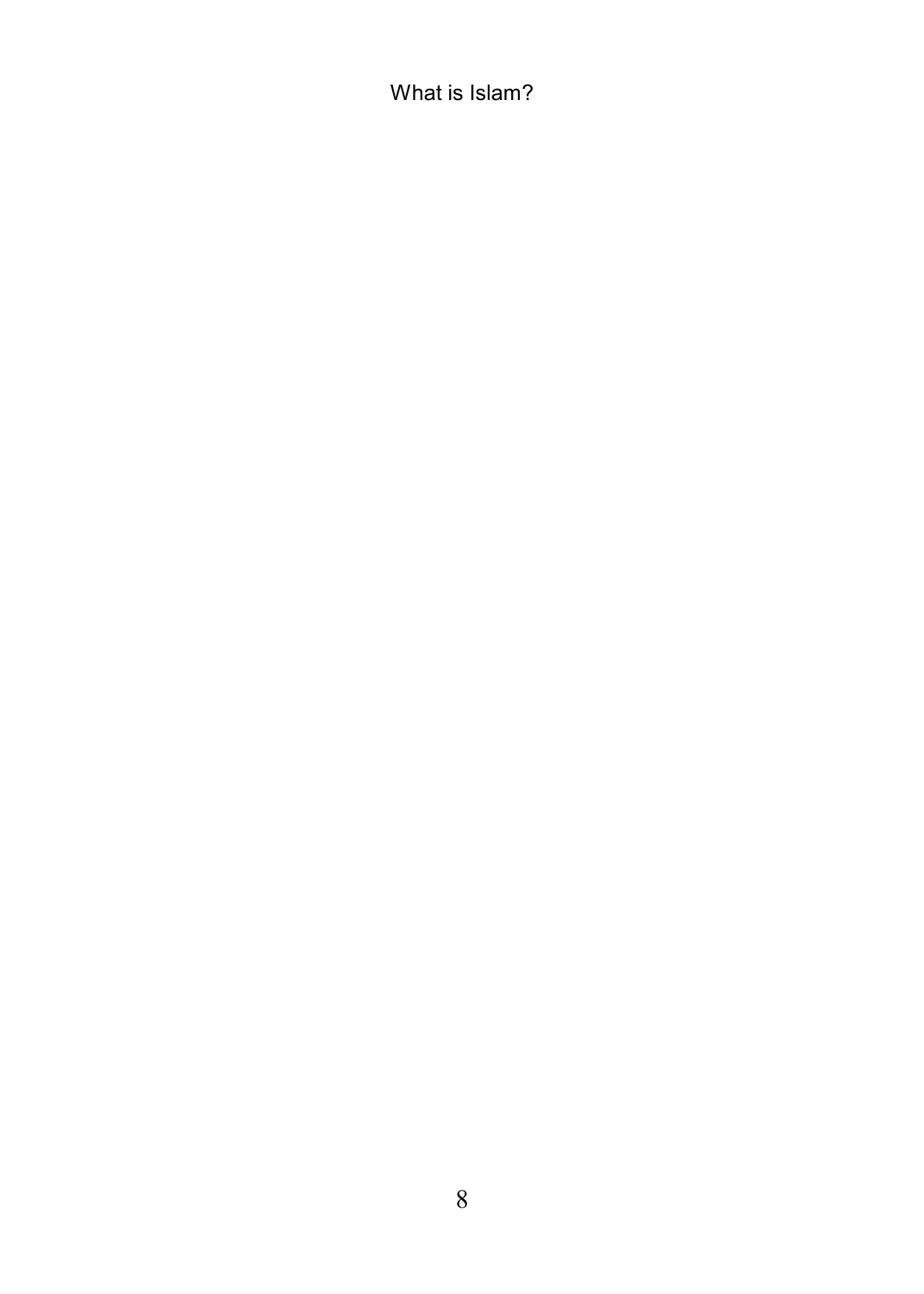# What is Islam?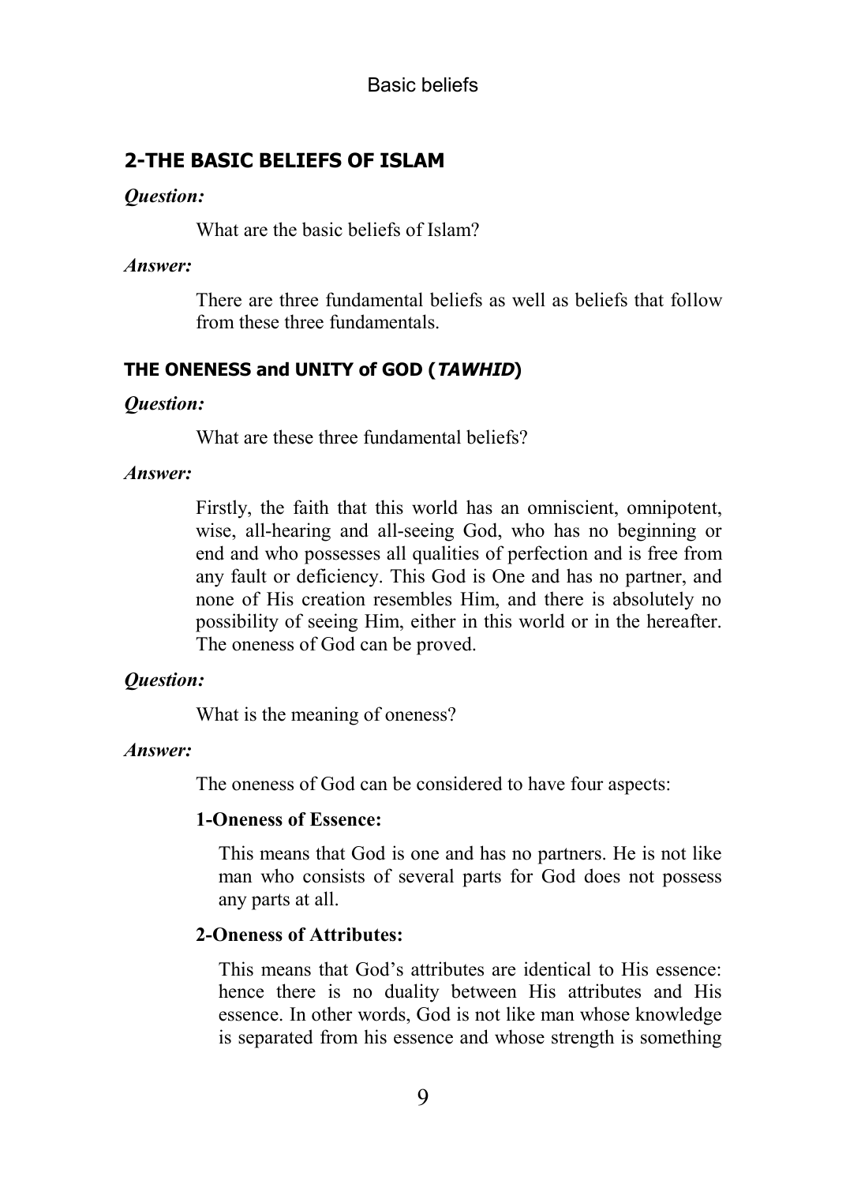## 2-THE BASIC BELIEFS OF ISLAM

***Question:***

What are the basic beliefs of Islam?

***Answer:***

There are three fundamental beliefs as well as beliefs that follow from these three fundamentals.

### THE ONENESS and UNITY of GOD (*TAWHID*)

***Question:***

What are these three fundamental beliefs?

***Answer:***

Firstly, the faith that this world has an omniscient, omnipotent, wise, all-hearing and all-seeing God, who has no beginning or end and who possesses all qualities of perfection and is free from any fault or deficiency. This God is One and has no partner, and none of His creation resembles Him, and there is absolutely no possibility of seeing Him, either in this world or in the hereafter. The oneness of God can be proved.

***Question:***

What is the meaning of oneness?

***Answer:***

The oneness of God can be considered to have four aspects:

**1-Oneness of Essence:**

This means that God is one and has no partners. He is not like man who consists of several parts for God does not possess any parts at all.

**2-Oneness of Attributes:**

This means that God's attributes are identical to His essence: hence there is no duality between His attributes and His essence. In other words, God is not like man whose knowledge is separated from his essence and whose strength is something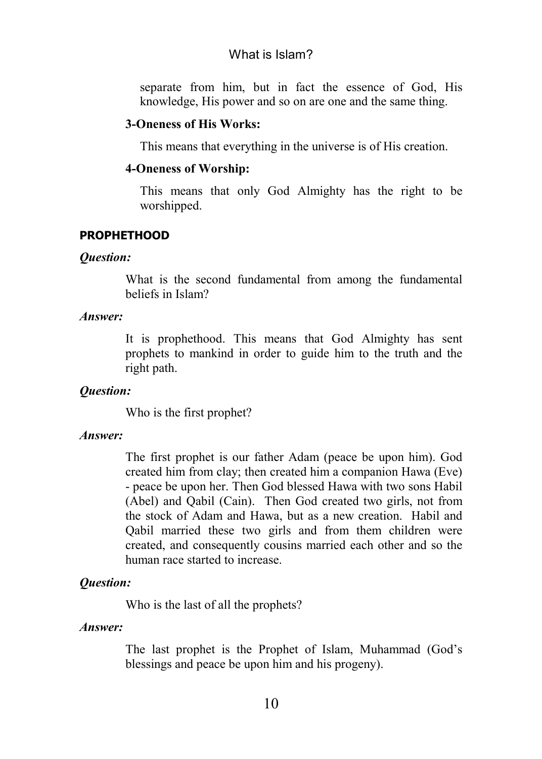separate from him, but in fact the essence of God, His knowledge, His power and so on are one and the same thing.

**3-Oneness of His Works:**

This means that everything in the universe is of His creation.

**4-Oneness of Worship:**

This means that only God Almighty has the right to be worshipped.

## PROPHETHOOD

***Question:***

What is the second fundamental from among the fundamental beliefs in Islam?

***Answer:***

It is prophethood. This means that God Almighty has sent prophets to mankind in order to guide him to the truth and the right path.

***Question:***

Who is the first prophet?

***Answer:***

The first prophet is our father Adam (peace be upon him). God created him from clay; then created him a companion Hawa (Eve) - peace be upon her. Then God blessed Hawa with two sons Habil (Abel) and Qabil (Cain). Then God created two girls, not from the stock of Adam and Hawa, but as a new creation. Habil and Qabil married these two girls and from them children were created, and consequently cousins married each other and so the human race started to increase.

***Question:***

Who is the last of all the prophets?

***Answer:***

The last prophet is the Prophet of Islam, Muhammad (God's blessings and peace be upon him and his progeny).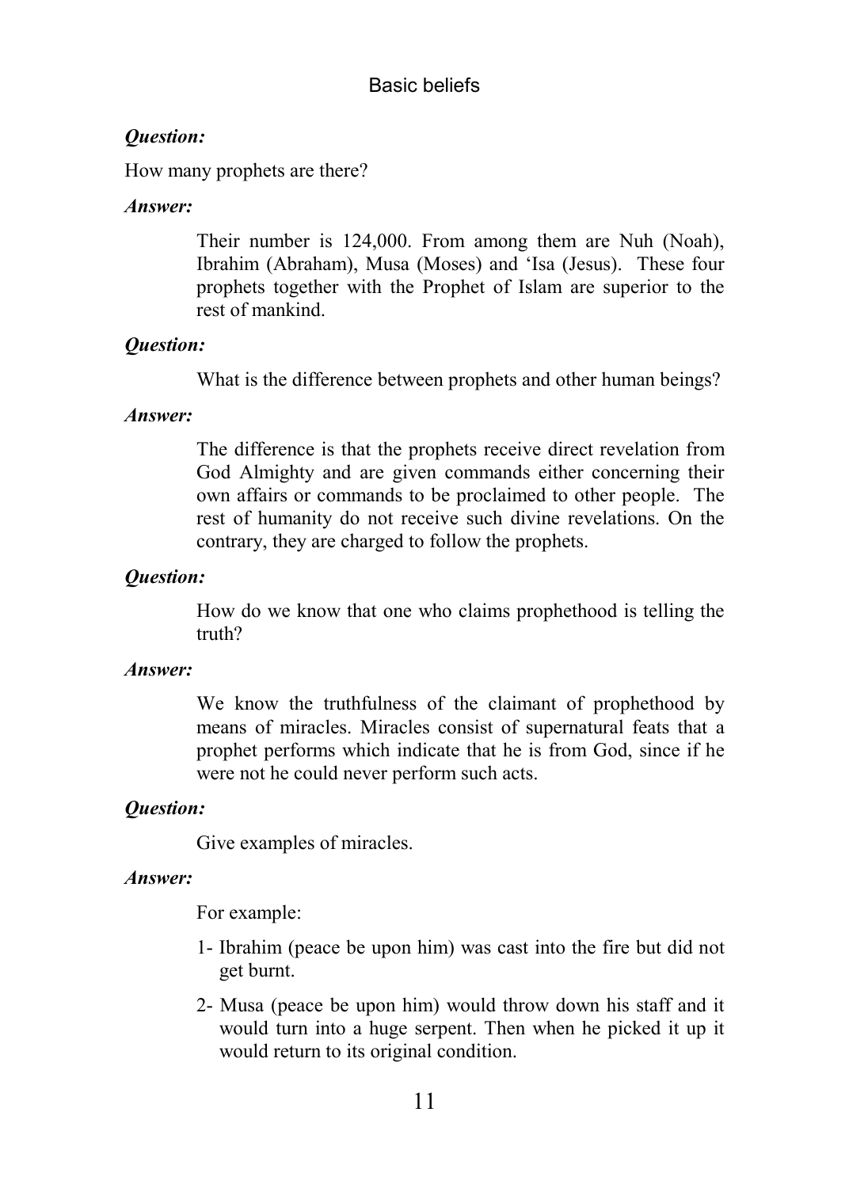***Question:***

How many prophets are there?

***Answer:***

Their number is 124,000. From among them are Nuh (Noah), Ibrahim (Abraham), Musa (Moses) and 'Isa (Jesus). These four prophets together with the Prophet of Islam are superior to the rest of mankind.

***Question:***

What is the difference between prophets and other human beings?

***Answer:***

The difference is that the prophets receive direct revelation from God Almighty and are given commands either concerning their own affairs or commands to be proclaimed to other people. The rest of humanity do not receive such divine revelations. On the contrary, they are charged to follow the prophets.

***Question:***

How do we know that one who claims prophethood is telling the truth?

***Answer:***

We know the truthfulness of the claimant of prophethood by means of miracles. Miracles consist of supernatural feats that a prophet performs which indicate that he is from God, since if he were not he could never perform such acts.

***Question:***

Give examples of miracles.

***Answer:***

For example:

1- Ibrahim (peace be upon him) was cast into the fire but did not get burnt.

2- Musa (peace be upon him) would throw down his staff and it would turn into a huge serpent. Then when he picked it up it would return to its original condition.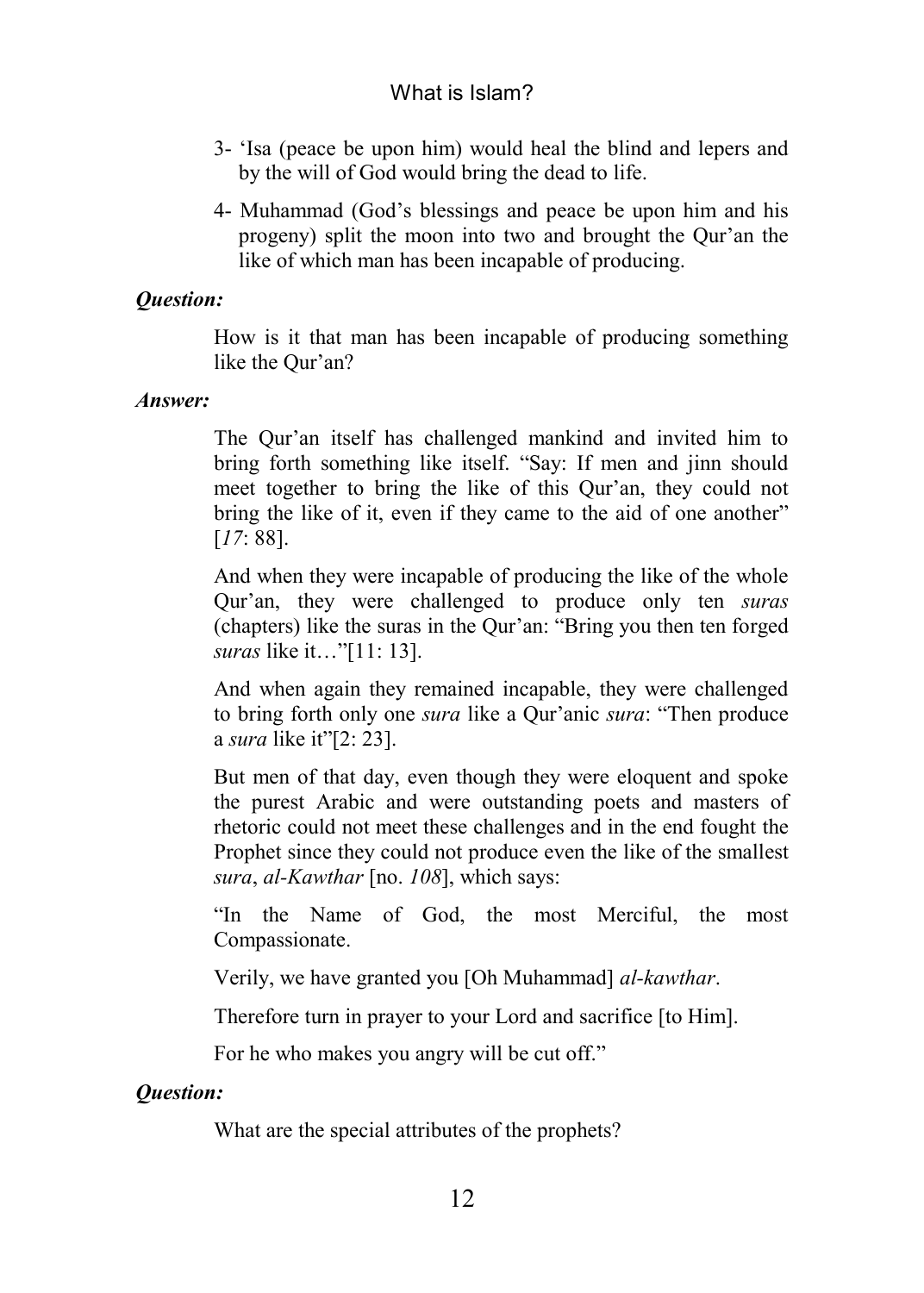3- 'Isa (peace be upon him) would heal the blind and lepers and by the will of God would bring the dead to life.

4- Muhammad (God's blessings and peace be upon him and his progeny) split the moon into two and brought the Qur'an the like of which man has been incapable of producing.

***Question:***

How is it that man has been incapable of producing something like the Qur'an?

***Answer:***

The Qur'an itself has challenged mankind and invited him to bring forth something like itself. "Say: If men and jinn should meet together to bring the like of this Qur'an, they could not bring the like of it, even if they came to the aid of one another" [*17*: 88].

And when they were incapable of producing the like of the whole Qur'an, they were challenged to produce only ten *suras* (chapters) like the suras in the Qur'an: "Bring you then ten forged *suras* like it…"[11: 13].

And when again they remained incapable, they were challenged to bring forth only one *sura* like a Qur'anic *sura*: "Then produce a *sura* like it"[2: 23].

But men of that day, even though they were eloquent and spoke the purest Arabic and were outstanding poets and masters of rhetoric could not meet these challenges and in the end fought the Prophet since they could not produce even the like of the smallest *sura*, *al-Kawthar* [no. *108*], which says:

"In the Name of God, the most Merciful, the most Compassionate.

Verily, we have granted you [Oh Muhammad] *al-kawthar*.

Therefore turn in prayer to your Lord and sacrifice [to Him].

For he who makes you angry will be cut off."

***Question:***

What are the special attributes of the prophets?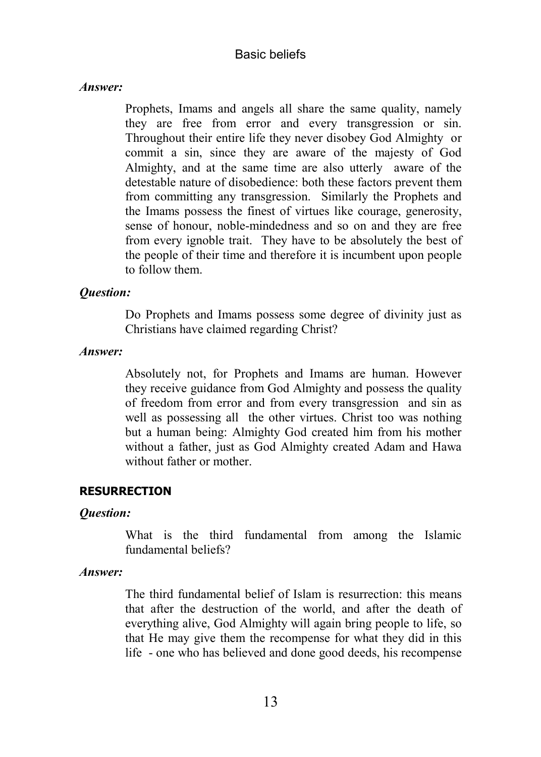***Answer:***

Prophets, Imams and angels all share the same quality, namely they are free from error and every transgression or sin. Throughout their entire life they never disobey God Almighty or commit a sin, since they are aware of the majesty of God Almighty, and at the same time are also utterly aware of the detestable nature of disobedience: both these factors prevent them from committing any transgression. Similarly the Prophets and the Imams possess the finest of virtues like courage, generosity, sense of honour, noble-mindedness and so on and they are free from every ignoble trait. They have to be absolutely the best of the people of their time and therefore it is incumbent upon people to follow them.

***Question:***

Do Prophets and Imams possess some degree of divinity just as Christians have claimed regarding Christ?

***Answer:***

Absolutely not, for Prophets and Imams are human. However they receive guidance from God Almighty and possess the quality of freedom from error and from every transgression and sin as well as possessing all the other virtues. Christ too was nothing but a human being: Almighty God created him from his mother without a father, just as God Almighty created Adam and Hawa without father or mother.

## RESURRECTION

***Question:***

What is the third fundamental from among the Islamic fundamental beliefs?

***Answer:***

The third fundamental belief of Islam is resurrection: this means that after the destruction of the world, and after the death of everything alive, God Almighty will again bring people to life, so that He may give them the recompense for what they did in this life - one who has believed and done good deeds, his recompense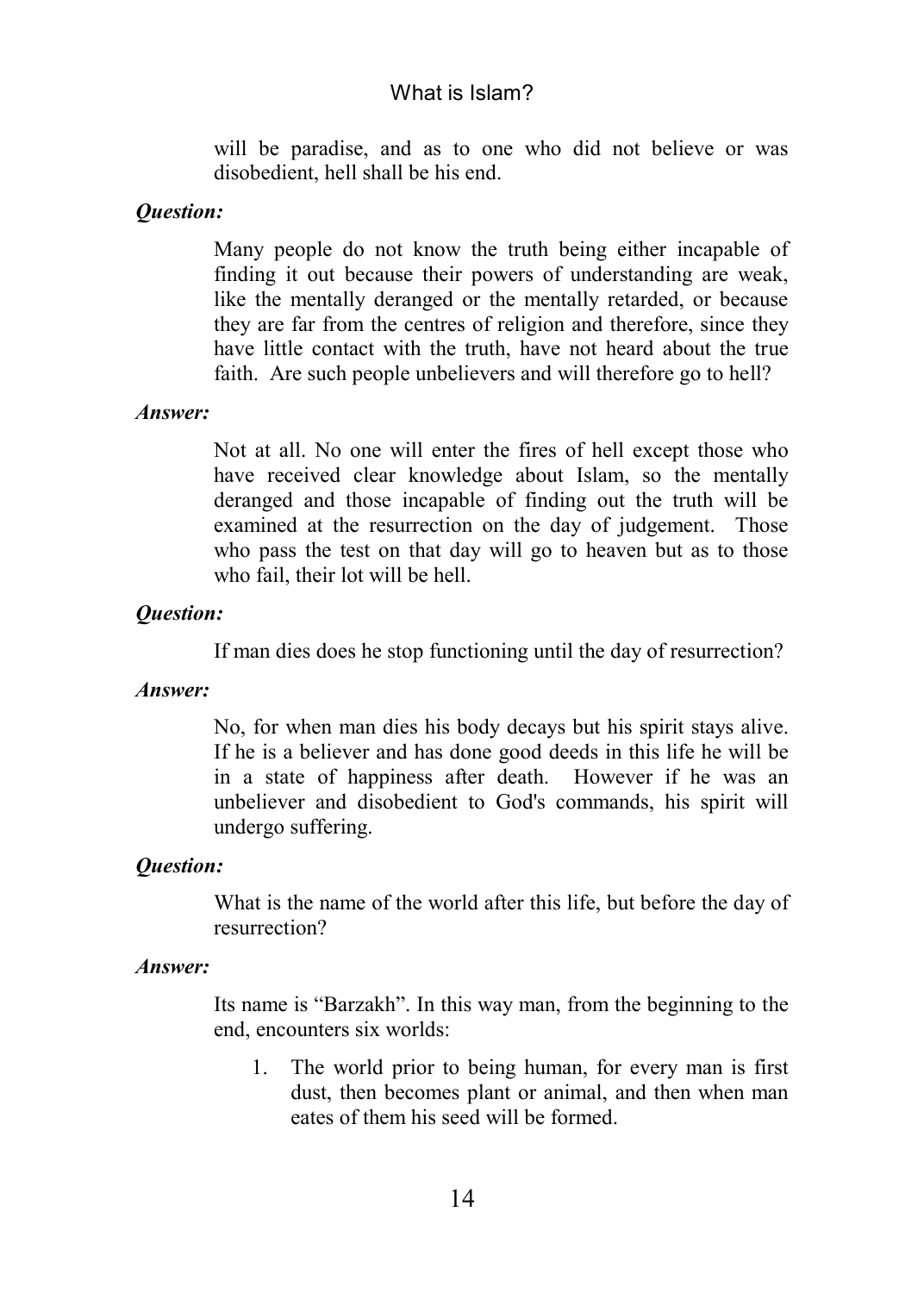will be paradise, and as to one who did not believe or was disobedient, hell shall be his end.

***Question:***

Many people do not know the truth being either incapable of finding it out because their powers of understanding are weak, like the mentally deranged or the mentally retarded, or because they are far from the centres of religion and therefore, since they have little contact with the truth, have not heard about the true faith. Are such people unbelievers and will therefore go to hell?

***Answer:***

Not at all. No one will enter the fires of hell except those who have received clear knowledge about Islam, so the mentally deranged and those incapable of finding out the truth will be examined at the resurrection on the day of judgement. Those who pass the test on that day will go to heaven but as to those who fail, their lot will be hell.

***Question:***

If man dies does he stop functioning until the day of resurrection?

***Answer:***

No, for when man dies his body decays but his spirit stays alive. If he is a believer and has done good deeds in this life he will be in a state of happiness after death. However if he was an unbeliever and disobedient to God's commands, his spirit will undergo suffering.

***Question:***

What is the name of the world after this life, but before the day of resurrection?

***Answer:***

Its name is "Barzakh". In this way man, from the beginning to the end, encounters six worlds:

1. The world prior to being human, for every man is first dust, then becomes plant or animal, and then when man eates of them his seed will be formed.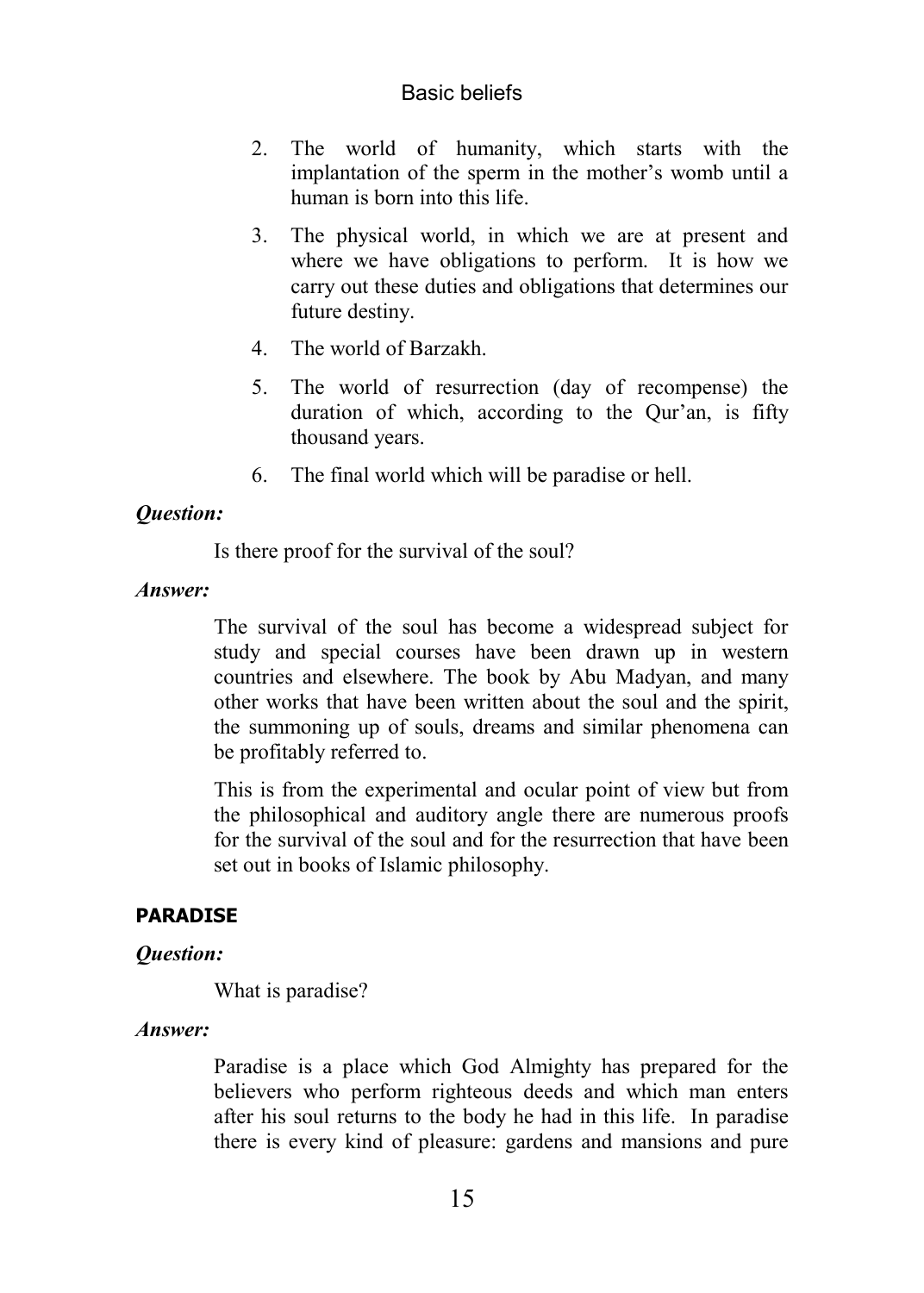2. The world of humanity, which starts with the implantation of the sperm in the mother's womb until a human is born into this life.
3. The physical world, in which we are at present and where we have obligations to perform. It is how we carry out these duties and obligations that determines our future destiny.
4. The world of Barzakh.
5. The world of resurrection (day of recompense) the duration of which, according to the Qur'an, is fifty thousand years.
6. The final world which will be paradise or hell.

***Question:***

Is there proof for the survival of the soul?

***Answer:***

The survival of the soul has become a widespread subject for study and special courses have been drawn up in western countries and elsewhere. The book by Abu Madyan, and many other works that have been written about the soul and the spirit, the summoning up of souls, dreams and similar phenomena can be profitably referred to.

This is from the experimental and ocular point of view but from the philosophical and auditory angle there are numerous proofs for the survival of the soul and for the resurrection that have been set out in books of Islamic philosophy.

## PARADISE

***Question:***

What is paradise?

***Answer:***

Paradise is a place which God Almighty has prepared for the believers who perform righteous deeds and which man enters after his soul returns to the body he had in this life. In paradise there is every kind of pleasure: gardens and mansions and pure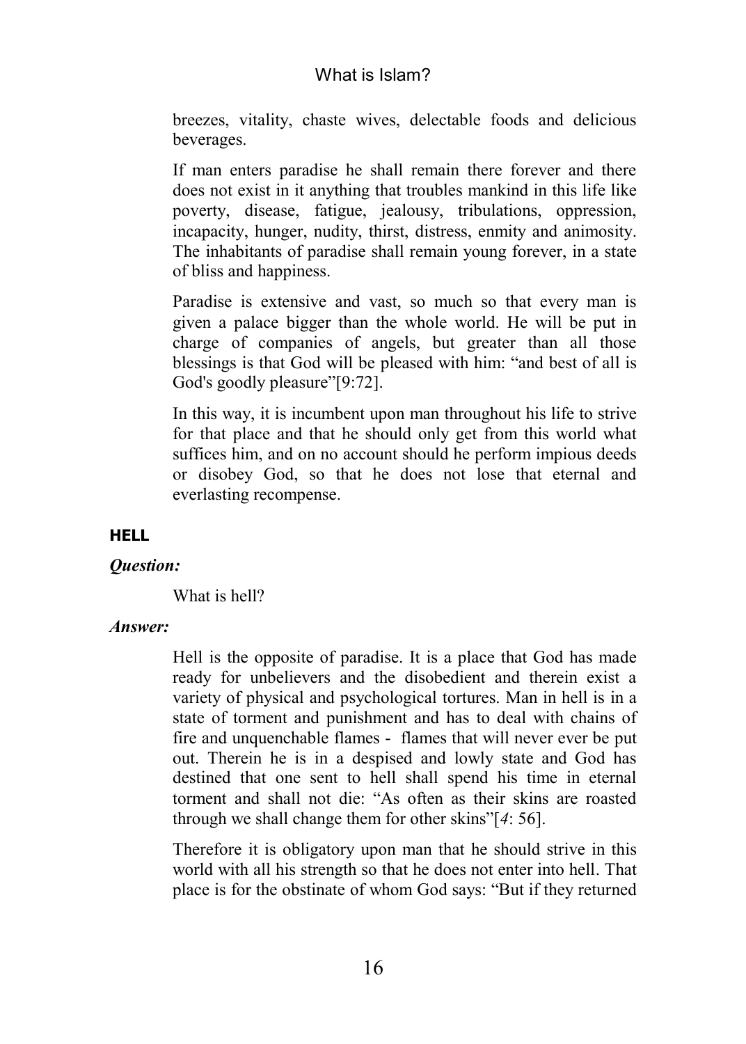breezes, vitality, chaste wives, delectable foods and delicious beverages.

If man enters paradise he shall remain there forever and there does not exist in it anything that troubles mankind in this life like poverty, disease, fatigue, jealousy, tribulations, oppression, incapacity, hunger, nudity, thirst, distress, enmity and animosity. The inhabitants of paradise shall remain young forever, in a state of bliss and happiness.

Paradise is extensive and vast, so much so that every man is given a palace bigger than the whole world. He will be put in charge of companies of angels, but greater than all those blessings is that God will be pleased with him: "and best of all is God's goodly pleasure"[9:72].

In this way, it is incumbent upon man throughout his life to strive for that place and that he should only get from this world what suffices him, and on no account should he perform impious deeds or disobey God, so that he does not lose that eternal and everlasting recompense.

## HELL

***Question:***

What is hell?

***Answer:***

Hell is the opposite of paradise. It is a place that God has made ready for unbelievers and the disobedient and therein exist a variety of physical and psychological tortures. Man in hell is in a state of torment and punishment and has to deal with chains of fire and unquenchable flames - flames that will never ever be put out. Therein he is in a despised and lowly state and God has destined that one sent to hell shall spend his time in eternal torment and shall not die: "As often as their skins are roasted through we shall change them for other skins"[*4*: 56].

Therefore it is obligatory upon man that he should strive in this world with all his strength so that he does not enter into hell. That place is for the obstinate of whom God says: "But if they returned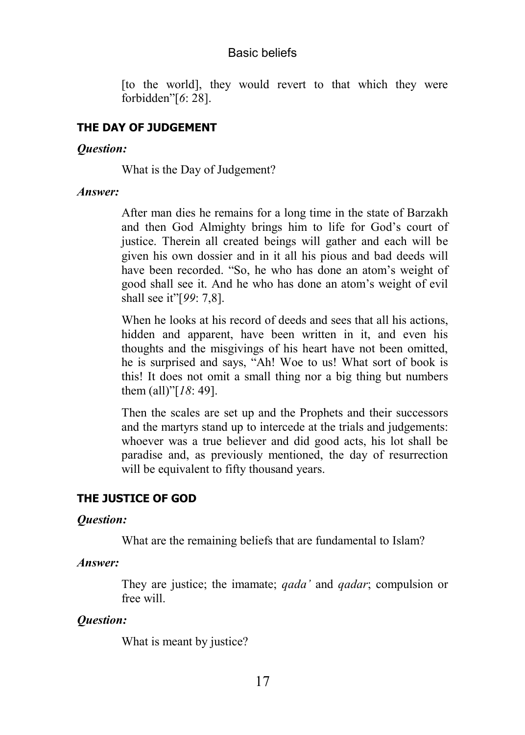[to the world], they would revert to that which they were forbidden"[*6*: 28].

### THE DAY OF JUDGEMENT

***Question:***

What is the Day of Judgement?

***Answer:***

After man dies he remains for a long time in the state of Barzakh and then God Almighty brings him to life for God's court of justice. Therein all created beings will gather and each will be given his own dossier and in it all his pious and bad deeds will have been recorded. "So, he who has done an atom's weight of good shall see it. And he who has done an atom's weight of evil shall see it"[*99*: 7,8].

When he looks at his record of deeds and sees that all his actions, hidden and apparent, have been written in it, and even his thoughts and the misgivings of his heart have not been omitted, he is surprised and says, "Ah! Woe to us! What sort of book is this! It does not omit a small thing nor a big thing but numbers them (all)"[*18*: 49].

Then the scales are set up and the Prophets and their successors and the martyrs stand up to intercede at the trials and judgements: whoever was a true believer and did good acts, his lot shall be paradise and, as previously mentioned, the day of resurrection will be equivalent to fifty thousand years.

### THE JUSTICE OF GOD

***Question:***

What are the remaining beliefs that are fundamental to Islam?

***Answer:***

They are justice; the imamate; *qada'* and *qadar*; compulsion or free will.

***Question:***

What is meant by justice?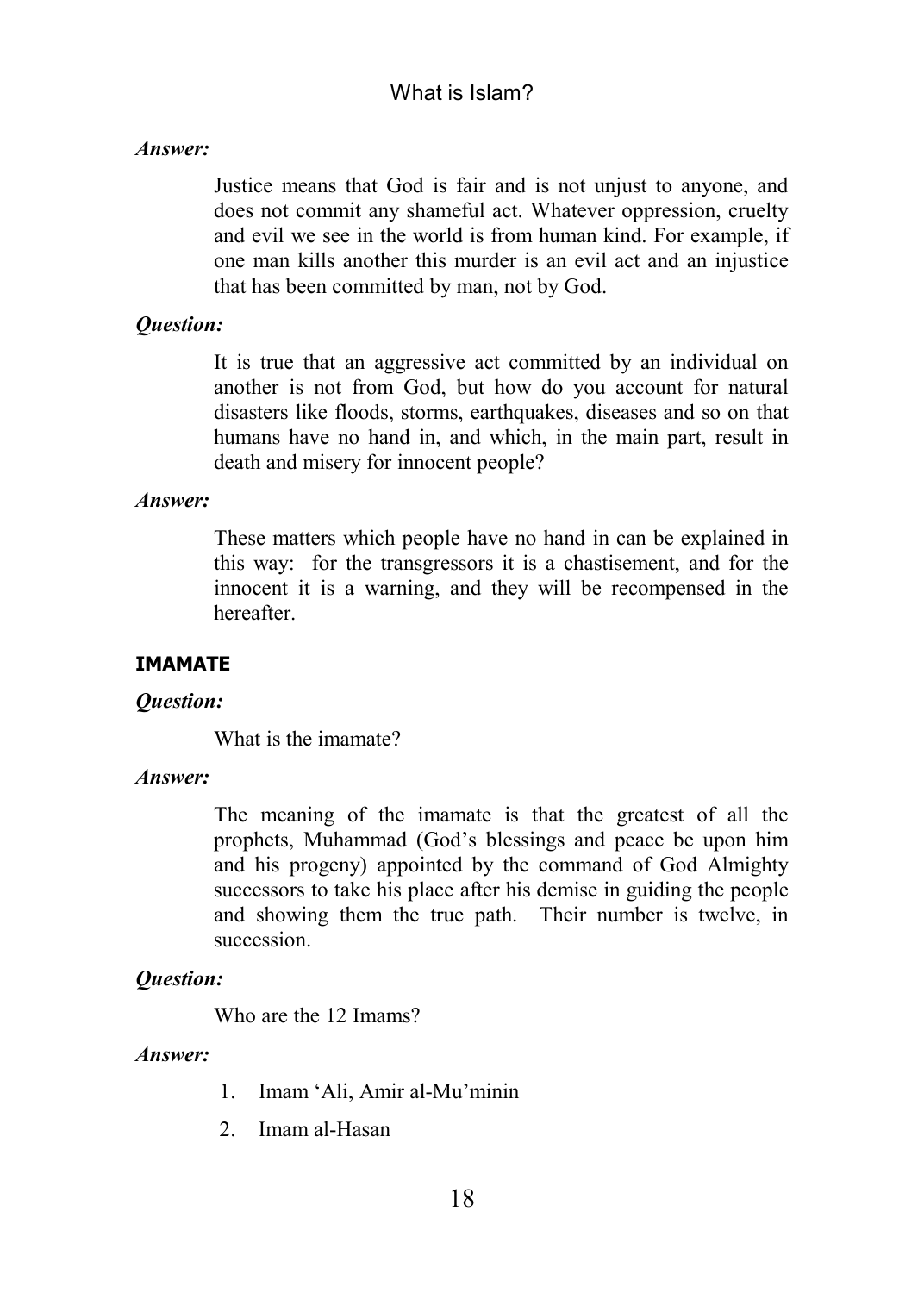***Answer:***

Justice means that God is fair and is not unjust to anyone, and does not commit any shameful act. Whatever oppression, cruelty and evil we see in the world is from human kind. For example, if one man kills another this murder is an evil act and an injustice that has been committed by man, not by God.

***Question:***

It is true that an aggressive act committed by an individual on another is not from God, but how do you account for natural disasters like floods, storms, earthquakes, diseases and so on that humans have no hand in, and which, in the main part, result in death and misery for innocent people?

***Answer:***

These matters which people have no hand in can be explained in this way: for the transgressors it is a chastisement, and for the innocent it is a warning, and they will be recompensed in the hereafter.

## IMAMATE

***Question:***

What is the imamate?

***Answer:***

The meaning of the imamate is that the greatest of all the prophets, Muhammad (God's blessings and peace be upon him and his progeny) appointed by the command of God Almighty successors to take his place after his demise in guiding the people and showing them the true path. Their number is twelve, in succession.

***Question:***

Who are the 12 Imams?

***Answer:***

1. Imam 'Ali, Amir al-Mu'minin
2. Imam al-Hasan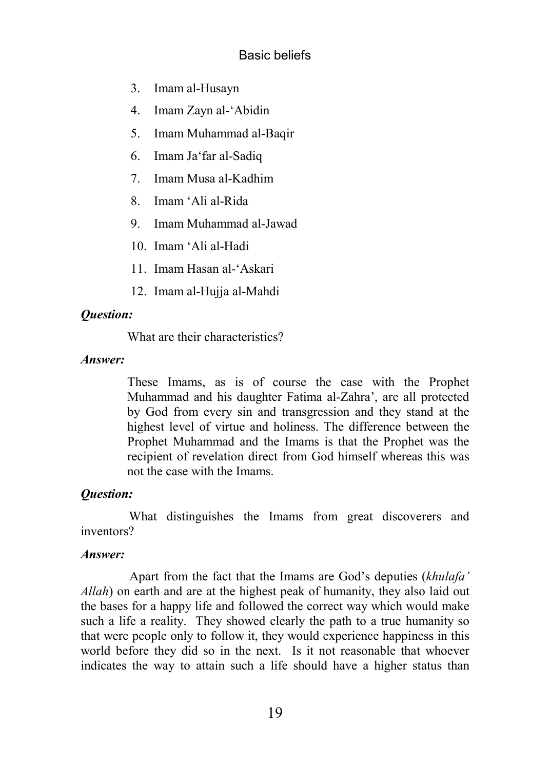3. Imam al-Husayn
4. Imam Zayn al-‘Abidin
5. Imam Muhammad al-Baqir
6. Imam Ja‘far al-Sadiq
7. Imam Musa al-Kadhim
8. Imam ‘Ali al-Rida
9. Imam Muhammad al-Jawad
10. Imam ‘Ali al-Hadi
11. Imam Hasan al-‘Askari
12. Imam al-Hujja al-Mahdi

***Question:***

What are their characteristics?

***Answer:***

These Imams, as is of course the case with the Prophet Muhammad and his daughter Fatima al-Zahra’, are all protected by God from every sin and transgression and they stand at the highest level of virtue and holiness. The difference between the Prophet Muhammad and the Imams is that the Prophet was the recipient of revelation direct from God himself whereas this was not the case with the Imams.

***Question:***

What distinguishes the Imams from great discoverers and inventors?

***Answer:***

Apart from the fact that the Imams are God’s deputies (*khulafa’ Allah*) on earth and are at the highest peak of humanity, they also laid out the bases for a happy life and followed the correct way which would make such a life a reality. They showed clearly the path to a true humanity so that were people only to follow it, they would experience happiness in this world before they did so in the next. Is it not reasonable that whoever indicates the way to attain such a life should have a higher status than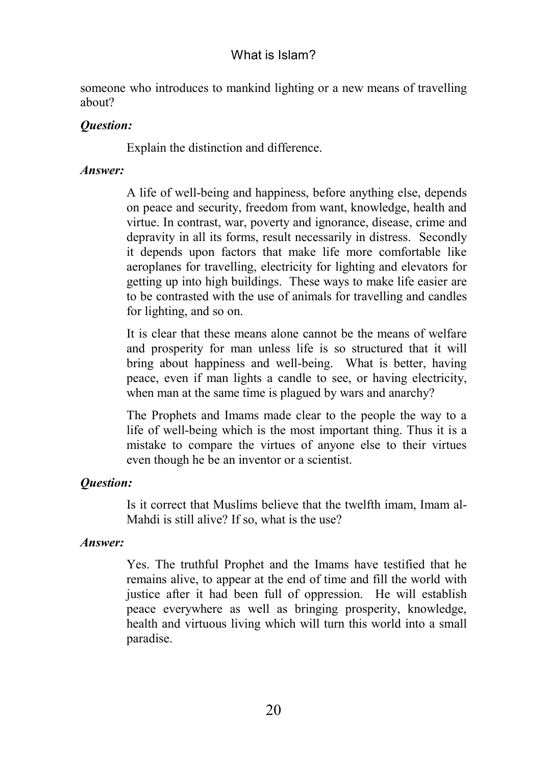someone who introduces to mankind lighting or a new means of travelling about?

***Question:***

Explain the distinction and difference.

***Answer:***

A life of well-being and happiness, before anything else, depends on peace and security, freedom from want, knowledge, health and virtue. In contrast, war, poverty and ignorance, disease, crime and depravity in all its forms, result necessarily in distress. Secondly it depends upon factors that make life more comfortable like aeroplanes for travelling, electricity for lighting and elevators for getting up into high buildings. These ways to make life easier are to be contrasted with the use of animals for travelling and candles for lighting, and so on.

It is clear that these means alone cannot be the means of welfare and prosperity for man unless life is so structured that it will bring about happiness and well-being. What is better, having peace, even if man lights a candle to see, or having electricity, when man at the same time is plagued by wars and anarchy?

The Prophets and Imams made clear to the people the way to a life of well-being which is the most important thing. Thus it is a mistake to compare the virtues of anyone else to their virtues even though he be an inventor or a scientist.

***Question:***

Is it correct that Muslims believe that the twelfth imam, Imam al-Mahdi is still alive? If so, what is the use?

***Answer:***

Yes. The truthful Prophet and the Imams have testified that he remains alive, to appear at the end of time and fill the world with justice after it had been full of oppression. He will establish peace everywhere as well as bringing prosperity, knowledge, health and virtuous living which will turn this world into a small paradise.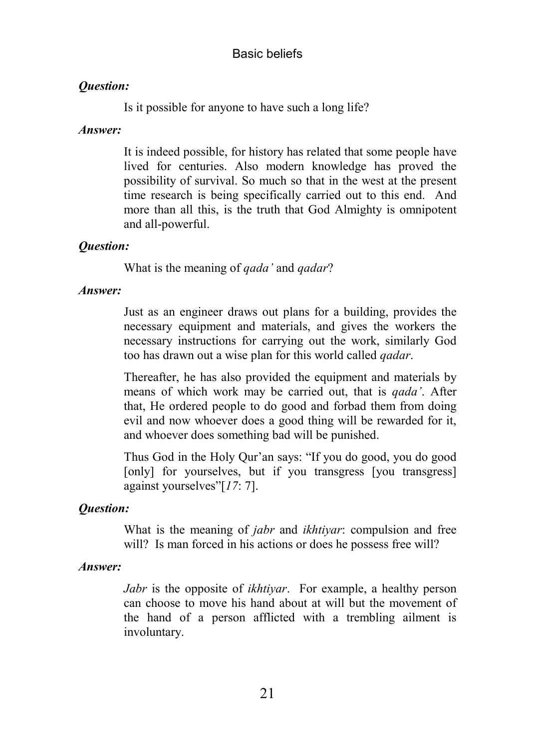***Question:***

Is it possible for anyone to have such a long life?

***Answer:***

It is indeed possible, for history has related that some people have lived for centuries. Also modern knowledge has proved the possibility of survival. So much so that in the west at the present time research is being specifically carried out to this end. And more than all this, is the truth that God Almighty is omnipotent and all-powerful.

***Question:***

What is the meaning of *qada'* and *qadar*?

***Answer:***

Just as an engineer draws out plans for a building, provides the necessary equipment and materials, and gives the workers the necessary instructions for carrying out the work, similarly God too has drawn out a wise plan for this world called *qadar*.

Thereafter, he has also provided the equipment and materials by means of which work may be carried out, that is *qada'*. After that, He ordered people to do good and forbad them from doing evil and now whoever does a good thing will be rewarded for it, and whoever does something bad will be punished.

Thus God in the Holy Qur'an says: "If you do good, you do good [only] for yourselves, but if you transgress [you transgress] against yourselves"[*17*: 7].

***Question:***

What is the meaning of *jabr* and *ikhtiyar*: compulsion and free will? Is man forced in his actions or does he possess free will?

***Answer:***

*Jabr* is the opposite of *ikhtiyar*. For example, a healthy person can choose to move his hand about at will but the movement of the hand of a person afflicted with a trembling ailment is involuntary.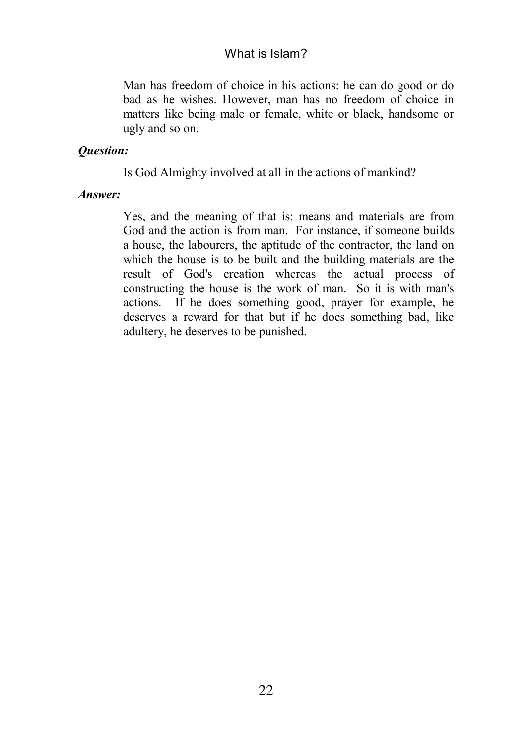Man has freedom of choice in his actions: he can do good or do bad as he wishes. However, man has no freedom of choice in matters like being male or female, white or black, handsome or ugly and so on.

***Question:***

Is God Almighty involved at all in the actions of mankind?

***Answer:***

Yes, and the meaning of that is: means and materials are from God and the action is from man. For instance, if someone builds a house, the labourers, the aptitude of the contractor, the land on which the house is to be built and the building materials are the result of God's creation whereas the actual process of constructing the house is the work of man. So it is with man's actions. If he does something good, prayer for example, he deserves a reward for that but if he does something bad, like adultery, he deserves to be punished.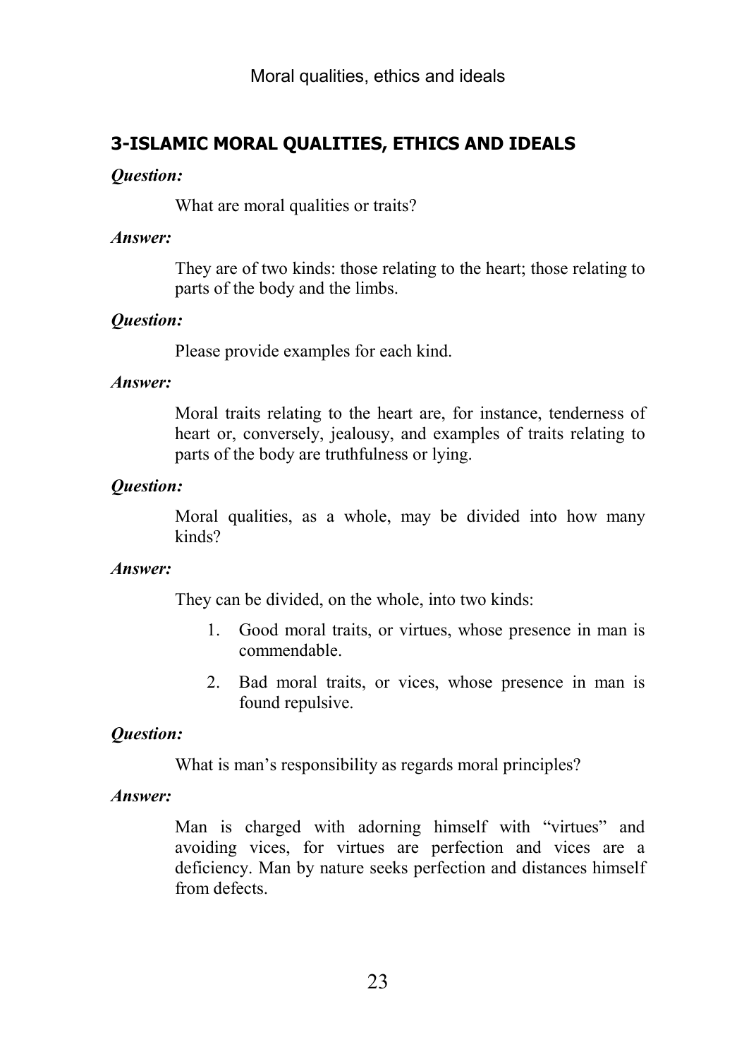## 3-ISLAMIC MORAL QUALITIES, ETHICS AND IDEALS

***Question:***

What are moral qualities or traits?

***Answer:***

They are of two kinds: those relating to the heart; those relating to parts of the body and the limbs.

***Question:***

Please provide examples for each kind.

***Answer:***

Moral traits relating to the heart are, for instance, tenderness of heart or, conversely, jealousy, and examples of traits relating to parts of the body are truthfulness or lying.

***Question:***

Moral qualities, as a whole, may be divided into how many kinds?

***Answer:***

They can be divided, on the whole, into two kinds:

1. Good moral traits, or virtues, whose presence in man is commendable.
2. Bad moral traits, or vices, whose presence in man is found repulsive.

***Question:***

What is man's responsibility as regards moral principles?

***Answer:***

Man is charged with adorning himself with "virtues" and avoiding vices, for virtues are perfection and vices are a deficiency. Man by nature seeks perfection and distances himself from defects.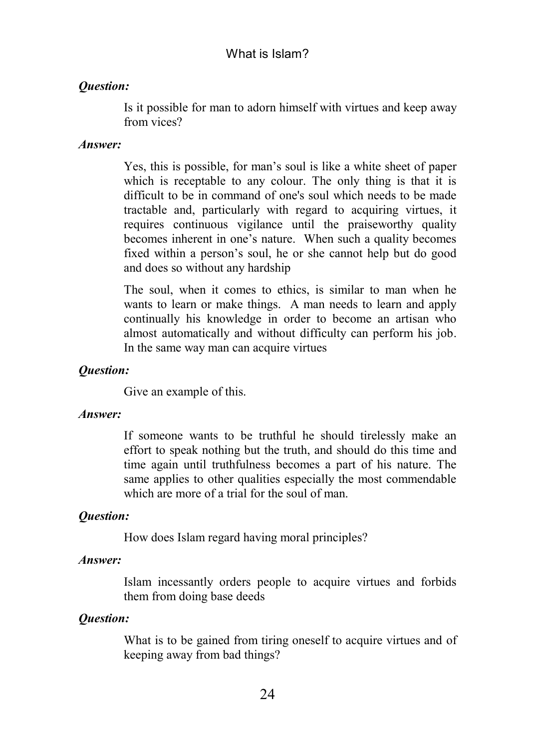***Question:***

Is it possible for man to adorn himself with virtues and keep away from vices?

***Answer:***

Yes, this is possible, for man's soul is like a white sheet of paper which is receptable to any colour. The only thing is that it is difficult to be in command of one's soul which needs to be made tractable and, particularly with regard to acquiring virtues, it requires continuous vigilance until the praiseworthy quality becomes inherent in one's nature. When such a quality becomes fixed within a person's soul, he or she cannot help but do good and does so without any hardship

The soul, when it comes to ethics, is similar to man when he wants to learn or make things. A man needs to learn and apply continually his knowledge in order to become an artisan who almost automatically and without difficulty can perform his job. In the same way man can acquire virtues

***Question:***

Give an example of this.

***Answer:***

If someone wants to be truthful he should tirelessly make an effort to speak nothing but the truth, and should do this time and time again until truthfulness becomes a part of his nature. The same applies to other qualities especially the most commendable which are more of a trial for the soul of man.

***Question:***

How does Islam regard having moral principles?

***Answer:***

Islam incessantly orders people to acquire virtues and forbids them from doing base deeds

***Question:***

What is to be gained from tiring oneself to acquire virtues and of keeping away from bad things?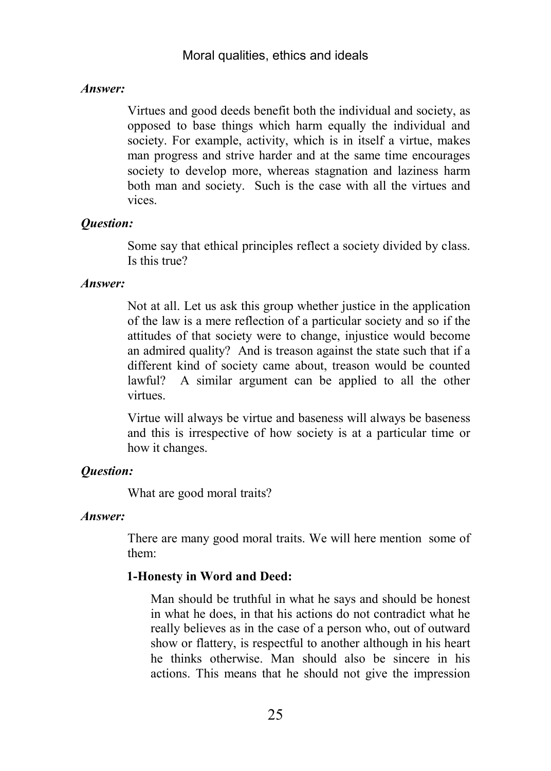***Answer:***

Virtues and good deeds benefit both the individual and society, as opposed to base things which harm equally the individual and society. For example, activity, which is in itself a virtue, makes man progress and strive harder and at the same time encourages society to develop more, whereas stagnation and laziness harm both man and society. Such is the case with all the virtues and vices.

***Question:***

Some say that ethical principles reflect a society divided by class. Is this true?

***Answer:***

Not at all. Let us ask this group whether justice in the application of the law is a mere reflection of a particular society and so if the attitudes of that society were to change, injustice would become an admired quality? And is treason against the state such that if a different kind of society came about, treason would be counted lawful? A similar argument can be applied to all the other virtues.

Virtue will always be virtue and baseness will always be baseness and this is irrespective of how society is at a particular time or how it changes.

***Question:***

What are good moral traits?

***Answer:***

There are many good moral traits. We will here mention some of them:

**1-Honesty in Word and Deed:**

Man should be truthful in what he says and should be honest in what he does, in that his actions do not contradict what he really believes as in the case of a person who, out of outward show or flattery, is respectful to another although in his heart he thinks otherwise. Man should also be sincere in his actions. This means that he should not give the impression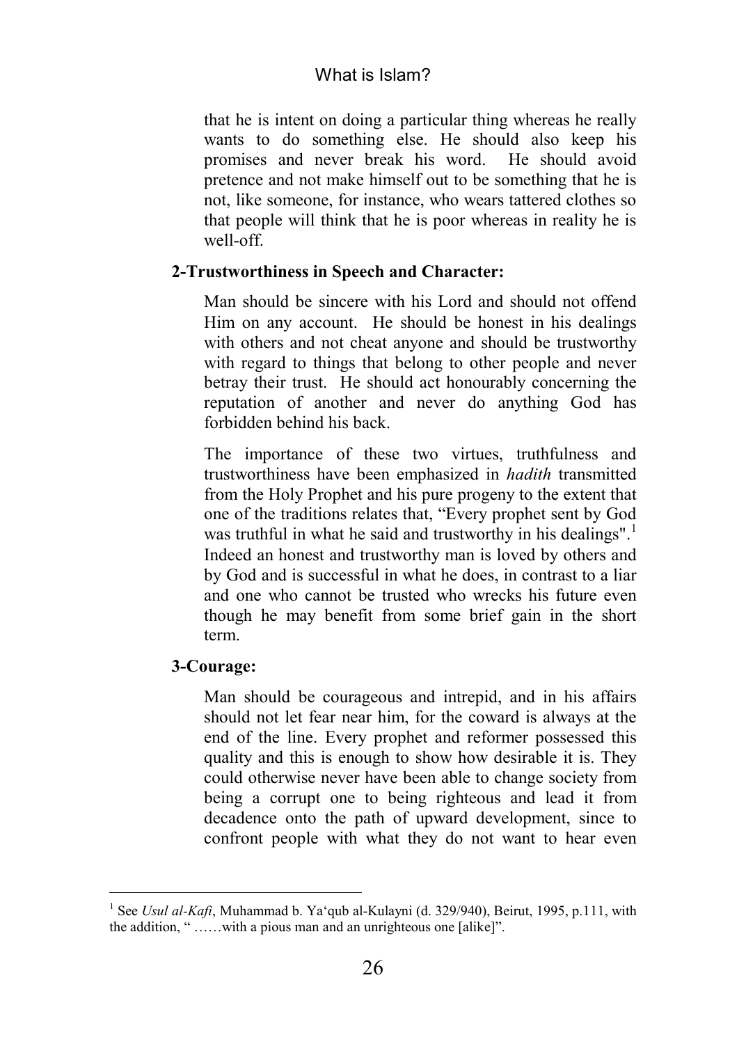that he is intent on doing a particular thing whereas he really wants to do something else. He should also keep his promises and never break his word. He should avoid pretence and not make himself out to be something that he is not, like someone, for instance, who wears tattered clothes so that people will think that he is poor whereas in reality he is well-off.

**2-Trustworthiness in Speech and Character:**

Man should be sincere with his Lord and should not offend Him on any account. He should be honest in his dealings with others and not cheat anyone and should be trustworthy with regard to things that belong to other people and never betray their trust. He should act honourably concerning the reputation of another and never do anything God has forbidden behind his back.

The importance of these two virtues, truthfulness and trustworthiness have been emphasized in *hadith* transmitted from the Holy Prophet and his pure progeny to the extent that one of the traditions relates that, "Every prophet sent by God was truthful in what he said and trustworthy in his dealings".[1] Indeed an honest and trustworthy man is loved by others and by God and is successful in what he does, in contrast to a liar and one who cannot be trusted who wrecks his future even though he may benefit from some brief gain in the short term.

**3-Courage:**

Man should be courageous and intrepid, and in his affairs should not let fear near him, for the coward is always at the end of the line. Every prophet and reformer possessed this quality and this is enough to show how desirable it is. They could otherwise never have been able to change society from being a corrupt one to being righteous and lead it from decadence onto the path of upward development, since to confront people with what they do not want to hear even

---

[1] See *Usul al-Kafi*, Muhammad b. Ya'qub al-Kulayni (d. 329/940), Beirut, 1995, p.111, with the addition, " ……with a pious man and an unrighteous one [alike]".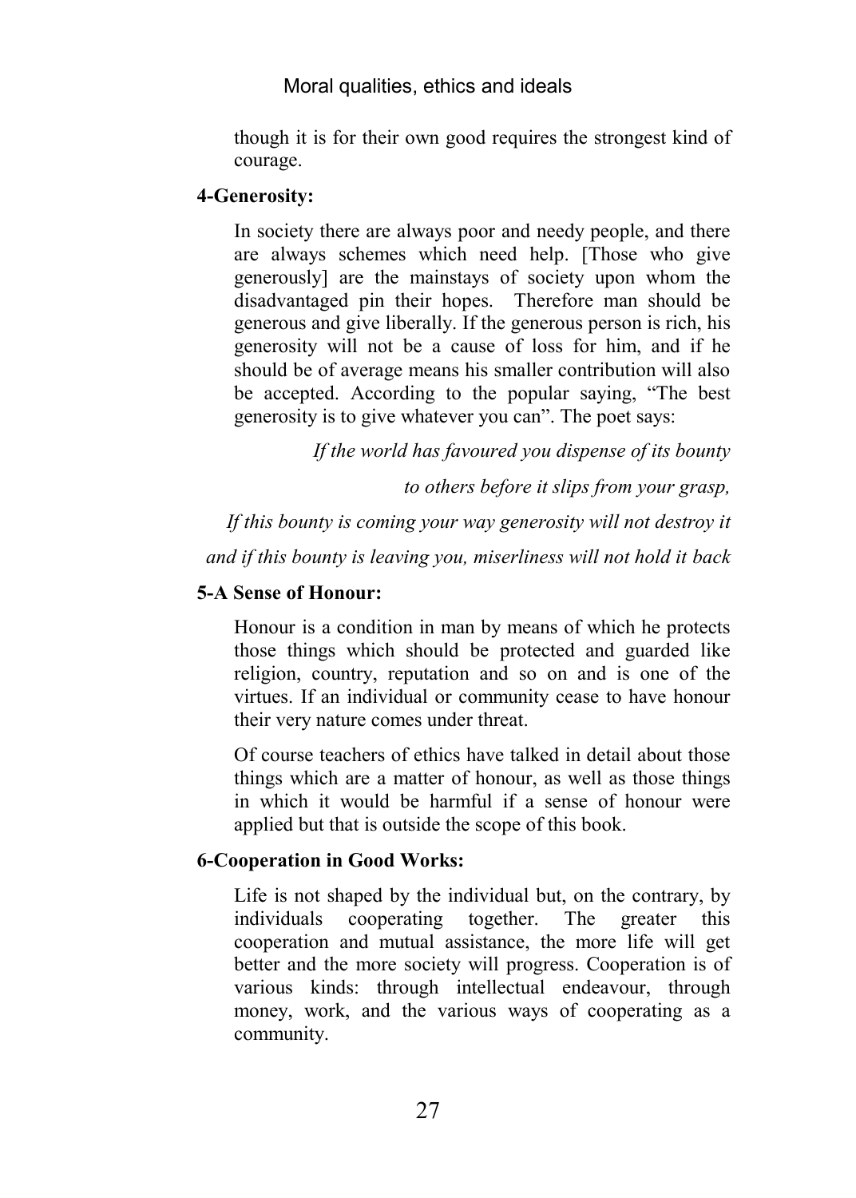though it is for their own good requires the strongest kind of courage.

**4-Generosity:**

In society there are always poor and needy people, and there are always schemes which need help. [Those who give generously] are the mainstays of society upon whom the disadvantaged pin their hopes. Therefore man should be generous and give liberally. If the generous person is rich, his generosity will not be a cause of loss for him, and if he should be of average means his smaller contribution will also be accepted. According to the popular saying, "The best generosity is to give whatever you can". The poet says:

*If the world has favoured you dispense of its bounty*

*to others before it slips from your grasp,*

*If this bounty is coming your way generosity will not destroy it*

*and if this bounty is leaving you, miserliness will not hold it back*

**5-A Sense of Honour:**

Honour is a condition in man by means of which he protects those things which should be protected and guarded like religion, country, reputation and so on and is one of the virtues. If an individual or community cease to have honour their very nature comes under threat.

Of course teachers of ethics have talked in detail about those things which are a matter of honour, as well as those things in which it would be harmful if a sense of honour were applied but that is outside the scope of this book.

**6-Cooperation in Good Works:**

Life is not shaped by the individual but, on the contrary, by individuals cooperating together. The greater this cooperation and mutual assistance, the more life will get better and the more society will progress. Cooperation is of various kinds: through intellectual endeavour, through money, work, and the various ways of cooperating as a community.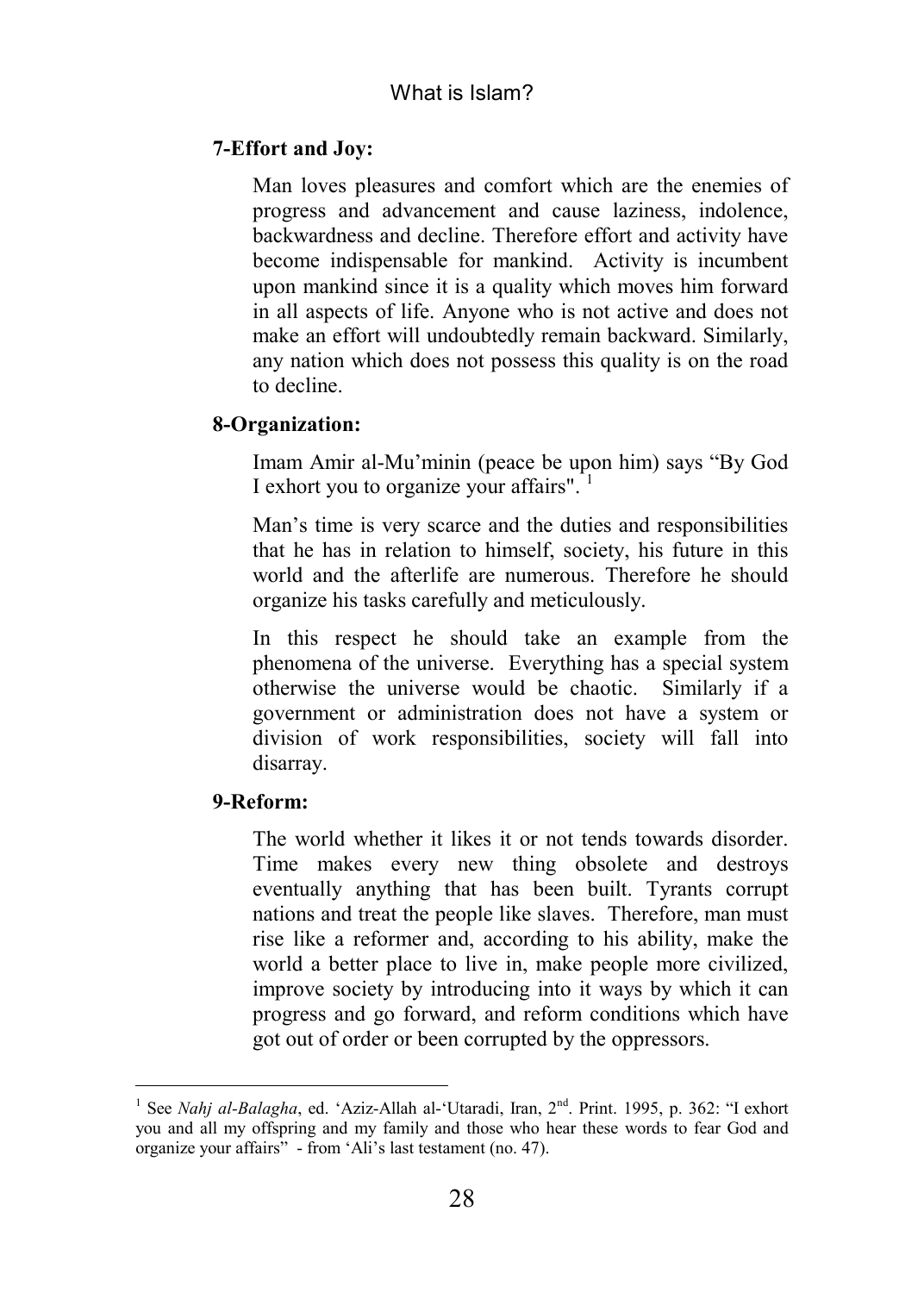### 7-Effort and Joy:

Man loves pleasures and comfort which are the enemies of progress and advancement and cause laziness, indolence, backwardness and decline. Therefore effort and activity have become indispensable for mankind. Activity is incumbent upon mankind since it is a quality which moves him forward in all aspects of life. Anyone who is not active and does not make an effort will undoubtedly remain backward. Similarly, any nation which does not possess this quality is on the road to decline.

### 8-Organization:

Imam Amir al-Mu'minin (peace be upon him) says "By God I exhort you to organize your affairs". [1]

Man's time is very scarce and the duties and responsibilities that he has in relation to himself, society, his future in this world and the afterlife are numerous. Therefore he should organize his tasks carefully and meticulously.

In this respect he should take an example from the phenomena of the universe. Everything has a special system otherwise the universe would be chaotic. Similarly if a government or administration does not have a system or division of work responsibilities, society will fall into disarray.

### 9-Reform:

The world whether it likes it or not tends towards disorder. Time makes every new thing obsolete and destroys eventually anything that has been built. Tyrants corrupt nations and treat the people like slaves. Therefore, man must rise like a reformer and, according to his ability, make the world a better place to live in, make people more civilized, improve society by introducing into it ways by which it can progress and go forward, and reform conditions which have got out of order or been corrupted by the oppressors.

---

[1] See *Nahj al-Balagha*, ed. 'Aziz-Allah al-'Utaradi, Iran, 2nd. Print. 1995, p. 362: "I exhort you and all my offspring and my family and those who hear these words to fear God and organize your affairs" - from 'Ali's last testament (no. 47).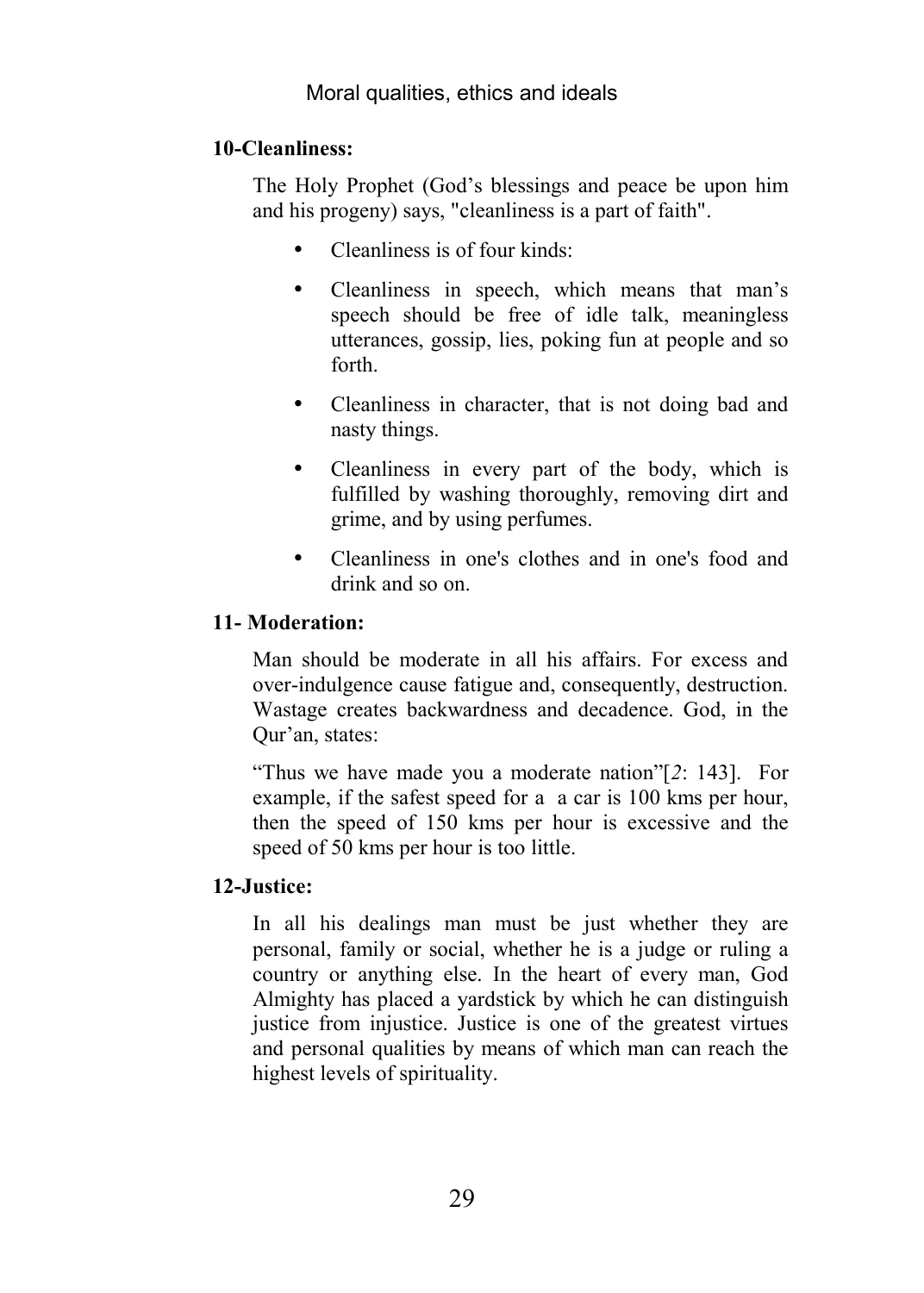**10-Cleanliness:**

The Holy Prophet (God's blessings and peace be upon him and his progeny) says, "cleanliness is a part of faith".

- Cleanliness is of four kinds:
- Cleanliness in speech, which means that man's speech should be free of idle talk, meaningless utterances, gossip, lies, poking fun at people and so forth.
- Cleanliness in character, that is not doing bad and nasty things.
- Cleanliness in every part of the body, which is fulfilled by washing thoroughly, removing dirt and grime, and by using perfumes.
- Cleanliness in one's clothes and in one's food and drink and so on.

**11- Moderation:**

Man should be moderate in all his affairs. For excess and over-indulgence cause fatigue and, consequently, destruction. Wastage creates backwardness and decadence. God, in the Qur'an, states:

"Thus we have made you a moderate nation"[*2*: 143]. For example, if the safest speed for a a car is 100 kms per hour, then the speed of 150 kms per hour is excessive and the speed of 50 kms per hour is too little.

**12-Justice:**

In all his dealings man must be just whether they are personal, family or social, whether he is a judge or ruling a country or anything else. In the heart of every man, God Almighty has placed a yardstick by which he can distinguish justice from injustice. Justice is one of the greatest virtues and personal qualities by means of which man can reach the highest levels of spirituality.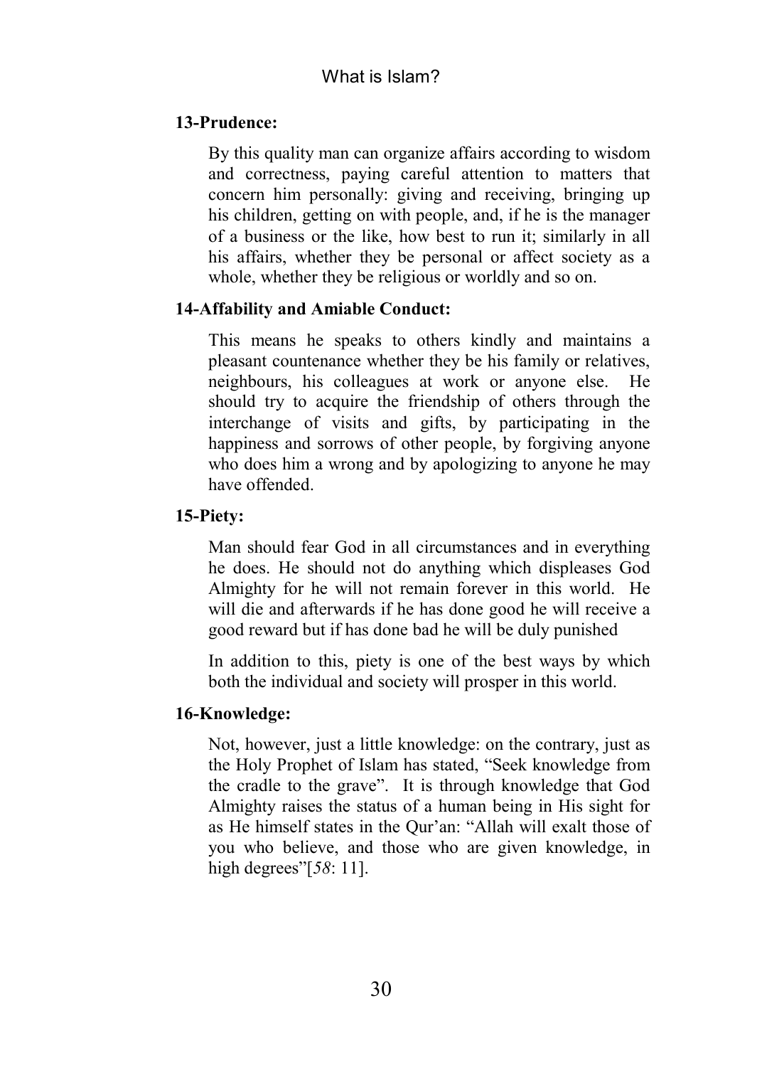**13-Prudence:**

By this quality man can organize affairs according to wisdom and correctness, paying careful attention to matters that concern him personally: giving and receiving, bringing up his children, getting on with people, and, if he is the manager of a business or the like, how best to run it; similarly in all his affairs, whether they be personal or affect society as a whole, whether they be religious or worldly and so on.

**14-Affability and Amiable Conduct:**

This means he speaks to others kindly and maintains a pleasant countenance whether they be his family or relatives, neighbours, his colleagues at work or anyone else. He should try to acquire the friendship of others through the interchange of visits and gifts, by participating in the happiness and sorrows of other people, by forgiving anyone who does him a wrong and by apologizing to anyone he may have offended.

**15-Piety:**

Man should fear God in all circumstances and in everything he does. He should not do anything which displeases God Almighty for he will not remain forever in this world. He will die and afterwards if he has done good he will receive a good reward but if has done bad he will be duly punished

In addition to this, piety is one of the best ways by which both the individual and society will prosper in this world.

**16-Knowledge:**

Not, however, just a little knowledge: on the contrary, just as the Holy Prophet of Islam has stated, "Seek knowledge from the cradle to the grave". It is through knowledge that God Almighty raises the status of a human being in His sight for as He himself states in the Qur'an: "Allah will exalt those of you who believe, and those who are given knowledge, in high degrees"[*58*: 11].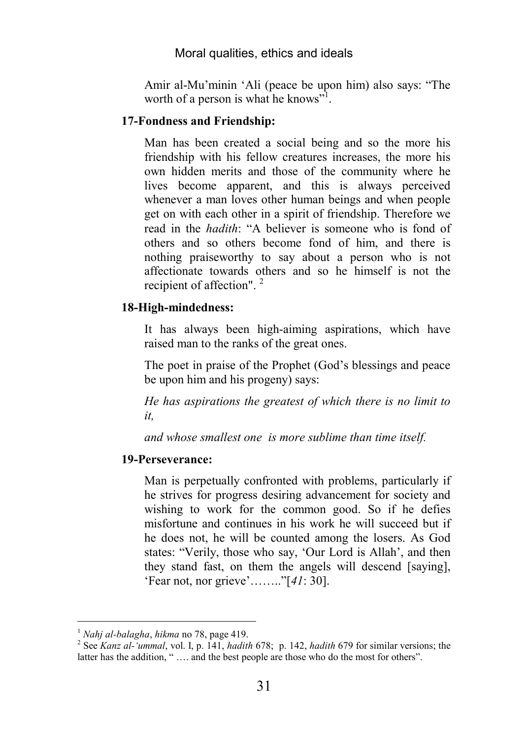Amir al-Mu'minin 'Ali (peace be upon him) also says: "The worth of a person is what he knows"[1].

**17-Fondness and Friendship:**

Man has been created a social being and so the more his friendship with his fellow creatures increases, the more his own hidden merits and those of the community where he lives become apparent, and this is always perceived whenever a man loves other human beings and when people get on with each other in a spirit of friendship. Therefore we read in the *hadith*: "A believer is someone who is fond of others and so others become fond of him, and there is nothing praiseworthy to say about a person who is not affectionate towards others and so he himself is not the recipient of affection". [2]

**18-High-mindedness:**

It has always been high-aiming aspirations, which have raised man to the ranks of the great ones.

The poet in praise of the Prophet (God's blessings and peace be upon him and his progeny) says:

*He has aspirations the greatest of which there is no limit to it,*

*and whose smallest one is more sublime than time itself.*

**19-Perseverance:**

Man is perpetually confronted with problems, particularly if he strives for progress desiring advancement for society and wishing to work for the common good. So if he defies misfortune and continues in his work he will succeed but if he does not, he will be counted among the losers. As God states: "Verily, those who say, 'Our Lord is Allah', and then they stand fast, on them the angels will descend [saying], 'Fear not, nor grieve'…….."[*41*: 30].

---

[1] *Nahj al-balagha*, *hikma* no 78, page 419.

[2] See *Kanz al-'ummal*, vol. I, p. 141, *hadith* 678; p. 142, *hadith* 679 for similar versions; the latter has the addition, " …. and the best people are those who do the most for others".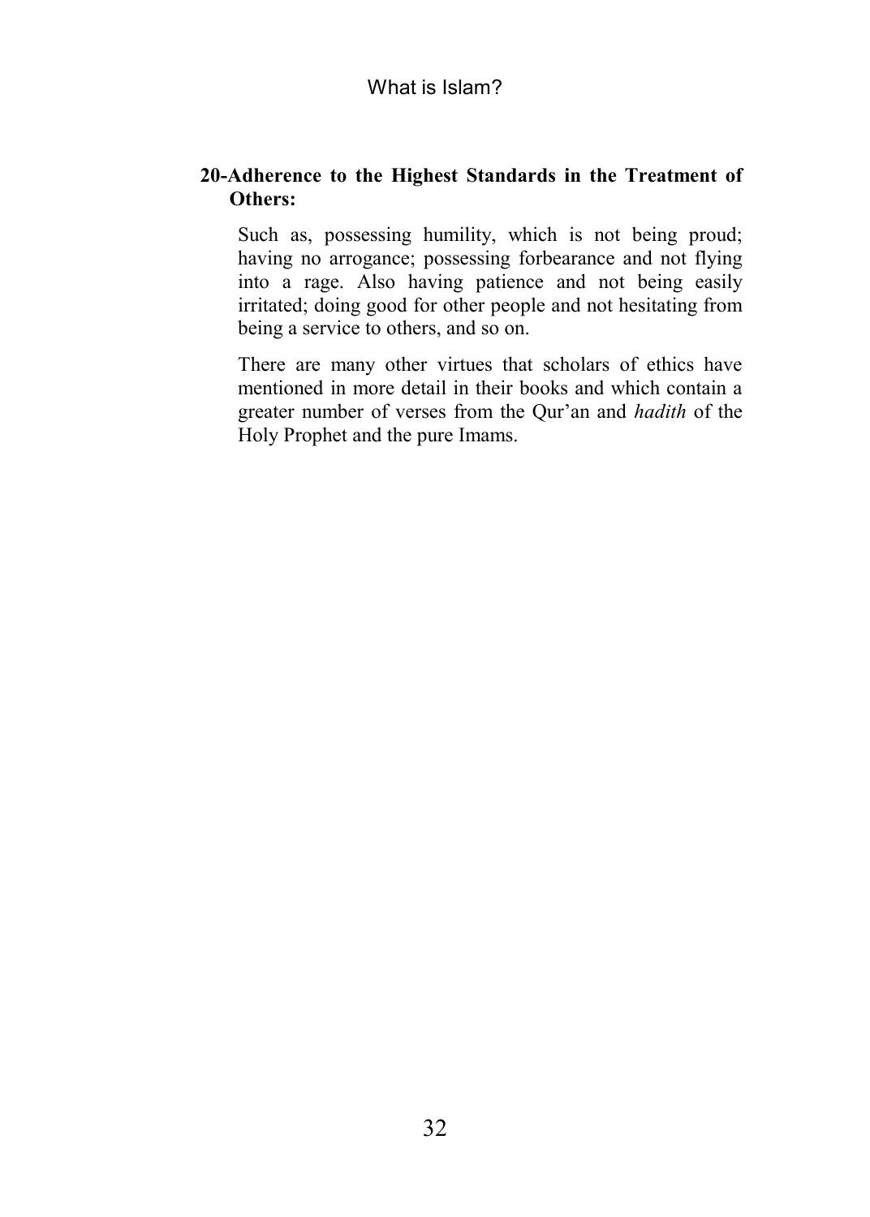**20-Adherence to the Highest Standards in the Treatment of Others:**

Such as, possessing humility, which is not being proud; having no arrogance; possessing forbearance and not flying into a rage. Also having patience and not being easily irritated; doing good for other people and not hesitating from being a service to others, and so on.

There are many other virtues that scholars of ethics have mentioned in more detail in their books and which contain a greater number of verses from the Qur'an and *hadith* of the Holy Prophet and the pure Imams.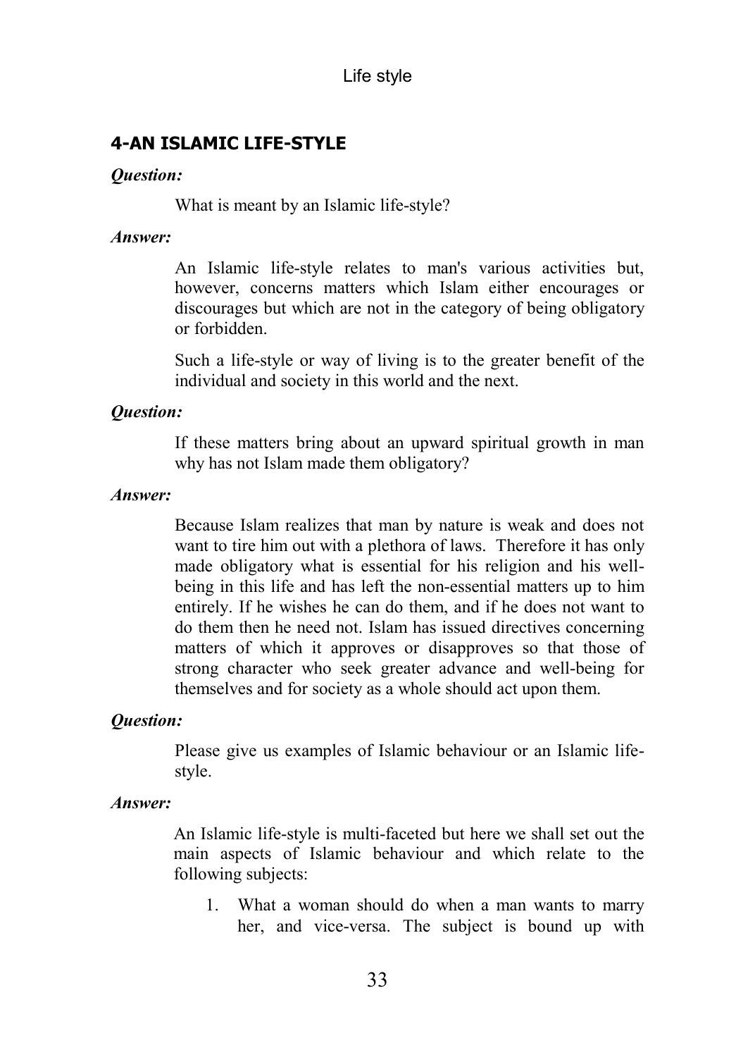## 4-AN ISLAMIC LIFE-STYLE

***Question:***

What is meant by an Islamic life-style?

***Answer:***

An Islamic life-style relates to man's various activities but, however, concerns matters which Islam either encourages or discourages but which are not in the category of being obligatory or forbidden.

Such a life-style or way of living is to the greater benefit of the individual and society in this world and the next.

***Question:***

If these matters bring about an upward spiritual growth in man why has not Islam made them obligatory?

***Answer:***

Because Islam realizes that man by nature is weak and does not want to tire him out with a plethora of laws. Therefore it has only made obligatory what is essential for his religion and his well-being in this life and has left the non-essential matters up to him entirely. If he wishes he can do them, and if he does not want to do them then he need not. Islam has issued directives concerning matters of which it approves or disapproves so that those of strong character who seek greater advance and well-being for themselves and for society as a whole should act upon them.

***Question:***

Please give us examples of Islamic behaviour or an Islamic life-style.

***Answer:***

An Islamic life-style is multi-faceted but here we shall set out the main aspects of Islamic behaviour and which relate to the following subjects:

1. What a woman should do when a man wants to marry her, and vice-versa. The subject is bound up with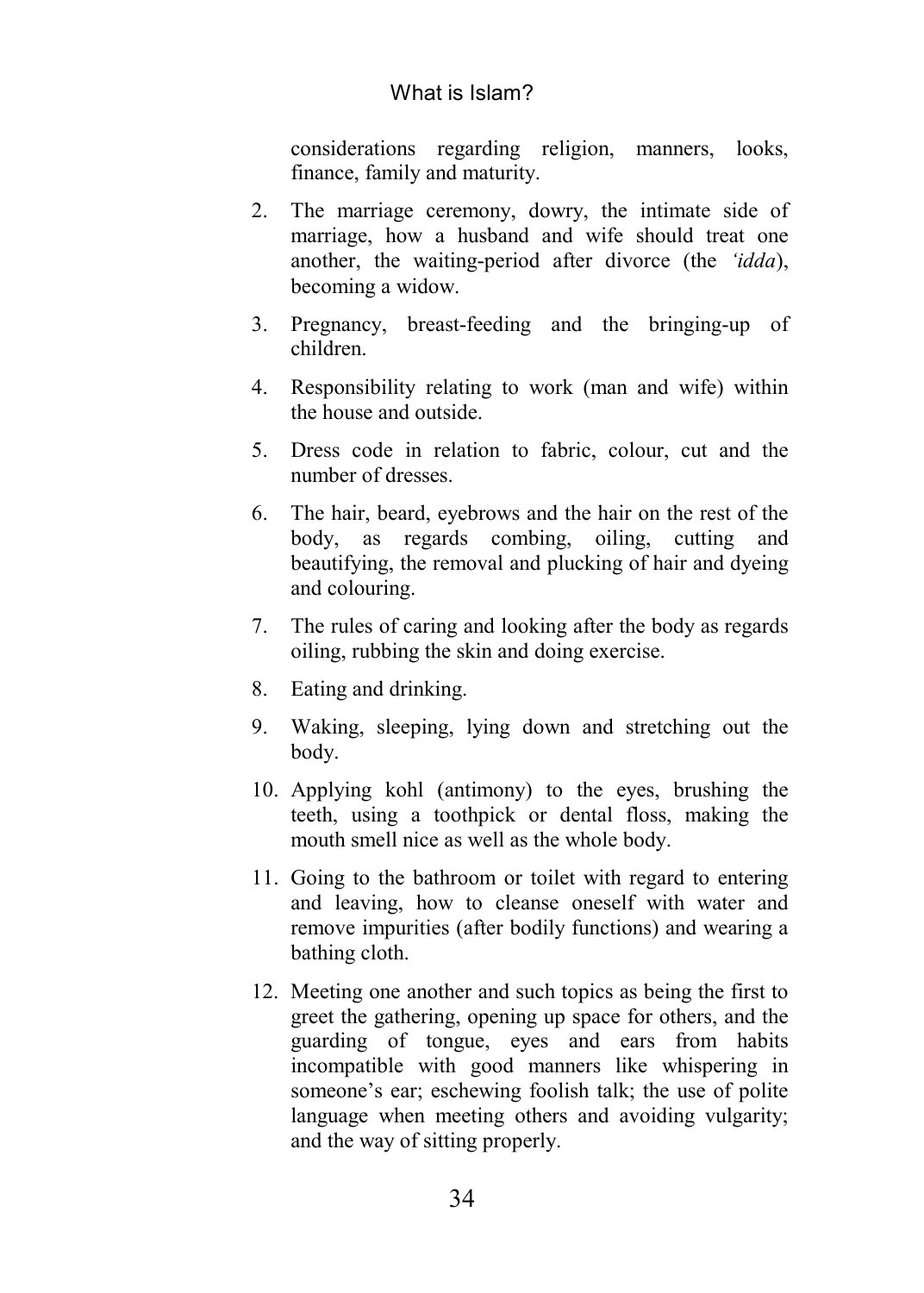considerations regarding religion, manners, looks, finance, family and maturity.

2. The marriage ceremony, dowry, the intimate side of marriage, how a husband and wife should treat one another, the waiting-period after divorce (the *'idda*), becoming a widow.
3. Pregnancy, breast-feeding and the bringing-up of children.
4. Responsibility relating to work (man and wife) within the house and outside.
5. Dress code in relation to fabric, colour, cut and the number of dresses.
6. The hair, beard, eyebrows and the hair on the rest of the body, as regards combing, oiling, cutting and beautifying, the removal and plucking of hair and dyeing and colouring.
7. The rules of caring and looking after the body as regards oiling, rubbing the skin and doing exercise.
8. Eating and drinking.
9. Waking, sleeping, lying down and stretching out the body.
10. Applying kohl (antimony) to the eyes, brushing the teeth, using a toothpick or dental floss, making the mouth smell nice as well as the whole body.
11. Going to the bathroom or toilet with regard to entering and leaving, how to cleanse oneself with water and remove impurities (after bodily functions) and wearing a bathing cloth.
12. Meeting one another and such topics as being the first to greet the gathering, opening up space for others, and the guarding of tongue, eyes and ears from habits incompatible with good manners like whispering in someone's ear; eschewing foolish talk; the use of polite language when meeting others and avoiding vulgarity; and the way of sitting properly.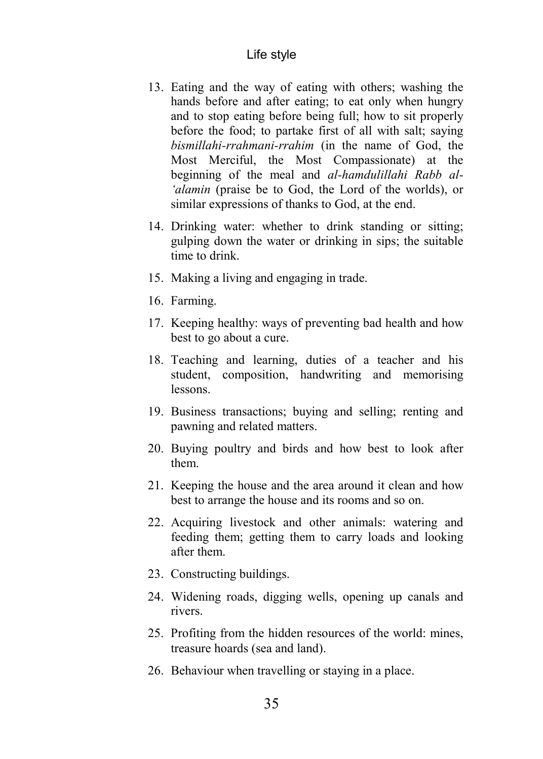13. Eating and the way of eating with others; washing the hands before and after eating; to eat only when hungry and to stop eating before being full; how to sit properly before the food; to partake first of all with salt; saying *bismillahi-rrahmani-rrahim* (in the name of God, the Most Merciful, the Most Compassionate) at the beginning of the meal and *al-hamdulillahi Rabb al-'alamin* (praise be to God, the Lord of the worlds), or similar expressions of thanks to God, at the end.
14. Drinking water: whether to drink standing or sitting; gulping down the water or drinking in sips; the suitable time to drink.
15. Making a living and engaging in trade.
16. Farming.
17. Keeping healthy: ways of preventing bad health and how best to go about a cure.
18. Teaching and learning, duties of a teacher and his student, composition, handwriting and memorising lessons.
19. Business transactions; buying and selling; renting and pawning and related matters.
20. Buying poultry and birds and how best to look after them.
21. Keeping the house and the area around it clean and how best to arrange the house and its rooms and so on.
22. Acquiring livestock and other animals: watering and feeding them; getting them to carry loads and looking after them.
23. Constructing buildings.
24. Widening roads, digging wells, opening up canals and rivers.
25. Profiting from the hidden resources of the world: mines, treasure hoards (sea and land).
26. Behaviour when travelling or staying in a place.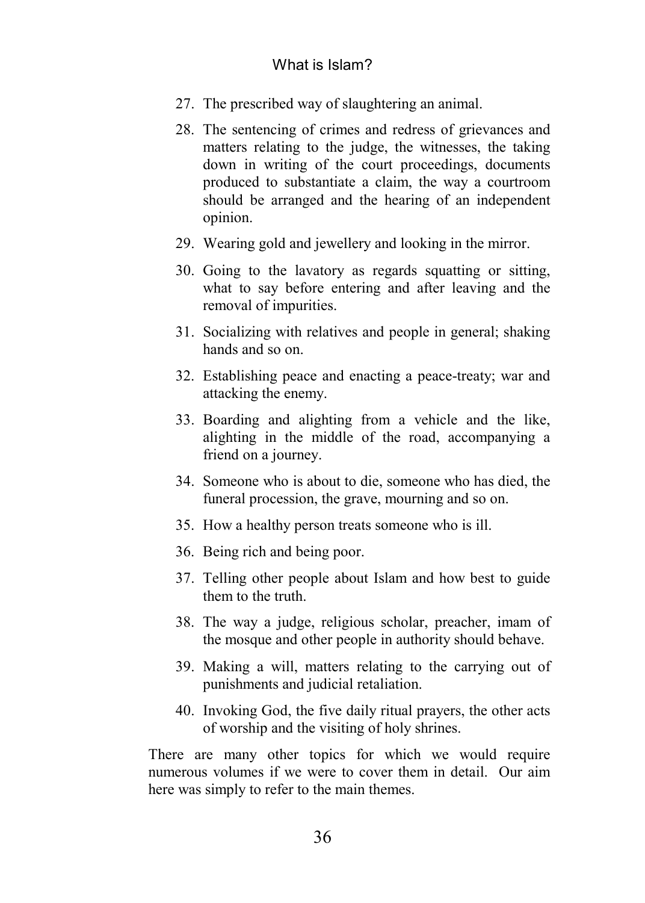27. The prescribed way of slaughtering an animal.
28. The sentencing of crimes and redress of grievances and matters relating to the judge, the witnesses, the taking down in writing of the court proceedings, documents produced to substantiate a claim, the way a courtroom should be arranged and the hearing of an independent opinion.
29. Wearing gold and jewellery and looking in the mirror.
30. Going to the lavatory as regards squatting or sitting, what to say before entering and after leaving and the removal of impurities.
31. Socializing with relatives and people in general; shaking hands and so on.
32. Establishing peace and enacting a peace-treaty; war and attacking the enemy.
33. Boarding and alighting from a vehicle and the like, alighting in the middle of the road, accompanying a friend on a journey.
34. Someone who is about to die, someone who has died, the funeral procession, the grave, mourning and so on.
35. How a healthy person treats someone who is ill.
36. Being rich and being poor.
37. Telling other people about Islam and how best to guide them to the truth.
38. The way a judge, religious scholar, preacher, imam of the mosque and other people in authority should behave.
39. Making a will, matters relating to the carrying out of punishments and judicial retaliation.
40. Invoking God, the five daily ritual prayers, the other acts of worship and the visiting of holy shrines.

There are many other topics for which we would require numerous volumes if we were to cover them in detail. Our aim here was simply to refer to the main themes.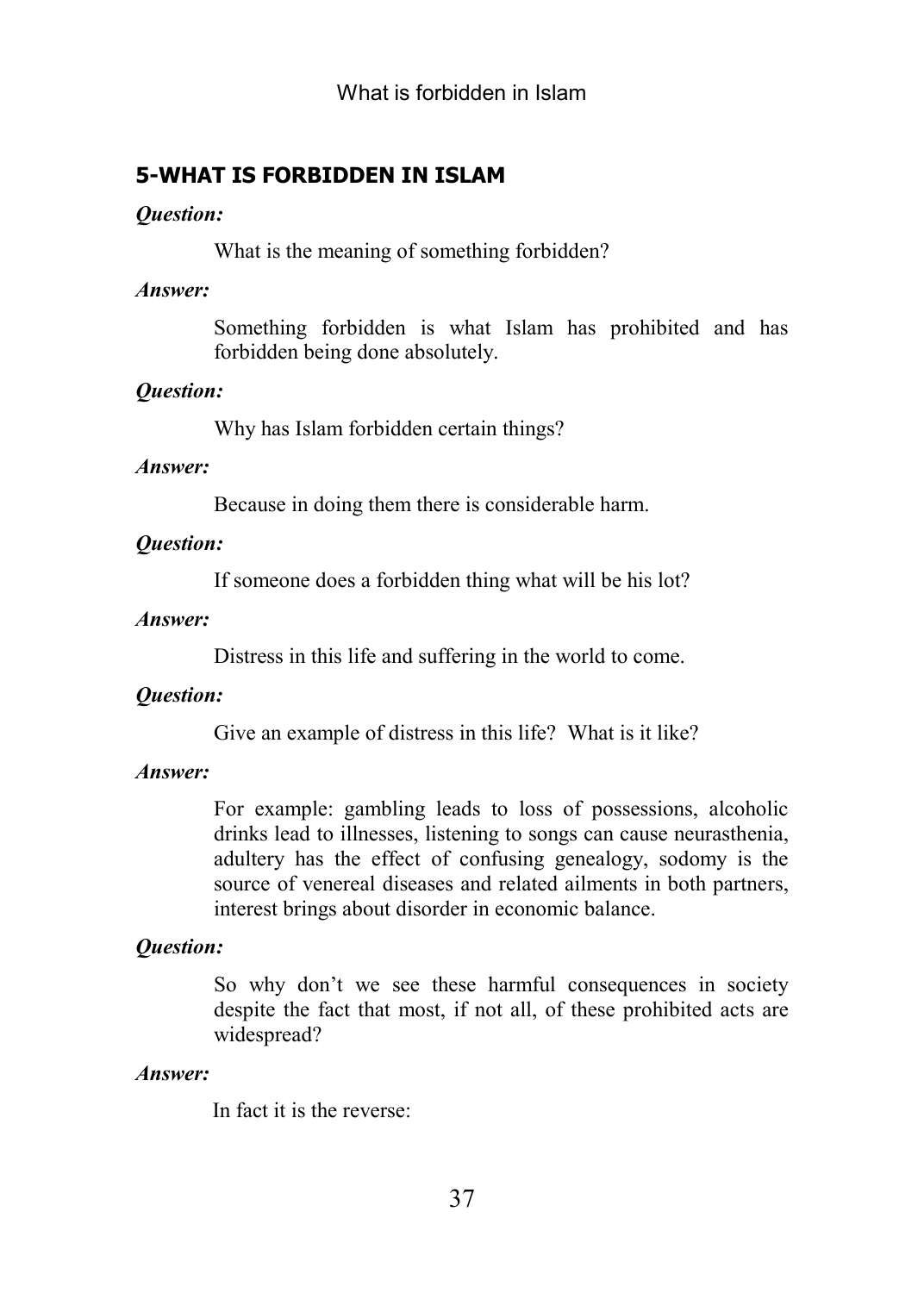## 5-WHAT IS FORBIDDEN IN ISLAM

***Question:***

What is the meaning of something forbidden?

***Answer:***

Something forbidden is what Islam has prohibited and has forbidden being done absolutely.

***Question:***

Why has Islam forbidden certain things?

***Answer:***

Because in doing them there is considerable harm.

***Question:***

If someone does a forbidden thing what will be his lot?

***Answer:***

Distress in this life and suffering in the world to come.

***Question:***

Give an example of distress in this life? What is it like?

***Answer:***

For example: gambling leads to loss of possessions, alcoholic drinks lead to illnesses, listening to songs can cause neurasthenia, adultery has the effect of confusing genealogy, sodomy is the source of venereal diseases and related ailments in both partners, interest brings about disorder in economic balance.

***Question:***

So why don't we see these harmful consequences in society despite the fact that most, if not all, of these prohibited acts are widespread?

***Answer:***

In fact it is the reverse: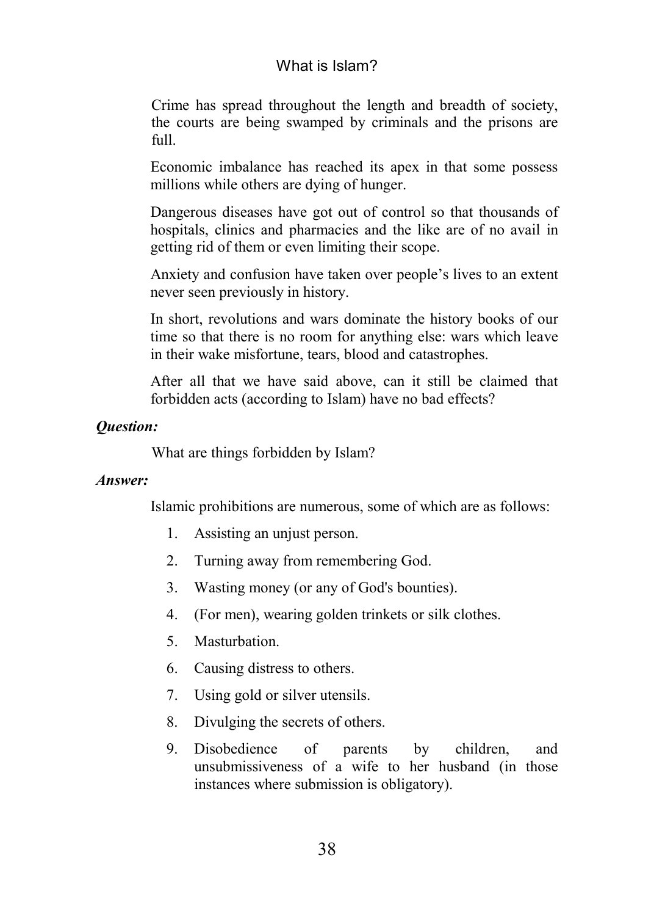Crime has spread throughout the length and breadth of society, the courts are being swamped by criminals and the prisons are full.

Economic imbalance has reached its apex in that some possess millions while others are dying of hunger.

Dangerous diseases have got out of control so that thousands of hospitals, clinics and pharmacies and the like are of no avail in getting rid of them or even limiting their scope.

Anxiety and confusion have taken over people's lives to an extent never seen previously in history.

In short, revolutions and wars dominate the history books of our time so that there is no room for anything else: wars which leave in their wake misfortune, tears, blood and catastrophes.

After all that we have said above, can it still be claimed that forbidden acts (according to Islam) have no bad effects?

***Question:***

What are things forbidden by Islam?

***Answer:***

Islamic prohibitions are numerous, some of which are as follows:

1. Assisting an unjust person.
2. Turning away from remembering God.
3. Wasting money (or any of God's bounties).
4. (For men), wearing golden trinkets or silk clothes.
5. Masturbation.
6. Causing distress to others.
7. Using gold or silver utensils.
8. Divulging the secrets of others.
9. Disobedience of parents by children, and unsubmissiveness of a wife to her husband (in those instances where submission is obligatory).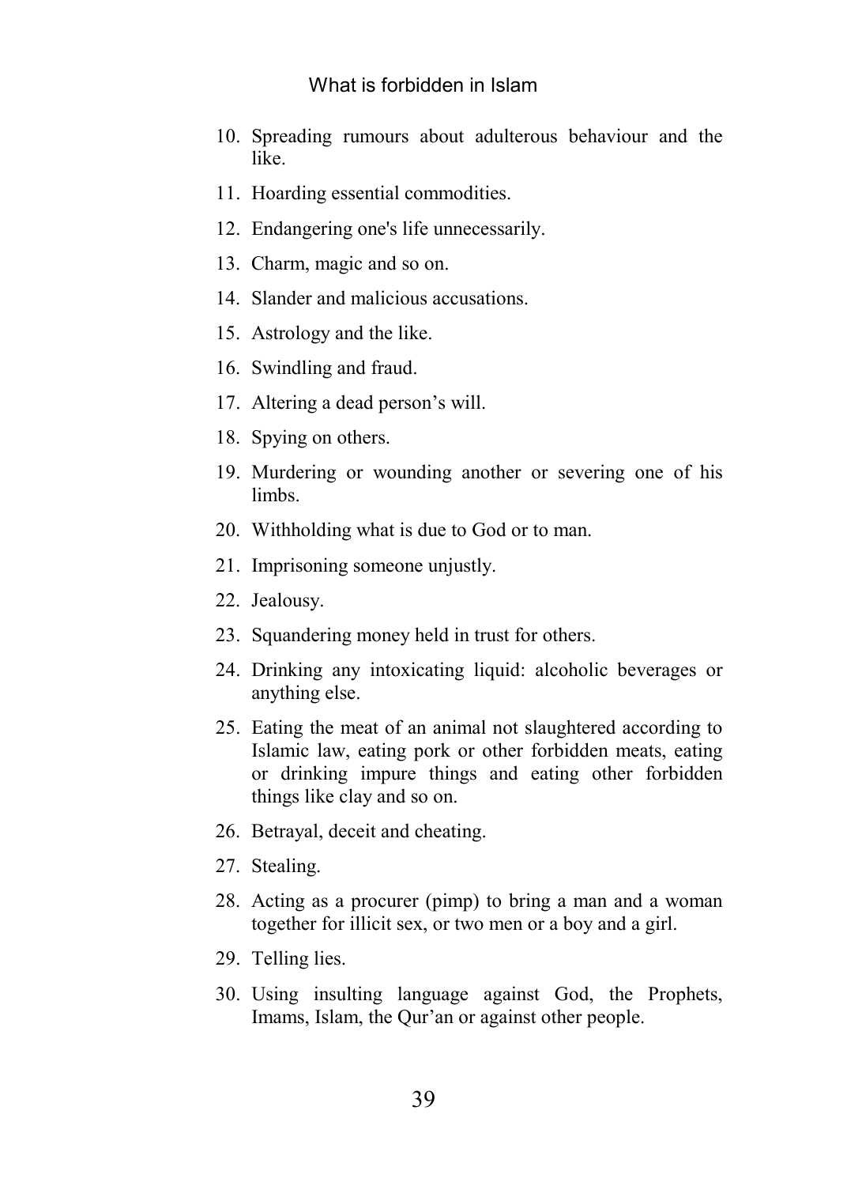10. Spreading rumours about adulterous behaviour and the like.
11. Hoarding essential commodities.
12. Endangering one's life unnecessarily.
13. Charm, magic and so on.
14. Slander and malicious accusations.
15. Astrology and the like.
16. Swindling and fraud.
17. Altering a dead person's will.
18. Spying on others.
19. Murdering or wounding another or severing one of his limbs.
20. Withholding what is due to God or to man.
21. Imprisoning someone unjustly.
22. Jealousy.
23. Squandering money held in trust for others.
24. Drinking any intoxicating liquid: alcoholic beverages or anything else.
25. Eating the meat of an animal not slaughtered according to Islamic law, eating pork or other forbidden meats, eating or drinking impure things and eating other forbidden things like clay and so on.
26. Betrayal, deceit and cheating.
27. Stealing.
28. Acting as a procurer (pimp) to bring a man and a woman together for illicit sex, or two men or a boy and a girl.
29. Telling lies.
30. Using insulting language against God, the Prophets, Imams, Islam, the Qur'an or against other people.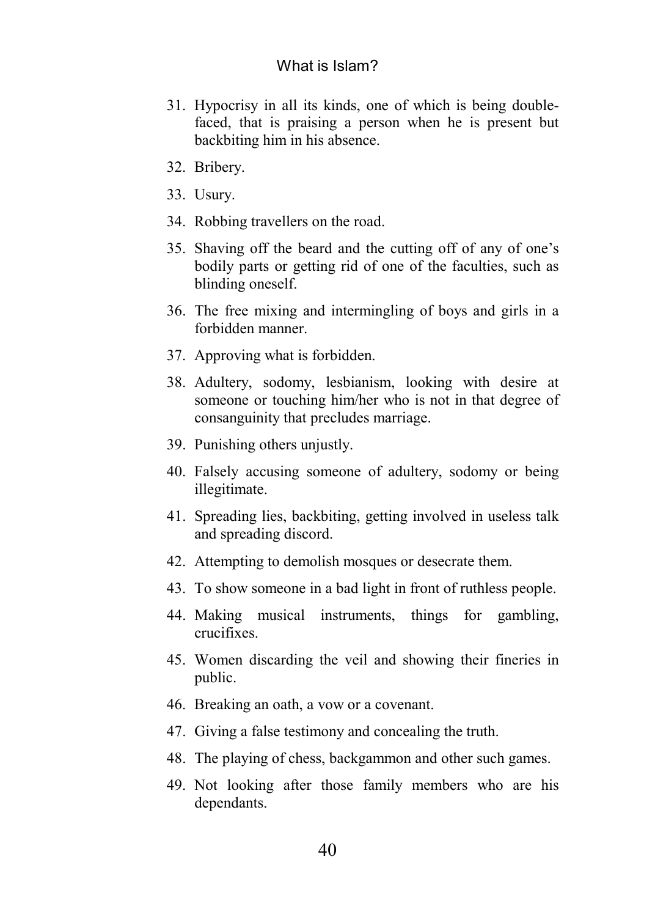31. Hypocrisy in all its kinds, one of which is being double-faced, that is praising a person when he is present but backbiting him in his absence.
32. Bribery.
33. Usury.
34. Robbing travellers on the road.
35. Shaving off the beard and the cutting off of any of one's bodily parts or getting rid of one of the faculties, such as blinding oneself.
36. The free mixing and intermingling of boys and girls in a forbidden manner.
37. Approving what is forbidden.
38. Adultery, sodomy, lesbianism, looking with desire at someone or touching him/her who is not in that degree of consanguinity that precludes marriage.
39. Punishing others unjustly.
40. Falsely accusing someone of adultery, sodomy or being illegitimate.
41. Spreading lies, backbiting, getting involved in useless talk and spreading discord.
42. Attempting to demolish mosques or desecrate them.
43. To show someone in a bad light in front of ruthless people.
44. Making musical instruments, things for gambling, crucifixes.
45. Women discarding the veil and showing their fineries in public.
46. Breaking an oath, a vow or a covenant.
47. Giving a false testimony and concealing the truth.
48. The playing of chess, backgammon and other such games.
49. Not looking after those family members who are his dependants.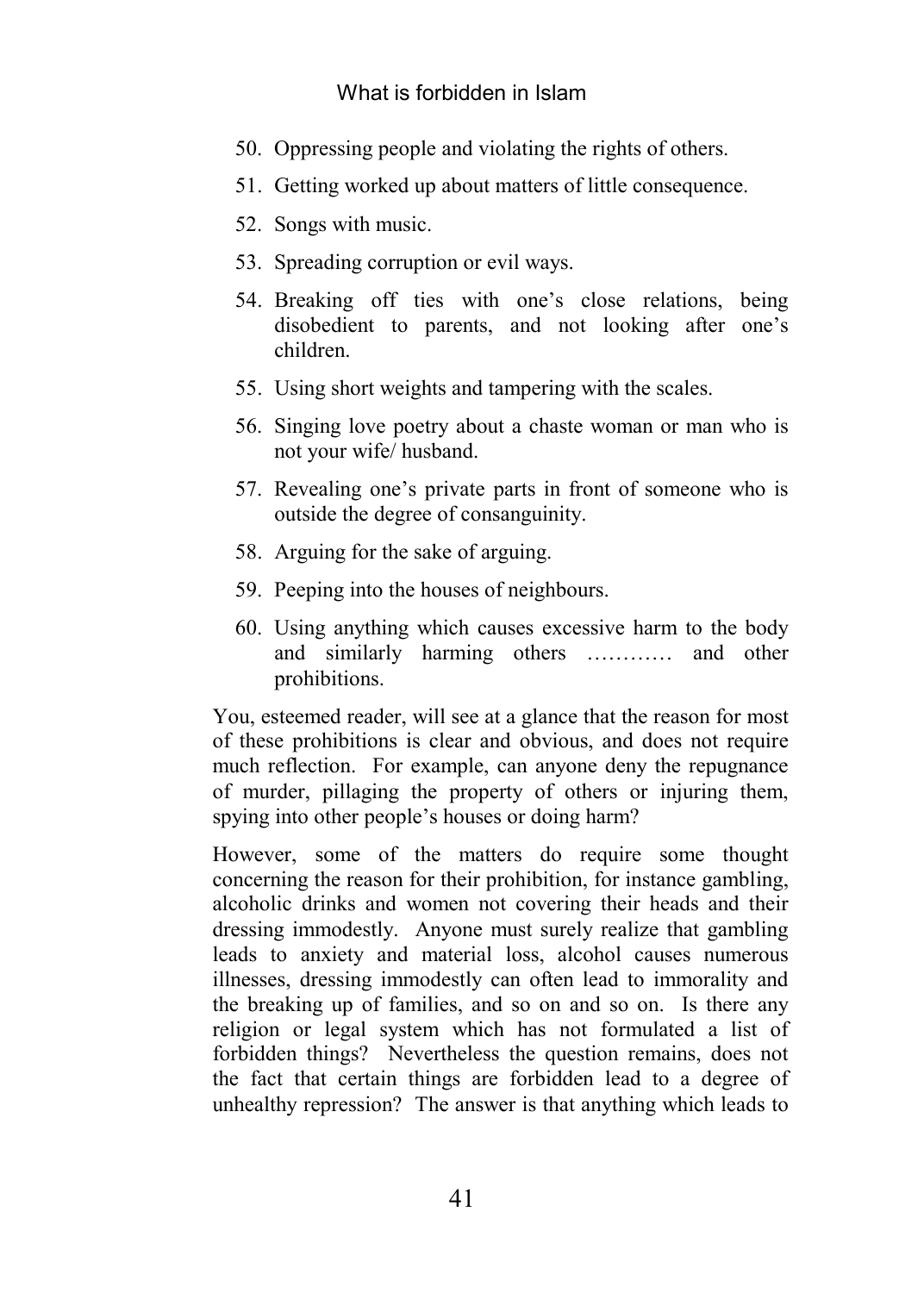50. Oppressing people and violating the rights of others.
51. Getting worked up about matters of little consequence.
52. Songs with music.
53. Spreading corruption or evil ways.
54. Breaking off ties with one's close relations, being disobedient to parents, and not looking after one's children.
55. Using short weights and tampering with the scales.
56. Singing love poetry about a chaste woman or man who is not your wife/ husband.
57. Revealing one's private parts in front of someone who is outside the degree of consanguinity.
58. Arguing for the sake of arguing.
59. Peeping into the houses of neighbours.
60. Using anything which causes excessive harm to the body and similarly harming others ………… and other prohibitions.

You, esteemed reader, will see at a glance that the reason for most of these prohibitions is clear and obvious, and does not require much reflection. For example, can anyone deny the repugnance of murder, pillaging the property of others or injuring them, spying into other people's houses or doing harm?

However, some of the matters do require some thought concerning the reason for their prohibition, for instance gambling, alcoholic drinks and women not covering their heads and their dressing immodestly. Anyone must surely realize that gambling leads to anxiety and material loss, alcohol causes numerous illnesses, dressing immodestly can often lead to immorality and the breaking up of families, and so on and so on. Is there any religion or legal system which has not formulated a list of forbidden things? Nevertheless the question remains, does not the fact that certain things are forbidden lead to a degree of unhealthy repression? The answer is that anything which leads to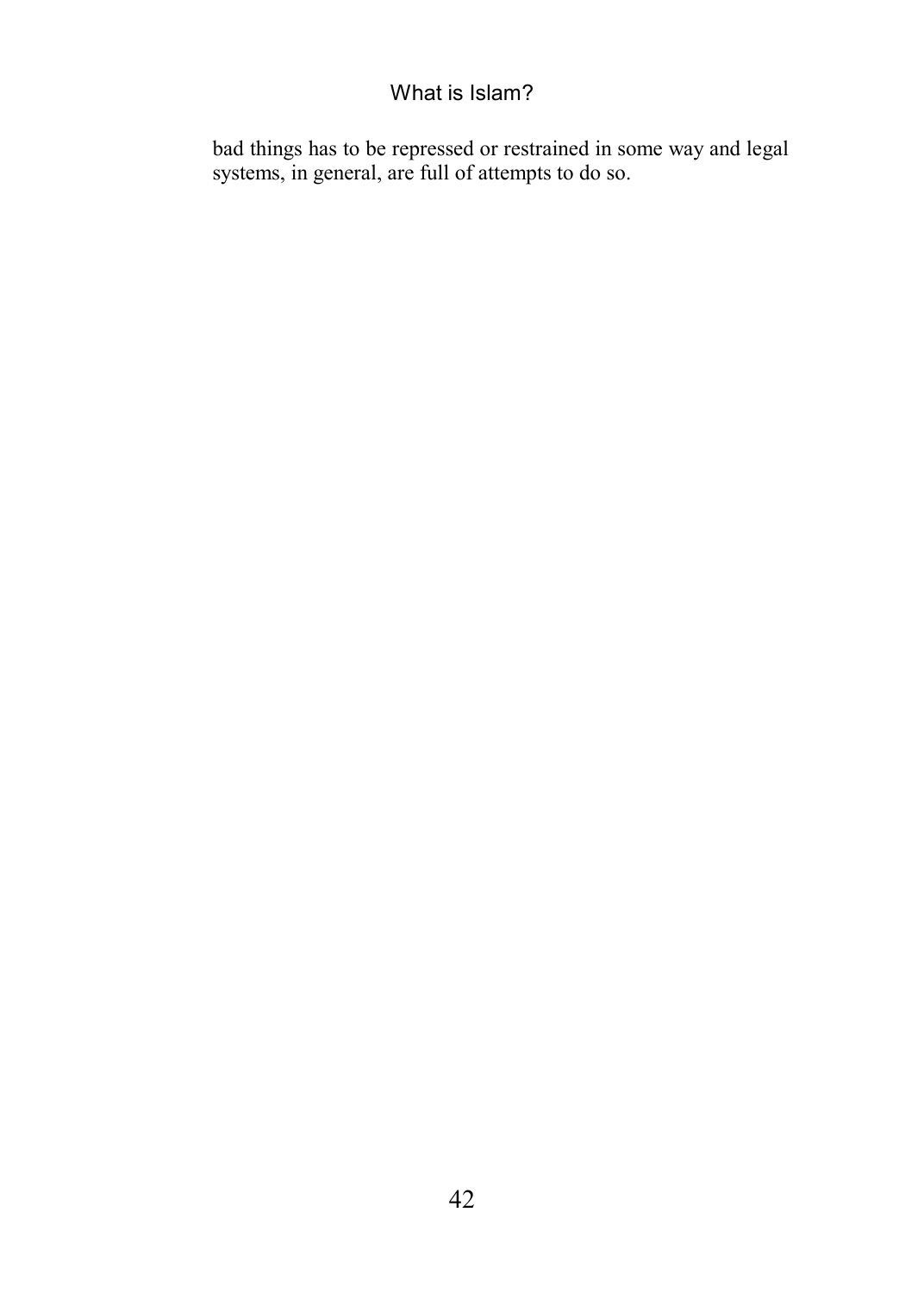bad things has to be repressed or restrained in some way and legal systems, in general, are full of attempts to do so.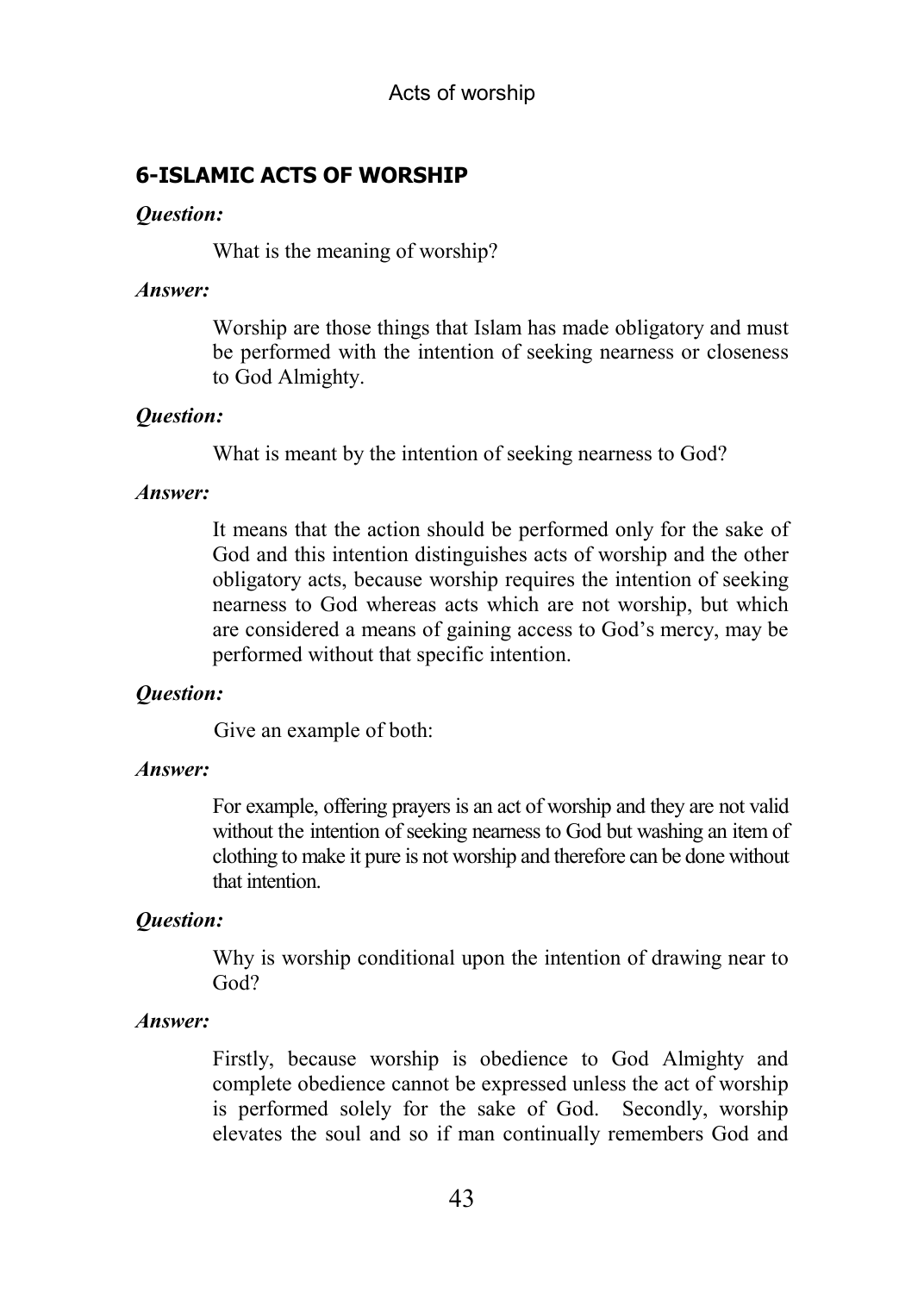## 6-ISLAMIC ACTS OF WORSHIP

***Question:***

What is the meaning of worship?

***Answer:***

Worship are those things that Islam has made obligatory and must be performed with the intention of seeking nearness or closeness to God Almighty.

***Question:***

What is meant by the intention of seeking nearness to God?

***Answer:***

It means that the action should be performed only for the sake of God and this intention distinguishes acts of worship and the other obligatory acts, because worship requires the intention of seeking nearness to God whereas acts which are not worship, but which are considered a means of gaining access to God's mercy, may be performed without that specific intention.

***Question:***

Give an example of both:

***Answer:***

For example, offering prayers is an act of worship and they are not valid without the intention of seeking nearness to God but washing an item of clothing to make it pure is not worship and therefore can be done without that intention.

***Question:***

Why is worship conditional upon the intention of drawing near to God?

***Answer:***

Firstly, because worship is obedience to God Almighty and complete obedience cannot be expressed unless the act of worship is performed solely for the sake of God. Secondly, worship elevates the soul and so if man continually remembers God and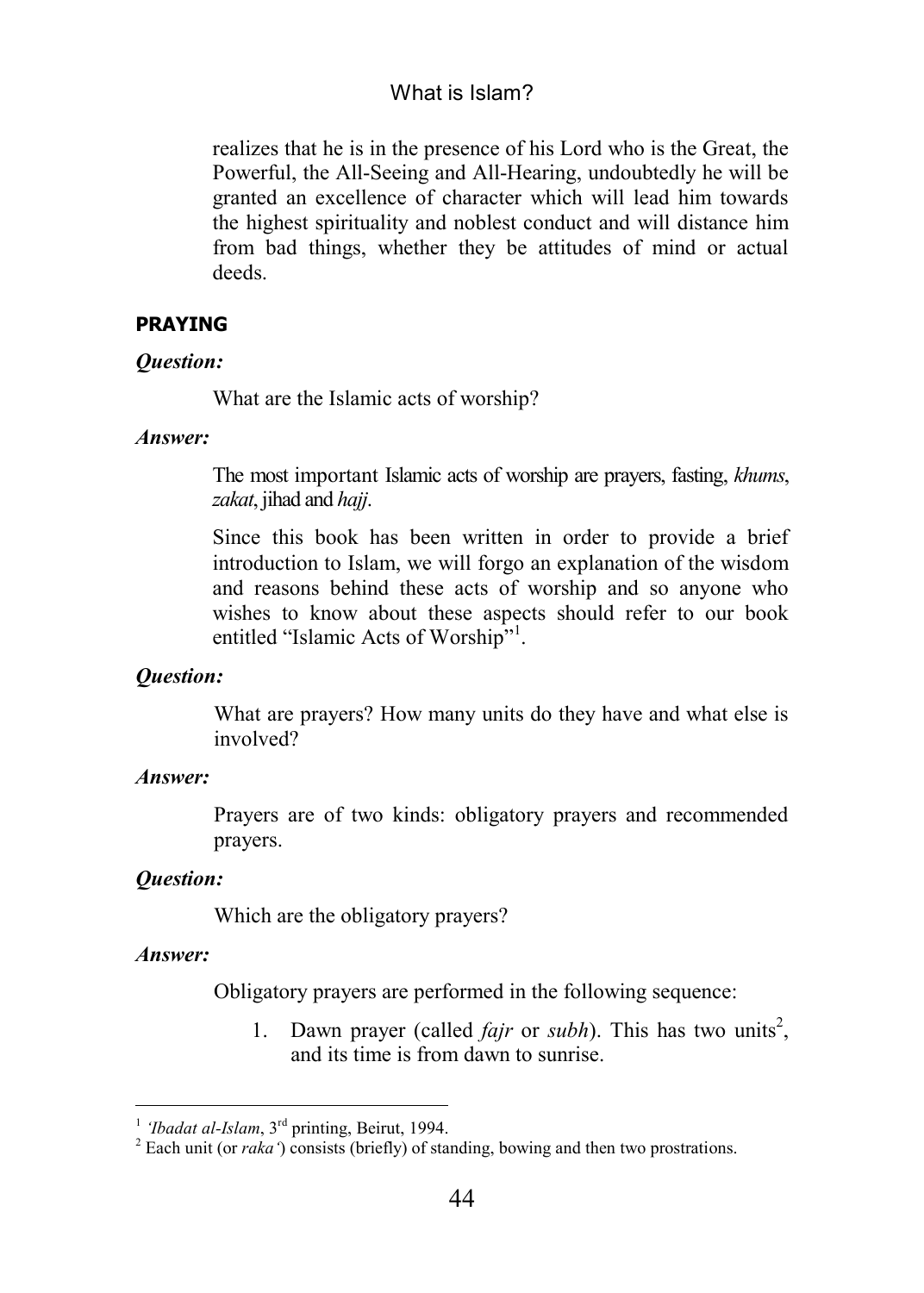realizes that he is in the presence of his Lord who is the Great, the Powerful, the All-Seeing and All-Hearing, undoubtedly he will be granted an excellence of character which will lead him towards the highest spirituality and noblest conduct and will distance him from bad things, whether they be attitudes of mind or actual deeds.

## PRAYING

***Question:***

What are the Islamic acts of worship?

***Answer:***

The most important Islamic acts of worship are prayers, fasting, *khums*, *zakat*, jihad and *hajj*.

Since this book has been written in order to provide a brief introduction to Islam, we will forgo an explanation of the wisdom and reasons behind these acts of worship and so anyone who wishes to know about these aspects should refer to our book entitled "Islamic Acts of Worship"[1].

***Question:***

What are prayers? How many units do they have and what else is involved?

***Answer:***

Prayers are of two kinds: obligatory prayers and recommended prayers.

***Question:***

Which are the obligatory prayers?

***Answer:***

Obligatory prayers are performed in the following sequence:

1. Dawn prayer (called *fajr* or *subh*). This has two units[2], and its time is from dawn to sunrise.

---

[1] *'Ibadat al-Islam*, 3rd printing, Beirut, 1994.

[2] Each unit (or *raka'*) consists (briefly) of standing, bowing and then two prostrations.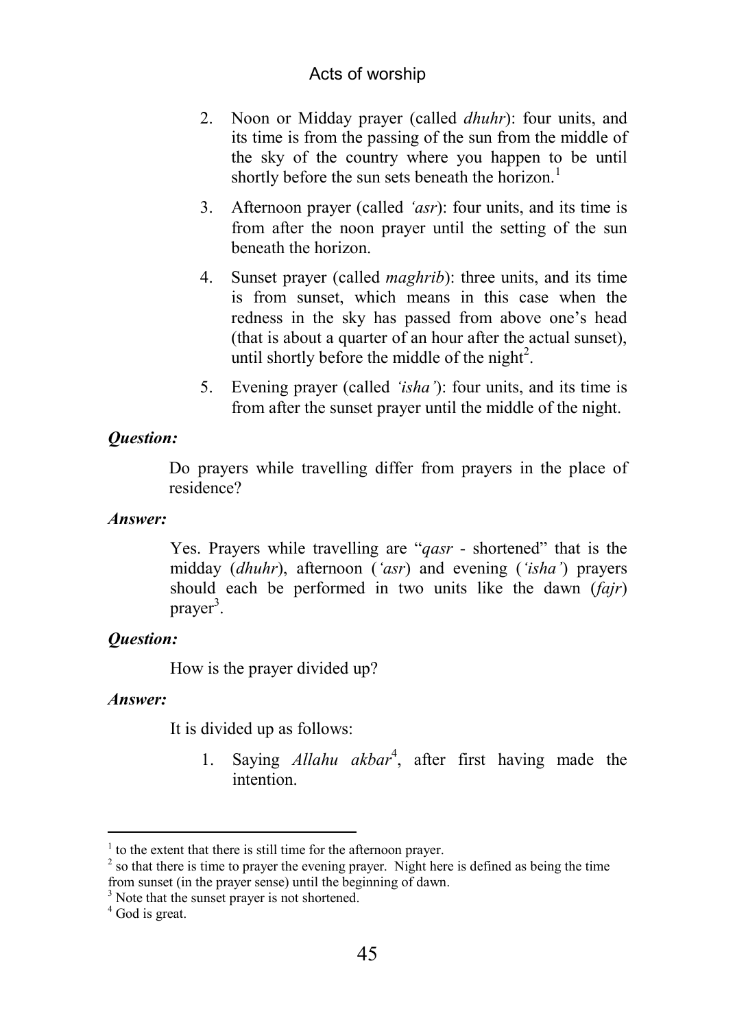2. Noon or Midday prayer (called *dhuhr*): four units, and its time is from the passing of the sun from the middle of the sky of the country where you happen to be until shortly before the sun sets beneath the horizon.[1]

3. Afternoon prayer (called *'asr*): four units, and its time is from after the noon prayer until the setting of the sun beneath the horizon.

4. Sunset prayer (called *maghrib*): three units, and its time is from sunset, which means in this case when the redness in the sky has passed from above one's head (that is about a quarter of an hour after the actual sunset), until shortly before the middle of the night[2].

5. Evening prayer (called *'isha'*): four units, and its time is from after the sunset prayer until the middle of the night.

***Question:***

Do prayers while travelling differ from prayers in the place of residence?

***Answer:***

Yes. Prayers while travelling are "*qasr* - shortened" that is the midday (*dhuhr*), afternoon (*'asr*) and evening (*'isha'*) prayers should each be performed in two units like the dawn (*fajr*) prayer[3].

***Question:***

How is the prayer divided up?

***Answer:***

It is divided up as follows:

1. Saying *Allahu akbar*[4], after first having made the intention.

---

[1] to the extent that there is still time for the afternoon prayer.

[2] so that there is time to prayer the evening prayer. Night here is defined as being the time from sunset (in the prayer sense) until the beginning of dawn.

[3] Note that the sunset prayer is not shortened.

[4] God is great.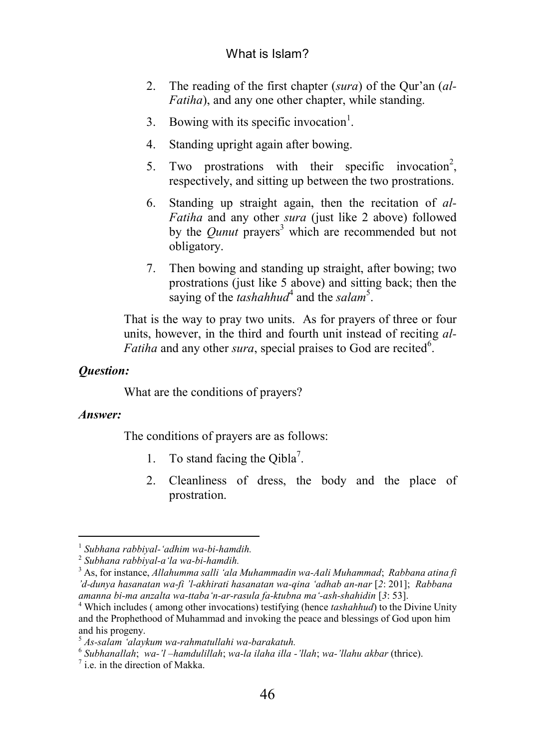2. The reading of the first chapter (*sura*) of the Qur'an (*al-Fatiha*), and any one other chapter, while standing.

3. Bowing with its specific invocation[1].

4. Standing upright again after bowing.

5. Two prostrations with their specific invocation[2], respectively, and sitting up between the two prostrations.

6. Standing up straight again, then the recitation of *al-Fatiha* and any other *sura* (just like 2 above) followed by the *Qunut* prayers[3] which are recommended but not obligatory.

7. Then bowing and standing up straight, after bowing; two prostrations (just like 5 above) and sitting back; then the saying of the *tashahhud*[4] and the *salam*[5].

That is the way to pray two units. As for prayers of three or four units, however, in the third and fourth unit instead of reciting *al-Fatiha* and any other *sura*, special praises to God are recited[6].

***Question:***

What are the conditions of prayers?

***Answer:***

The conditions of prayers are as follows:

1. To stand facing the Qibla[7].

2. Cleanliness of dress, the body and the place of prostration.

---

[1] *Subhana rabbiyal-'adhim wa-bi-hamdih.*

[2] *Subhana rabbiyal-a'la wa-bi-hamdih.*

[3] As, for instance, *Allahumma salli 'ala Muhammadin wa-Aali Muhammad*; *Rabbana atina fi 'd-dunya hasanatan wa-fi 'l-akhirati hasanatan wa-qina 'adhab an-nar* [*2*: 201]; *Rabbana amanna bi-ma anzalta wa-ttaba'n-ar-rasula fa-ktubna ma'-ash-shahidin* [*3*: 53].

[4] Which includes ( among other invocations) testifying (hence *tashahhud*) to the Divine Unity and the Prophethood of Muhammad and invoking the peace and blessings of God upon him and his progeny.

[5] *As-salam 'alaykum wa-rahmatullahi wa-barakatuh.*

[6] *Subhanallah*; *wa-'l –hamdulillah*; *wa-la ilaha illa -'llah*; *wa-'llahu akbar* (thrice).

[7] i.e. in the direction of Makka.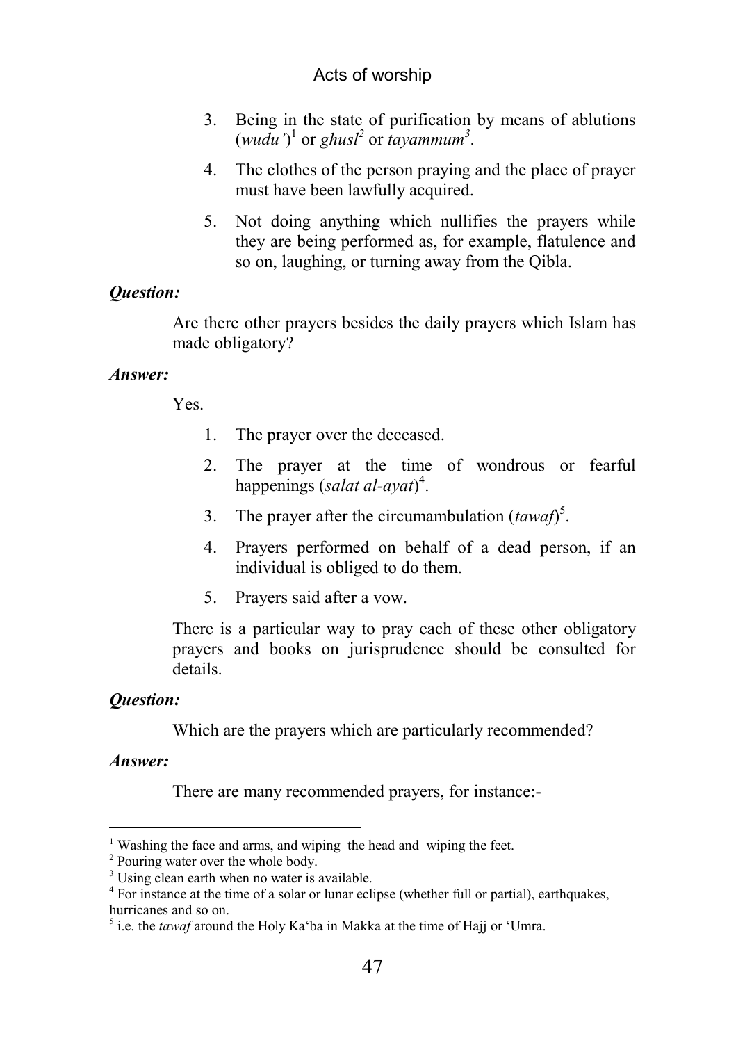3. Being in the state of purification by means of ablutions (*wudu'*)[1] or *ghusl*[2] or *tayammum*[3].
4. The clothes of the person praying and the place of prayer must have been lawfully acquired.
5. Not doing anything which nullifies the prayers while they are being performed as, for example, flatulence and so on, laughing, or turning away from the Qibla.

***Question:***

Are there other prayers besides the daily prayers which Islam has made obligatory?

***Answer:***

Yes.

1. The prayer over the deceased.
2. The prayer at the time of wondrous or fearful happenings (*salat al-ayat*)[4].
3. The prayer after the circumambulation (*tawaf*)[5].
4. Prayers performed on behalf of a dead person, if an individual is obliged to do them.
5. Prayers said after a vow.

There is a particular way to pray each of these other obligatory prayers and books on jurisprudence should be consulted for details.

***Question:***

Which are the prayers which are particularly recommended?

***Answer:***

There are many recommended prayers, for instance:-

---

[1] Washing the face and arms, and wiping the head and wiping the feet.

[2] Pouring water over the whole body.

[3] Using clean earth when no water is available.

[4] For instance at the time of a solar or lunar eclipse (whether full or partial), earthquakes, hurricanes and so on.

[5] i.e. the *tawaf* around the Holy Ka'ba in Makka at the time of Hajj or 'Umra.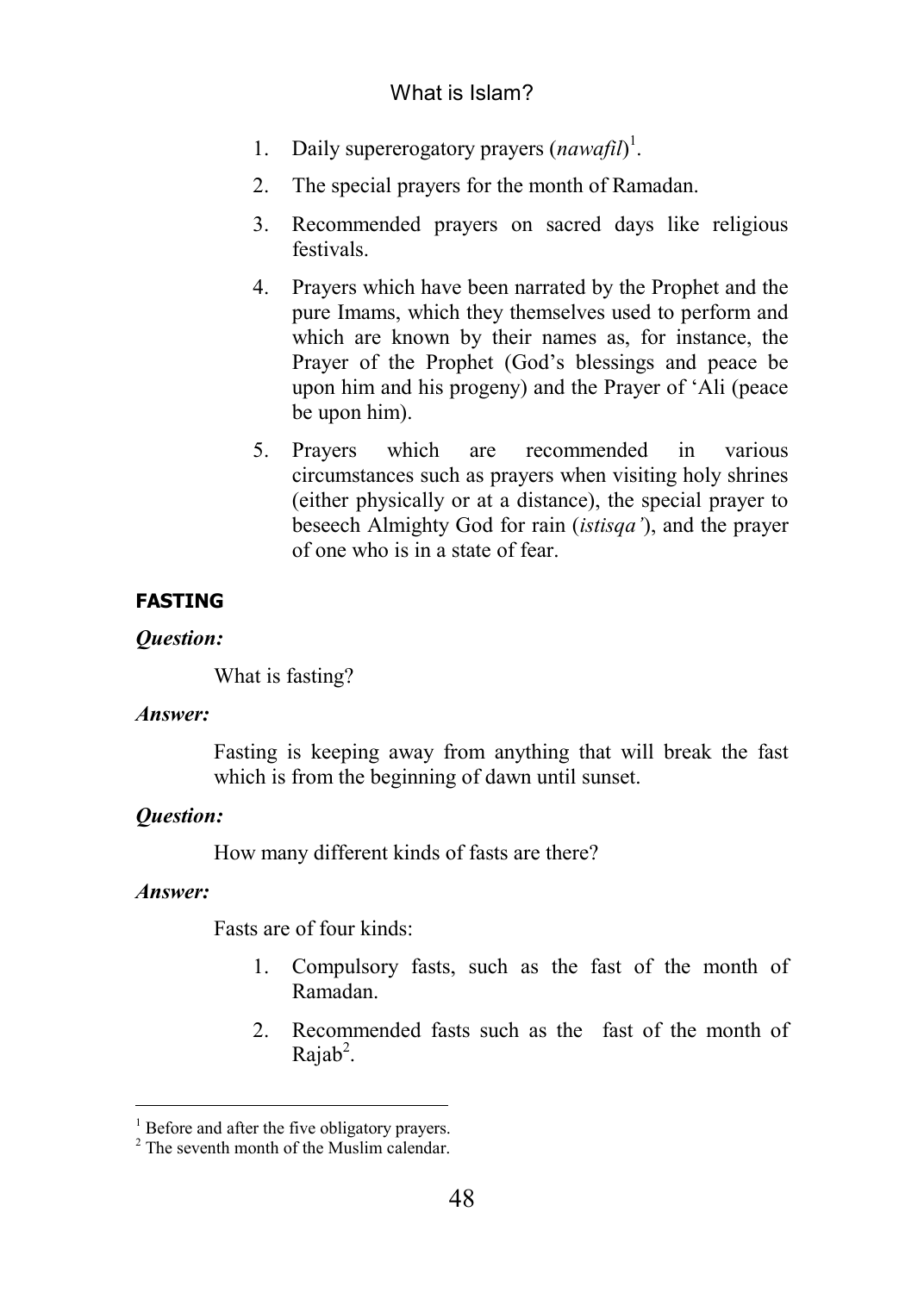1. Daily supererogatory prayers (*nawafil*)[1].
2. The special prayers for the month of Ramadan.
3. Recommended prayers on sacred days like religious festivals.
4. Prayers which have been narrated by the Prophet and the pure Imams, which they themselves used to perform and which are known by their names as, for instance, the Prayer of the Prophet (God's blessings and peace be upon him and his progeny) and the Prayer of 'Ali (peace be upon him).
5. Prayers which are recommended in various circumstances such as prayers when visiting holy shrines (either physically or at a distance), the special prayer to beseech Almighty God for rain (*istisqa'*), and the prayer of one who is in a state of fear.

## FASTING

***Question:***

What is fasting?

***Answer:***

Fasting is keeping away from anything that will break the fast which is from the beginning of dawn until sunset.

***Question:***

How many different kinds of fasts are there?

***Answer:***

Fasts are of four kinds:

1. Compulsory fasts, such as the fast of the month of Ramadan.
2. Recommended fasts such as the fast of the month of Rajab[2].

---

[1] Before and after the five obligatory prayers.

[2] The seventh month of the Muslim calendar.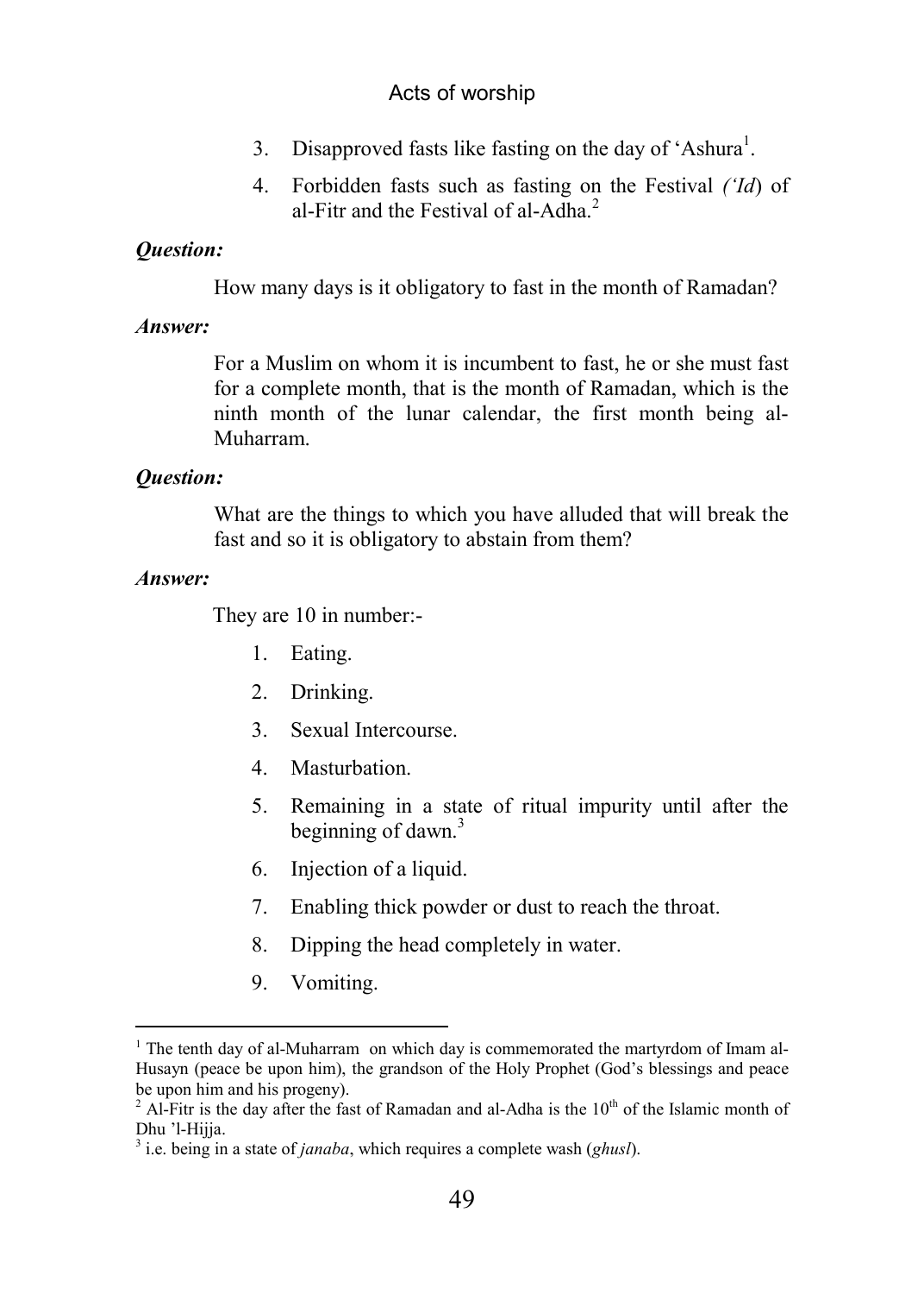3. Disapproved fasts like fasting on the day of 'Ashura[1].
4. Forbidden fasts such as fasting on the Festival *('Id*) of al-Fitr and the Festival of al-Adha.[2]

***Question:***

How many days is it obligatory to fast in the month of Ramadan?

***Answer:***

For a Muslim on whom it is incumbent to fast, he or she must fast for a complete month, that is the month of Ramadan, which is the ninth month of the lunar calendar, the first month being al-Muharram.

***Question:***

What are the things to which you have alluded that will break the fast and so it is obligatory to abstain from them?

***Answer:***

They are 10 in number:-

1. Eating.
2. Drinking.
3. Sexual Intercourse.
4. Masturbation.
5. Remaining in a state of ritual impurity until after the beginning of dawn.[3]
6. Injection of a liquid.
7. Enabling thick powder or dust to reach the throat.
8. Dipping the head completely in water.
9. Vomiting.

---

[1] The tenth day of al-Muharram on which day is commemorated the martyrdom of Imam al-Husayn (peace be upon him), the grandson of the Holy Prophet (God's blessings and peace be upon him and his progeny).

[2] Al-Fitr is the day after the fast of Ramadan and al-Adha is the 10th of the Islamic month of Dhu 'l-Hijja.

[3] i.e. being in a state of *janaba*, which requires a complete wash (*ghusl*).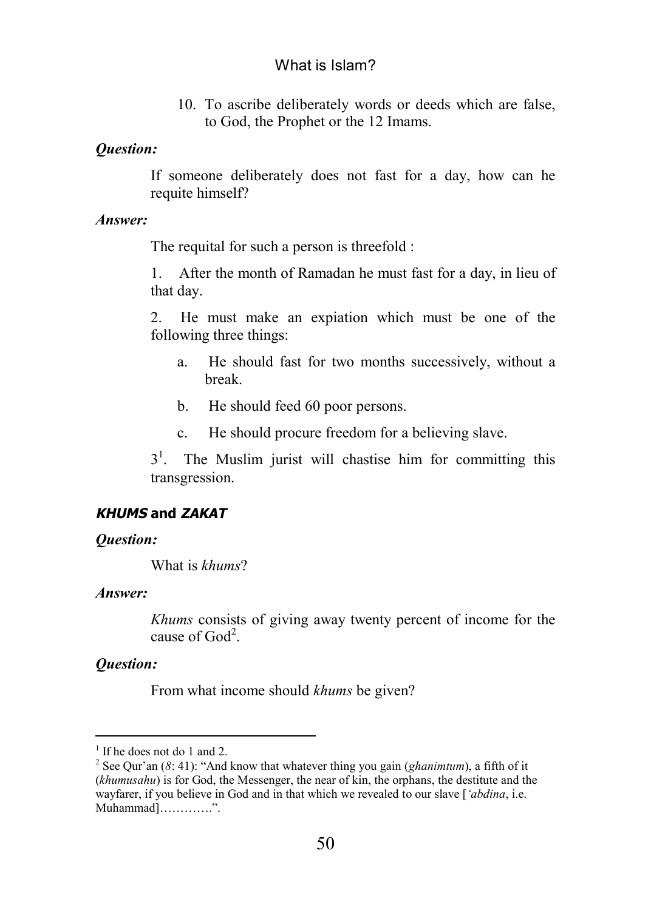10. To ascribe deliberately words or deeds which are false, to God, the Prophet or the 12 Imams.

***Question:***

If someone deliberately does not fast for a day, how can he requite himself?

***Answer:***

The requital for such a person is threefold :

1. After the month of Ramadan he must fast for a day, in lieu of that day.

2. He must make an expiation which must be one of the following three things:

   a. He should fast for two months successively, without a break.

   b. He should feed 60 poor persons.

   c. He should procure freedom for a believing slave.

3[1]. The Muslim jurist will chastise him for committing this transgression.

## *KHUMS* and *ZAKAT*

***Question:***

What is *khums*?

***Answer:***

*Khums* consists of giving away twenty percent of income for the cause of God[2].

***Question:***

From what income should *khums* be given?

---

[1] If he does not do 1 and 2.

[2] See Qur'an (*8*: 41): "And know that whatever thing you gain (*ghanimtum*), a fifth of it (*khumusahu*) is for God, the Messenger, the near of kin, the orphans, the destitute and the wayfarer, if you believe in God and in that which we revealed to our slave [*'abdina*, i.e. Muhammad]…………".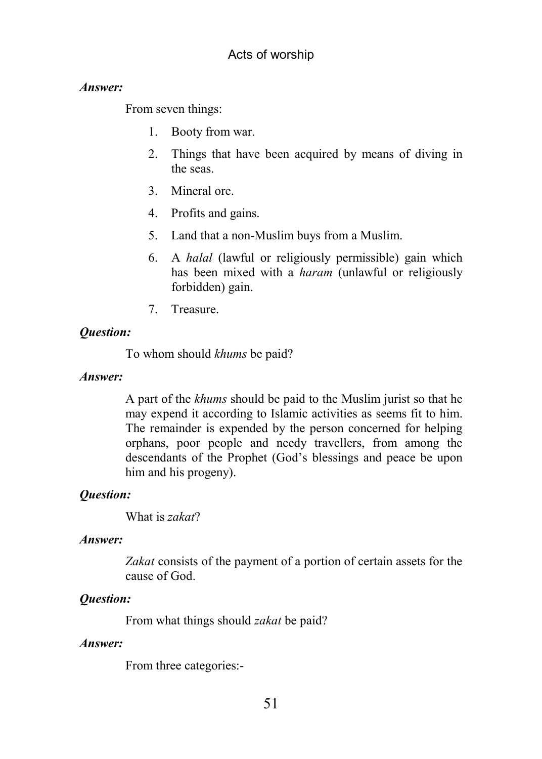***Answer:***

From seven things:

1. Booty from war.
2. Things that have been acquired by means of diving in the seas.
3. Mineral ore.
4. Profits and gains.
5. Land that a non-Muslim buys from a Muslim.
6. A *halal* (lawful or religiously permissible) gain which has been mixed with a *haram* (unlawful or religiously forbidden) gain.
7. Treasure.

***Question:***

To whom should *khums* be paid?

***Answer:***

A part of the *khums* should be paid to the Muslim jurist so that he may expend it according to Islamic activities as seems fit to him. The remainder is expended by the person concerned for helping orphans, poor people and needy travellers, from among the descendants of the Prophet (God's blessings and peace be upon him and his progeny).

***Question:***

What is *zakat*?

***Answer:***

*Zakat* consists of the payment of a portion of certain assets for the cause of God.

***Question:***

From what things should *zakat* be paid?

***Answer:***

From three categories:-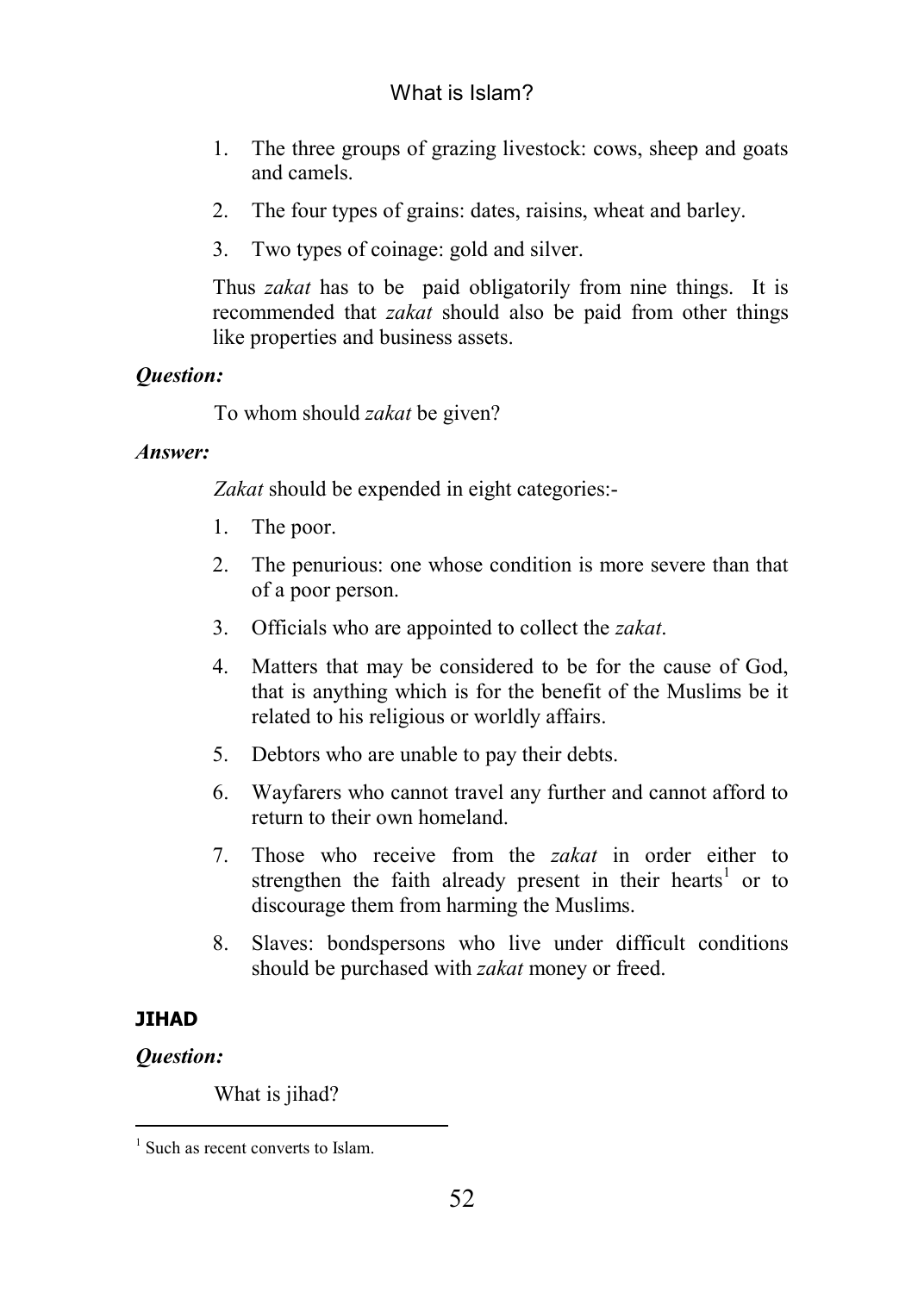1. The three groups of grazing livestock: cows, sheep and goats and camels.
2. The four types of grains: dates, raisins, wheat and barley.
3. Two types of coinage: gold and silver.

Thus *zakat* has to be paid obligatorily from nine things. It is recommended that *zakat* should also be paid from other things like properties and business assets.

***Question:***

To whom should *zakat* be given?

***Answer:***

*Zakat* should be expended in eight categories:-

1. The poor.
2. The penurious: one whose condition is more severe than that of a poor person.
3. Officials who are appointed to collect the *zakat*.
4. Matters that may be considered to be for the cause of God, that is anything which is for the benefit of the Muslims be it related to his religious or worldly affairs.
5. Debtors who are unable to pay their debts.
6. Wayfarers who cannot travel any further and cannot afford to return to their own homeland.
7. Those who receive from the *zakat* in order either to strengthen the faith already present in their hearts[1] or to discourage them from harming the Muslims.
8. Slaves: bondspersons who live under difficult conditions should be purchased with *zakat* money or freed.

## JIHAD

***Question:***

What is jihad?

---

[1] Such as recent converts to Islam.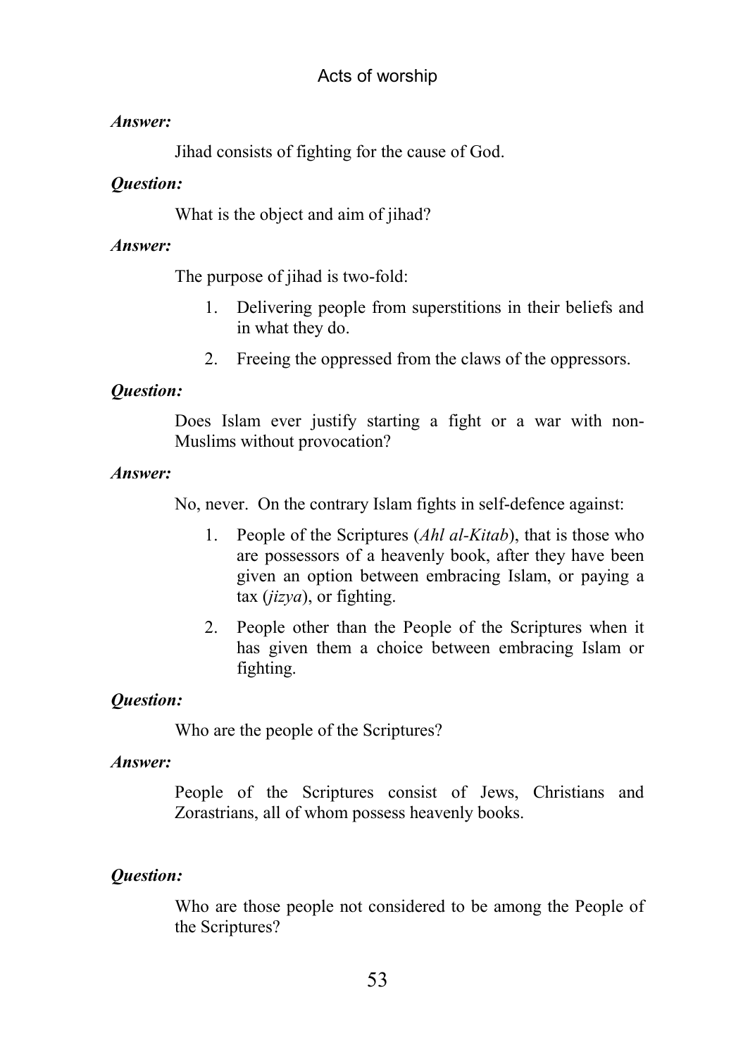***Answer:***

Jihad consists of fighting for the cause of God.

***Question:***

What is the object and aim of jihad?

***Answer:***

The purpose of jihad is two-fold:

1. Delivering people from superstitions in their beliefs and in what they do.
2. Freeing the oppressed from the claws of the oppressors.

***Question:***

Does Islam ever justify starting a fight or a war with non-Muslims without provocation?

***Answer:***

No, never. On the contrary Islam fights in self-defence against:

1. People of the Scriptures (*Ahl al-Kitab*), that is those who are possessors of a heavenly book, after they have been given an option between embracing Islam, or paying a tax (*jizya*), or fighting.
2. People other than the People of the Scriptures when it has given them a choice between embracing Islam or fighting.

***Question:***

Who are the people of the Scriptures?

***Answer:***

People of the Scriptures consist of Jews, Christians and Zorastrians, all of whom possess heavenly books.

***Question:***

Who are those people not considered to be among the People of the Scriptures?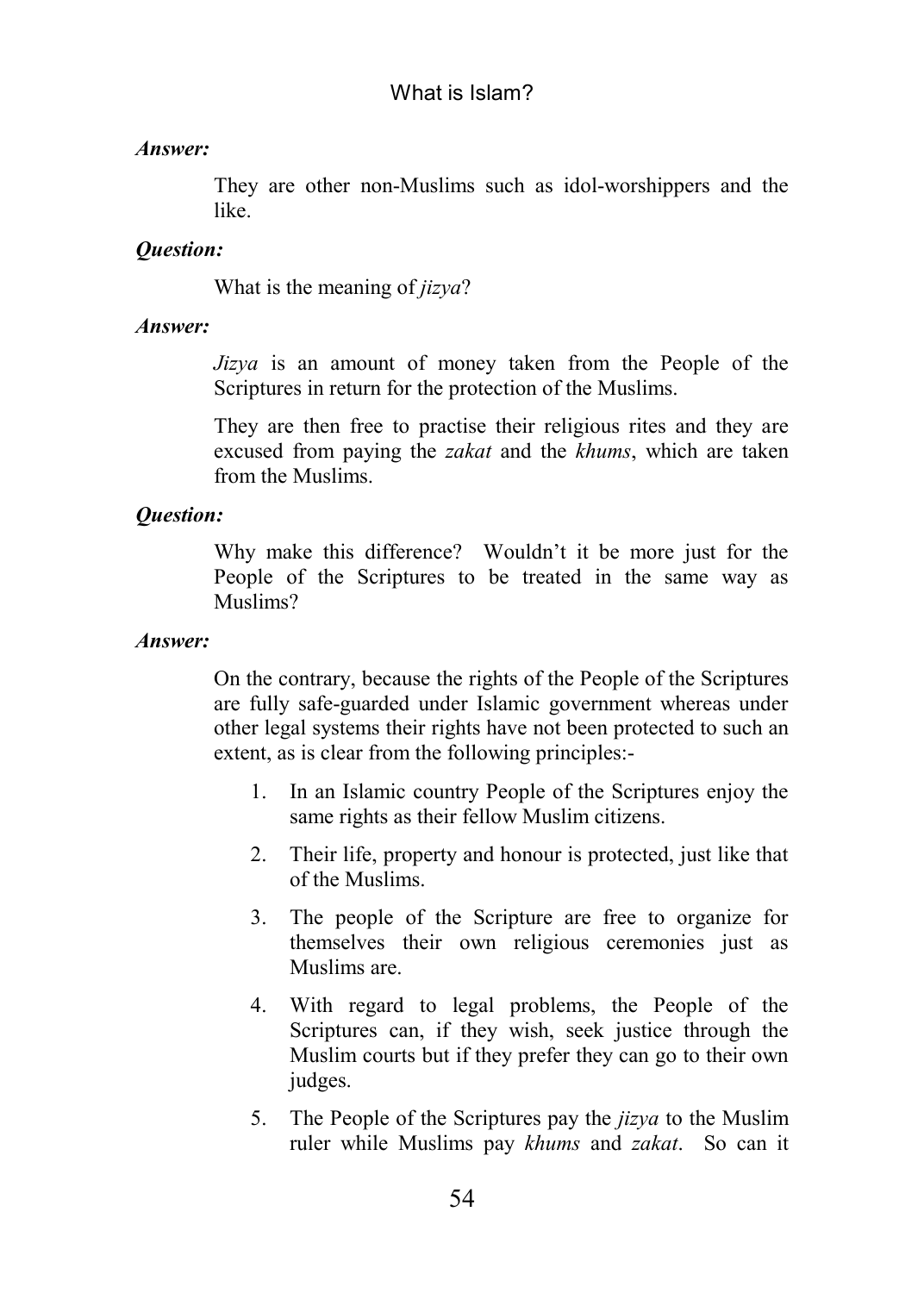***Answer:***

They are other non-Muslims such as idol-worshippers and the like.

***Question:***

What is the meaning of *jizya*?

***Answer:***

*Jizya* is an amount of money taken from the People of the Scriptures in return for the protection of the Muslims.

They are then free to practise their religious rites and they are excused from paying the *zakat* and the *khums*, which are taken from the Muslims.

***Question:***

Why make this difference? Wouldn't it be more just for the People of the Scriptures to be treated in the same way as Muslims?

***Answer:***

On the contrary, because the rights of the People of the Scriptures are fully safe-guarded under Islamic government whereas under other legal systems their rights have not been protected to such an extent, as is clear from the following principles:-

1. In an Islamic country People of the Scriptures enjoy the same rights as their fellow Muslim citizens.
2. Their life, property and honour is protected, just like that of the Muslims.
3. The people of the Scripture are free to organize for themselves their own religious ceremonies just as Muslims are.
4. With regard to legal problems, the People of the Scriptures can, if they wish, seek justice through the Muslim courts but if they prefer they can go to their own judges.
5. The People of the Scriptures pay the *jizya* to the Muslim ruler while Muslims pay *khums* and *zakat*. So can it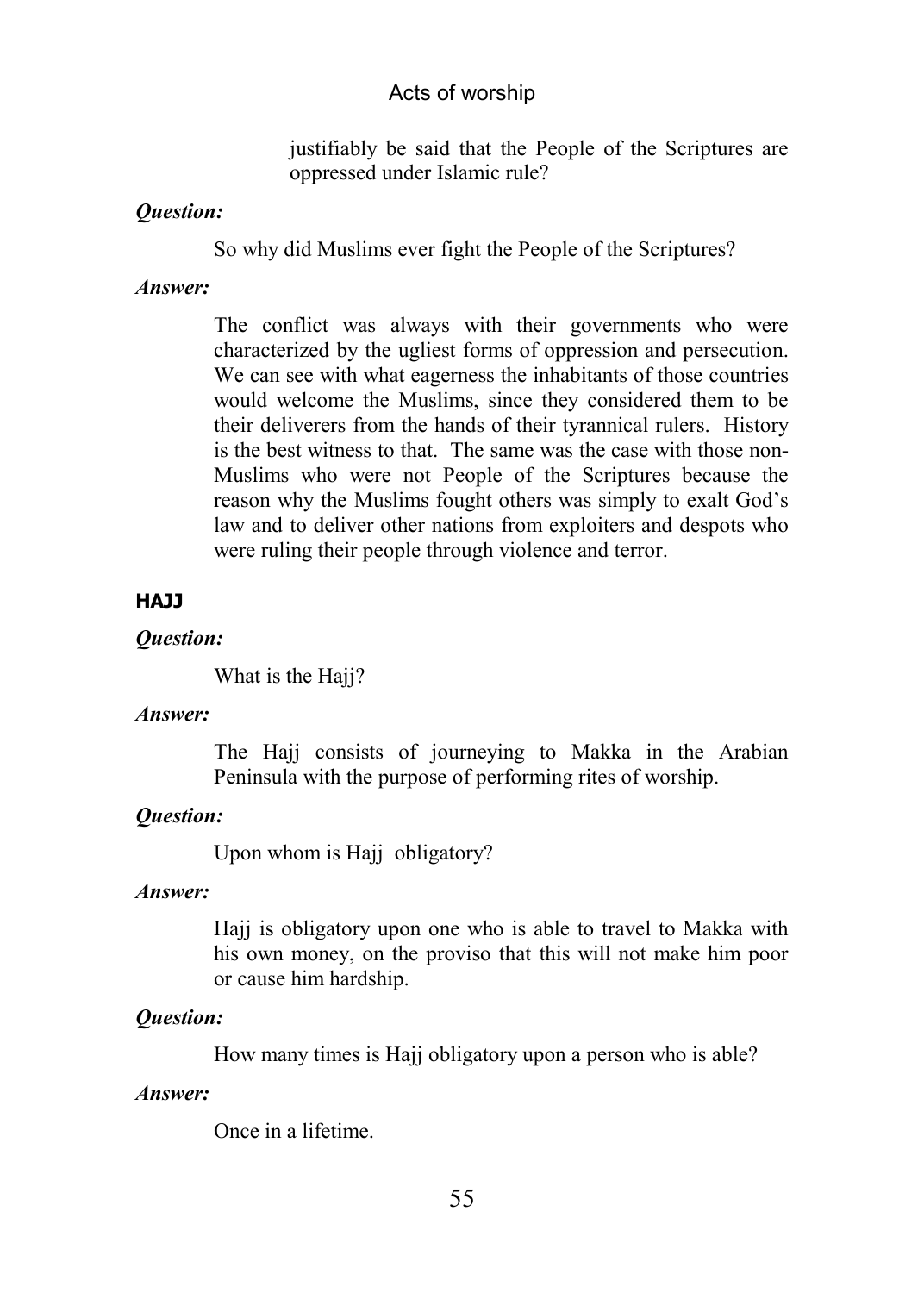justifiably be said that the People of the Scriptures are oppressed under Islamic rule?

***Question:***

So why did Muslims ever fight the People of the Scriptures?

***Answer:***

The conflict was always with their governments who were characterized by the ugliest forms of oppression and persecution. We can see with what eagerness the inhabitants of those countries would welcome the Muslims, since they considered them to be their deliverers from the hands of their tyrannical rulers. History is the best witness to that. The same was the case with those non-Muslims who were not People of the Scriptures because the reason why the Muslims fought others was simply to exalt God's law and to deliver other nations from exploiters and despots who were ruling their people through violence and terror.

## HAJJ

***Question:***

What is the Hajj?

***Answer:***

The Hajj consists of journeying to Makka in the Arabian Peninsula with the purpose of performing rites of worship.

***Question:***

Upon whom is Hajj obligatory?

***Answer:***

Hajj is obligatory upon one who is able to travel to Makka with his own money, on the proviso that this will not make him poor or cause him hardship.

***Question:***

How many times is Hajj obligatory upon a person who is able?

***Answer:***

Once in a lifetime.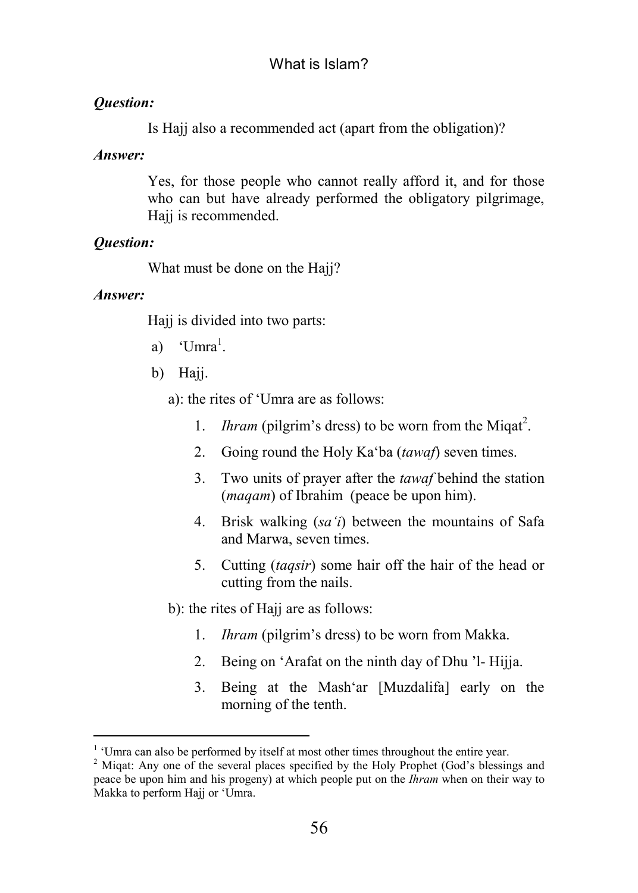***Question:***

Is Hajj also a recommended act (apart from the obligation)?

***Answer:***

Yes, for those people who cannot really afford it, and for those who can but have already performed the obligatory pilgrimage, Hajj is recommended.

***Question:***

What must be done on the Hajj?

***Answer:***

Hajj is divided into two parts:

a) ‘Umra[1].

b) Hajj.

a): the rites of ‘Umra are as follows:

1. *Ihram* (pilgrim’s dress) to be worn from the Miqat[2].
2. Going round the Holy Ka‘ba (*tawaf*) seven times.
3. Two units of prayer after the *tawaf* behind the station (*maqam*) of Ibrahim (peace be upon him).
4. Brisk walking (*sa‘i*) between the mountains of Safa and Marwa, seven times.
5. Cutting (*taqsir*) some hair off the hair of the head or cutting from the nails.

b): the rites of Hajj are as follows:

1. *Ihram* (pilgrim’s dress) to be worn from Makka.
2. Being on ‘Arafat on the ninth day of Dhu ’l- Hijja.
3. Being at the Mash‘ar [Muzdalifa] early on the morning of the tenth.

---

[1] ‘Umra can also be performed by itself at most other times throughout the entire year.

[2] Miqat: Any one of the several places specified by the Holy Prophet (God’s blessings and peace be upon him and his progeny) at which people put on the *Ihram* when on their way to Makka to perform Hajj or ‘Umra.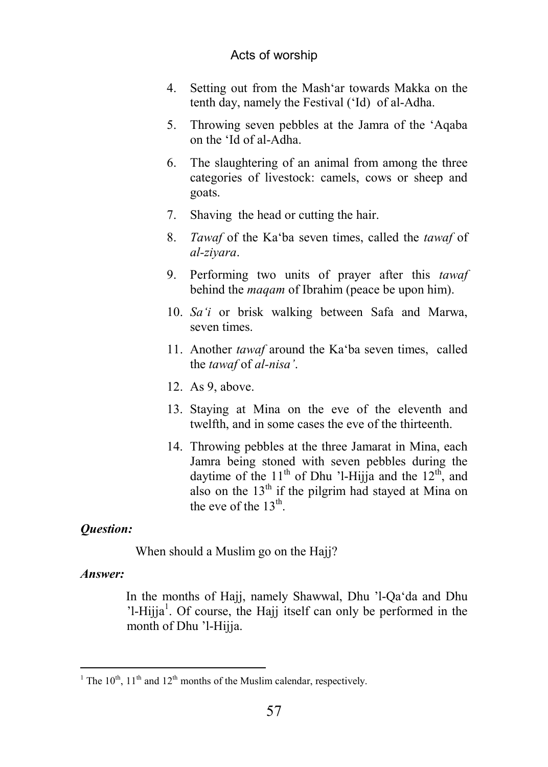4. Setting out from the Mash'ar towards Makka on the tenth day, namely the Festival ('Id) of al-Adha.
5. Throwing seven pebbles at the Jamra of the 'Aqaba on the 'Id of al-Adha.
6. The slaughtering of an animal from among the three categories of livestock: camels, cows or sheep and goats.
7. Shaving the head or cutting the hair.
8. *Tawaf* of the Ka'ba seven times, called the *tawaf* of *al-ziyara*.
9. Performing two units of prayer after this *tawaf* behind the *maqam* of Ibrahim (peace be upon him).
10. *Sa'i* or brisk walking between Safa and Marwa, seven times.
11. Another *tawaf* around the Ka'ba seven times, called the *tawaf* of *al-nisa'*.
12. As 9, above.
13. Staying at Mina on the eve of the eleventh and twelfth, and in some cases the eve of the thirteenth.
14. Throwing pebbles at the three Jamarat in Mina, each Jamra being stoned with seven pebbles during the daytime of the 11th of Dhu 'l-Hijja and the 12th, and also on the 13th if the pilgrim had stayed at Mina on the eve of the 13th.

***Question:***

When should a Muslim go on the Hajj?

***Answer:***

In the months of Hajj, namely Shawwal, Dhu 'l-Qa'da and Dhu 'l-Hijja[1]. Of course, the Hajj itself can only be performed in the month of Dhu 'l-Hijja.

---

[1] The 10th, 11th and 12th months of the Muslim calendar, respectively.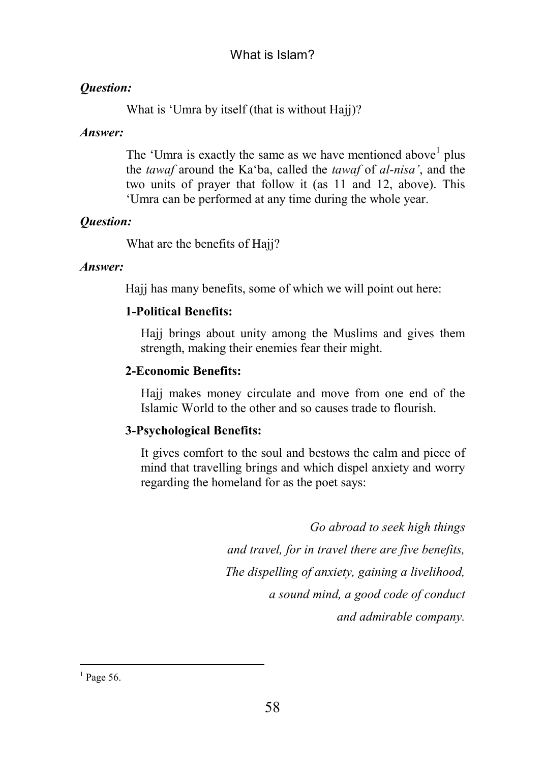***Question:***

What is 'Umra by itself (that is without Hajj)?

***Answer:***

The 'Umra is exactly the same as we have mentioned above[1] plus the *tawaf* around the Ka'ba, called the *tawaf* of *al-nisa'*, and the two units of prayer that follow it (as 11 and 12, above). This 'Umra can be performed at any time during the whole year.

***Question:***

What are the benefits of Hajj?

***Answer:***

Hajj has many benefits, some of which we will point out here:

**1-Political Benefits:**

Hajj brings about unity among the Muslims and gives them strength, making their enemies fear their might.

**2-Economic Benefits:**

Hajj makes money circulate and move from one end of the Islamic World to the other and so causes trade to flourish.

**3-Psychological Benefits:**

It gives comfort to the soul and bestows the calm and piece of mind that travelling brings and which dispel anxiety and worry regarding the homeland for as the poet says:

*Go abroad to seek high things*
*and travel, for in travel there are five benefits,*
*The dispelling of anxiety, gaining a livelihood,*
*a sound mind, a good code of conduct*
*and admirable company.*

[1] Page 56.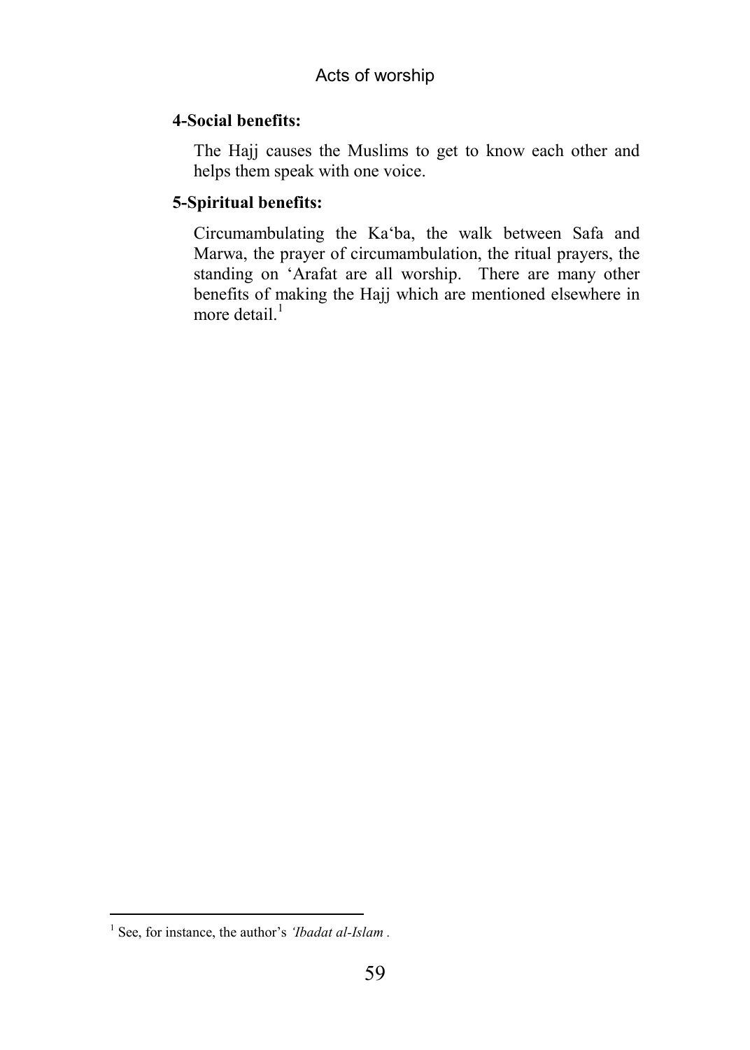**4-Social benefits:**

The Hajj causes the Muslims to get to know each other and helps them speak with one voice.

**5-Spiritual benefits:**

Circumambulating the Ka‘ba, the walk between Safa and Marwa, the prayer of circumambulation, the ritual prayers, the standing on ‘Arafat are all worship. There are many other benefits of making the Hajj which are mentioned elsewhere in more detail.[1]

[1] See, for instance, the author's *‘Ibadat al-Islam* .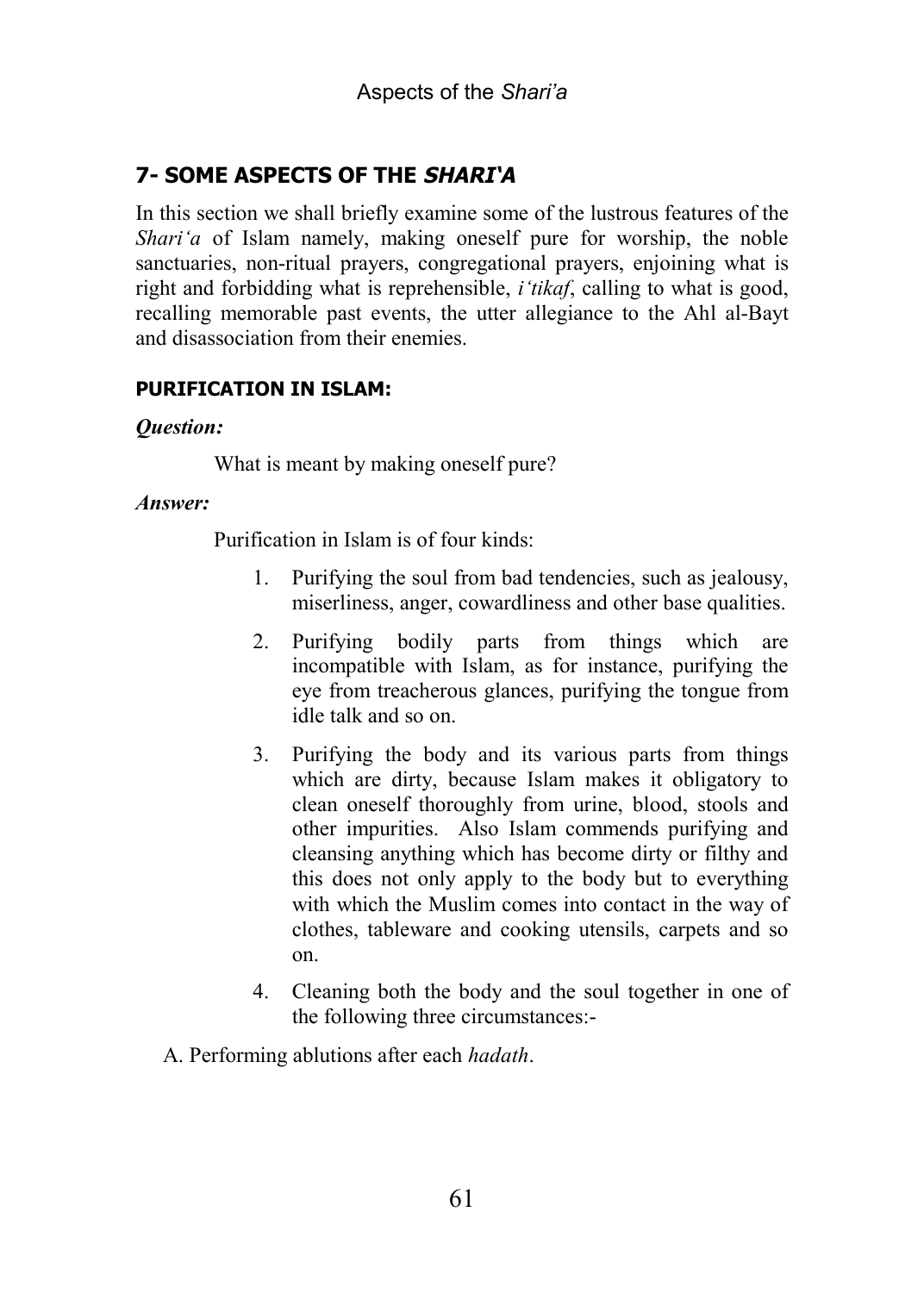## 7- SOME ASPECTS OF THE *SHARI'A*

In this section we shall briefly examine some of the lustrous features of the *Shari'a* of Islam namely, making oneself pure for worship, the noble sanctuaries, non-ritual prayers, congregational prayers, enjoining what is right and forbidding what is reprehensible, *i'tikaf*, calling to what is good, recalling memorable past events, the utter allegiance to the Ahl al-Bayt and disassociation from their enemies.

### PURIFICATION IN ISLAM:

***Question:***

What is meant by making oneself pure?

***Answer:***

Purification in Islam is of four kinds:

1. Purifying the soul from bad tendencies, such as jealousy, miserliness, anger, cowardliness and other base qualities.
2. Purifying bodily parts from things which are incompatible with Islam, as for instance, purifying the eye from treacherous glances, purifying the tongue from idle talk and so on.
3. Purifying the body and its various parts from things which are dirty, because Islam makes it obligatory to clean oneself thoroughly from urine, blood, stools and other impurities. Also Islam commends purifying and cleansing anything which has become dirty or filthy and this does not only apply to the body but to everything with which the Muslim comes into contact in the way of clothes, tableware and cooking utensils, carpets and so on.
4. Cleaning both the body and the soul together in one of the following three circumstances:-

A. Performing ablutions after each *hadath*.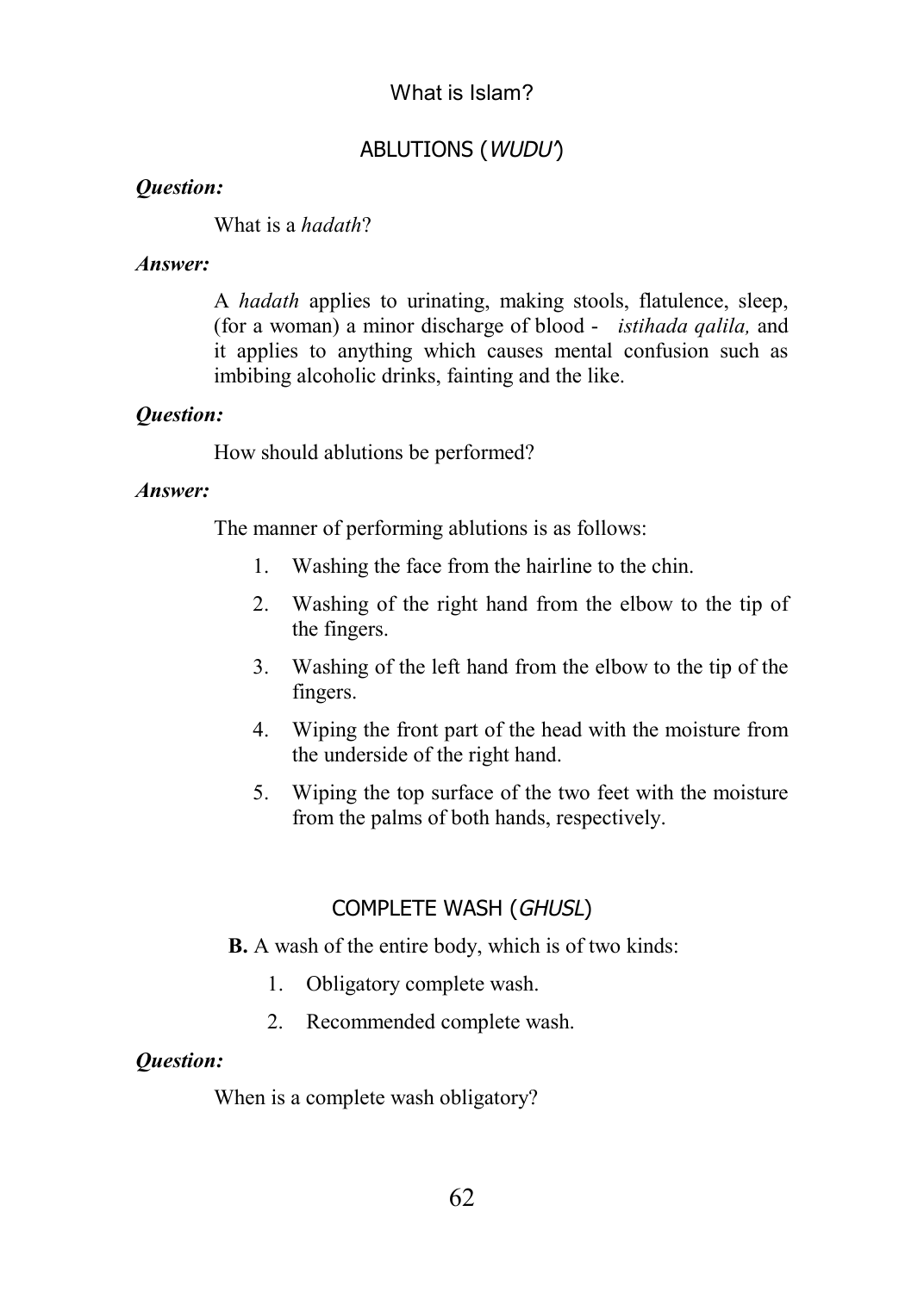## ABLUTIONS (*WUDU'*)

***Question:***

What is a *hadath*?

***Answer:***

A *hadath* applies to urinating, making stools, flatulence, sleep, (for a woman) a minor discharge of blood - *istihada qalila,* and it applies to anything which causes mental confusion such as imbibing alcoholic drinks, fainting and the like.

***Question:***

How should ablutions be performed?

***Answer:***

The manner of performing ablutions is as follows:

1. Washing the face from the hairline to the chin.
2. Washing of the right hand from the elbow to the tip of the fingers.
3. Washing of the left hand from the elbow to the tip of the fingers.
4. Wiping the front part of the head with the moisture from the underside of the right hand.
5. Wiping the top surface of the two feet with the moisture from the palms of both hands, respectively.

## COMPLETE WASH (*GHUSL*)

**B.** A wash of the entire body, which is of two kinds:

1. Obligatory complete wash.
2. Recommended complete wash.

***Question:***

When is a complete wash obligatory?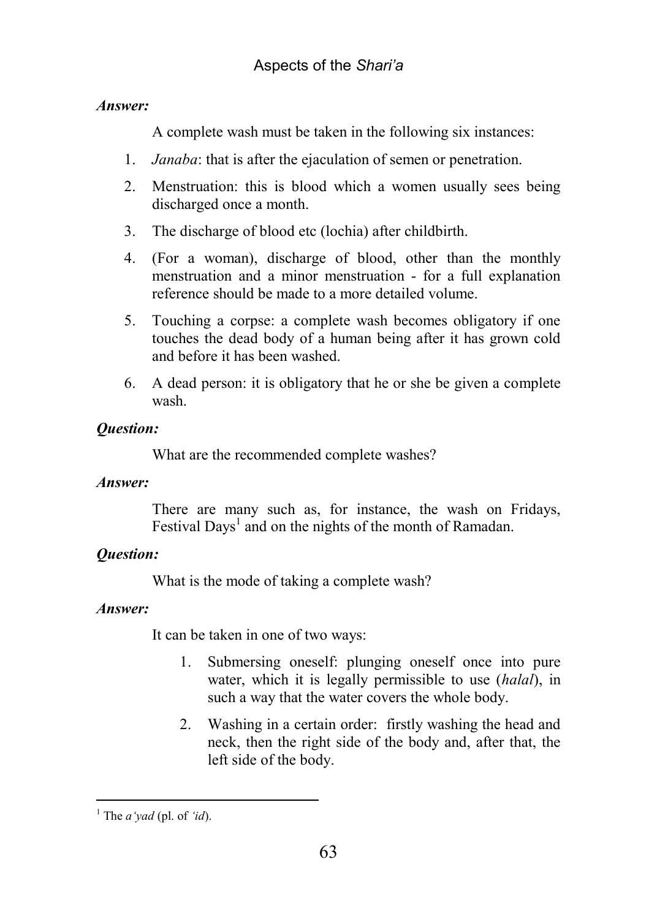***Answer:***

A complete wash must be taken in the following six instances:

1. *Janaba*: that is after the ejaculation of semen or penetration.
2. Menstruation: this is blood which a women usually sees being discharged once a month.
3. The discharge of blood etc (lochia) after childbirth.
4. (For a woman), discharge of blood, other than the monthly menstruation and a minor menstruation - for a full explanation reference should be made to a more detailed volume.
5. Touching a corpse: a complete wash becomes obligatory if one touches the dead body of a human being after it has grown cold and before it has been washed.
6. A dead person: it is obligatory that he or she be given a complete wash.

***Question:***

What are the recommended complete washes?

***Answer:***

There are many such as, for instance, the wash on Fridays, Festival Days[1] and on the nights of the month of Ramadan.

***Question:***

What is the mode of taking a complete wash?

***Answer:***

It can be taken in one of two ways:

1. Submersing oneself: plunging oneself once into pure water, which it is legally permissible to use (*halal*), in such a way that the water covers the whole body.
2. Washing in a certain order: firstly washing the head and neck, then the right side of the body and, after that, the left side of the body.

---

[1] The *a'yad* (pl. of *'id*).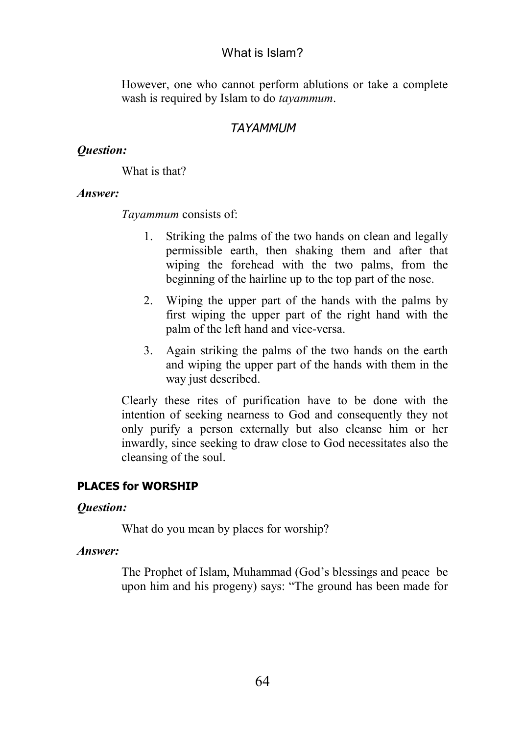However, one who cannot perform ablutions or take a complete wash is required by Islam to do *tayammum*.

### *TAYAMMUM*

***Question:***

What is that?

***Answer:***

*Tayammum* consists of:

1. Striking the palms of the two hands on clean and legally permissible earth, then shaking them and after that wiping the forehead with the two palms, from the beginning of the hairline up to the top part of the nose.
2. Wiping the upper part of the hands with the palms by first wiping the upper part of the right hand with the palm of the left hand and vice-versa.
3. Again striking the palms of the two hands on the earth and wiping the upper part of the hands with them in the way just described.

Clearly these rites of purification have to be done with the intention of seeking nearness to God and consequently they not only purify a person externally but also cleanse him or her inwardly, since seeking to draw close to God necessitates also the cleansing of the soul.

## PLACES for WORSHIP

***Question:***

What do you mean by places for worship?

***Answer:***

The Prophet of Islam, Muhammad (God's blessings and peace be upon him and his progeny) says: "The ground has been made for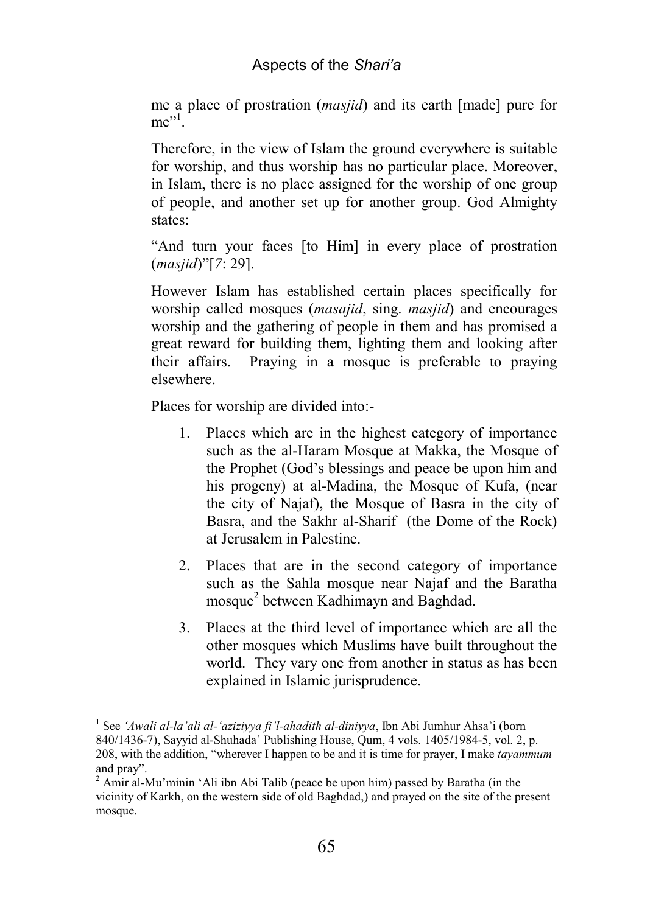me a place of prostration (*masjid*) and its earth [made] pure for me"[1].

Therefore, in the view of Islam the ground everywhere is suitable for worship, and thus worship has no particular place. Moreover, in Islam, there is no place assigned for the worship of one group of people, and another set up for another group. God Almighty states:

"And turn your faces [to Him] in every place of prostration (*masjid*)"[*7*: 29].

However Islam has established certain places specifically for worship called mosques (*masajid*, sing. *masjid*) and encourages worship and the gathering of people in them and has promised a great reward for building them, lighting them and looking after their affairs. Praying in a mosque is preferable to praying elsewhere.

Places for worship are divided into:-

1. Places which are in the highest category of importance such as the al-Haram Mosque at Makka, the Mosque of the Prophet (God's blessings and peace be upon him and his progeny) at al-Madina, the Mosque of Kufa, (near the city of Najaf), the Mosque of Basra in the city of Basra, and the Sakhr al-Sharif (the Dome of the Rock) at Jerusalem in Palestine.
2. Places that are in the second category of importance such as the Sahla mosque near Najaf and the Baratha mosque[2] between Kadhimayn and Baghdad.
3. Places at the third level of importance which are all the other mosques which Muslims have built throughout the world. They vary one from another in status as has been explained in Islamic jurisprudence.

---

[1] See *'Awali al-la'ali al-'aziziyya fi'l-ahadith al-diniyya*, Ibn Abi Jumhur Ahsa'i (born 840/1436-7), Sayyid al-Shuhada' Publishing House, Qum, 4 vols. 1405/1984-5, vol. 2, p. 208, with the addition, "wherever I happen to be and it is time for prayer, I make *tayammum* and pray".

[2] Amir al-Mu'minin 'Ali ibn Abi Talib (peace be upon him) passed by Baratha (in the vicinity of Karkh, on the western side of old Baghdad,) and prayed on the site of the present mosque.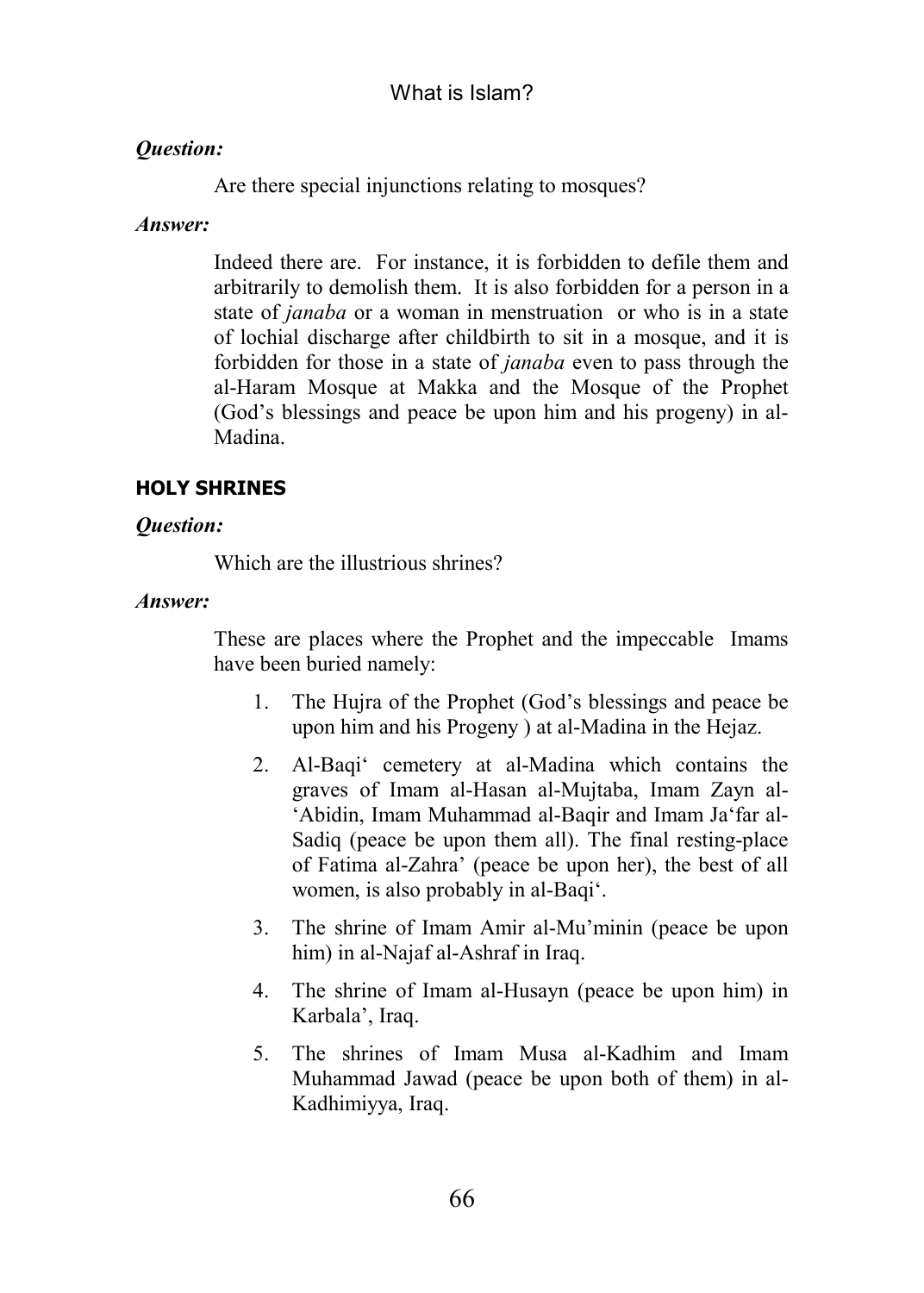***Question:***

Are there special injunctions relating to mosques?

***Answer:***

Indeed there are. For instance, it is forbidden to defile them and arbitrarily to demolish them. It is also forbidden for a person in a state of *janaba* or a woman in menstruation or who is in a state of lochial discharge after childbirth to sit in a mosque, and it is forbidden for those in a state of *janaba* even to pass through the al-Haram Mosque at Makka and the Mosque of the Prophet (God's blessings and peace be upon him and his progeny) in al-Madina.

## HOLY SHRINES

***Question:***

Which are the illustrious shrines?

***Answer:***

These are places where the Prophet and the impeccable Imams have been buried namely:

1. The Hujra of the Prophet (God's blessings and peace be upon him and his Progeny ) at al-Madina in the Hejaz.
2. Al-Baqi' cemetery at al-Madina which contains the graves of Imam al-Hasan al-Mujtaba, Imam Zayn al-'Abidin, Imam Muhammad al-Baqir and Imam Ja'far al-Sadiq (peace be upon them all). The final resting-place of Fatima al-Zahra' (peace be upon her), the best of all women, is also probably in al-Baqi'.
3. The shrine of Imam Amir al-Mu'minin (peace be upon him) in al-Najaf al-Ashraf in Iraq.
4. The shrine of Imam al-Husayn (peace be upon him) in Karbala', Iraq.
5. The shrines of Imam Musa al-Kadhim and Imam Muhammad Jawad (peace be upon both of them) in al-Kadhimiyya, Iraq.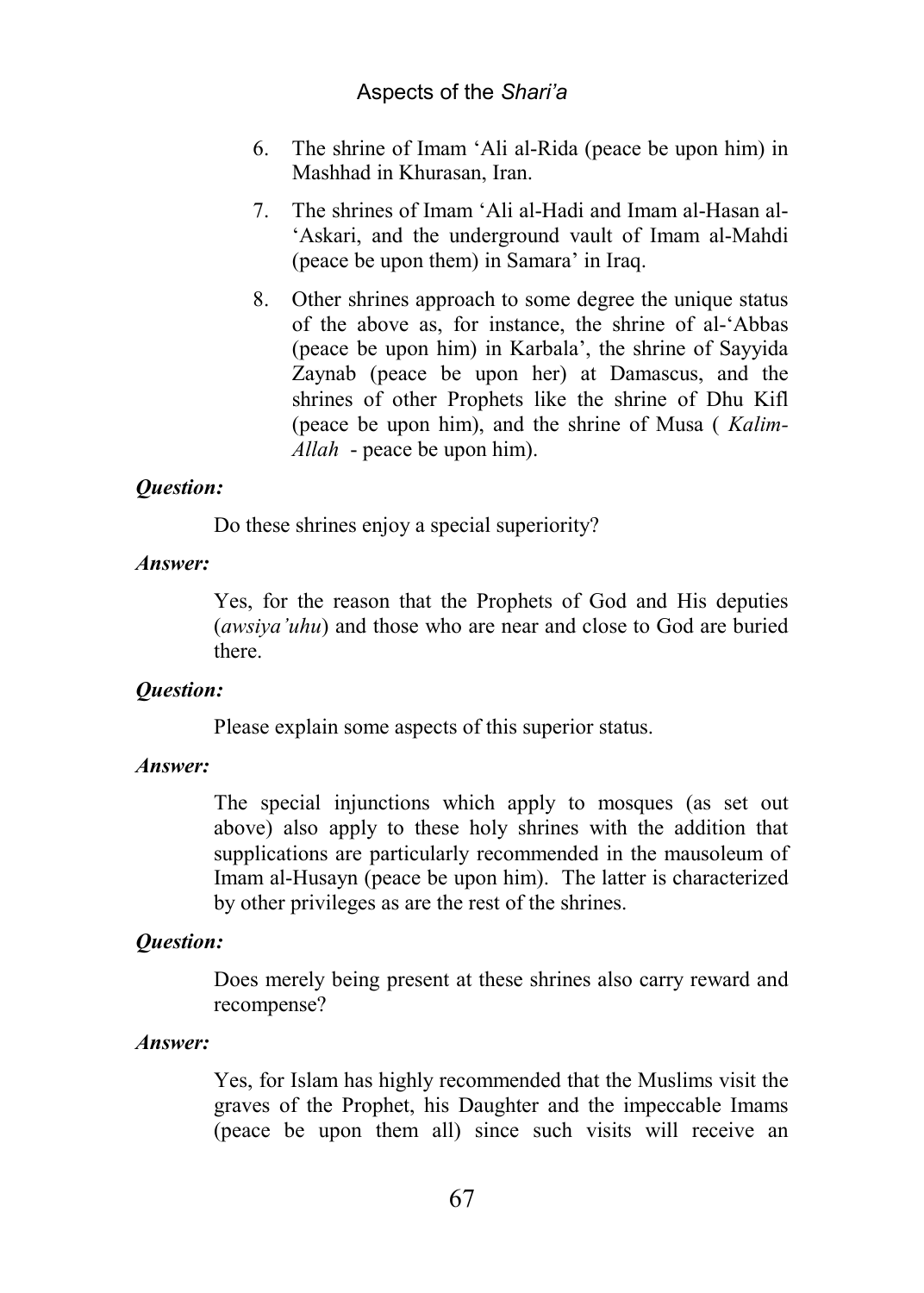6. The shrine of Imam 'Ali al-Rida (peace be upon him) in Mashhad in Khurasan, Iran.
7. The shrines of Imam 'Ali al-Hadi and Imam al-Hasan al-'Askari, and the underground vault of Imam al-Mahdi (peace be upon them) in Samara' in Iraq.
8. Other shrines approach to some degree the unique status of the above as, for instance, the shrine of al-'Abbas (peace be upon him) in Karbala', the shrine of Sayyida Zaynab (peace be upon her) at Damascus, and the shrines of other Prophets like the shrine of Dhu Kifl (peace be upon him), and the shrine of Musa ( *Kalim-Allah* - peace be upon him).

***Question:***

Do these shrines enjoy a special superiority?

***Answer:***

Yes, for the reason that the Prophets of God and His deputies (*awsiya'uhu*) and those who are near and close to God are buried there.

***Question:***

Please explain some aspects of this superior status.

***Answer:***

The special injunctions which apply to mosques (as set out above) also apply to these holy shrines with the addition that supplications are particularly recommended in the mausoleum of Imam al-Husayn (peace be upon him). The latter is characterized by other privileges as are the rest of the shrines.

***Question:***

Does merely being present at these shrines also carry reward and recompense?

***Answer:***

Yes, for Islam has highly recommended that the Muslims visit the graves of the Prophet, his Daughter and the impeccable Imams (peace be upon them all) since such visits will receive an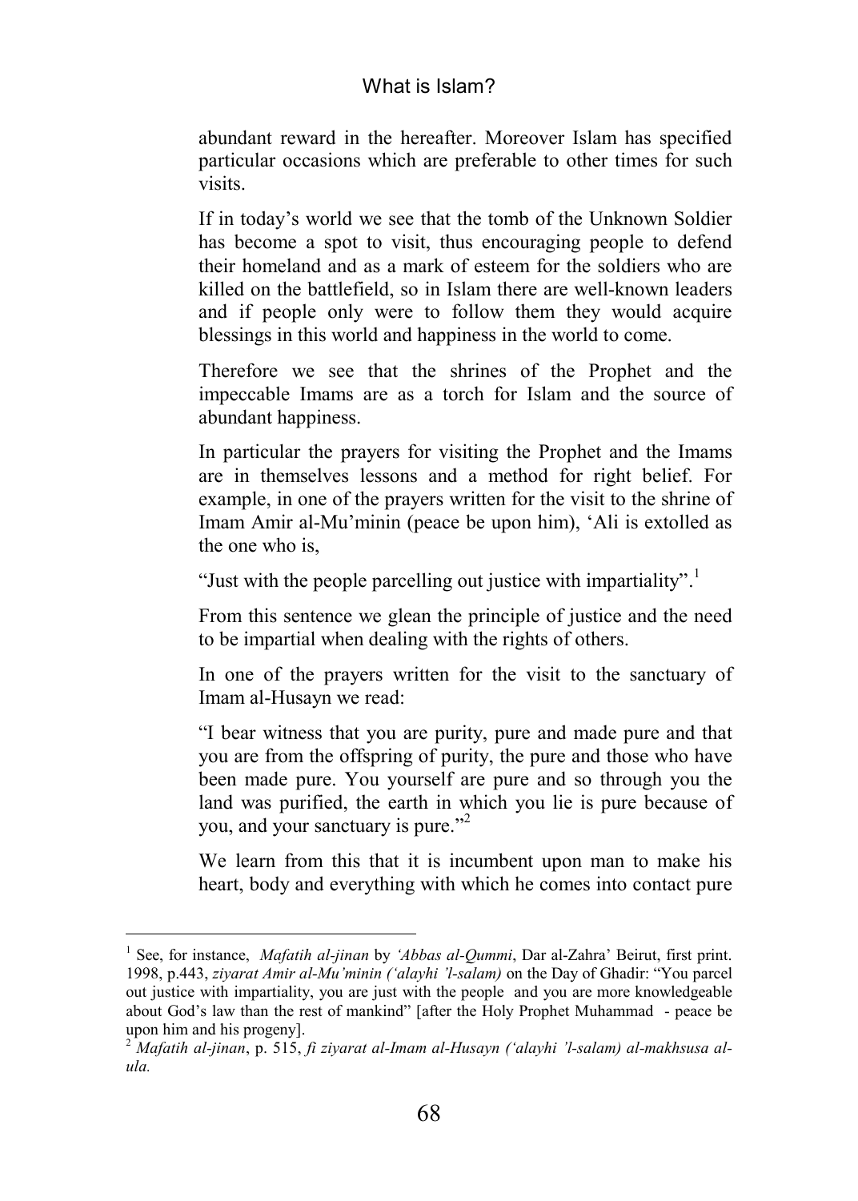abundant reward in the hereafter. Moreover Islam has specified particular occasions which are preferable to other times for such visits.

If in today's world we see that the tomb of the Unknown Soldier has become a spot to visit, thus encouraging people to defend their homeland and as a mark of esteem for the soldiers who are killed on the battlefield, so in Islam there are well-known leaders and if people only were to follow them they would acquire blessings in this world and happiness in the world to come.

Therefore we see that the shrines of the Prophet and the impeccable Imams are as a torch for Islam and the source of abundant happiness.

In particular the prayers for visiting the Prophet and the Imams are in themselves lessons and a method for right belief. For example, in one of the prayers written for the visit to the shrine of Imam Amir al-Mu'minin (peace be upon him), 'Ali is extolled as the one who is,

"Just with the people parcelling out justice with impartiality".[1]

From this sentence we glean the principle of justice and the need to be impartial when dealing with the rights of others.

In one of the prayers written for the visit to the sanctuary of Imam al-Husayn we read:

"I bear witness that you are purity, pure and made pure and that you are from the offspring of purity, the pure and those who have been made pure. You yourself are pure and so through you the land was purified, the earth in which you lie is pure because of you, and your sanctuary is pure."[2]

We learn from this that it is incumbent upon man to make his heart, body and everything with which he comes into contact pure

---

[1] See, for instance, *Mafatih al-jinan* by *'Abbas al-Qummi*, Dar al-Zahra' Beirut, first print. 1998, p.443, *ziyarat Amir al-Mu'minin ('alayhi 'l-salam)* on the Day of Ghadir: "You parcel out justice with impartiality, you are just with the people and you are more knowledgeable about God's law than the rest of mankind" [after the Holy Prophet Muhammad - peace be upon him and his progeny].

[2] *Mafatih al-jinan*, p. 515, *fi ziyarat al-Imam al-Husayn ('alayhi 'l-salam) al-makhsusa al-ula.*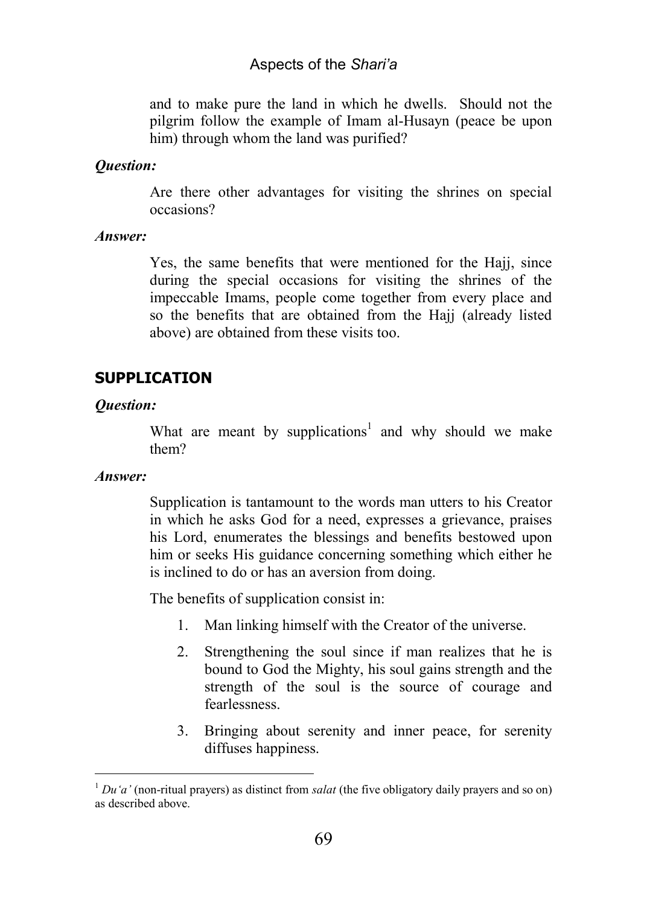and to make pure the land in which he dwells. Should not the pilgrim follow the example of Imam al-Husayn (peace be upon him) through whom the land was purified?

***Question:***

Are there other advantages for visiting the shrines on special occasions?

***Answer:***

Yes, the same benefits that were mentioned for the Hajj, since during the special occasions for visiting the shrines of the impeccable Imams, people come together from every place and so the benefits that are obtained from the Hajj (already listed above) are obtained from these visits too.

## SUPPLICATION

***Question:***

What are meant by supplications[1] and why should we make them?

***Answer:***

Supplication is tantamount to the words man utters to his Creator in which he asks God for a need, expresses a grievance, praises his Lord, enumerates the blessings and benefits bestowed upon him or seeks His guidance concerning something which either he is inclined to do or has an aversion from doing.

The benefits of supplication consist in:

1. Man linking himself with the Creator of the universe.
2. Strengthening the soul since if man realizes that he is bound to God the Mighty, his soul gains strength and the strength of the soul is the source of courage and fearlessness.
3. Bringing about serenity and inner peace, for serenity diffuses happiness.

---

[1] *Du'a'* (non-ritual prayers) as distinct from *salat* (the five obligatory daily prayers and so on) as described above.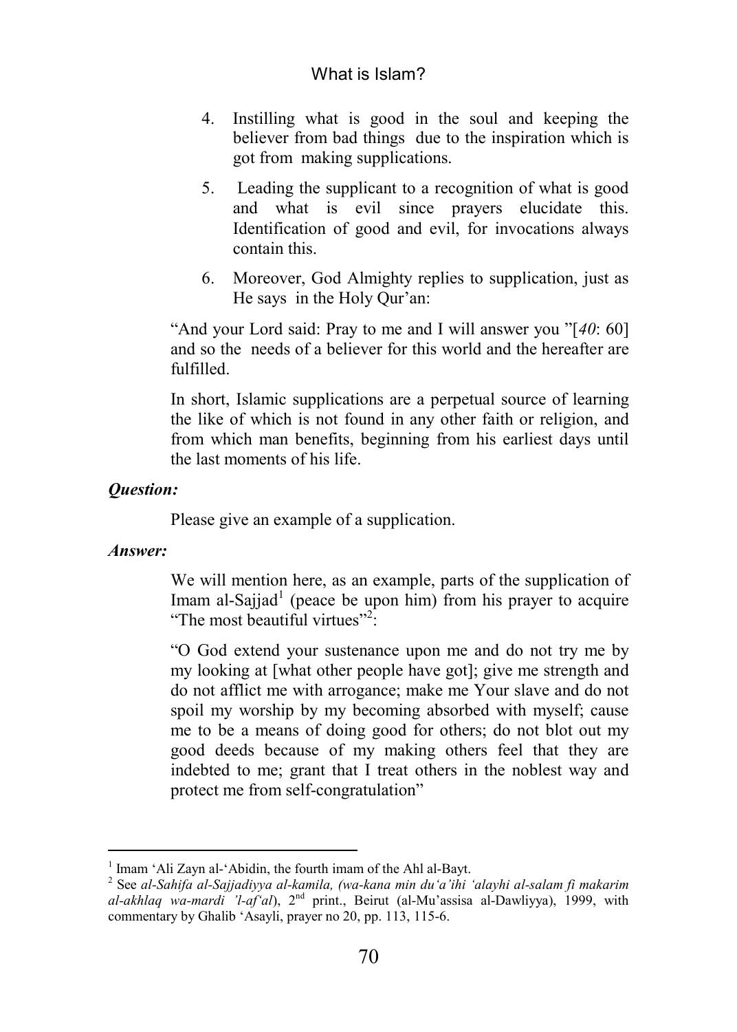4. Instilling what is good in the soul and keeping the believer from bad things due to the inspiration which is got from making supplications.

5. Leading the supplicant to a recognition of what is good and what is evil since prayers elucidate this. Identification of good and evil, for invocations always contain this.

6. Moreover, God Almighty replies to supplication, just as He says in the Holy Qur'an:

"And your Lord said: Pray to me and I will answer you "[*40*: 60] and so the needs of a believer for this world and the hereafter are fulfilled.

In short, Islamic supplications are a perpetual source of learning the like of which is not found in any other faith or religion, and from which man benefits, beginning from his earliest days until the last moments of his life.

***Question:***

Please give an example of a supplication.

***Answer:***

We will mention here, as an example, parts of the supplication of Imam al-Sajjad[1] (peace be upon him) from his prayer to acquire "The most beautiful virtues"[2]:

"O God extend your sustenance upon me and do not try me by my looking at [what other people have got]; give me strength and do not afflict me with arrogance; make me Your slave and do not spoil my worship by my becoming absorbed with myself; cause me to be a means of doing good for others; do not blot out my good deeds because of my making others feel that they are indebted to me; grant that I treat others in the noblest way and protect me from self-congratulation"

---

[1] Imam 'Ali Zayn al-'Abidin, the fourth imam of the Ahl al-Bayt.

[2] See *al-Sahifa al-Sajjadiyya al-kamila, (wa-kana min du'a'ihi 'alayhi al-salam fi makarim al-akhlaq wa-mardi 'l-af'al*), 2nd print., Beirut (al-Mu'assisa al-Dawliyya), 1999, with commentary by Ghalib 'Asayli, prayer no 20, pp. 113, 115-6.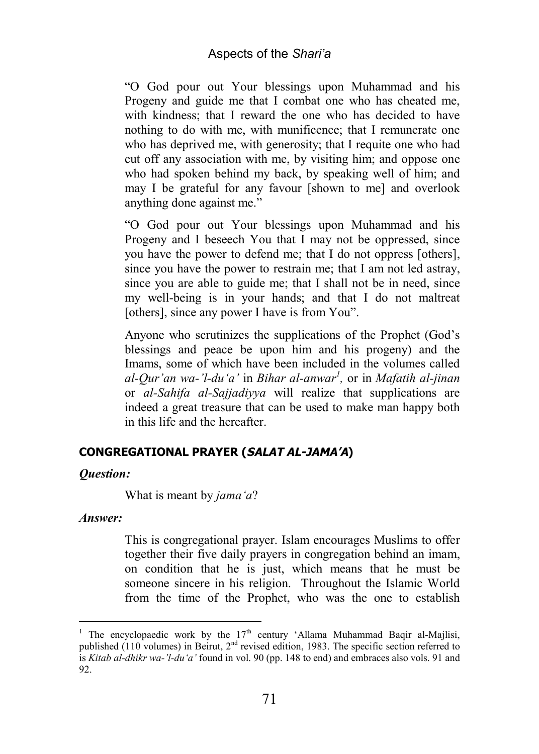"O God pour out Your blessings upon Muhammad and his Progeny and guide me that I combat one who has cheated me, with kindness; that I reward the one who has decided to have nothing to do with me, with munificence; that I remunerate one who has deprived me, with generosity; that I requite one who had cut off any association with me, by visiting him; and oppose one who had spoken behind my back, by speaking well of him; and may I be grateful for any favour [shown to me] and overlook anything done against me."

"O God pour out Your blessings upon Muhammad and his Progeny and I beseech You that I may not be oppressed, since you have the power to defend me; that I do not oppress [others], since you have the power to restrain me; that I am not led astray, since you are able to guide me; that I shall not be in need, since my well-being is in your hands; and that I do not maltreat [others], since any power I have is from You".

Anyone who scrutinizes the supplications of the Prophet (God's blessings and peace be upon him and his progeny) and the Imams, some of which have been included in the volumes called *al-Qur'an wa-'l-du'a'* in *Bihar al-anwar*[1], or in *Mafatih al-jinan* or *al-Sahifa al-Sajjadiyya* will realize that supplications are indeed a great treasure that can be used to make man happy both in this life and the hereafter.

## CONGREGATIONAL PRAYER (*SALAT AL-JAMA'A*)

***Question:***

What is meant by *jama'a*?

***Answer:***

This is congregational prayer. Islam encourages Muslims to offer together their five daily prayers in congregation behind an imam, on condition that he is just, which means that he must be someone sincere in his religion. Throughout the Islamic World from the time of the Prophet, who was the one to establish

---

[1] The encyclopaedic work by the 17th century 'Allama Muhammad Baqir al-Majlisi, published (110 volumes) in Beirut, 2nd revised edition, 1983. The specific section referred to is *Kitab al-dhikr wa-'l-du'a'* found in vol. 90 (pp. 148 to end) and embraces also vols. 91 and 92.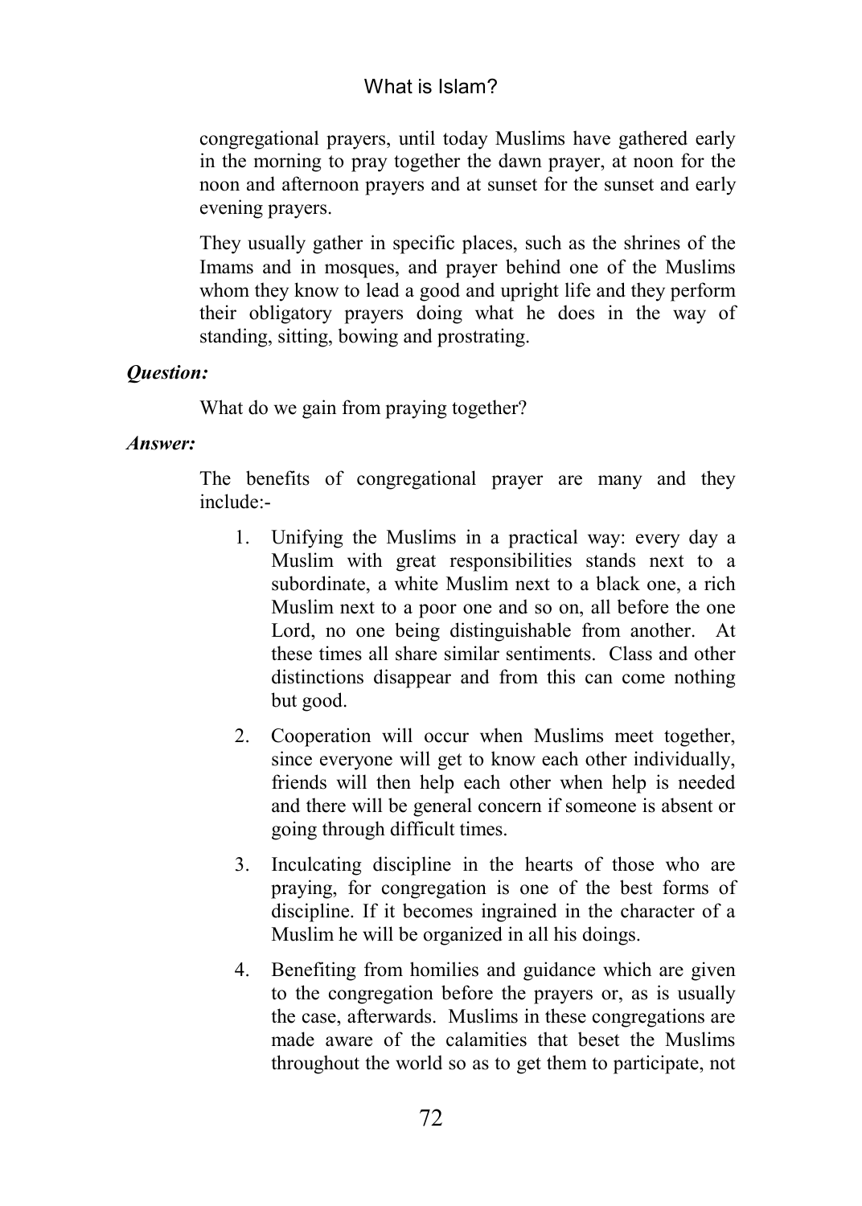congregational prayers, until today Muslims have gathered early in the morning to pray together the dawn prayer, at noon for the noon and afternoon prayers and at sunset for the sunset and early evening prayers.

They usually gather in specific places, such as the shrines of the Imams and in mosques, and prayer behind one of the Muslims whom they know to lead a good and upright life and they perform their obligatory prayers doing what he does in the way of standing, sitting, bowing and prostrating.

***Question:***

What do we gain from praying together?

***Answer:***

The benefits of congregational prayer are many and they include:-

1. Unifying the Muslims in a practical way: every day a Muslim with great responsibilities stands next to a subordinate, a white Muslim next to a black one, a rich Muslim next to a poor one and so on, all before the one Lord, no one being distinguishable from another. At these times all share similar sentiments. Class and other distinctions disappear and from this can come nothing but good.

2. Cooperation will occur when Muslims meet together, since everyone will get to know each other individually, friends will then help each other when help is needed and there will be general concern if someone is absent or going through difficult times.

3. Inculcating discipline in the hearts of those who are praying, for congregation is one of the best forms of discipline. If it becomes ingrained in the character of a Muslim he will be organized in all his doings.

4. Benefiting from homilies and guidance which are given to the congregation before the prayers or, as is usually the case, afterwards. Muslims in these congregations are made aware of the calamities that beset the Muslims throughout the world so as to get them to participate, not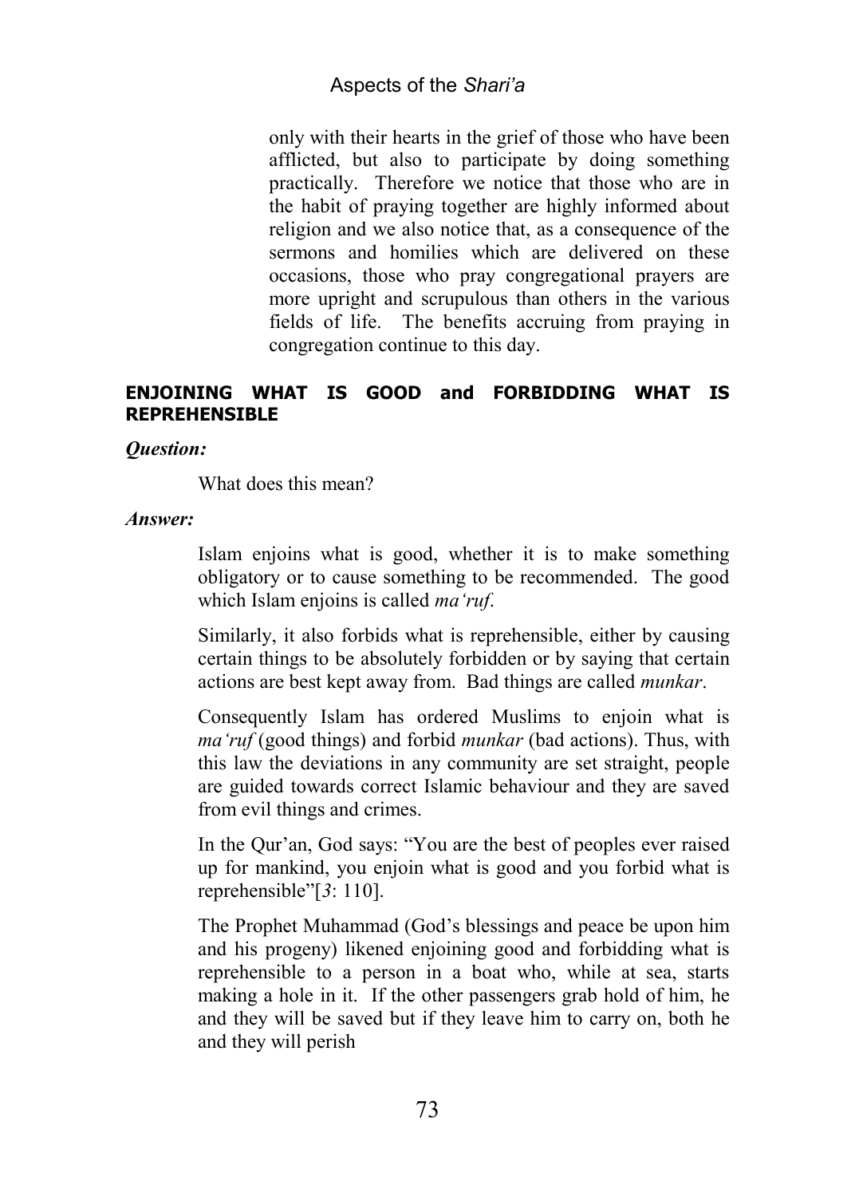only with their hearts in the grief of those who have been afflicted, but also to participate by doing something practically. Therefore we notice that those who are in the habit of praying together are highly informed about religion and we also notice that, as a consequence of the sermons and homilies which are delivered on these occasions, those who pray congregational prayers are more upright and scrupulous than others in the various fields of life. The benefits accruing from praying in congregation continue to this day.

## ENJOINING WHAT IS GOOD and FORBIDDING WHAT IS REPREHENSIBLE

***Question:***

What does this mean?

***Answer:***

Islam enjoins what is good, whether it is to make something obligatory or to cause something to be recommended. The good which Islam enjoins is called *ma'ruf*.

Similarly, it also forbids what is reprehensible, either by causing certain things to be absolutely forbidden or by saying that certain actions are best kept away from. Bad things are called *munkar*.

Consequently Islam has ordered Muslims to enjoin what is *ma'ruf* (good things) and forbid *munkar* (bad actions). Thus, with this law the deviations in any community are set straight, people are guided towards correct Islamic behaviour and they are saved from evil things and crimes.

In the Qur'an, God says: "You are the best of peoples ever raised up for mankind, you enjoin what is good and you forbid what is reprehensible"[*3*: 110].

The Prophet Muhammad (God's blessings and peace be upon him and his progeny) likened enjoining good and forbidding what is reprehensible to a person in a boat who, while at sea, starts making a hole in it. If the other passengers grab hold of him, he and they will be saved but if they leave him to carry on, both he and they will perish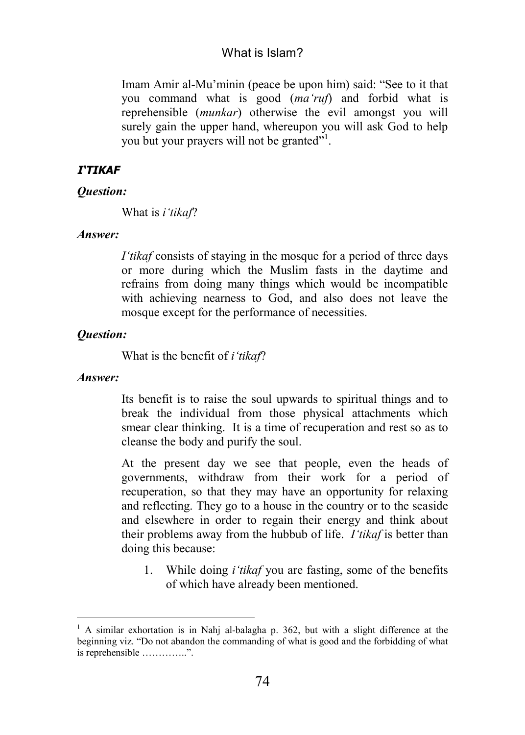Imam Amir al-Mu'minin (peace be upon him) said: "See to it that you command what is good (*ma'ruf*) and forbid what is reprehensible (*munkar*) otherwise the evil amongst you will surely gain the upper hand, whereupon you will ask God to help you but your prayers will not be granted"[1].

### *I'TIKAF*

***Question:***

What is *i'tikaf*?

***Answer:***

*I'tikaf* consists of staying in the mosque for a period of three days or more during which the Muslim fasts in the daytime and refrains from doing many things which would be incompatible with achieving nearness to God, and also does not leave the mosque except for the performance of necessities.

***Question:***

What is the benefit of *i'tikaf*?

***Answer:***

Its benefit is to raise the soul upwards to spiritual things and to break the individual from those physical attachments which smear clear thinking. It is a time of recuperation and rest so as to cleanse the body and purify the soul.

At the present day we see that people, even the heads of governments, withdraw from their work for a period of recuperation, so that they may have an opportunity for relaxing and reflecting. They go to a house in the country or to the seaside and elsewhere in order to regain their energy and think about their problems away from the hubbub of life. *I'tikaf* is better than doing this because:

1. While doing *i'tikaf* you are fasting, some of the benefits of which have already been mentioned.

---

[1] A similar exhortation is in Nahj al-balagha p. 362, but with a slight difference at the beginning viz. "Do not abandon the commanding of what is good and the forbidding of what is reprehensible …………..".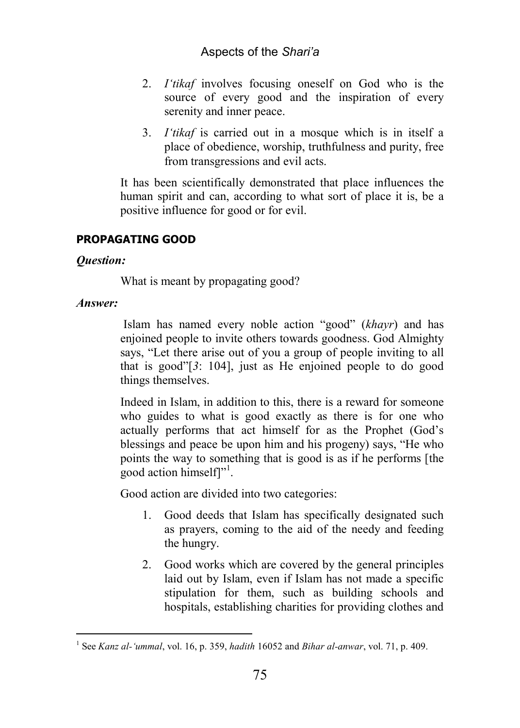2. *I'tikaf* involves focusing oneself on God who is the source of every good and the inspiration of every serenity and inner peace.

3. *I'tikaf* is carried out in a mosque which is in itself a place of obedience, worship, truthfulness and purity, free from transgressions and evil acts.

It has been scientifically demonstrated that place influences the human spirit and can, according to what sort of place it is, be a positive influence for good or for evil.

## PROPAGATING GOOD

***Question:***

What is meant by propagating good?

***Answer:***

Islam has named every noble action "good" (*khayr*) and has enjoined people to invite others towards goodness. God Almighty says, "Let there arise out of you a group of people inviting to all that is good"[*3*: 104], just as He enjoined people to do good things themselves.

Indeed in Islam, in addition to this, there is a reward for someone who guides to what is good exactly as there is for one who actually performs that act himself for as the Prophet (God's blessings and peace be upon him and his progeny) says, "He who points the way to something that is good is as if he performs [the good action himself]"[1].

Good action are divided into two categories:

1. Good deeds that Islam has specifically designated such as prayers, coming to the aid of the needy and feeding the hungry.

2. Good works which are covered by the general principles laid out by Islam, even if Islam has not made a specific stipulation for them, such as building schools and hospitals, establishing charities for providing clothes and

---

[1] See *Kanz al-'ummal*, vol. 16, p. 359, *hadith* 16052 and *Bihar al-anwar*, vol. 71, p. 409.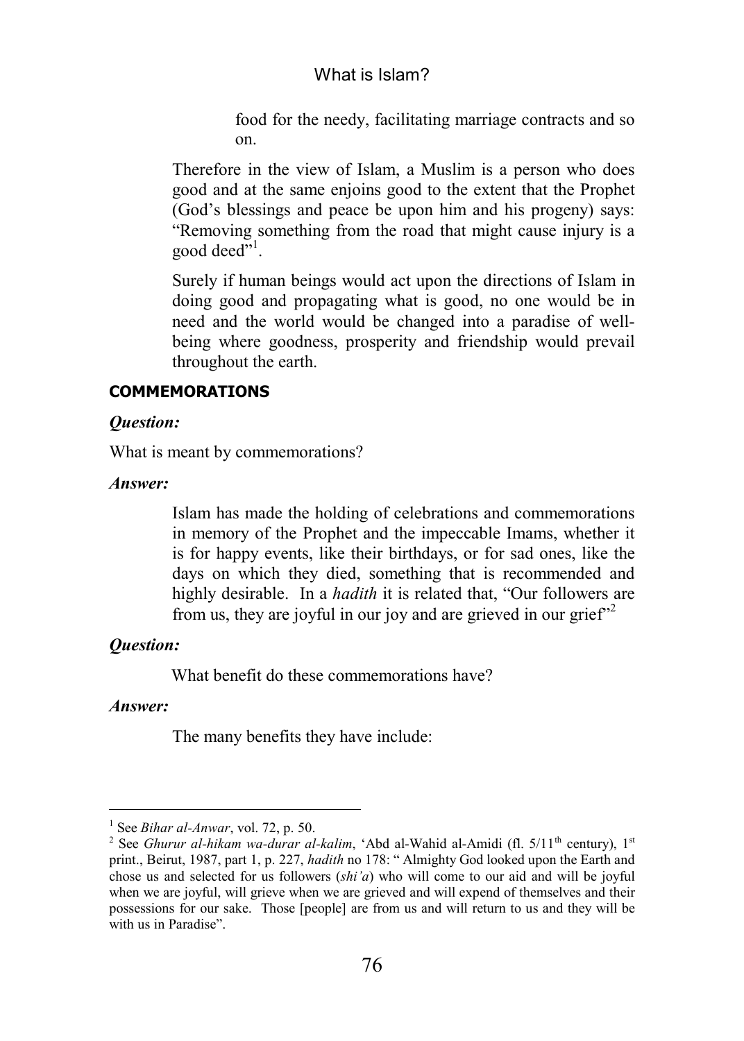food for the needy, facilitating marriage contracts and so on.

Therefore in the view of Islam, a Muslim is a person who does good and at the same enjoins good to the extent that the Prophet (God's blessings and peace be upon him and his progeny) says: "Removing something from the road that might cause injury is a good deed"[1].

Surely if human beings would act upon the directions of Islam in doing good and propagating what is good, no one would be in need and the world would be changed into a paradise of well-being where goodness, prosperity and friendship would prevail throughout the earth.

### COMMEMORATIONS

***Question:***

What is meant by commemorations?

***Answer:***

Islam has made the holding of celebrations and commemorations in memory of the Prophet and the impeccable Imams, whether it is for happy events, like their birthdays, or for sad ones, like the days on which they died, something that is recommended and highly desirable. In a *hadith* it is related that, "Our followers are from us, they are joyful in our joy and are grieved in our grief"[2]

***Question:***

What benefit do these commemorations have?

***Answer:***

The many benefits they have include:

---

[1] See *Bihar al-Anwar*, vol. 72, p. 50.

[2] See *Ghurur al-hikam wa-durar al-kalim*, 'Abd al-Wahid al-Amidi (fl. 5/11th century), 1st print., Beirut, 1987, part 1, p. 227, *hadith* no 178: " Almighty God looked upon the Earth and chose us and selected for us followers (*shi'a*) who will come to our aid and will be joyful when we are joyful, will grieve when we are grieved and will expend of themselves and their possessions for our sake. Those [people] are from us and will return to us and they will be with us in Paradise".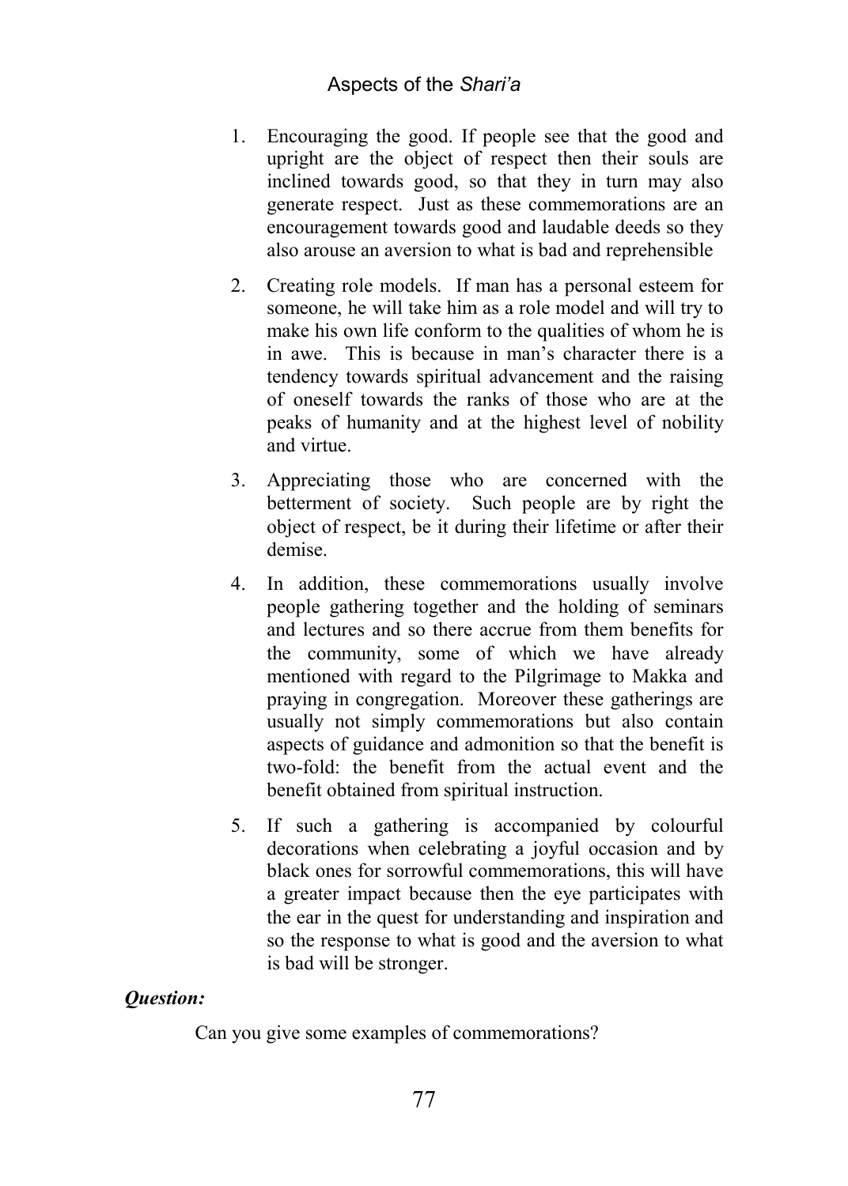1. Encouraging the good. If people see that the good and upright are the object of respect then their souls are inclined towards good, so that they in turn may also generate respect. Just as these commemorations are an encouragement towards good and laudable deeds so they also arouse an aversion to what is bad and reprehensible

2. Creating role models. If man has a personal esteem for someone, he will take him as a role model and will try to make his own life conform to the qualities of whom he is in awe. This is because in man's character there is a tendency towards spiritual advancement and the raising of oneself towards the ranks of those who are at the peaks of humanity and at the highest level of nobility and virtue.

3. Appreciating those who are concerned with the betterment of society. Such people are by right the object of respect, be it during their lifetime or after their demise.

4. In addition, these commemorations usually involve people gathering together and the holding of seminars and lectures and so there accrue from them benefits for the community, some of which we have already mentioned with regard to the Pilgrimage to Makka and praying in congregation. Moreover these gatherings are usually not simply commemorations but also contain aspects of guidance and admonition so that the benefit is two-fold: the benefit from the actual event and the benefit obtained from spiritual instruction.

5. If such a gathering is accompanied by colourful decorations when celebrating a joyful occasion and by black ones for sorrowful commemorations, this will have a greater impact because then the eye participates with the ear in the quest for understanding and inspiration and so the response to what is good and the aversion to what is bad will be stronger.

***Question:***

Can you give some examples of commemorations?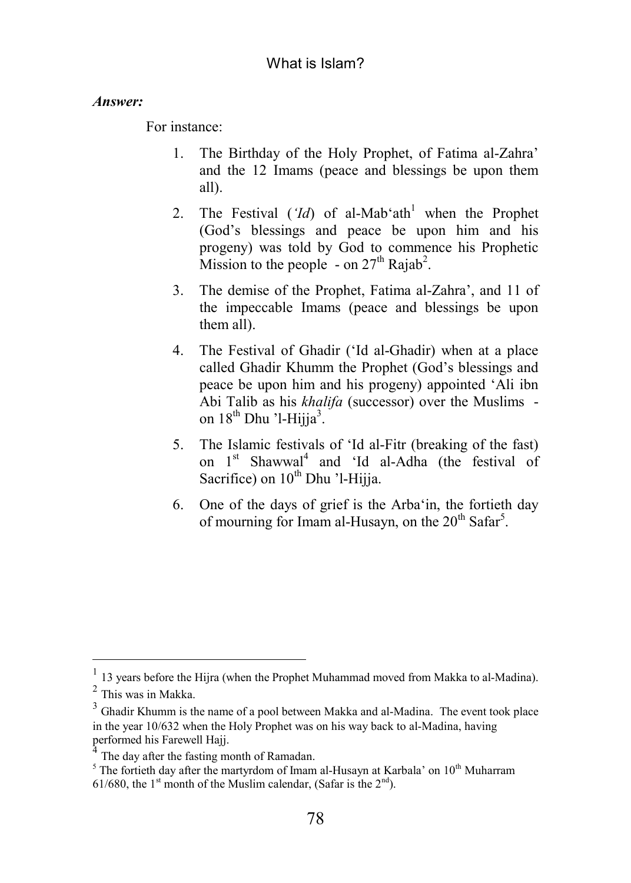***Answer:***

For instance:

1. The Birthday of the Holy Prophet, of Fatima al-Zahra' and the 12 Imams (peace and blessings be upon them all).
2. The Festival (*'Id*) of al-Mab'ath[1] when the Prophet (God's blessings and peace be upon him and his progeny) was told by God to commence his Prophetic Mission to the people - on 27th Rajab[2].
3. The demise of the Prophet, Fatima al-Zahra', and 11 of the impeccable Imams (peace and blessings be upon them all).
4. The Festival of Ghadir ('Id al-Ghadir) when at a place called Ghadir Khumm the Prophet (God's blessings and peace be upon him and his progeny) appointed 'Ali ibn Abi Talib as his *khalifa* (successor) over the Muslims - on 18th Dhu 'l-Hijja[3].
5. The Islamic festivals of 'Id al-Fitr (breaking of the fast) on 1st Shawwal[4] and 'Id al-Adha (the festival of Sacrifice) on 10th Dhu 'l-Hijja.
6. One of the days of grief is the Arba'in, the fortieth day of mourning for Imam al-Husayn, on the 20th Safar[5].

---

[1] 13 years before the Hijra (when the Prophet Muhammad moved from Makka to al-Madina).

[2] This was in Makka.

[3] Ghadir Khumm is the name of a pool between Makka and al-Madina. The event took place in the year 10/632 when the Holy Prophet was on his way back to al-Madina, having performed his Farewell Hajj.

[4] The day after the fasting month of Ramadan.

[5] The fortieth day after the martyrdom of Imam al-Husayn at Karbala' on 10th Muharram 61/680, the 1st month of the Muslim calendar, (Safar is the 2nd).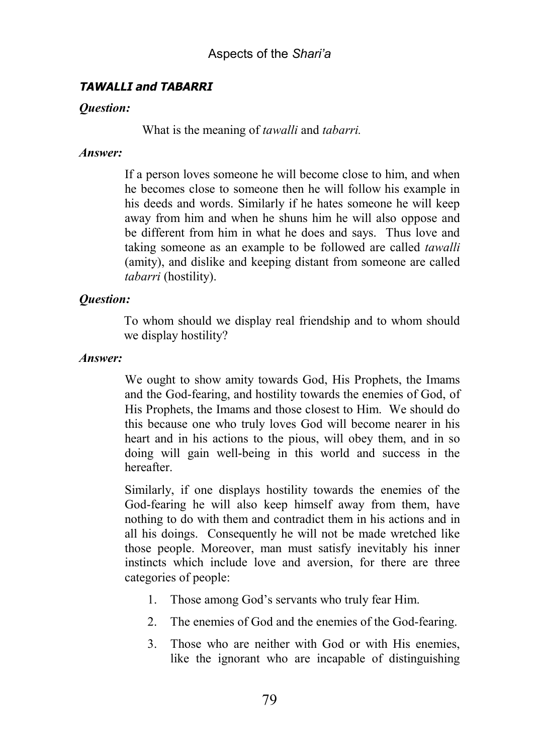### *TAWALLI and TABARRI*

***Question:***

What is the meaning of *tawalli* and *tabarri.*

***Answer:***

If a person loves someone he will become close to him, and when he becomes close to someone then he will follow his example in his deeds and words. Similarly if he hates someone he will keep away from him and when he shuns him he will also oppose and be different from him in what he does and says. Thus love and taking someone as an example to be followed are called *tawalli* (amity), and dislike and keeping distant from someone are called *tabarri* (hostility).

***Question:***

To whom should we display real friendship and to whom should we display hostility?

***Answer:***

We ought to show amity towards God, His Prophets, the Imams and the God-fearing, and hostility towards the enemies of God, of His Prophets, the Imams and those closest to Him. We should do this because one who truly loves God will become nearer in his heart and in his actions to the pious, will obey them, and in so doing will gain well-being in this world and success in the hereafter.

Similarly, if one displays hostility towards the enemies of the God-fearing he will also keep himself away from them, have nothing to do with them and contradict them in his actions and in all his doings. Consequently he will not be made wretched like those people. Moreover, man must satisfy inevitably his inner instincts which include love and aversion, for there are three categories of people:

1. Those among God's servants who truly fear Him.
2. The enemies of God and the enemies of the God-fearing.
3. Those who are neither with God or with His enemies, like the ignorant who are incapable of distinguishing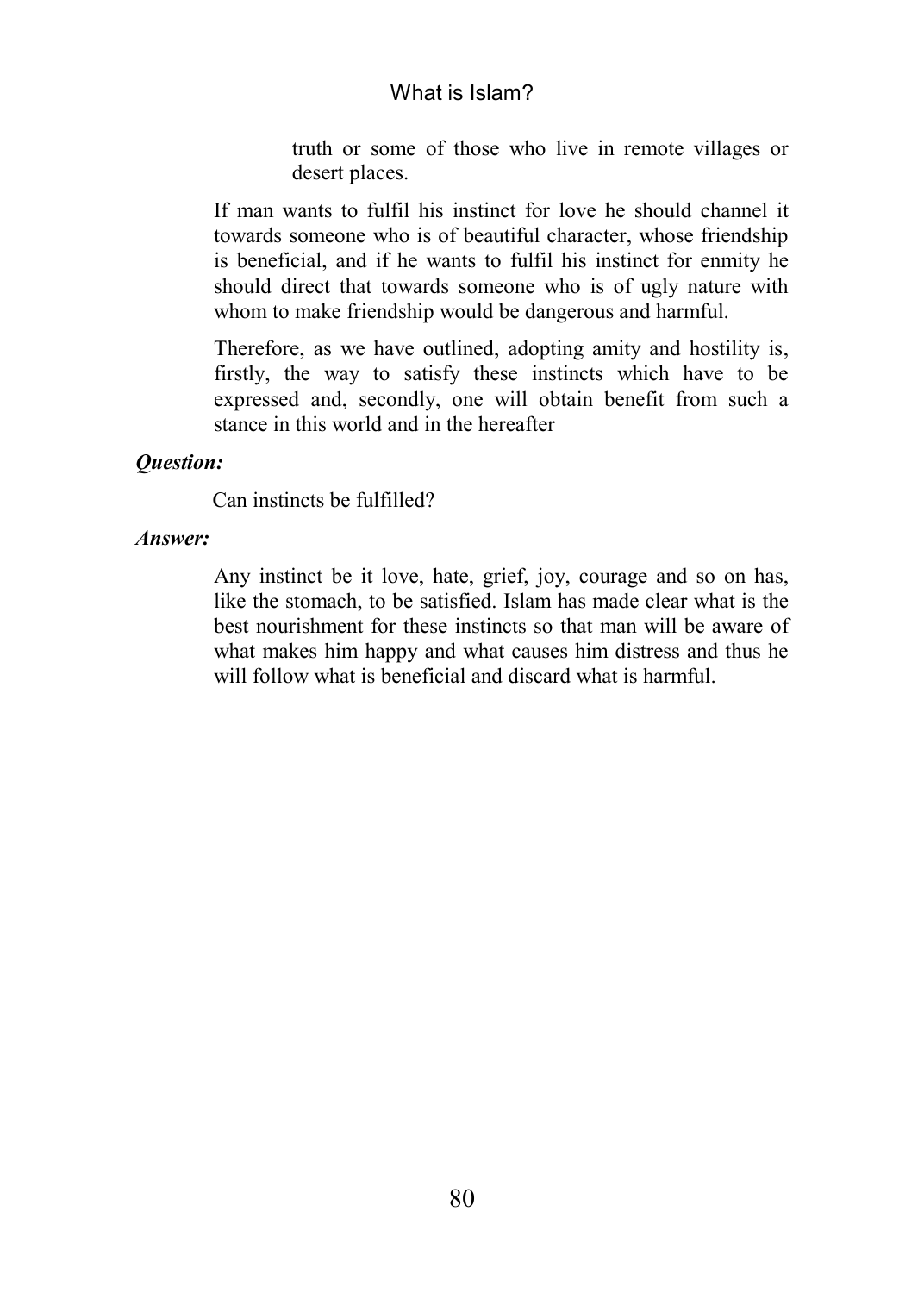truth or some of those who live in remote villages or desert places.

If man wants to fulfil his instinct for love he should channel it towards someone who is of beautiful character, whose friendship is beneficial, and if he wants to fulfil his instinct for enmity he should direct that towards someone who is of ugly nature with whom to make friendship would be dangerous and harmful.

Therefore, as we have outlined, adopting amity and hostility is, firstly, the way to satisfy these instincts which have to be expressed and, secondly, one will obtain benefit from such a stance in this world and in the hereafter

***Question:***

Can instincts be fulfilled?

***Answer:***

Any instinct be it love, hate, grief, joy, courage and so on has, like the stomach, to be satisfied. Islam has made clear what is the best nourishment for these instincts so that man will be aware of what makes him happy and what causes him distress and thus he will follow what is beneficial and discard what is harmful.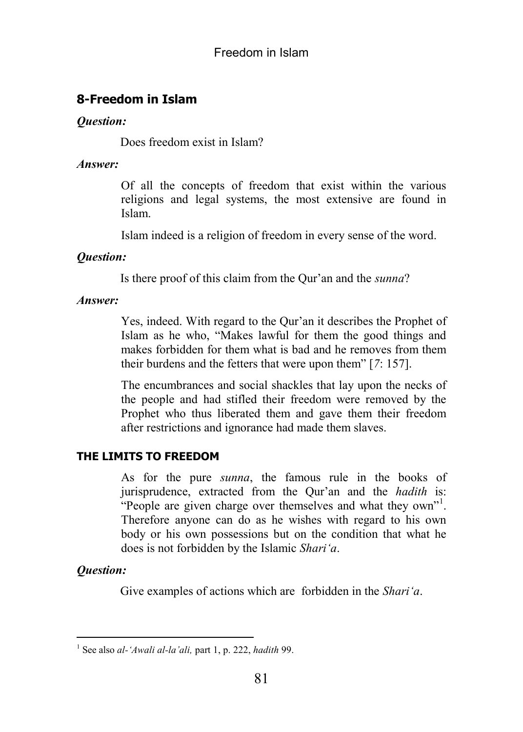## 8-Freedom in Islam

***Question:***

Does freedom exist in Islam?

***Answer:***

Of all the concepts of freedom that exist within the various religions and legal systems, the most extensive are found in Islam.

Islam indeed is a religion of freedom in every sense of the word.

***Question:***

Is there proof of this claim from the Qur'an and the *sunna*?

***Answer:***

Yes, indeed. With regard to the Qur'an it describes the Prophet of Islam as he who, "Makes lawful for them the good things and makes forbidden for them what is bad and he removes from them their burdens and the fetters that were upon them" [*7*: 157].

The encumbrances and social shackles that lay upon the necks of the people and had stifled their freedom were removed by the Prophet who thus liberated them and gave them their freedom after restrictions and ignorance had made them slaves.

### THE LIMITS TO FREEDOM

As for the pure *sunna*, the famous rule in the books of jurisprudence, extracted from the Qur'an and the *hadith* is: "People are given charge over themselves and what they own"[1]. Therefore anyone can do as he wishes with regard to his own body or his own possessions but on the condition that what he does is not forbidden by the Islamic *Shari'a*.

***Question:***

Give examples of actions which are forbidden in the *Shari'a*.

---

[1] See also *al-'Awali al-la'ali,* part 1, p. 222, *hadith* 99.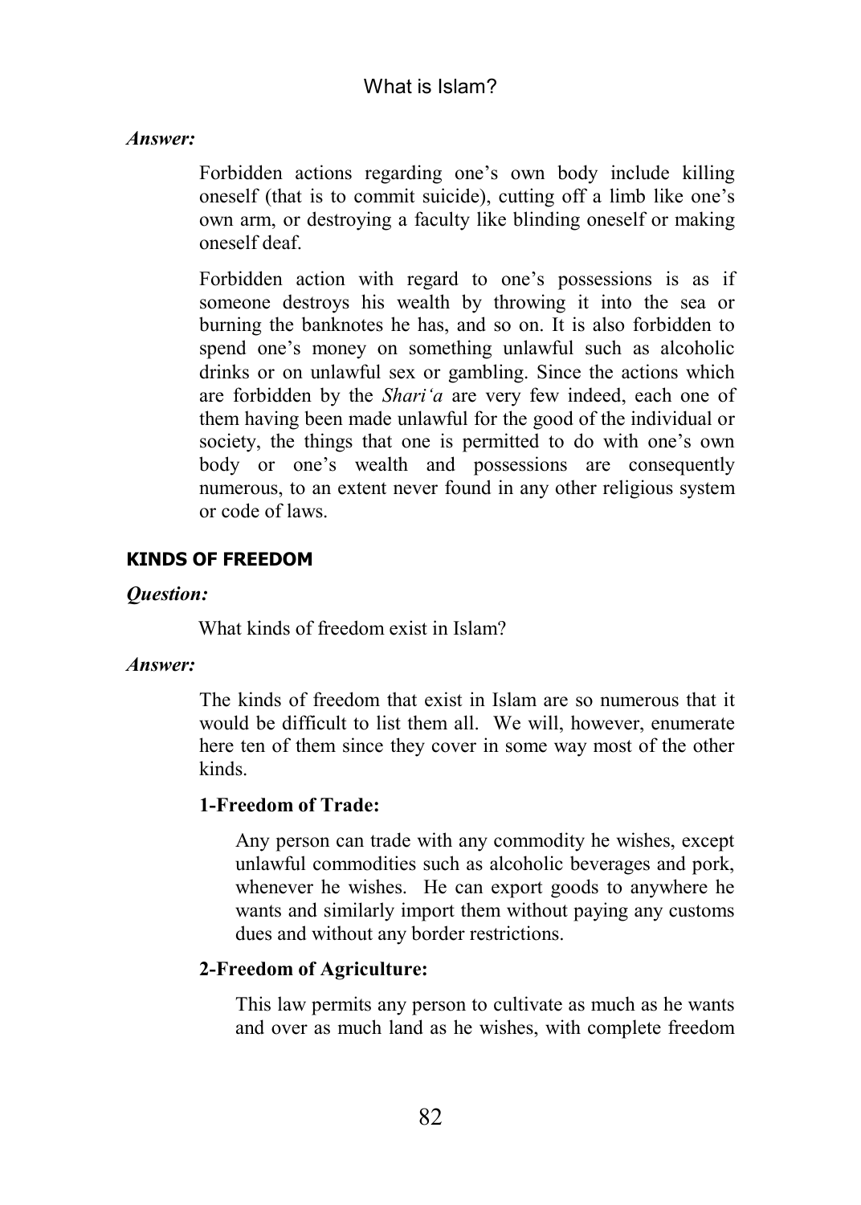***Answer:***

Forbidden actions regarding one's own body include killing oneself (that is to commit suicide), cutting off a limb like one's own arm, or destroying a faculty like blinding oneself or making oneself deaf.

Forbidden action with regard to one's possessions is as if someone destroys his wealth by throwing it into the sea or burning the banknotes he has, and so on. It is also forbidden to spend one's money on something unlawful such as alcoholic drinks or on unlawful sex or gambling. Since the actions which are forbidden by the *Shari'a* are very few indeed, each one of them having been made unlawful for the good of the individual or society, the things that one is permitted to do with one's own body or one's wealth and possessions are consequently numerous, to an extent never found in any other religious system or code of laws.

## KINDS OF FREEDOM

***Question:***

What kinds of freedom exist in Islam?

***Answer:***

The kinds of freedom that exist in Islam are so numerous that it would be difficult to list them all. We will, however, enumerate here ten of them since they cover in some way most of the other kinds.

**1-Freedom of Trade:**

Any person can trade with any commodity he wishes, except unlawful commodities such as alcoholic beverages and pork, whenever he wishes. He can export goods to anywhere he wants and similarly import them without paying any customs dues and without any border restrictions.

**2-Freedom of Agriculture:**

This law permits any person to cultivate as much as he wants and over as much land as he wishes, with complete freedom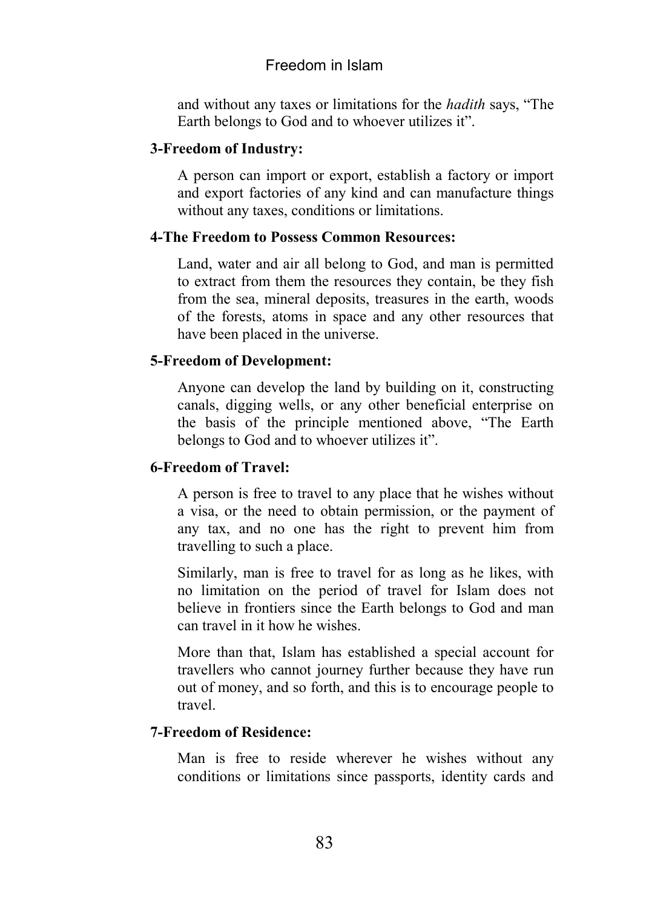and without any taxes or limitations for the *hadith* says, "The Earth belongs to God and to whoever utilizes it".

**3-Freedom of Industry:**

A person can import or export, establish a factory or import and export factories of any kind and can manufacture things without any taxes, conditions or limitations.

**4-The Freedom to Possess Common Resources:**

Land, water and air all belong to God, and man is permitted to extract from them the resources they contain, be they fish from the sea, mineral deposits, treasures in the earth, woods of the forests, atoms in space and any other resources that have been placed in the universe.

**5-Freedom of Development:**

Anyone can develop the land by building on it, constructing canals, digging wells, or any other beneficial enterprise on the basis of the principle mentioned above, "The Earth belongs to God and to whoever utilizes it".

**6-Freedom of Travel:**

A person is free to travel to any place that he wishes without a visa, or the need to obtain permission, or the payment of any tax, and no one has the right to prevent him from travelling to such a place.

Similarly, man is free to travel for as long as he likes, with no limitation on the period of travel for Islam does not believe in frontiers since the Earth belongs to God and man can travel in it how he wishes.

More than that, Islam has established a special account for travellers who cannot journey further because they have run out of money, and so forth, and this is to encourage people to travel.

**7-Freedom of Residence:**

Man is free to reside wherever he wishes without any conditions or limitations since passports, identity cards and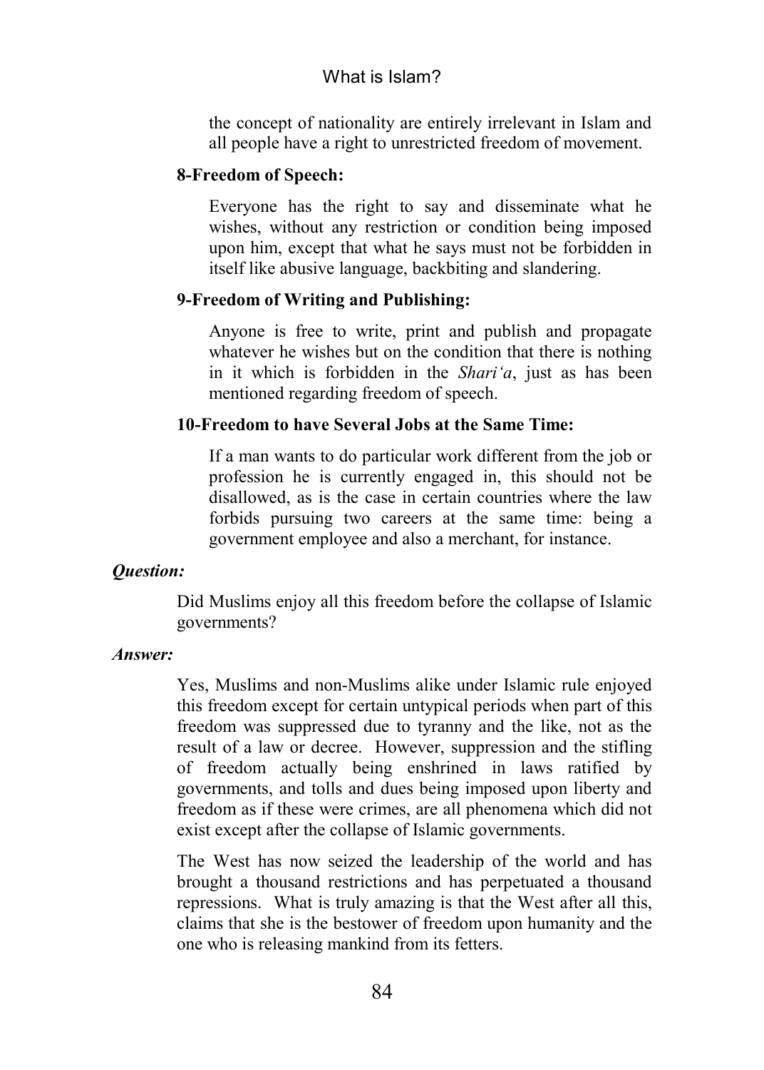the concept of nationality are entirely irrelevant in Islam and all people have a right to unrestricted freedom of movement.

**8-Freedom of Speech:**

Everyone has the right to say and disseminate what he wishes, without any restriction or condition being imposed upon him, except that what he says must not be forbidden in itself like abusive language, backbiting and slandering.

**9-Freedom of Writing and Publishing:**

Anyone is free to write, print and publish and propagate whatever he wishes but on the condition that there is nothing in it which is forbidden in the *Shari'a*, just as has been mentioned regarding freedom of speech.

**10-Freedom to have Several Jobs at the Same Time:**

If a man wants to do particular work different from the job or profession he is currently engaged in, this should not be disallowed, as is the case in certain countries where the law forbids pursuing two careers at the same time: being a government employee and also a merchant, for instance.

***Question:***

Did Muslims enjoy all this freedom before the collapse of Islamic governments?

***Answer:***

Yes, Muslims and non-Muslims alike under Islamic rule enjoyed this freedom except for certain untypical periods when part of this freedom was suppressed due to tyranny and the like, not as the result of a law or decree. However, suppression and the stifling of freedom actually being enshrined in laws ratified by governments, and tolls and dues being imposed upon liberty and freedom as if these were crimes, are all phenomena which did not exist except after the collapse of Islamic governments.

The West has now seized the leadership of the world and has brought a thousand restrictions and has perpetuated a thousand repressions. What is truly amazing is that the West after all this, claims that she is the bestower of freedom upon humanity and the one who is releasing mankind from its fetters.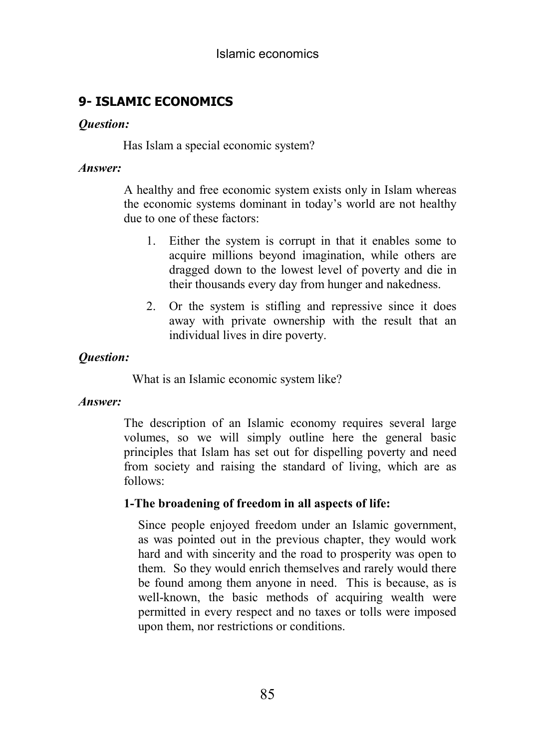## 9- ISLAMIC ECONOMICS

***Question:***

Has Islam a special economic system?

***Answer:***

A healthy and free economic system exists only in Islam whereas the economic systems dominant in today's world are not healthy due to one of these factors:

1. Either the system is corrupt in that it enables some to acquire millions beyond imagination, while others are dragged down to the lowest level of poverty and die in their thousands every day from hunger and nakedness.
2. Or the system is stifling and repressive since it does away with private ownership with the result that an individual lives in dire poverty.

***Question:***

What is an Islamic economic system like?

***Answer:***

The description of an Islamic economy requires several large volumes, so we will simply outline here the general basic principles that Islam has set out for dispelling poverty and need from society and raising the standard of living, which are as follows:

**1-The broadening of freedom in all aspects of life:**

Since people enjoyed freedom under an Islamic government, as was pointed out in the previous chapter, they would work hard and with sincerity and the road to prosperity was open to them. So they would enrich themselves and rarely would there be found among them anyone in need. This is because, as is well-known, the basic methods of acquiring wealth were permitted in every respect and no taxes or tolls were imposed upon them, nor restrictions or conditions.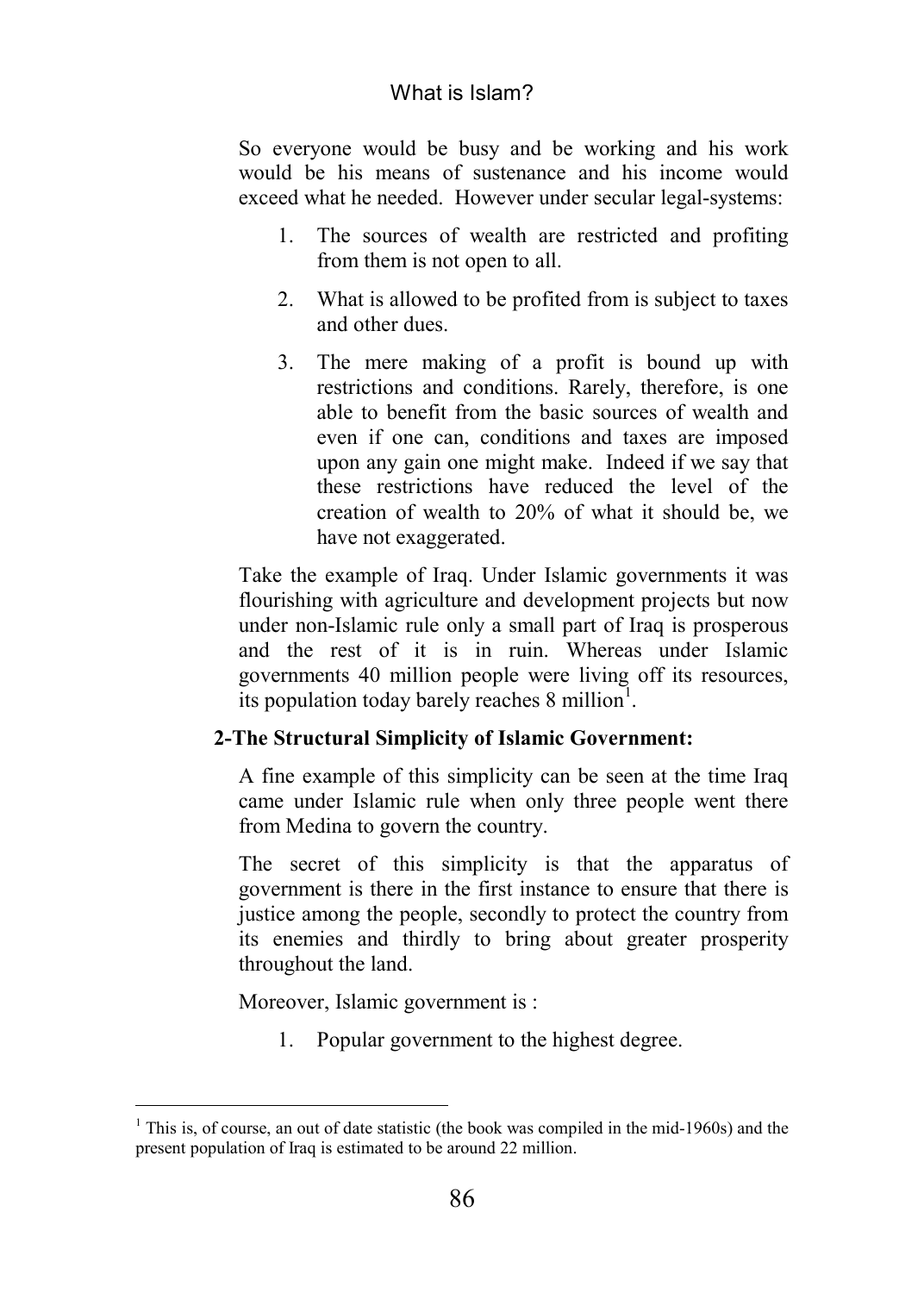So everyone would be busy and be working and his work would be his means of sustenance and his income would exceed what he needed. However under secular legal-systems:

1. The sources of wealth are restricted and profiting from them is not open to all.
2. What is allowed to be profited from is subject to taxes and other dues.
3. The mere making of a profit is bound up with restrictions and conditions. Rarely, therefore, is one able to benefit from the basic sources of wealth and even if one can, conditions and taxes are imposed upon any gain one might make. Indeed if we say that these restrictions have reduced the level of the creation of wealth to 20% of what it should be, we have not exaggerated.

Take the example of Iraq. Under Islamic governments it was flourishing with agriculture and development projects but now under non-Islamic rule only a small part of Iraq is prosperous and the rest of it is in ruin. Whereas under Islamic governments 40 million people were living off its resources, its population today barely reaches 8 million[1].

**2-The Structural Simplicity of Islamic Government:**

A fine example of this simplicity can be seen at the time Iraq came under Islamic rule when only three people went there from Medina to govern the country.

The secret of this simplicity is that the apparatus of government is there in the first instance to ensure that there is justice among the people, secondly to protect the country from its enemies and thirdly to bring about greater prosperity throughout the land.

Moreover, Islamic government is :

1. Popular government to the highest degree.

---

[1] This is, of course, an out of date statistic (the book was compiled in the mid-1960s) and the present population of Iraq is estimated to be around 22 million.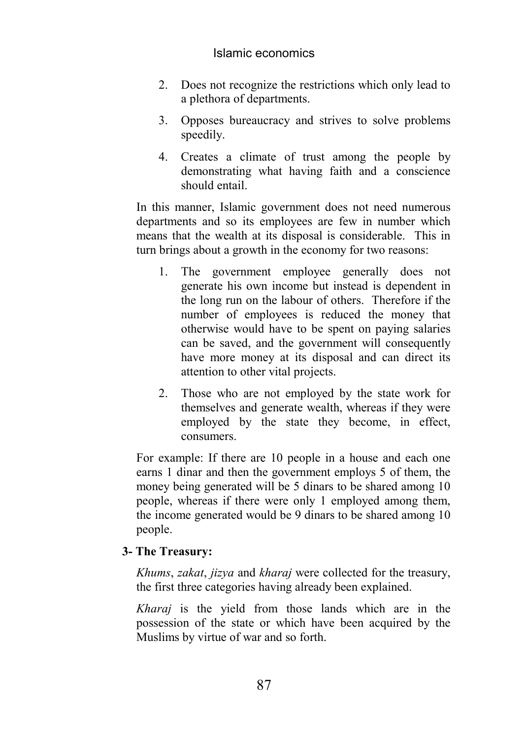2. Does not recognize the restrictions which only lead to a plethora of departments.
3. Opposes bureaucracy and strives to solve problems speedily.
4. Creates a climate of trust among the people by demonstrating what having faith and a conscience should entail.

In this manner, Islamic government does not need numerous departments and so its employees are few in number which means that the wealth at its disposal is considerable. This in turn brings about a growth in the economy for two reasons:

1. The government employee generally does not generate his own income but instead is dependent in the long run on the labour of others. Therefore if the number of employees is reduced the money that otherwise would have to be spent on paying salaries can be saved, and the government will consequently have more money at its disposal and can direct its attention to other vital projects.
2. Those who are not employed by the state work for themselves and generate wealth, whereas if they were employed by the state they become, in effect, consumers.

For example: If there are 10 people in a house and each one earns 1 dinar and then the government employs 5 of them, the money being generated will be 5 dinars to be shared among 10 people, whereas if there were only 1 employed among them, the income generated would be 9 dinars to be shared among 10 people.

**3- The Treasury:**

*Khums*, *zakat*, *jizya* and *kharaj* were collected for the treasury, the first three categories having already been explained.

*Kharaj* is the yield from those lands which are in the possession of the state or which have been acquired by the Muslims by virtue of war and so forth.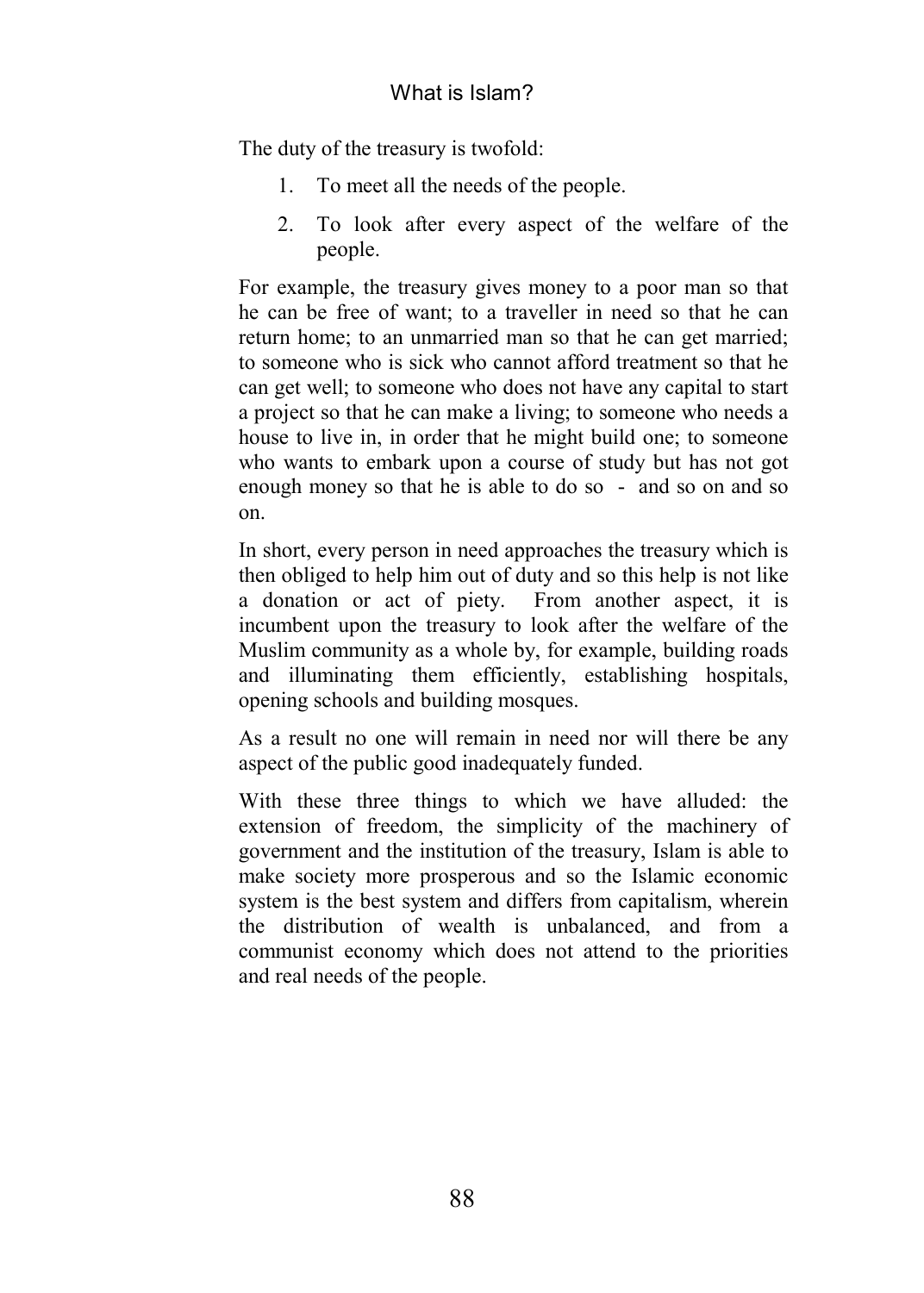The duty of the treasury is twofold:

1. To meet all the needs of the people.
2. To look after every aspect of the welfare of the people.

For example, the treasury gives money to a poor man so that he can be free of want; to a traveller in need so that he can return home; to an unmarried man so that he can get married; to someone who is sick who cannot afford treatment so that he can get well; to someone who does not have any capital to start a project so that he can make a living; to someone who needs a house to live in, in order that he might build one; to someone who wants to embark upon a course of study but has not got enough money so that he is able to do so - and so on and so on.

In short, every person in need approaches the treasury which is then obliged to help him out of duty and so this help is not like a donation or act of piety. From another aspect, it is incumbent upon the treasury to look after the welfare of the Muslim community as a whole by, for example, building roads and illuminating them efficiently, establishing hospitals, opening schools and building mosques.

As a result no one will remain in need nor will there be any aspect of the public good inadequately funded.

With these three things to which we have alluded: the extension of freedom, the simplicity of the machinery of government and the institution of the treasury, Islam is able to make society more prosperous and so the Islamic economic system is the best system and differs from capitalism, wherein the distribution of wealth is unbalanced, and from a communist economy which does not attend to the priorities and real needs of the people.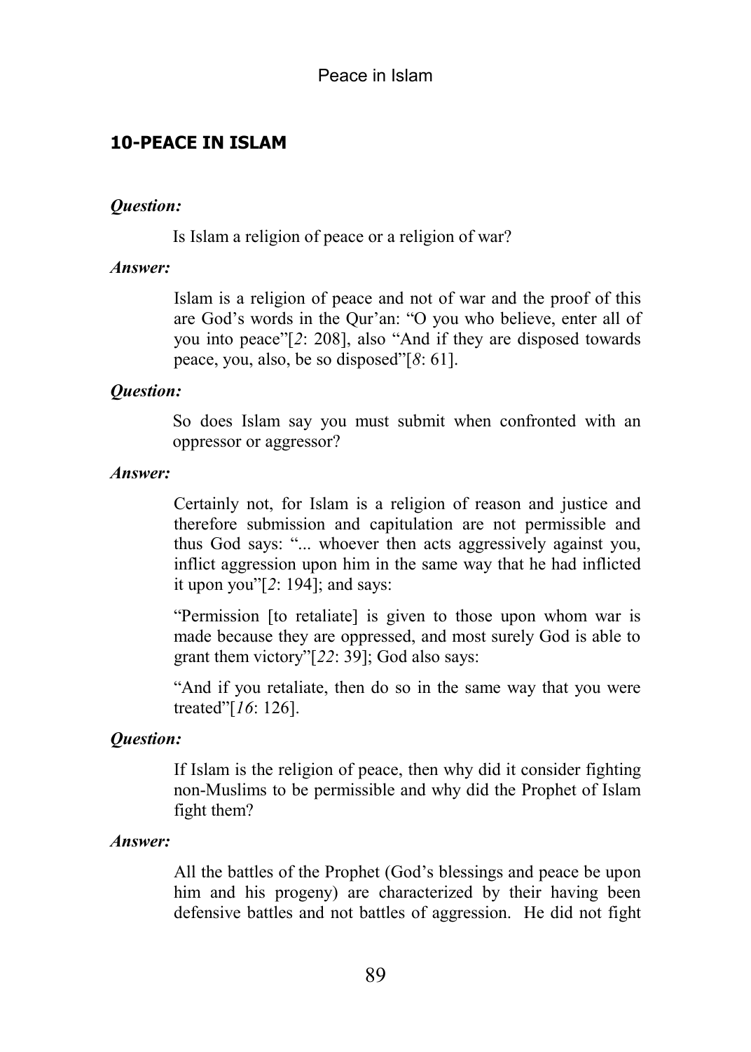## 10-PEACE IN ISLAM

***Question:***

Is Islam a religion of peace or a religion of war?

***Answer:***

Islam is a religion of peace and not of war and the proof of this are God's words in the Qur'an: "O you who believe, enter all of you into peace"[*2*: 208], also "And if they are disposed towards peace, you, also, be so disposed"[*8*: 61].

***Question:***

So does Islam say you must submit when confronted with an oppressor or aggressor?

***Answer:***

Certainly not, for Islam is a religion of reason and justice and therefore submission and capitulation are not permissible and thus God says: "... whoever then acts aggressively against you, inflict aggression upon him in the same way that he had inflicted it upon you"[*2*: 194]; and says:

"Permission [to retaliate] is given to those upon whom war is made because they are oppressed, and most surely God is able to grant them victory"[*22*: 39]; God also says:

"And if you retaliate, then do so in the same way that you were treated"[*16*: 126].

***Question:***

If Islam is the religion of peace, then why did it consider fighting non-Muslims to be permissible and why did the Prophet of Islam fight them?

***Answer:***

All the battles of the Prophet (God's blessings and peace be upon him and his progeny) are characterized by their having been defensive battles and not battles of aggression. He did not fight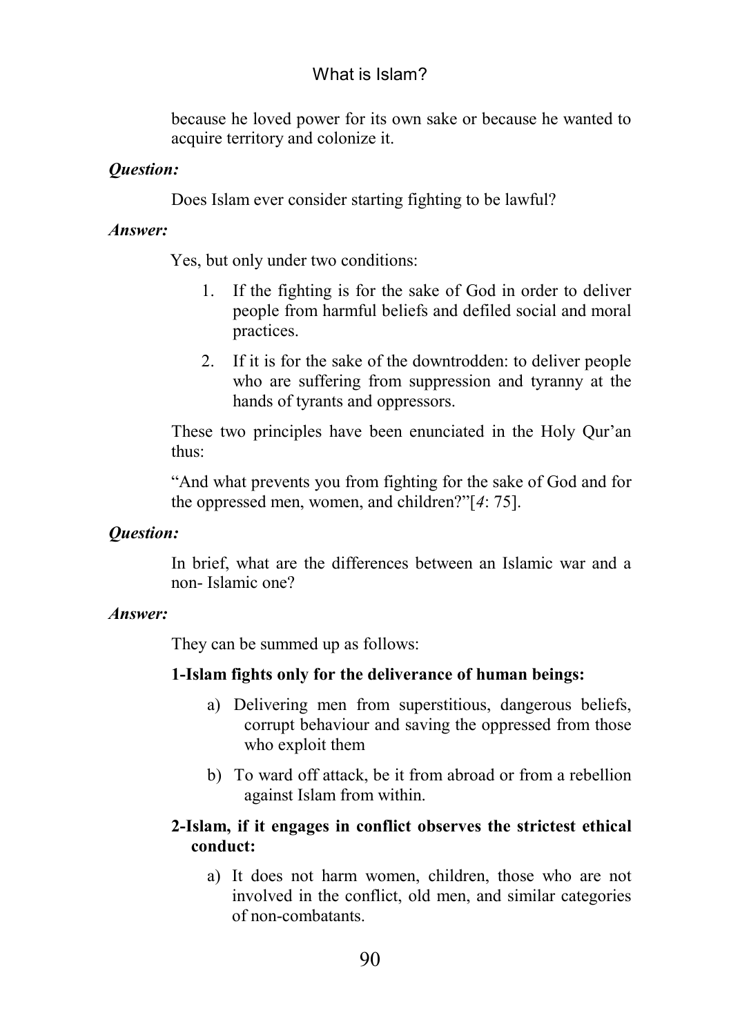because he loved power for its own sake or because he wanted to acquire territory and colonize it.

***Question:***

Does Islam ever consider starting fighting to be lawful?

***Answer:***

Yes, but only under two conditions:

1. If the fighting is for the sake of God in order to deliver people from harmful beliefs and defiled social and moral practices.
2. If it is for the sake of the downtrodden: to deliver people who are suffering from suppression and tyranny at the hands of tyrants and oppressors.

These two principles have been enunciated in the Holy Qur'an thus:

"And what prevents you from fighting for the sake of God and for the oppressed men, women, and children?"[*4*: 75].

***Question:***

In brief, what are the differences between an Islamic war and a non- Islamic one?

***Answer:***

They can be summed up as follows:

**1-Islam fights only for the deliverance of human beings:**

a) Delivering men from superstitious, dangerous beliefs, corrupt behaviour and saving the oppressed from those who exploit them

b) To ward off attack, be it from abroad or from a rebellion against Islam from within.

**2-Islam, if it engages in conflict observes the strictest ethical conduct:**

a) It does not harm women, children, those who are not involved in the conflict, old men, and similar categories of non-combatants.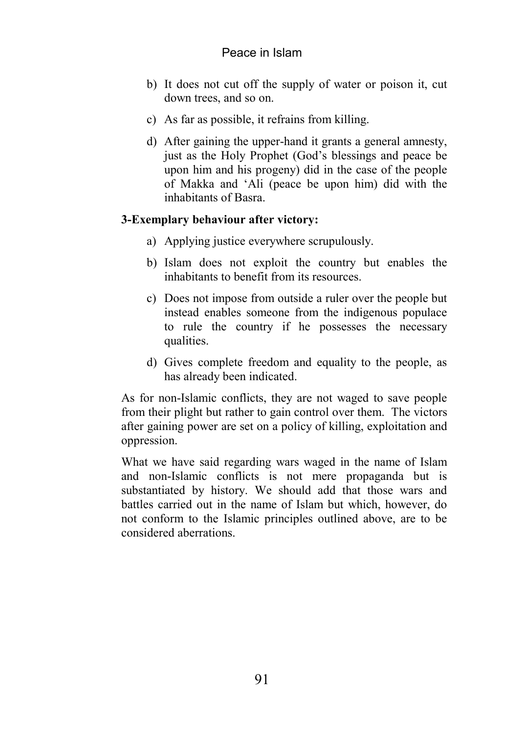b) It does not cut off the supply of water or poison it, cut down trees, and so on.

c) As far as possible, it refrains from killing.

d) After gaining the upper-hand it grants a general amnesty, just as the Holy Prophet (God's blessings and peace be upon him and his progeny) did in the case of the people of Makka and 'Ali (peace be upon him) did with the inhabitants of Basra.

**3-Exemplary behaviour after victory:**

a) Applying justice everywhere scrupulously.

b) Islam does not exploit the country but enables the inhabitants to benefit from its resources.

c) Does not impose from outside a ruler over the people but instead enables someone from the indigenous populace to rule the country if he possesses the necessary qualities.

d) Gives complete freedom and equality to the people, as has already been indicated.

As for non-Islamic conflicts, they are not waged to save people from their plight but rather to gain control over them. The victors after gaining power are set on a policy of killing, exploitation and oppression.

What we have said regarding wars waged in the name of Islam and non-Islamic conflicts is not mere propaganda but is substantiated by history. We should add that those wars and battles carried out in the name of Islam but which, however, do not conform to the Islamic principles outlined above, are to be considered aberrations.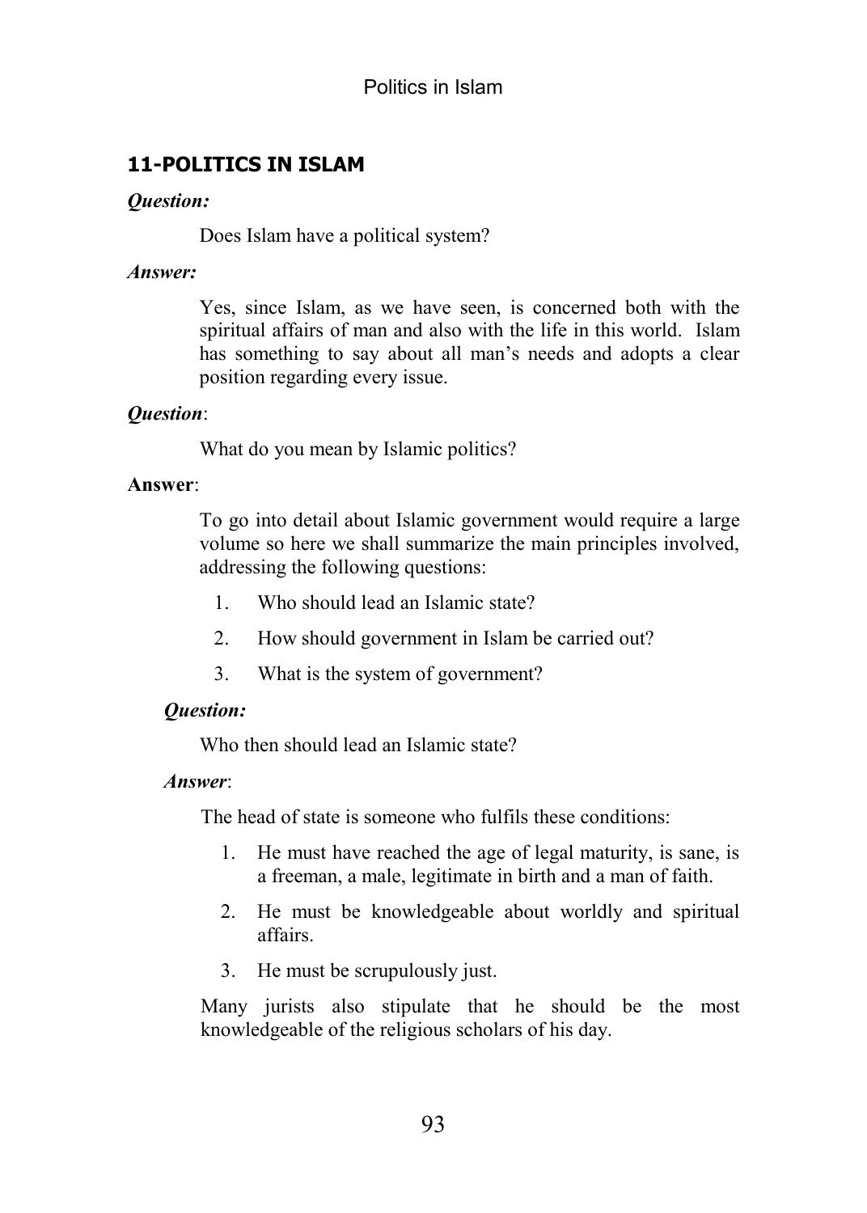## 11-POLITICS IN ISLAM

***Question:***

Does Islam have a political system?

***Answer:***

Yes, since Islam, as we have seen, is concerned both with the spiritual affairs of man and also with the life in this world. Islam has something to say about all man's needs and adopts a clear position regarding every issue.

***Question***:

What do you mean by Islamic politics?

**Answer**:

To go into detail about Islamic government would require a large volume so here we shall summarize the main principles involved, addressing the following questions:

1. Who should lead an Islamic state?
2. How should government in Islam be carried out?
3. What is the system of government?

***Question:***

Who then should lead an Islamic state?

***Answer***:

The head of state is someone who fulfils these conditions:

1. He must have reached the age of legal maturity, is sane, is a freeman, a male, legitimate in birth and a man of faith.
2. He must be knowledgeable about worldly and spiritual affairs.
3. He must be scrupulously just.

Many jurists also stipulate that he should be the most knowledgeable of the religious scholars of his day.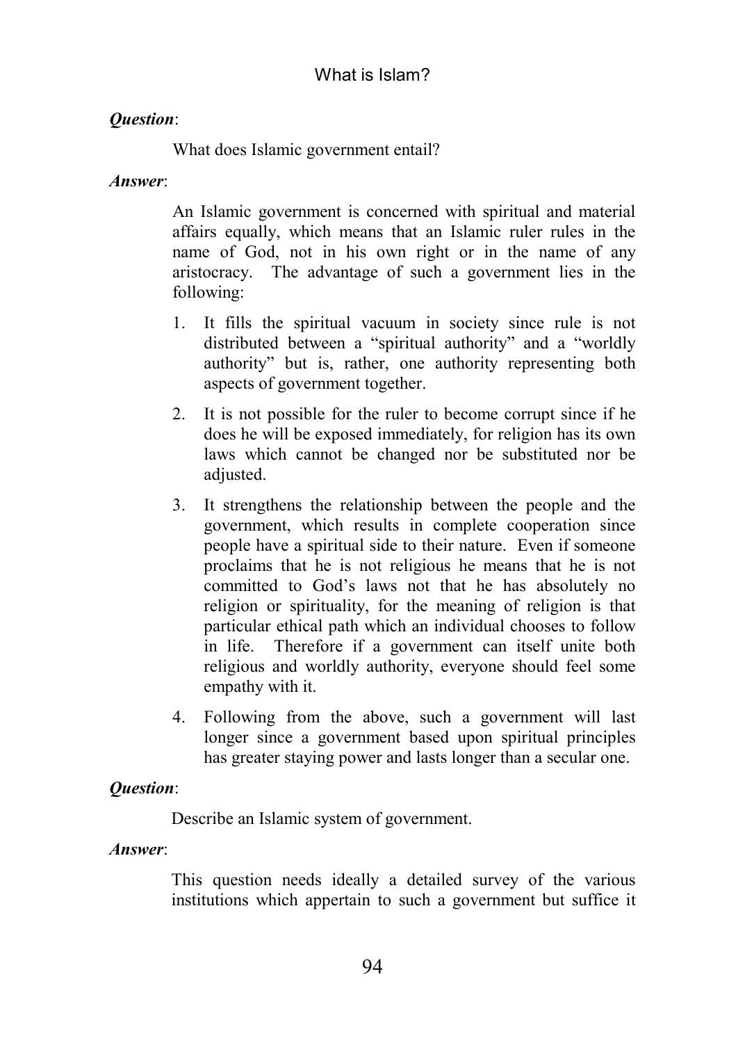*Question*:

What does Islamic government entail?

*Answer*:

An Islamic government is concerned with spiritual and material affairs equally, which means that an Islamic ruler rules in the name of God, not in his own right or in the name of any aristocracy. The advantage of such a government lies in the following:

1. It fills the spiritual vacuum in society since rule is not distributed between a "spiritual authority" and a "worldly authority" but is, rather, one authority representing both aspects of government together.

2. It is not possible for the ruler to become corrupt since if he does he will be exposed immediately, for religion has its own laws which cannot be changed nor be substituted nor be adjusted.

3. It strengthens the relationship between the people and the government, which results in complete cooperation since people have a spiritual side to their nature. Even if someone proclaims that he is not religious he means that he is not committed to God's laws not that he has absolutely no religion or spirituality, for the meaning of religion is that particular ethical path which an individual chooses to follow in life. Therefore if a government can itself unite both religious and worldly authority, everyone should feel some empathy with it.

4. Following from the above, such a government will last longer since a government based upon spiritual principles has greater staying power and lasts longer than a secular one.

*Question*:

Describe an Islamic system of government.

*Answer*:

This question needs ideally a detailed survey of the various institutions which appertain to such a government but suffice it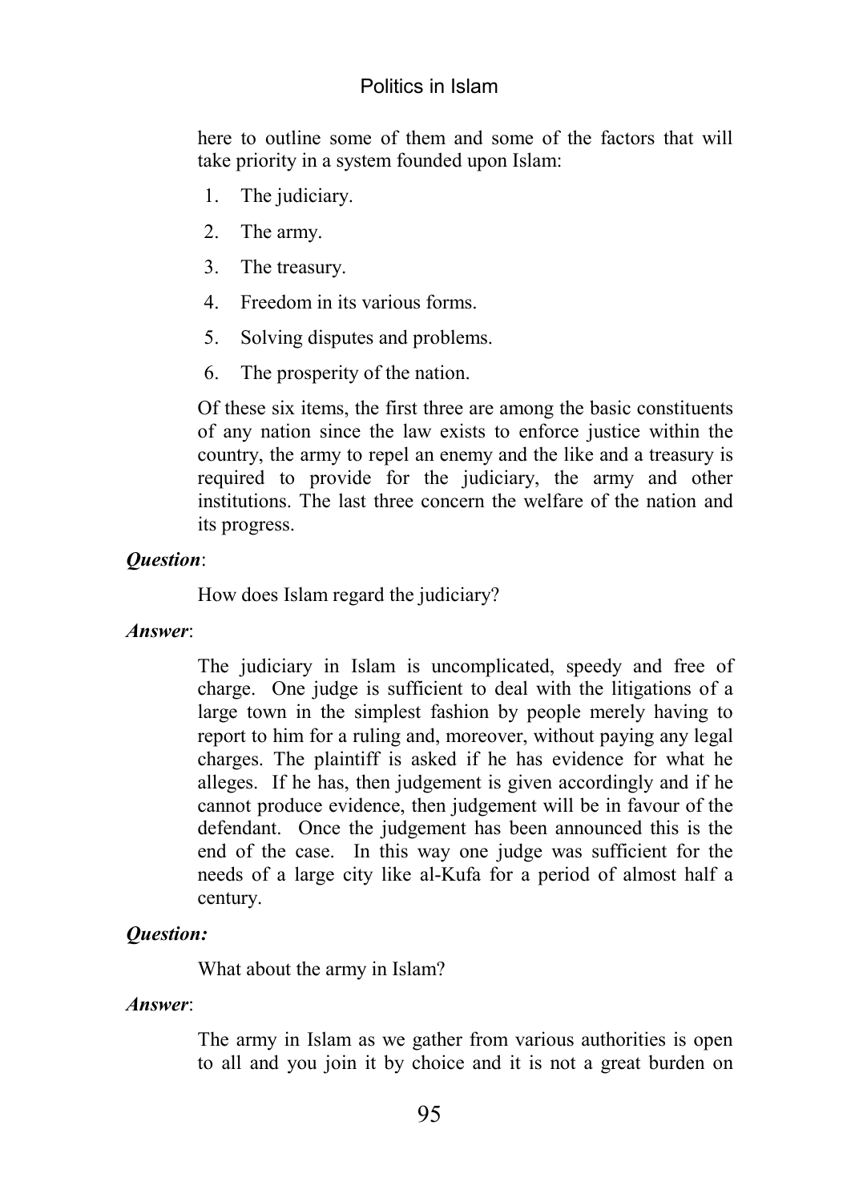here to outline some of them and some of the factors that will take priority in a system founded upon Islam:

1. The judiciary.
2. The army.
3. The treasury.
4. Freedom in its various forms.
5. Solving disputes and problems.
6. The prosperity of the nation.

Of these six items, the first three are among the basic constituents of any nation since the law exists to enforce justice within the country, the army to repel an enemy and the like and a treasury is required to provide for the judiciary, the army and other institutions. The last three concern the welfare of the nation and its progress.

***Question***:

How does Islam regard the judiciary?

***Answer***:

The judiciary in Islam is uncomplicated, speedy and free of charge. One judge is sufficient to deal with the litigations of a large town in the simplest fashion by people merely having to report to him for a ruling and, moreover, without paying any legal charges. The plaintiff is asked if he has evidence for what he alleges. If he has, then judgement is given accordingly and if he cannot produce evidence, then judgement will be in favour of the defendant. Once the judgement has been announced this is the end of the case. In this way one judge was sufficient for the needs of a large city like al-Kufa for a period of almost half a century.

***Question:***

What about the army in Islam?

***Answer***:

The army in Islam as we gather from various authorities is open to all and you join it by choice and it is not a great burden on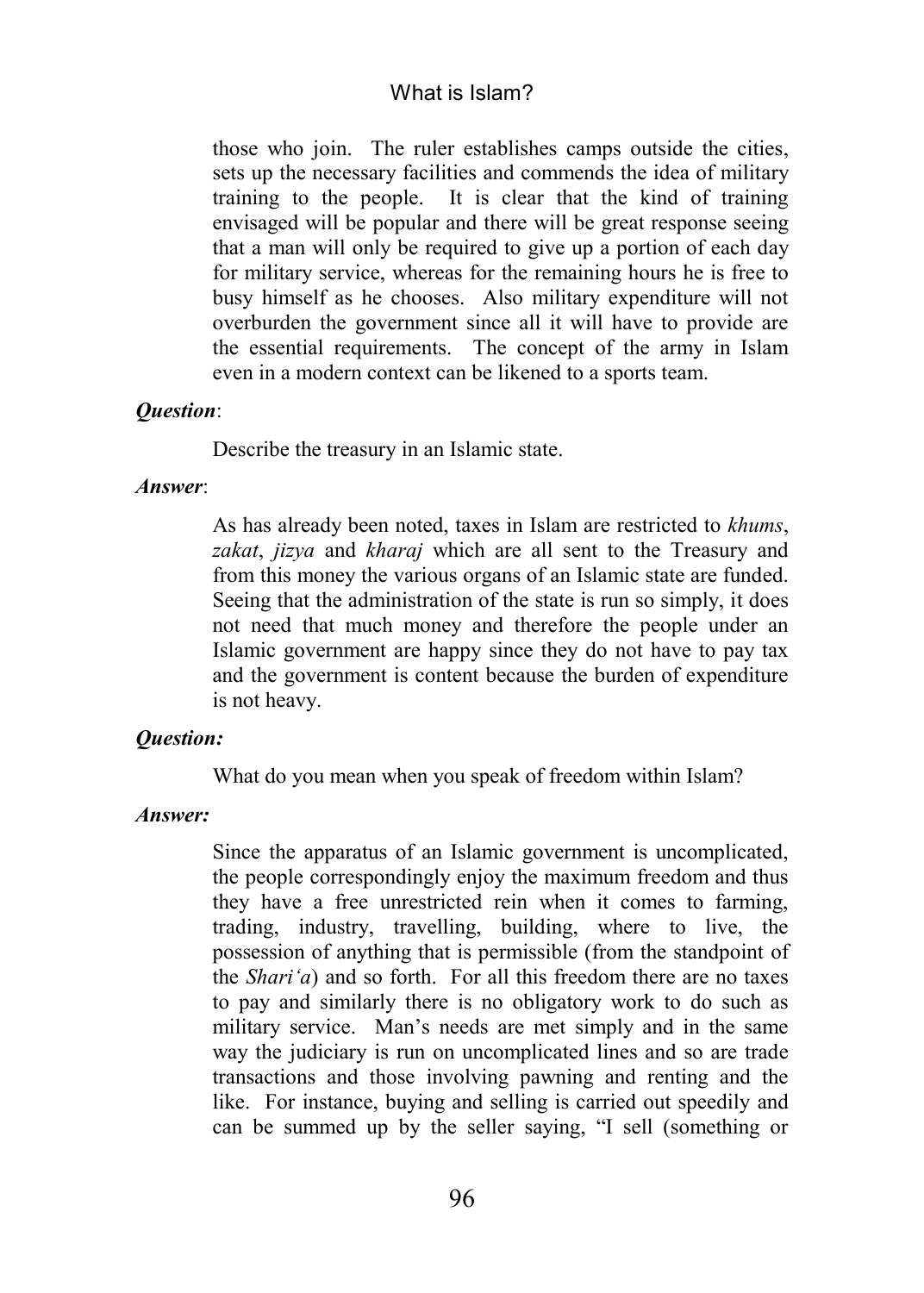those who join. The ruler establishes camps outside the cities, sets up the necessary facilities and commends the idea of military training to the people. It is clear that the kind of training envisaged will be popular and there will be great response seeing that a man will only be required to give up a portion of each day for military service, whereas for the remaining hours he is free to busy himself as he chooses. Also military expenditure will not overburden the government since all it will have to provide are the essential requirements. The concept of the army in Islam even in a modern context can be likened to a sports team.

***Question***:

Describe the treasury in an Islamic state.

***Answer***:

As has already been noted, taxes in Islam are restricted to *khums*, *zakat*, *jizya* and *kharaj* which are all sent to the Treasury and from this money the various organs of an Islamic state are funded. Seeing that the administration of the state is run so simply, it does not need that much money and therefore the people under an Islamic government are happy since they do not have to pay tax and the government is content because the burden of expenditure is not heavy.

***Question:***

What do you mean when you speak of freedom within Islam?

***Answer:***

Since the apparatus of an Islamic government is uncomplicated, the people correspondingly enjoy the maximum freedom and thus they have a free unrestricted rein when it comes to farming, trading, industry, travelling, building, where to live, the possession of anything that is permissible (from the standpoint of the *Shari'a*) and so forth. For all this freedom there are no taxes to pay and similarly there is no obligatory work to do such as military service. Man's needs are met simply and in the same way the judiciary is run on uncomplicated lines and so are trade transactions and those involving pawning and renting and the like. For instance, buying and selling is carried out speedily and can be summed up by the seller saying, "I sell (something or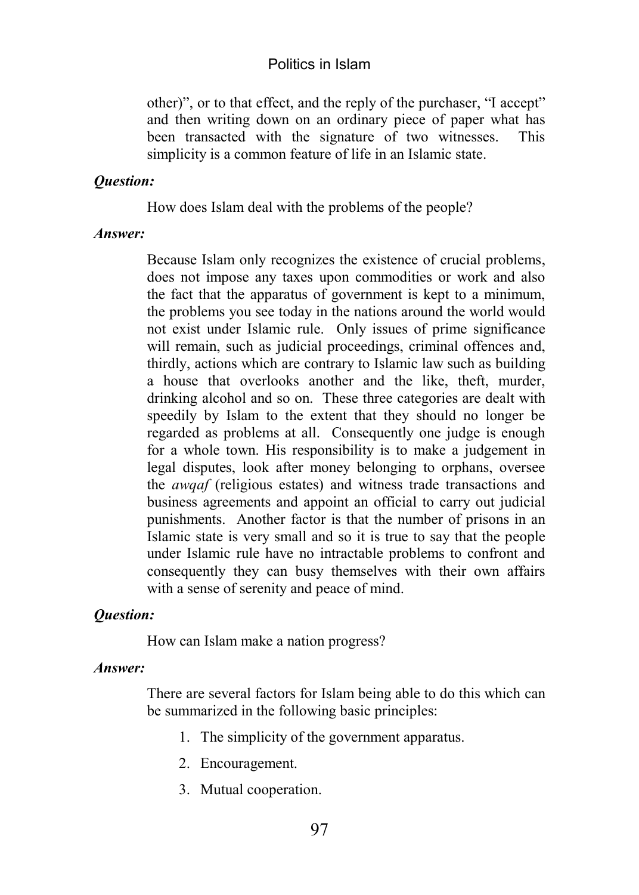other)", or to that effect, and the reply of the purchaser, "I accept" and then writing down on an ordinary piece of paper what has been transacted with the signature of two witnesses. This simplicity is a common feature of life in an Islamic state.

***Question:***

How does Islam deal with the problems of the people?

***Answer:***

Because Islam only recognizes the existence of crucial problems, does not impose any taxes upon commodities or work and also the fact that the apparatus of government is kept to a minimum, the problems you see today in the nations around the world would not exist under Islamic rule. Only issues of prime significance will remain, such as judicial proceedings, criminal offences and, thirdly, actions which are contrary to Islamic law such as building a house that overlooks another and the like, theft, murder, drinking alcohol and so on. These three categories are dealt with speedily by Islam to the extent that they should no longer be regarded as problems at all. Consequently one judge is enough for a whole town. His responsibility is to make a judgement in legal disputes, look after money belonging to orphans, oversee the *awqaf* (religious estates) and witness trade transactions and business agreements and appoint an official to carry out judicial punishments. Another factor is that the number of prisons in an Islamic state is very small and so it is true to say that the people under Islamic rule have no intractable problems to confront and consequently they can busy themselves with their own affairs with a sense of serenity and peace of mind.

***Question:***

How can Islam make a nation progress?

***Answer:***

There are several factors for Islam being able to do this which can be summarized in the following basic principles:

1. The simplicity of the government apparatus.
2. Encouragement.
3. Mutual cooperation.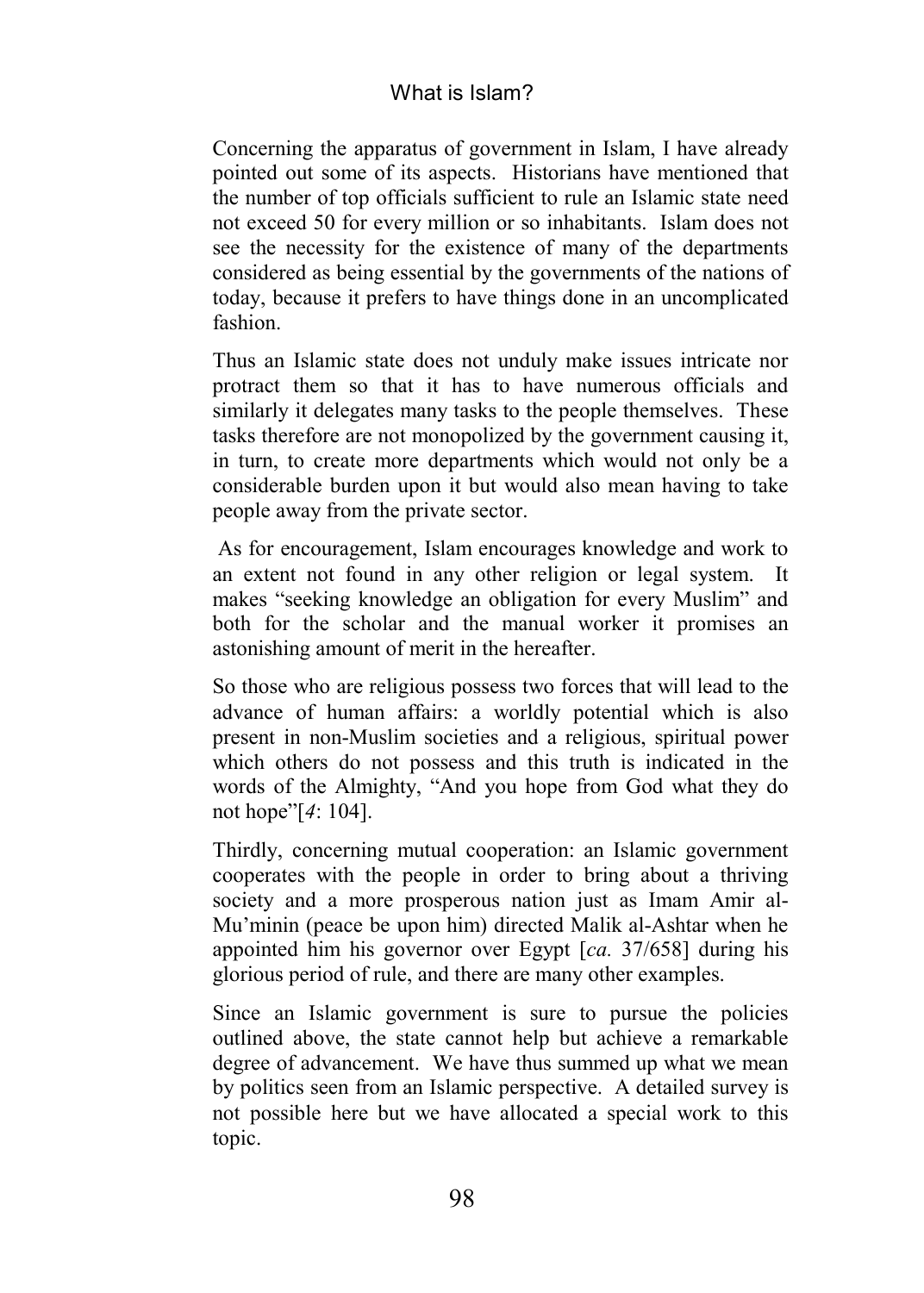Concerning the apparatus of government in Islam, I have already pointed out some of its aspects. Historians have mentioned that the number of top officials sufficient to rule an Islamic state need not exceed 50 for every million or so inhabitants. Islam does not see the necessity for the existence of many of the departments considered as being essential by the governments of the nations of today, because it prefers to have things done in an uncomplicated fashion.

Thus an Islamic state does not unduly make issues intricate nor protract them so that it has to have numerous officials and similarly it delegates many tasks to the people themselves. These tasks therefore are not monopolized by the government causing it, in turn, to create more departments which would not only be a considerable burden upon it but would also mean having to take people away from the private sector.

As for encouragement, Islam encourages knowledge and work to an extent not found in any other religion or legal system. It makes "seeking knowledge an obligation for every Muslim" and both for the scholar and the manual worker it promises an astonishing amount of merit in the hereafter.

So those who are religious possess two forces that will lead to the advance of human affairs: a worldly potential which is also present in non-Muslim societies and a religious, spiritual power which others do not possess and this truth is indicated in the words of the Almighty, "And you hope from God what they do not hope"[*4*: 104].

Thirdly, concerning mutual cooperation: an Islamic government cooperates with the people in order to bring about a thriving society and a more prosperous nation just as Imam Amir al-Mu'minin (peace be upon him) directed Malik al-Ashtar when he appointed him his governor over Egypt [*ca.* 37/658] during his glorious period of rule, and there are many other examples.

Since an Islamic government is sure to pursue the policies outlined above, the state cannot help but achieve a remarkable degree of advancement. We have thus summed up what we mean by politics seen from an Islamic perspective. A detailed survey is not possible here but we have allocated a special work to this topic.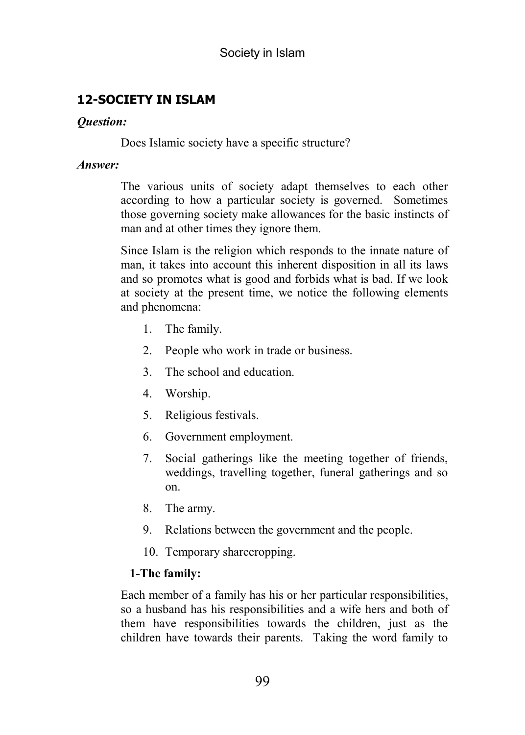## 12-SOCIETY IN ISLAM

***Question:***

Does Islamic society have a specific structure?

***Answer:***

The various units of society adapt themselves to each other according to how a particular society is governed. Sometimes those governing society make allowances for the basic instincts of man and at other times they ignore them.

Since Islam is the religion which responds to the innate nature of man, it takes into account this inherent disposition in all its laws and so promotes what is good and forbids what is bad. If we look at society at the present time, we notice the following elements and phenomena:

1. The family.
2. People who work in trade or business.
3. The school and education.
4. Worship.
5. Religious festivals.
6. Government employment.
7. Social gatherings like the meeting together of friends, weddings, travelling together, funeral gatherings and so on.
8. The army.
9. Relations between the government and the people.
10. Temporary sharecropping.

**1-The family:**

Each member of a family has his or her particular responsibilities, so a husband has his responsibilities and a wife hers and both of them have responsibilities towards the children, just as the children have towards their parents. Taking the word family to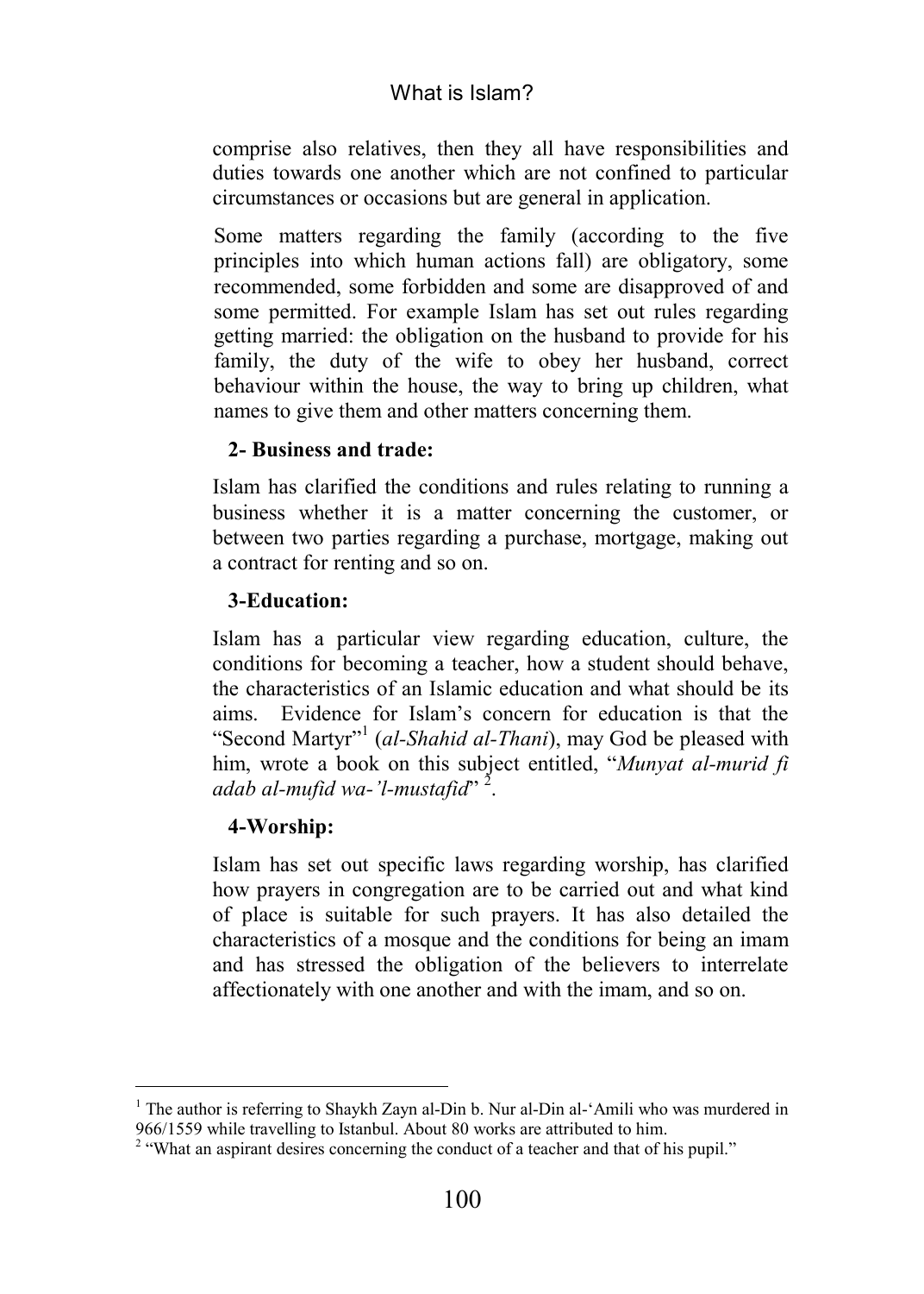comprise also relatives, then they all have responsibilities and duties towards one another which are not confined to particular circumstances or occasions but are general in application.

Some matters regarding the family (according to the five principles into which human actions fall) are obligatory, some recommended, some forbidden and some are disapproved of and some permitted. For example Islam has set out rules regarding getting married: the obligation on the husband to provide for his family, the duty of the wife to obey her husband, correct behaviour within the house, the way to bring up children, what names to give them and other matters concerning them.

**2- Business and trade:**

Islam has clarified the conditions and rules relating to running a business whether it is a matter concerning the customer, or between two parties regarding a purchase, mortgage, making out a contract for renting and so on.

**3-Education:**

Islam has a particular view regarding education, culture, the conditions for becoming a teacher, how a student should behave, the characteristics of an Islamic education and what should be its aims. Evidence for Islam's concern for education is that the "Second Martyr"[1] (*al-Shahid al-Thani*), may God be pleased with him, wrote a book on this subject entitled, "*Munyat al-murid fi adab al-mufid wa-'l-mustafid*"[2].

**4-Worship:**

Islam has set out specific laws regarding worship, has clarified how prayers in congregation are to be carried out and what kind of place is suitable for such prayers. It has also detailed the characteristics of a mosque and the conditions for being an imam and has stressed the obligation of the believers to interrelate affectionately with one another and with the imam, and so on.

---

[1] The author is referring to Shaykh Zayn al-Din b. Nur al-Din al-'Amili who was murdered in 966/1559 while travelling to Istanbul. About 80 works are attributed to him.

[2] "What an aspirant desires concerning the conduct of a teacher and that of his pupil."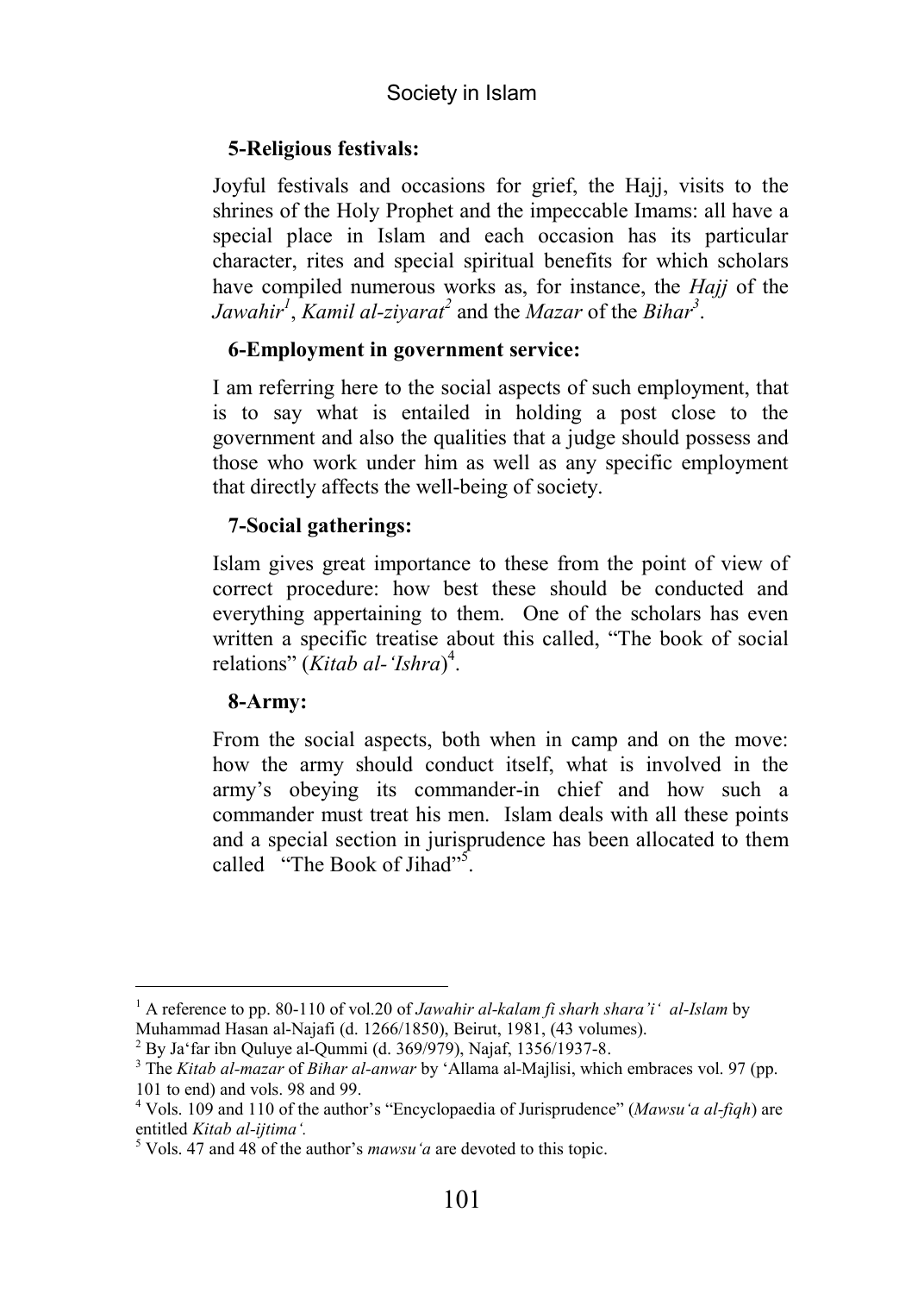**5-Religious festivals:**

Joyful festivals and occasions for grief, the Hajj, visits to the shrines of the Holy Prophet and the impeccable Imams: all have a special place in Islam and each occasion has its particular character, rites and special spiritual benefits for which scholars have compiled numerous works as, for instance, the *Hajj* of the *Jawahir*[1], *Kamil al-ziyarat*[2] and the *Mazar* of the *Bihar*[3].

**6-Employment in government service:**

I am referring here to the social aspects of such employment, that is to say what is entailed in holding a post close to the government and also the qualities that a judge should possess and those who work under him as well as any specific employment that directly affects the well-being of society.

**7-Social gatherings:**

Islam gives great importance to these from the point of view of correct procedure: how best these should be conducted and everything appertaining to them. One of the scholars has even written a specific treatise about this called, "The book of social relations" (*Kitab al-'Ishra*)[4].

**8-Army:**

From the social aspects, both when in camp and on the move: how the army should conduct itself, what is involved in the army's obeying its commander-in chief and how such a commander must treat his men. Islam deals with all these points and a special section in jurisprudence has been allocated to them called "The Book of Jihad"[5].

---

[1] A reference to pp. 80-110 of vol.20 of *Jawahir al-kalam fi sharh shara'i' al-Islam* by Muhammad Hasan al-Najafi (d. 1266/1850), Beirut, 1981, (43 volumes).

[2] By Ja'far ibn Quluye al-Qummi (d. 369/979), Najaf, 1356/1937-8.

[3] The *Kitab al-mazar* of *Bihar al-anwar* by 'Allama al-Majlisi, which embraces vol. 97 (pp. 101 to end) and vols. 98 and 99.

[4] Vols. 109 and 110 of the author's "Encyclopaedia of Jurisprudence" (*Mawsu'a al-fiqh*) are entitled *Kitab al-ijtima'.*

[5] Vols. 47 and 48 of the author's *mawsu'a* are devoted to this topic.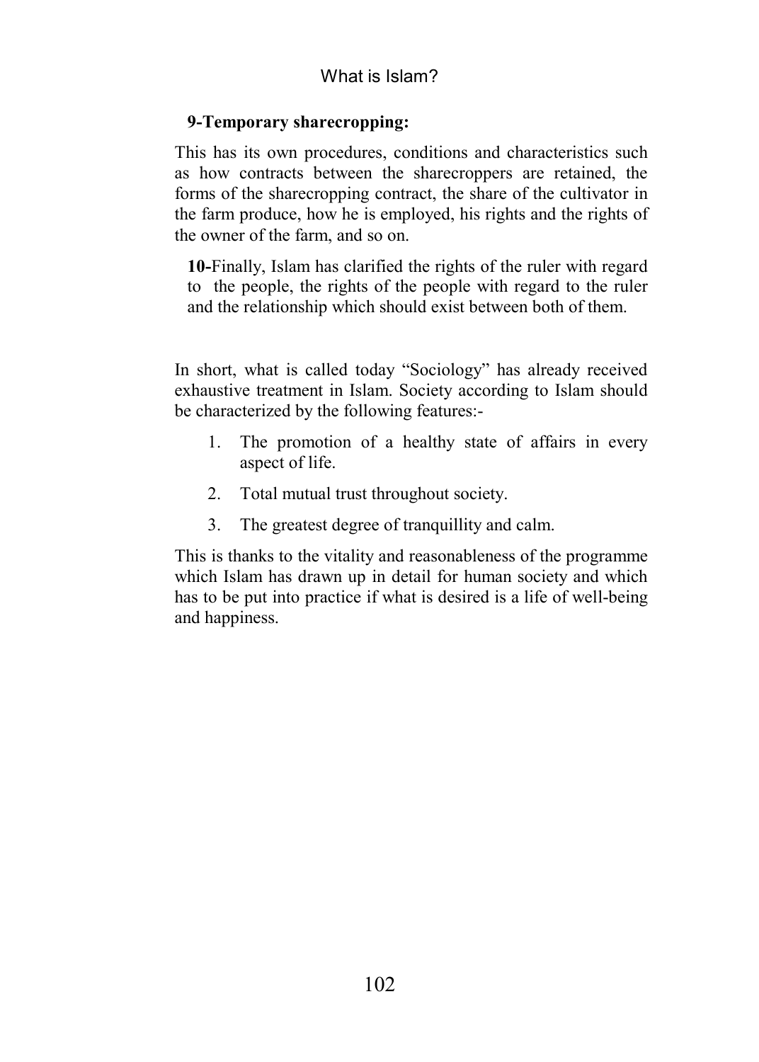**9-Temporary sharecropping:**

This has its own procedures, conditions and characteristics such as how contracts between the sharecroppers are retained, the forms of the sharecropping contract, the share of the cultivator in the farm produce, how he is employed, his rights and the rights of the owner of the farm, and so on.

**10-**Finally, Islam has clarified the rights of the ruler with regard to the people, the rights of the people with regard to the ruler and the relationship which should exist between both of them.

In short, what is called today "Sociology" has already received exhaustive treatment in Islam. Society according to Islam should be characterized by the following features:-

1. The promotion of a healthy state of affairs in every aspect of life.
2. Total mutual trust throughout society.
3. The greatest degree of tranquillity and calm.

This is thanks to the vitality and reasonableness of the programme which Islam has drawn up in detail for human society and which has to be put into practice if what is desired is a life of well-being and happiness.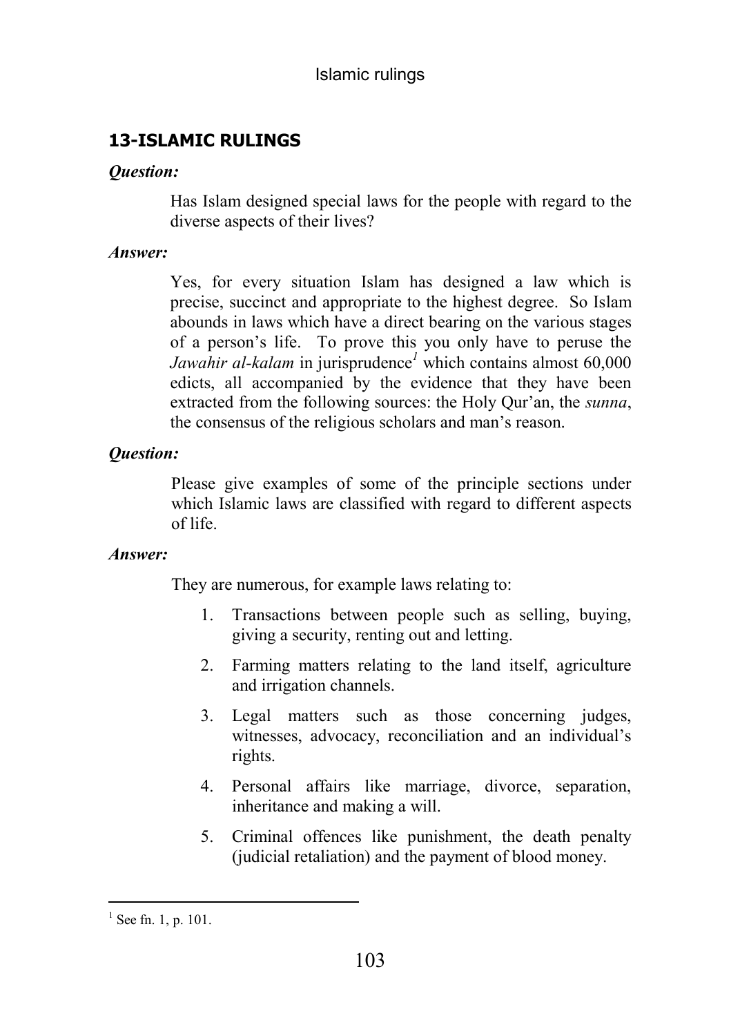## 13-ISLAMIC RULINGS

***Question:***

Has Islam designed special laws for the people with regard to the diverse aspects of their lives?

***Answer:***

Yes, for every situation Islam has designed a law which is precise, succinct and appropriate to the highest degree. So Islam abounds in laws which have a direct bearing on the various stages of a person's life. To prove this you only have to peruse the *Jawahir al-kalam* in jurisprudence[1] which contains almost 60,000 edicts, all accompanied by the evidence that they have been extracted from the following sources: the Holy Qur'an, the *sunna*, the consensus of the religious scholars and man's reason.

***Question:***

Please give examples of some of the principle sections under which Islamic laws are classified with regard to different aspects of life.

***Answer:***

They are numerous, for example laws relating to:

1. Transactions between people such as selling, buying, giving a security, renting out and letting.
2. Farming matters relating to the land itself, agriculture and irrigation channels.
3. Legal matters such as those concerning judges, witnesses, advocacy, reconciliation and an individual's rights.
4. Personal affairs like marriage, divorce, separation, inheritance and making a will.
5. Criminal offences like punishment, the death penalty (judicial retaliation) and the payment of blood money.

---

[1] See fn. 1, p. 101.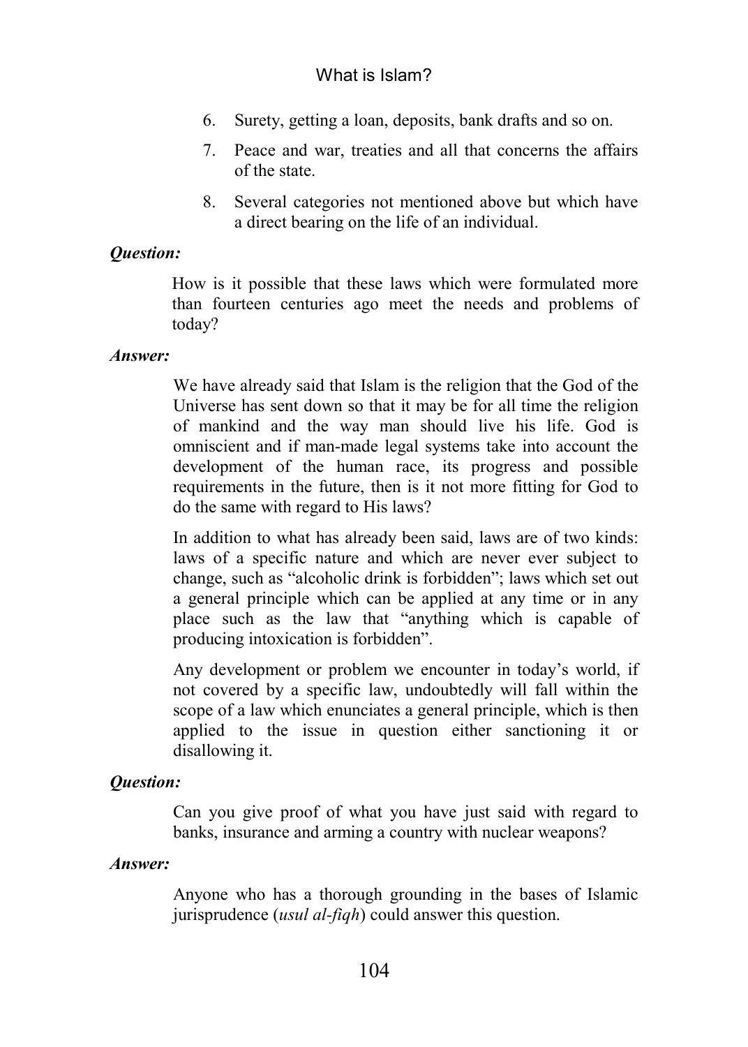6. Surety, getting a loan, deposits, bank drafts and so on.
7. Peace and war, treaties and all that concerns the affairs of the state.
8. Several categories not mentioned above but which have a direct bearing on the life of an individual.

***Question:***

How is it possible that these laws which were formulated more than fourteen centuries ago meet the needs and problems of today?

***Answer:***

We have already said that Islam is the religion that the God of the Universe has sent down so that it may be for all time the religion of mankind and the way man should live his life. God is omniscient and if man-made legal systems take into account the development of the human race, its progress and possible requirements in the future, then is it not more fitting for God to do the same with regard to His laws?

In addition to what has already been said, laws are of two kinds: laws of a specific nature and which are never ever subject to change, such as "alcoholic drink is forbidden"; laws which set out a general principle which can be applied at any time or in any place such as the law that "anything which is capable of producing intoxication is forbidden".

Any development or problem we encounter in today's world, if not covered by a specific law, undoubtedly will fall within the scope of a law which enunciates a general principle, which is then applied to the issue in question either sanctioning it or disallowing it.

***Question:***

Can you give proof of what you have just said with regard to banks, insurance and arming a country with nuclear weapons?

***Answer:***

Anyone who has a thorough grounding in the bases of Islamic jurisprudence (*usul al-fiqh*) could answer this question.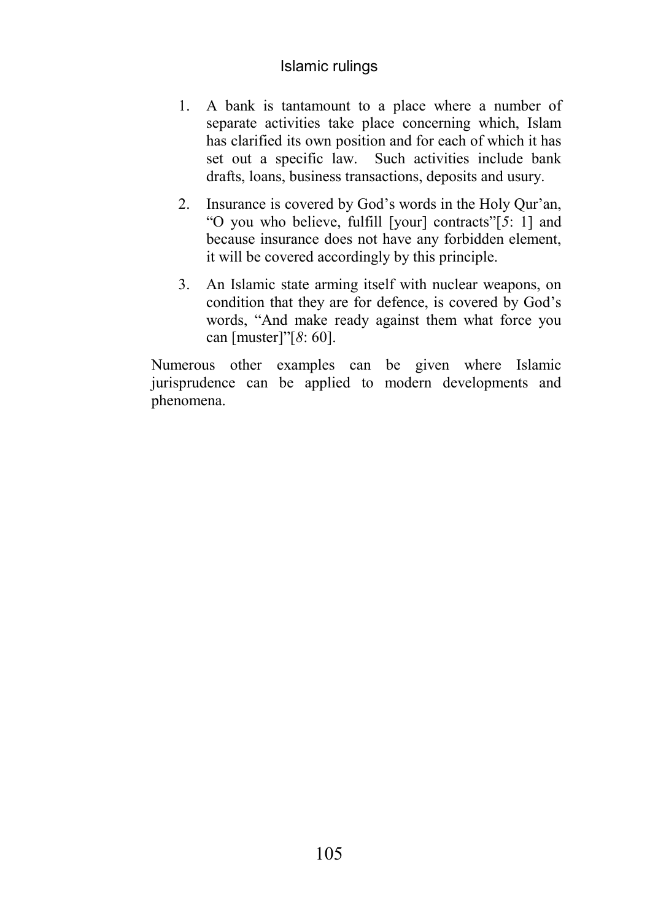1. A bank is tantamount to a place where a number of separate activities take place concerning which, Islam has clarified its own position and for each of which it has set out a specific law. Such activities include bank drafts, loans, business transactions, deposits and usury.

2. Insurance is covered by God's words in the Holy Qur'an, "O you who believe, fulfill [your] contracts"[*5*: 1] and because insurance does not have any forbidden element, it will be covered accordingly by this principle.

3. An Islamic state arming itself with nuclear weapons, on condition that they are for defence, is covered by God's words, "And make ready against them what force you can [muster]"[*8*: 60].

Numerous other examples can be given where Islamic jurisprudence can be applied to modern developments and phenomena.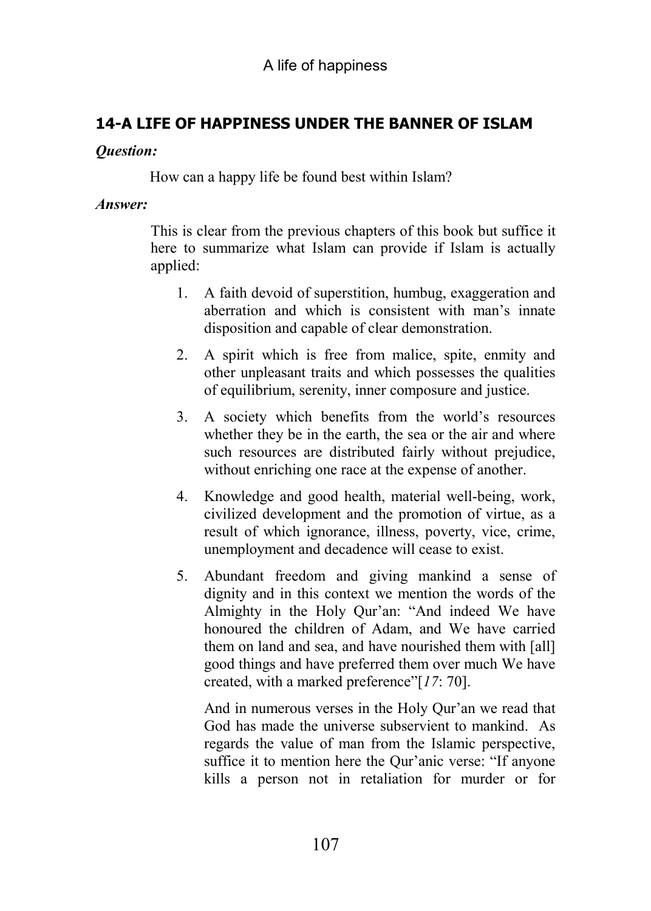## 14-A LIFE OF HAPPINESS UNDER THE BANNER OF ISLAM

***Question:***

How can a happy life be found best within Islam?

***Answer:***

This is clear from the previous chapters of this book but suffice it here to summarize what Islam can provide if Islam is actually applied:

1. A faith devoid of superstition, humbug, exaggeration and aberration and which is consistent with man's innate disposition and capable of clear demonstration.
2. A spirit which is free from malice, spite, enmity and other unpleasant traits and which possesses the qualities of equilibrium, serenity, inner composure and justice.
3. A society which benefits from the world's resources whether they be in the earth, the sea or the air and where such resources are distributed fairly without prejudice, without enriching one race at the expense of another.
4. Knowledge and good health, material well-being, work, civilized development and the promotion of virtue, as a result of which ignorance, illness, poverty, vice, crime, unemployment and decadence will cease to exist.
5. Abundant freedom and giving mankind a sense of dignity and in this context we mention the words of the Almighty in the Holy Qur'an: "And indeed We have honoured the children of Adam, and We have carried them on land and sea, and have nourished them with [all] good things and have preferred them over much We have created, with a marked preference"[*17*: 70].

   And in numerous verses in the Holy Qur'an we read that God has made the universe subservient to mankind. As regards the value of man from the Islamic perspective, suffice it to mention here the Qur'anic verse: "If anyone kills a person not in retaliation for murder or for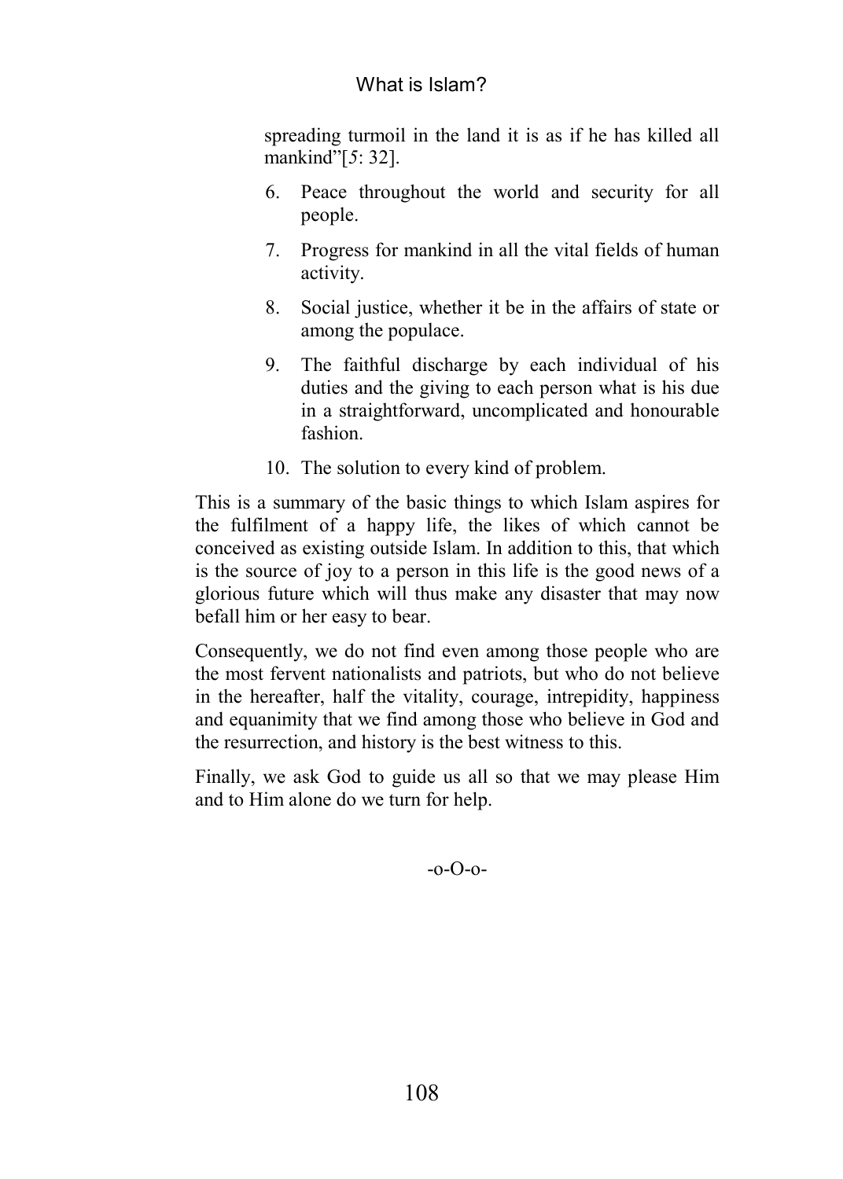spreading turmoil in the land it is as if he has killed all mankind"[*5*: 32].

6. Peace throughout the world and security for all people.
7. Progress for mankind in all the vital fields of human activity.
8. Social justice, whether it be in the affairs of state or among the populace.
9. The faithful discharge by each individual of his duties and the giving to each person what is his due in a straightforward, uncomplicated and honourable fashion.
10. The solution to every kind of problem.

This is a summary of the basic things to which Islam aspires for the fulfilment of a happy life, the likes of which cannot be conceived as existing outside Islam. In addition to this, that which is the source of joy to a person in this life is the good news of a glorious future which will thus make any disaster that may now befall him or her easy to bear.

Consequently, we do not find even among those people who are the most fervent nationalists and patriots, but who do not believe in the hereafter, half the vitality, courage, intrepidity, happiness and equanimity that we find among those who believe in God and the resurrection, and history is the best witness to this.

Finally, we ask God to guide us all so that we may please Him and to Him alone do we turn for help.

-o-O-o-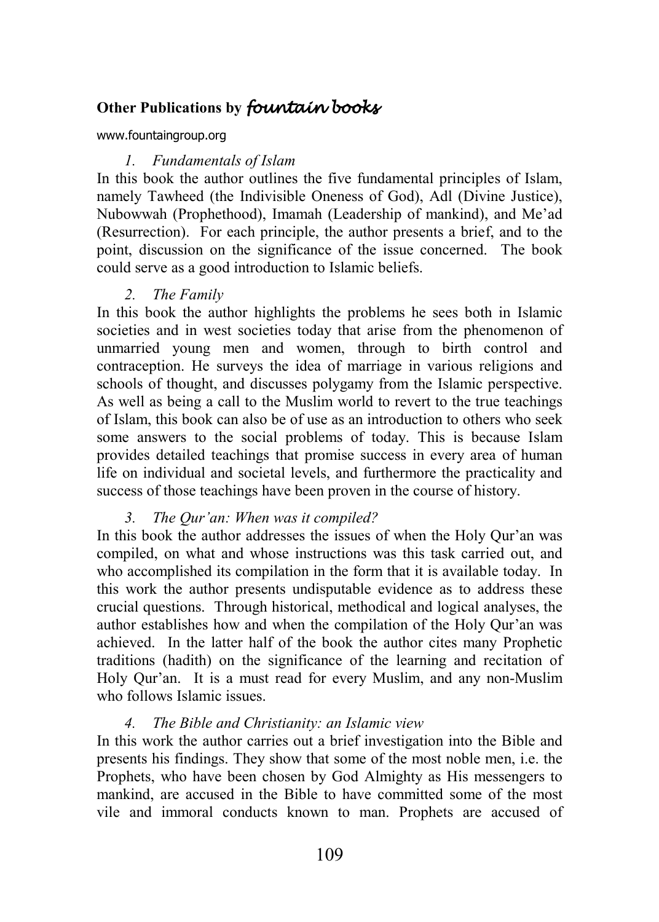## Other Publications by *fountain books*

www.fountaingroup.org

1. *Fundamentals of Islam*

In this book the author outlines the five fundamental principles of Islam, namely Tawheed (the Indivisible Oneness of God), Adl (Divine Justice), Nubowwah (Prophethood), Imamah (Leadership of mankind), and Me'ad (Resurrection). For each principle, the author presents a brief, and to the point, discussion on the significance of the issue concerned. The book could serve as a good introduction to Islamic beliefs.

2. *The Family*

In this book the author highlights the problems he sees both in Islamic societies and in west societies today that arise from the phenomenon of unmarried young men and women, through to birth control and contraception. He surveys the idea of marriage in various religions and schools of thought, and discusses polygamy from the Islamic perspective. As well as being a call to the Muslim world to revert to the true teachings of Islam, this book can also be of use as an introduction to others who seek some answers to the social problems of today. This is because Islam provides detailed teachings that promise success in every area of human life on individual and societal levels, and furthermore the practicality and success of those teachings have been proven in the course of history.

3. *The Qur'an: When was it compiled?*

In this book the author addresses the issues of when the Holy Qur'an was compiled, on what and whose instructions was this task carried out, and who accomplished its compilation in the form that it is available today. In this work the author presents undisputable evidence as to address these crucial questions. Through historical, methodical and logical analyses, the author establishes how and when the compilation of the Holy Qur'an was achieved. In the latter half of the book the author cites many Prophetic traditions (hadith) on the significance of the learning and recitation of Holy Qur'an. It is a must read for every Muslim, and any non-Muslim who follows Islamic issues.

4. *The Bible and Christianity: an Islamic view*

In this work the author carries out a brief investigation into the Bible and presents his findings. They show that some of the most noble men, i.e. the Prophets, who have been chosen by God Almighty as His messengers to mankind, are accused in the Bible to have committed some of the most vile and immoral conducts known to man. Prophets are accused of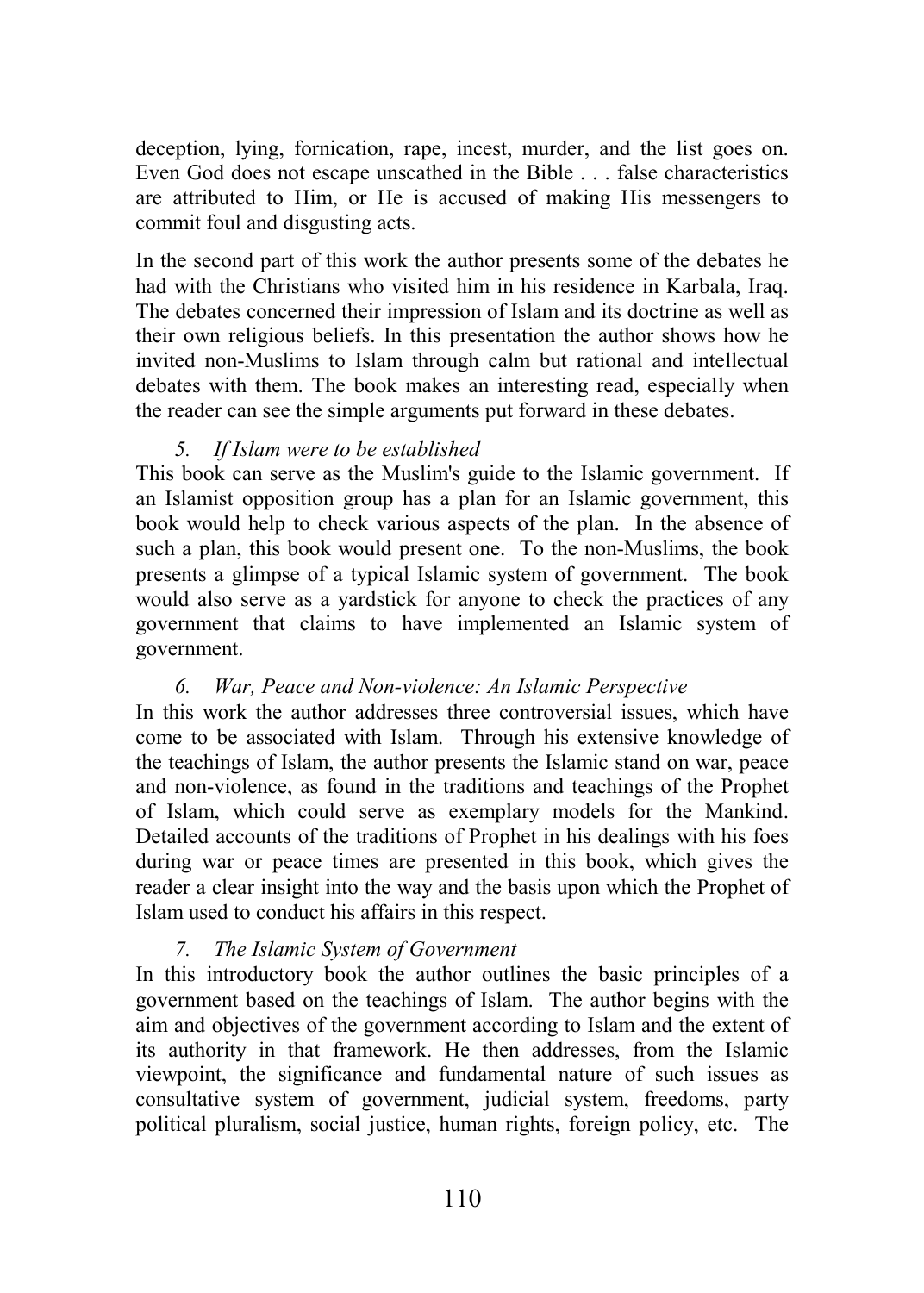deception, lying, fornication, rape, incest, murder, and the list goes on. Even God does not escape unscathed in the Bible . . . false characteristics are attributed to Him, or He is accused of making His messengers to commit foul and disgusting acts.

In the second part of this work the author presents some of the debates he had with the Christians who visited him in his residence in Karbala, Iraq. The debates concerned their impression of Islam and its doctrine as well as their own religious beliefs. In this presentation the author shows how he invited non-Muslims to Islam through calm but rational and intellectual debates with them. The book makes an interesting read, especially when the reader can see the simple arguments put forward in these debates.

5. *If Islam were to be established*

This book can serve as the Muslim's guide to the Islamic government. If an Islamist opposition group has a plan for an Islamic government, this book would help to check various aspects of the plan. In the absence of such a plan, this book would present one. To the non-Muslims, the book presents a glimpse of a typical Islamic system of government. The book would also serve as a yardstick for anyone to check the practices of any government that claims to have implemented an Islamic system of government.

6. *War, Peace and Non-violence: An Islamic Perspective*

In this work the author addresses three controversial issues, which have come to be associated with Islam. Through his extensive knowledge of the teachings of Islam, the author presents the Islamic stand on war, peace and non-violence, as found in the traditions and teachings of the Prophet of Islam, which could serve as exemplary models for the Mankind. Detailed accounts of the traditions of Prophet in his dealings with his foes during war or peace times are presented in this book, which gives the reader a clear insight into the way and the basis upon which the Prophet of Islam used to conduct his affairs in this respect.

7. *The Islamic System of Government*

In this introductory book the author outlines the basic principles of a government based on the teachings of Islam. The author begins with the aim and objectives of the government according to Islam and the extent of its authority in that framework. He then addresses, from the Islamic viewpoint, the significance and fundamental nature of such issues as consultative system of government, judicial system, freedoms, party political pluralism, social justice, human rights, foreign policy, etc. The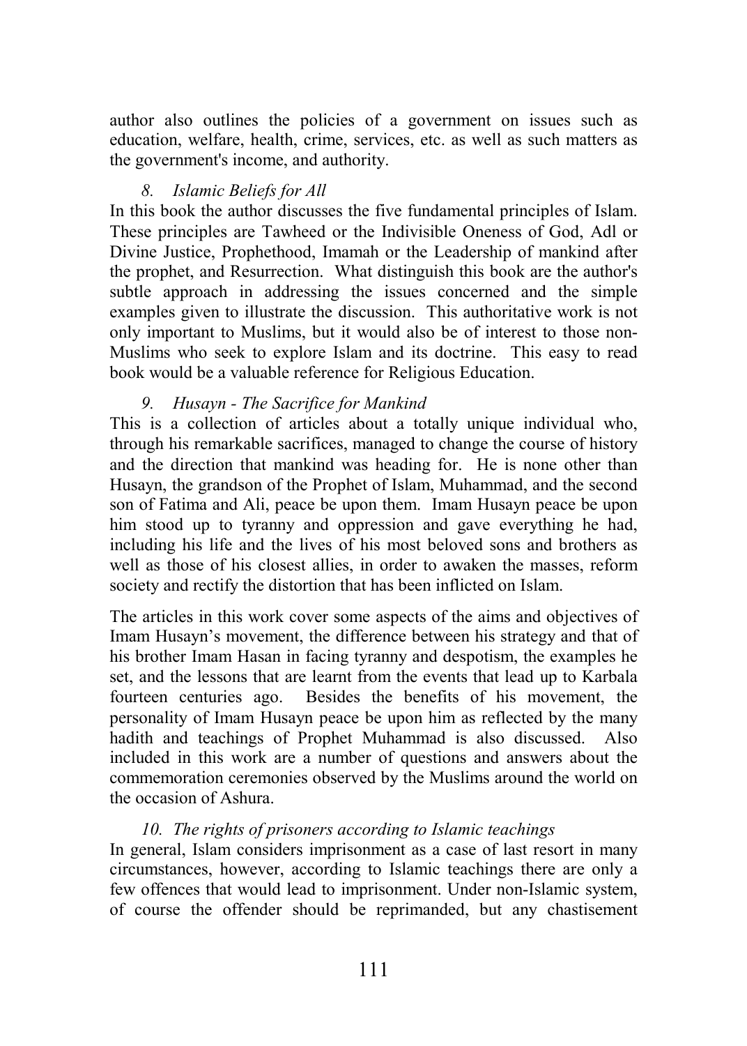author also outlines the policies of a government on issues such as education, welfare, health, crime, services, etc. as well as such matters as the government's income, and authority.

*8. Islamic Beliefs for All*

In this book the author discusses the five fundamental principles of Islam. These principles are Tawheed or the Indivisible Oneness of God, Adl or Divine Justice, Prophethood, Imamah or the Leadership of mankind after the prophet, and Resurrection. What distinguish this book are the author's subtle approach in addressing the issues concerned and the simple examples given to illustrate the discussion. This authoritative work is not only important to Muslims, but it would also be of interest to those non-Muslims who seek to explore Islam and its doctrine. This easy to read book would be a valuable reference for Religious Education.

*9. Husayn - The Sacrifice for Mankind*

This is a collection of articles about a totally unique individual who, through his remarkable sacrifices, managed to change the course of history and the direction that mankind was heading for. He is none other than Husayn, the grandson of the Prophet of Islam, Muhammad, and the second son of Fatima and Ali, peace be upon them. Imam Husayn peace be upon him stood up to tyranny and oppression and gave everything he had, including his life and the lives of his most beloved sons and brothers as well as those of his closest allies, in order to awaken the masses, reform society and rectify the distortion that has been inflicted on Islam.

The articles in this work cover some aspects of the aims and objectives of Imam Husayn's movement, the difference between his strategy and that of his brother Imam Hasan in facing tyranny and despotism, the examples he set, and the lessons that are learnt from the events that lead up to Karbala fourteen centuries ago. Besides the benefits of his movement, the personality of Imam Husayn peace be upon him as reflected by the many hadith and teachings of Prophet Muhammad is also discussed. Also included in this work are a number of questions and answers about the commemoration ceremonies observed by the Muslims around the world on the occasion of Ashura.

*10. The rights of prisoners according to Islamic teachings*

In general, Islam considers imprisonment as a case of last resort in many circumstances, however, according to Islamic teachings there are only a few offences that would lead to imprisonment. Under non-Islamic system, of course the offender should be reprimanded, but any chastisement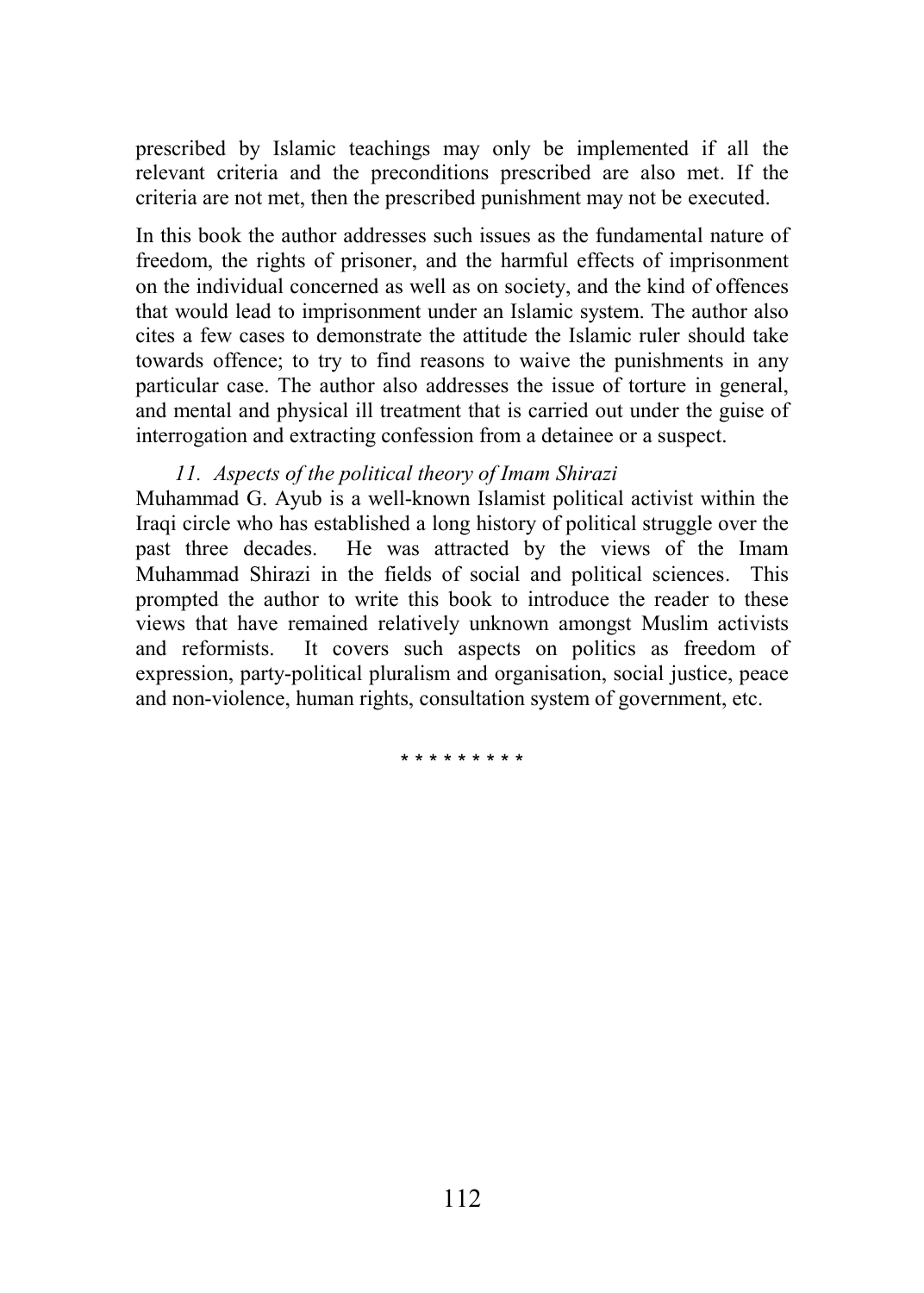prescribed by Islamic teachings may only be implemented if all the relevant criteria and the preconditions prescribed are also met. If the criteria are not met, then the prescribed punishment may not be executed.

In this book the author addresses such issues as the fundamental nature of freedom, the rights of prisoner, and the harmful effects of imprisonment on the individual concerned as well as on society, and the kind of offences that would lead to imprisonment under an Islamic system. The author also cites a few cases to demonstrate the attitude the Islamic ruler should take towards offence; to try to find reasons to waive the punishments in any particular case. The author also addresses the issue of torture in general, and mental and physical ill treatment that is carried out under the guise of interrogation and extracting confession from a detainee or a suspect.

*11. Aspects of the political theory of Imam Shirazi*

Muhammad G. Ayub is a well-known Islamist political activist within the Iraqi circle who has established a long history of political struggle over the past three decades. He was attracted by the views of the Imam Muhammad Shirazi in the fields of social and political sciences. This prompted the author to write this book to introduce the reader to these views that have remained relatively unknown amongst Muslim activists and reformists. It covers such aspects on politics as freedom of expression, party-political pluralism and organisation, social justice, peace and non-violence, human rights, consultation system of government, etc.

\* \* \* \* \* \* \* \* \*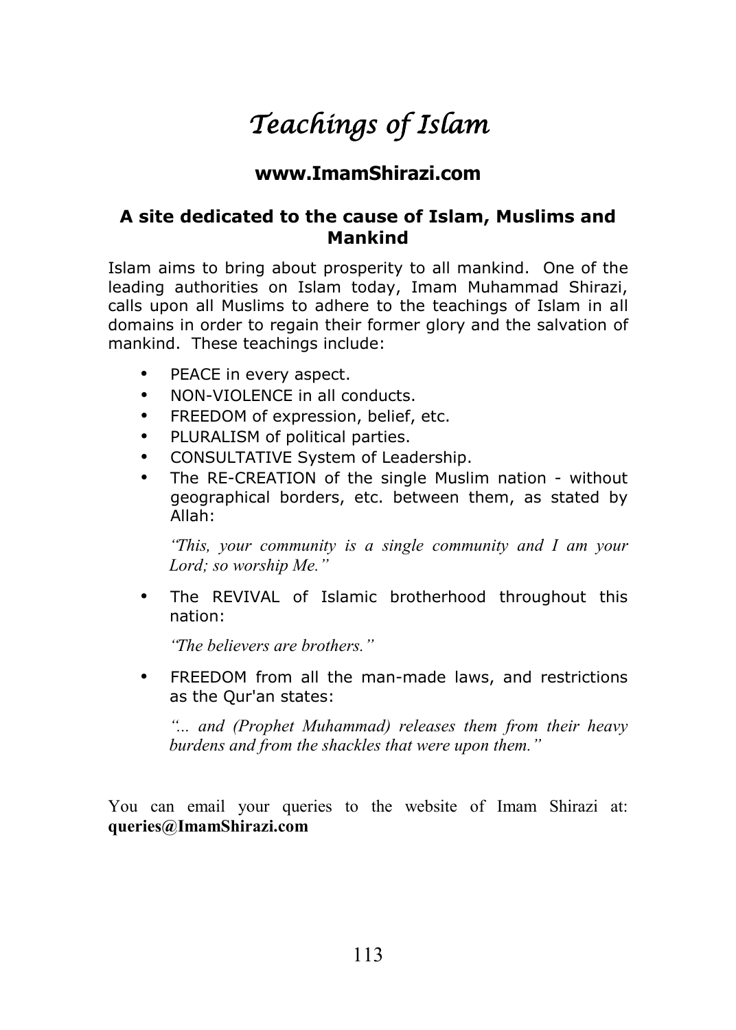# *Teachings of Islam*

## www.ImamShirazi.com

### A site dedicated to the cause of Islam, Muslims and Mankind

Islam aims to bring about prosperity to all mankind. One of the leading authorities on Islam today, Imam Muhammad Shirazi, calls upon all Muslims to adhere to the teachings of Islam in all domains in order to regain their former glory and the salvation of mankind. These teachings include:

- PEACE in every aspect.
- NON-VIOLENCE in all conducts.
- FREEDOM of expression, belief, etc.
- PLURALISM of political parties.
- CONSULTATIVE System of Leadership.
- The RE-CREATION of the single Muslim nation - without geographical borders, etc. between them, as stated by Allah:

  *"This, your community is a single community and I am your Lord; so worship Me."*

- The REVIVAL of Islamic brotherhood throughout this nation:

  *"The believers are brothers."*

- FREEDOM from all the man-made laws, and restrictions as the Qur'an states:

  *"... and (Prophet Muhammad) releases them from their heavy burdens and from the shackles that were upon them."*

You can email your queries to the website of Imam Shirazi at: **queries@ImamShirazi.com**